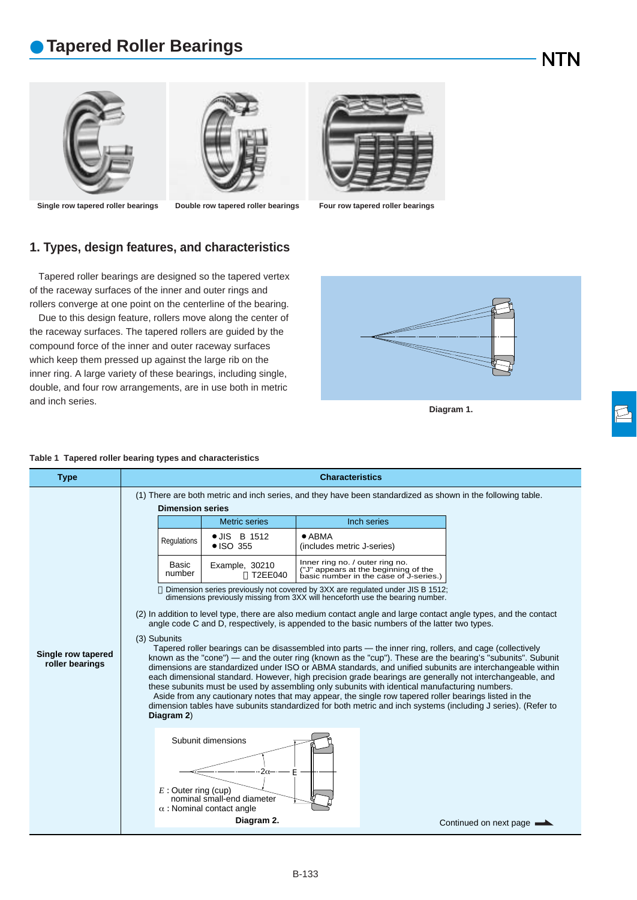# Tapered Roller Bearings

Single row tapered roller bearings

Double row tapered roller bearings

Four row tapered roller bearings

## 1. Types, design features, and characteristics

Tapered roller bearings are designed so the tapered vertex of the raceway surfaces of the inner and outer rings and rollers converge at one point on the centerline of the bearing.

Due to this design feature, rollers move along the center of the raceway surfaces. The tapered rollers are guided by the compound force of the inner and outer raceway surfaces which keep them pressed up against the large rib on the inner ring. A large variety of these bearings, including single, double, and four row arrangements, are in use both in metric and inch series.

Diagram 1.

**Table 1 Tapered roller bearing types and characteristics**

| Type | Characteristics |
|---|---|
| Single row tapered roller bearings | (1) There are both metric and inch series, and they have been standardized as shown in the following table. |

**Dimension series**

| | Metric series | Inch series |
|---|---|---|
| Regulations | ● JIS B 1512<br>● ISO 355 | ● ABMA<br>(includes metric J-series) |
| Basic number | Example, 30210<br>T2EE040 | Inner ring no. / outer ring no.<br>("J" appears at the beginning of the basic number in the case of J-series.) |

Dimension series previously not covered by 3XX are regulated under JIS B 1512; dimensions previously missing from 3XX will henceforth use the bearing number.

(2) In addition to level type, there are also medium contact angle and large contact angle types, and the contact angle code C and D, respectively, is appended to the basic numbers of the latter two types.

(3) Subunits

Tapered roller bearings can be disassembled into parts — the inner ring, rollers, and cage (collectively known as the "cone") — and the outer ring (known as the "cup"). These are the bearing's "subunits". Subunit dimensions are standardized under ISO or ABMA standards, and unified subunits are interchangeable within each dimensional standard. However, high precision grade bearings are generally not interchangeable, and these subunits must be used by assembling only subunits with identical manufacturing numbers.

Aside from any cautionary notes that may appear, the single row tapered roller bearings listed in the dimension tables have subunits standardized for both metric and inch systems (including J series). (Refer to **Diagram 2**)

Subunit dimensions

$E$ : Outer ring (cup) nominal small-end diameter
$\alpha$ : Nominal contact angle

**Diagram 2.**

Continued on next page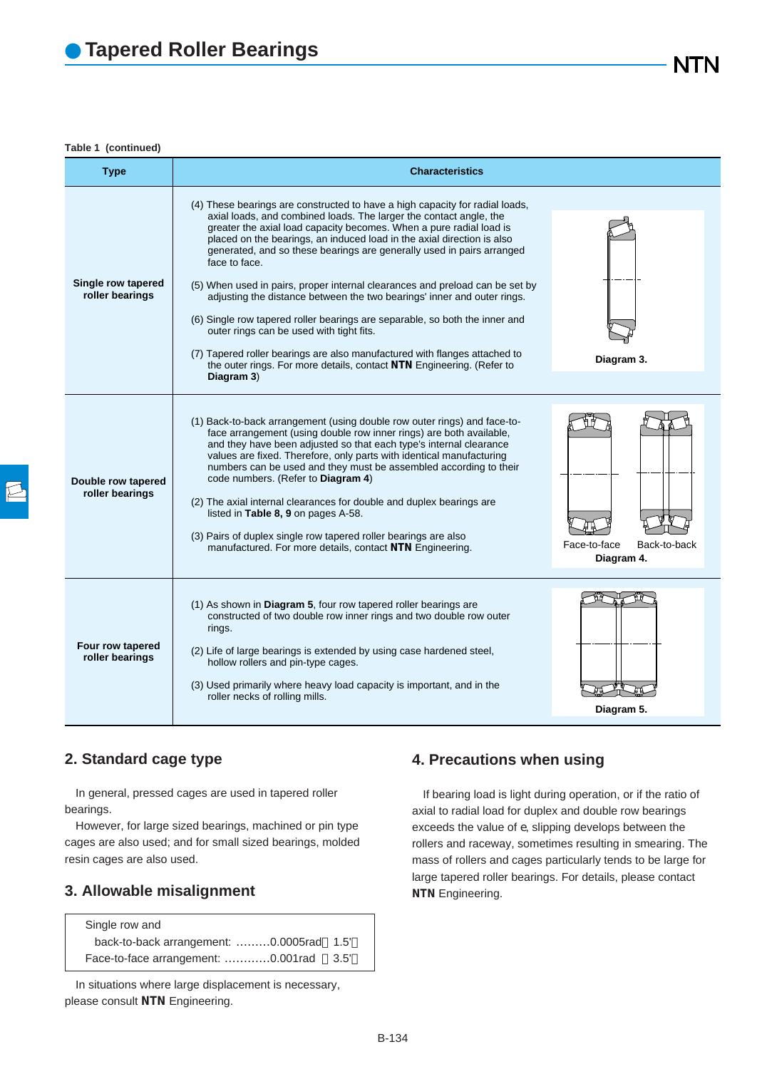# Tapered Roller Bearings

**Table 1 (continued)**

| Type | Characteristics |
|---|---|
| Single row tapered roller bearings | (4) These bearings are constructed to have a high capacity for radial loads, axial loads, and combined loads. The larger the contact angle, the greater the axial load capacity becomes. When a pure radial load is placed on the bearings, an induced load in the axial direction is also generated, and so these bearings are generally used in pairs arranged face to face.<br>(5) When used in pairs, proper internal clearances and preload can be set by adjusting the distance between the two bearings' inner and outer rings.<br>(6) Single row tapered roller bearings are separable, so both the inner and outer rings can be used with tight fits.<br>(7) Tapered roller bearings are also manufactured with flanges attached to the outer rings. For more details, contact **NTN** Engineering. (Refer to **Diagram 3**)<br>**Diagram 3.** |
| Double row tapered roller bearings | (1) Back-to-back arrangement (using double row outer rings) and face-to-face arrangement (using double row inner rings) are both available, and they have been adjusted so that each type's internal clearance values are fixed. Therefore, only parts with identical manufacturing numbers can be used and they must be assembled according to their code numbers. (Refer to **Diagram 4**)<br>(2) The axial internal clearances for double and duplex bearings are listed in **Table 8, 9** on pages A-58.<br>(3) Pairs of duplex single row tapered roller bearings are also manufactured. For more details, contact **NTN** Engineering.<br>Face-to-face Back-to-back<br>**Diagram 4.** |
| Four row tapered roller bearings | (1) As shown in **Diagram 5**, four row tapered roller bearings are constructed of two double row inner rings and two double row outer rings.<br>(2) Life of large bearings is extended by using case hardened steel, hollow rollers and pin-type cages.<br>(3) Used primarily where heavy load capacity is important, and in the roller necks of rolling mills.<br>**Diagram 5.** |

## 2. Standard cage type

In general, pressed cages are used in tapered roller bearings.

However, for large sized bearings, machined or pin type cages are also used; and for small sized bearings, molded resin cages are also used.

## 3. Allowable misalignment

| Single row and |
|---|
| back-to-back arrangement: .........0.0005rad（1.5'） |
| Face-to-face arrangement: ............0.001rad （3.5'） |

In situations where large displacement is necessary, please consult **NTN** Engineering.

## 4. Precautions when using

If bearing load is light during operation, or if the ratio of axial to radial load for duplex and double row bearings exceeds the value of *e*, slipping develops between the rollers and raceway, sometimes resulting in smearing. The mass of rollers and cages particularly tends to be large for large tapered roller bearings. For details, please contact **NTN** Engineering.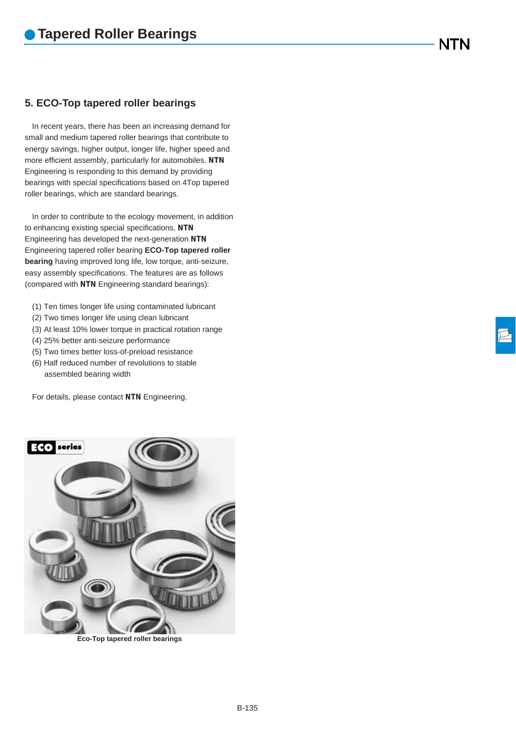## 5. ECO-Top tapered roller bearings

In recent years, there has been an increasing demand for small and medium tapered roller bearings that contribute to energy savings, higher output, longer life, higher speed and more efficient assembly, particularly for automobiles. **NTN** Engineering is responding to this demand by providing bearings with special specifications based on 4Top tapered roller bearings, which are standard bearings.

In order to contribute to the ecology movement, in addition to enhancing existing special specifications, **NTN** Engineering has developed the next-generation **NTN** Engineering tapered roller bearing **ECO-Top tapered roller bearing** having improved long life, low torque, anti-seizure, easy assembly specifications. The features are as follows (compared with **NTN** Engineering standard bearings):

(1) Ten times longer life using contaminated lubricant
(2) Two times longer life using clean lubricant
(3) At least 10% lower torque in practical rotation range
(4) 25% better anti-seizure performance
(5) Two times better loss-of-preload resistance
(6) Half reduced number of revolutions to stable assembled bearing width

For details, please contact **NTN** Engineering.

Eco-Top tapered roller bearings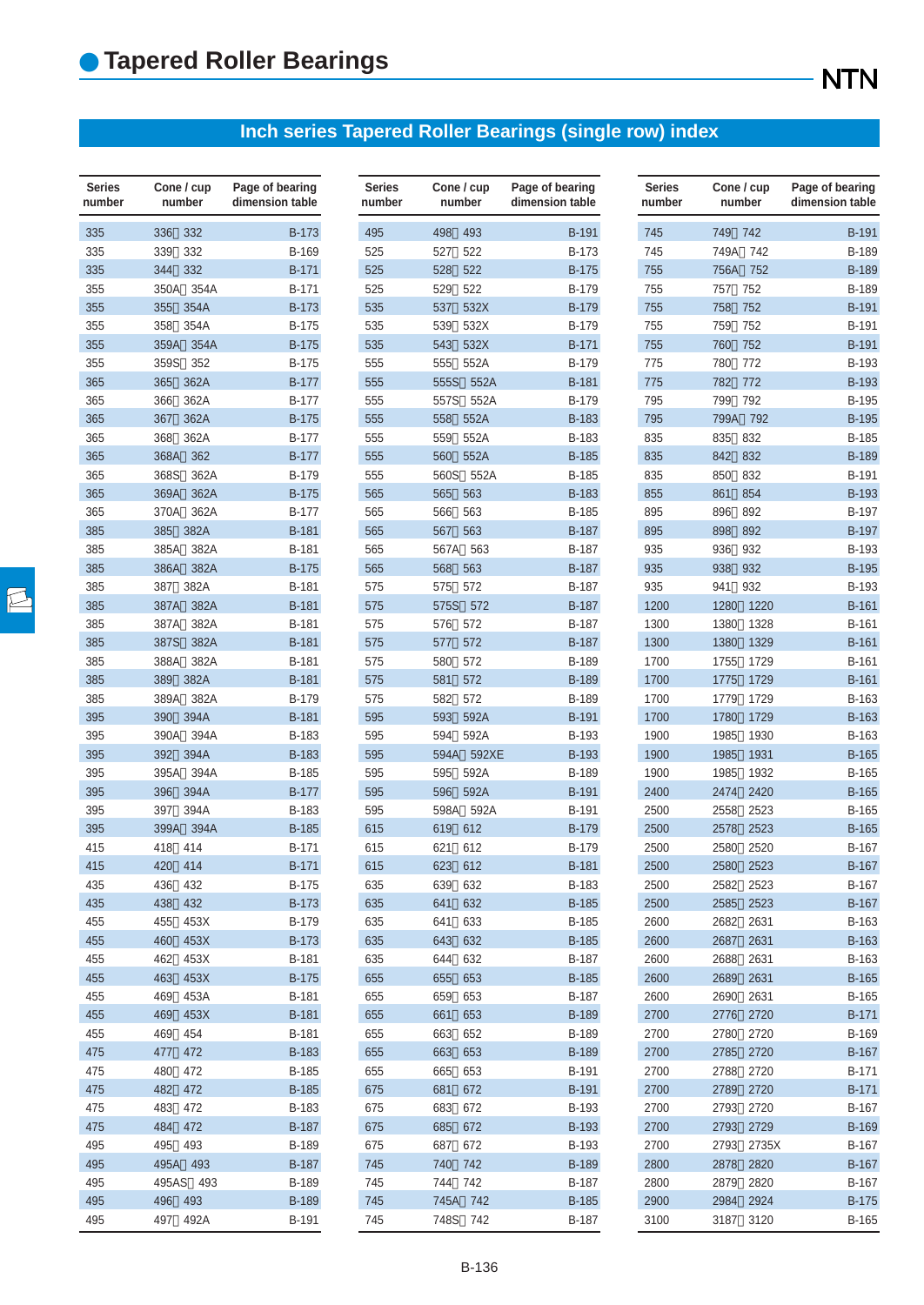# Tapered Roller Bearings

## Inch series Tapered Roller Bearings (single row) index

| Series number | Cone / cup number | Page of bearing dimension table |
|---|---|---|
| 335 | 336／332 | B-173 |
| 335 | 339／332 | B-169 |
| 335 | 344／332 | B-171 |
| 355 | 350A／354A | B-171 |
| 355 | 355／354A | B-173 |
| 355 | 358／354A | B-175 |
| 355 | 359A／354A | B-175 |
| 355 | 359S／352 | B-175 |
| 365 | 365／362A | B-177 |
| 365 | 366／362A | B-177 |
| 365 | 367／362A | B-175 |
| 365 | 368／362A | B-177 |
| 365 | 368A／362 | B-177 |
| 365 | 368S／362A | B-179 |
| 365 | 369A／362A | B-175 |
| 365 | 370A／362A | B-177 |
| 385 | 385／382A | B-181 |
| 385 | 385A／382A | B-181 |
| 385 | 386A／382A | B-175 |
| 385 | 387／382A | B-181 |
| 385 | 387A／382A | B-181 |
| 385 | 387A／382A | B-181 |
| 385 | 387S／382A | B-181 |
| 385 | 388A／382A | B-181 |
| 385 | 389／382A | B-181 |
| 385 | 389A／382A | B-179 |
| 395 | 390／394A | B-181 |
| 395 | 390A／394A | B-183 |
| 395 | 392／394A | B-183 |
| 395 | 395A／394A | B-185 |
| 395 | 396／394A | B-177 |
| 395 | 397／394A | B-183 |
| 395 | 399A／394A | B-185 |
| 415 | 418／414 | B-171 |
| 415 | 420／414 | B-171 |
| 435 | 436／432 | B-175 |
| 435 | 438／432 | B-173 |
| 455 | 455／453X | B-179 |
| 455 | 460／453X | B-173 |
| 455 | 462／453X | B-181 |
| 455 | 463／453X | B-175 |
| 455 | 469／453A | B-181 |
| 455 | 469／453X | B-181 |
| 455 | 469／454 | B-181 |
| 475 | 477／472 | B-183 |
| 475 | 480／472 | B-185 |
| 475 | 482／472 | B-185 |
| 475 | 483／472 | B-183 |
| 475 | 484／472 | B-187 |
| 495 | 495／493 | B-189 |
| 495 | 495A／493 | B-187 |
| 495 | 495AS／493 | B-189 |
| 495 | 496／493 | B-189 |
| 495 | 497／492A | B-191 |
| 495 | 498／493 | B-191 |
| 525 | 527／522 | B-173 |
| 525 | 528／522 | B-175 |
| 525 | 529／522 | B-179 |
| 535 | 537／532X | B-179 |
| 535 | 539／532X | B-179 |
| 535 | 543／532X | B-171 |
| 555 | 555／552A | B-179 |
| 555 | 555S／552A | B-181 |
| 555 | 557S／552A | B-179 |
| 555 | 558／552A | B-183 |
| 555 | 559／552A | B-183 |
| 555 | 560／552A | B-185 |
| 555 | 560S／552A | B-185 |
| 565 | 565／563 | B-183 |
| 565 | 566／563 | B-185 |
| 565 | 567／563 | B-187 |
| 565 | 567A／563 | B-187 |
| 565 | 568／563 | B-187 |
| 575 | 575／572 | B-187 |
| 575 | 575S／572 | B-187 |
| 575 | 576／572 | B-187 |
| 575 | 577／572 | B-187 |
| 575 | 580／572 | B-189 |
| 575 | 581／572 | B-189 |
| 575 | 582／572 | B-189 |
| 595 | 593／592A | B-191 |
| 595 | 594／592A | B-193 |
| 595 | 594A／592XE | B-193 |
| 595 | 595／592A | B-189 |
| 595 | 596／592A | B-191 |
| 595 | 598A／592A | B-191 |
| 615 | 619／612 | B-179 |
| 615 | 621／612 | B-179 |
| 615 | 623／612 | B-181 |
| 635 | 639／632 | B-183 |
| 635 | 641／632 | B-185 |
| 635 | 641／633 | B-185 |
| 635 | 643／632 | B-185 |
| 635 | 644／632 | B-187 |
| 655 | 655／653 | B-185 |
| 655 | 659／653 | B-187 |
| 655 | 661／653 | B-189 |
| 655 | 663／652 | B-189 |
| 655 | 663／653 | B-189 |
| 655 | 665／653 | B-191 |
| 675 | 681／672 | B-191 |
| 675 | 683／672 | B-193 |
| 675 | 685／672 | B-193 |
| 675 | 687／672 | B-193 |
| 745 | 740／742 | B-189 |
| 745 | 744／742 | B-187 |
| 745 | 745A／742 | B-185 |
| 745 | 748S／742 | B-187 |
| 745 | 749／742 | B-191 |
| 745 | 749A／742 | B-189 |
| 755 | 756A／752 | B-189 |
| 755 | 757／752 | B-189 |
| 755 | 758／752 | B-191 |
| 755 | 759／752 | B-191 |
| 755 | 760／752 | B-191 |
| 775 | 780／772 | B-193 |
| 775 | 782／772 | B-193 |
| 795 | 799／792 | B-195 |
| 795 | 799A／792 | B-195 |
| 835 | 835／832 | B-185 |
| 835 | 842／832 | B-189 |
| 835 | 850／832 | B-191 |
| 855 | 861／854 | B-193 |
| 895 | 896／892 | B-197 |
| 895 | 898／892 | B-197 |
| 935 | 936／932 | B-193 |
| 935 | 938／932 | B-195 |
| 935 | 941／932 | B-193 |
| 1200 | 1280／1220 | B-161 |
| 1300 | 1380／1328 | B-161 |
| 1300 | 1380／1329 | B-161 |
| 1700 | 1755／1729 | B-161 |
| 1700 | 1775／1729 | B-161 |
| 1700 | 1779／1729 | B-163 |
| 1700 | 1780／1729 | B-163 |
| 1900 | 1985／1930 | B-163 |
| 1900 | 1985／1931 | B-165 |
| 1900 | 1985／1932 | B-165 |
| 2400 | 2474／2420 | B-165 |
| 2500 | 2558／2523 | B-165 |
| 2500 | 2578／2523 | B-165 |
| 2500 | 2580／2520 | B-167 |
| 2500 | 2580／2523 | B-167 |
| 2500 | 2582／2523 | B-167 |
| 2500 | 2585／2523 | B-167 |
| 2600 | 2682／2631 | B-163 |
| 2600 | 2687／2631 | B-163 |
| 2600 | 2688／2631 | B-163 |
| 2600 | 2689／2631 | B-165 |
| 2600 | 2690／2631 | B-165 |
| 2700 | 2776／2720 | B-171 |
| 2700 | 2780／2720 | B-169 |
| 2700 | 2785／2720 | B-167 |
| 2700 | 2788／2720 | B-171 |
| 2700 | 2789／2720 | B-171 |
| 2700 | 2793／2720 | B-167 |
| 2700 | 2793／2729 | B-169 |
| 2700 | 2793／2735X | B-167 |
| 2800 | 2878／2820 | B-167 |
| 2800 | 2879／2820 | B-167 |
| 2900 | 2984／2924 | B-175 |
| 3100 | 3187／3120 | B-165 |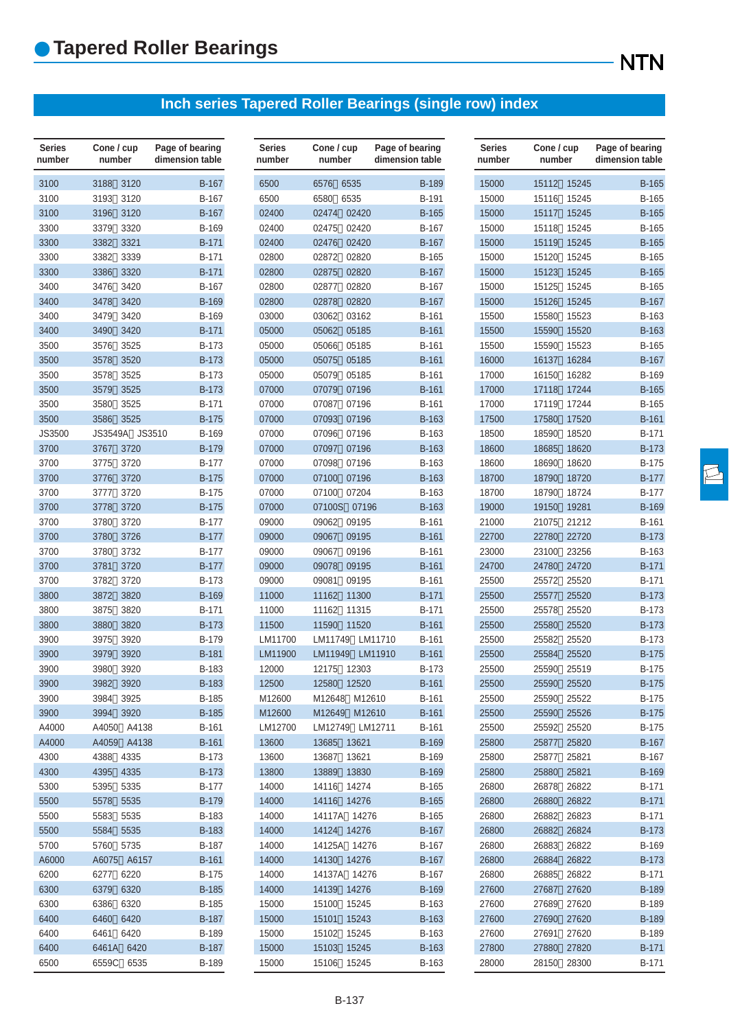# Tapered Roller Bearings

## Inch series Tapered Roller Bearings (single row) index

| Series number | Cone / cup number | Page of bearing dimension table |
|---|---|---|
| 3100 | 3188／3120 | B-167 |
| 3100 | 3193／3120 | B-167 |
| 3100 | 3196／3120 | B-167 |
| 3300 | 3379／3320 | B-169 |
| 3300 | 3382／3321 | B-171 |
| 3300 | 3382／3339 | B-171 |
| 3300 | 3386／3320 | B-171 |
| 3400 | 3476／3420 | B-167 |
| 3400 | 3478／3420 | B-169 |
| 3400 | 3479／3420 | B-169 |
| 3400 | 3490／3420 | B-171 |
| 3500 | 3576／3525 | B-173 |
| 3500 | 3578／3520 | B-173 |
| 3500 | 3578／3525 | B-173 |
| 3500 | 3579／3525 | B-173 |
| 3500 | 3580／3525 | B-171 |
| 3500 | 3586／3525 | B-175 |
| JS3500 | JS3549A／JS3510 | B-169 |
| 3700 | 3767／3720 | B-179 |
| 3700 | 3775／3720 | B-177 |
| 3700 | 3776／3720 | B-175 |
| 3700 | 3777／3720 | B-175 |
| 3700 | 3778／3720 | B-175 |
| 3700 | 3780／3720 | B-177 |
| 3700 | 3780／3726 | B-177 |
| 3700 | 3780／3732 | B-177 |
| 3700 | 3781／3720 | B-177 |
| 3700 | 3782／3720 | B-173 |
| 3800 | 3872／3820 | B-169 |
| 3800 | 3875／3820 | B-171 |
| 3800 | 3880／3820 | B-173 |
| 3900 | 3975／3920 | B-179 |
| 3900 | 3979／3920 | B-181 |
| 3900 | 3980／3920 | B-183 |
| 3900 | 3982／3920 | B-183 |
| 3900 | 3984／3925 | B-185 |
| 3900 | 3994／3920 | B-185 |
| A4000 | A4050／A4138 | B-161 |
| A4000 | A4059／A4138 | B-161 |
| 4300 | 4388／4335 | B-173 |
| 4300 | 4395／4335 | B-173 |
| 5300 | 5395／5335 | B-177 |
| 5500 | 5578／5535 | B-179 |
| 5500 | 5583／5535 | B-183 |
| 5500 | 5584／5535 | B-183 |
| 5700 | 5760／5735 | B-187 |
| A6000 | A6075／A6157 | B-161 |
| 6200 | 6277／6220 | B-175 |
| 6300 | 6379／6320 | B-185 |
| 6300 | 6386／6320 | B-185 |
| 6400 | 6460／6420 | B-187 |
| 6400 | 6461／6420 | B-189 |
| 6400 | 6461A／6420 | B-187 |
| 6500 | 6559C／6535 | B-189 |
| 6500 | 6576／6535 | B-189 |
| 6500 | 6580／6535 | B-191 |
| 02400 | 02474／02420 | B-165 |
| 02400 | 02475／02420 | B-167 |
| 02400 | 02476／02420 | B-167 |
| 02800 | 02872／02820 | B-165 |
| 02800 | 02875／02820 | B-167 |
| 02800 | 02877／02820 | B-167 |
| 02800 | 02878／02820 | B-167 |
| 03000 | 03062／03162 | B-161 |
| 05000 | 05062／05185 | B-161 |
| 05000 | 05066／05185 | B-161 |
| 05000 | 05075／05185 | B-161 |
| 05000 | 05079／05185 | B-161 |
| 07000 | 07079／07196 | B-161 |
| 07000 | 07087／07196 | B-161 |
| 07000 | 07093／07196 | B-163 |
| 07000 | 07096／07196 | B-163 |
| 07000 | 07097／07196 | B-163 |
| 07000 | 07098／07196 | B-163 |
| 07000 | 07100／07196 | B-163 |
| 07000 | 07100／07204 | B-163 |
| 07000 | 07100S／07196 | B-163 |
| 09000 | 09062／09195 | B-161 |
| 09000 | 09067／09195 | B-161 |
| 09000 | 09067／09196 | B-161 |
| 09000 | 09078／09195 | B-161 |
| 09000 | 09081／09195 | B-161 |
| 11000 | 11162／11300 | B-171 |
| 11000 | 11162／11315 | B-171 |
| 11500 | 11590／11520 | B-161 |
| LM11700 | LM11749／LM11710 | B-161 |
| LM11900 | LM11949／LM11910 | B-161 |
| 12000 | 12175／12303 | B-173 |
| 12500 | 12580／12520 | B-161 |
| M12600 | M12648／M12610 | B-161 |
| M12600 | M12649／M12610 | B-161 |
| LM12700 | LM12749／LM12711 | B-161 |
| 13600 | 13685／13621 | B-169 |
| 13600 | 13687／13621 | B-169 |
| 13800 | 13889／13830 | B-169 |
| 14000 | 14116／14274 | B-165 |
| 14000 | 14116／14276 | B-165 |
| 14000 | 14117A／14276 | B-165 |
| 14000 | 14124／14276 | B-167 |
| 14000 | 14125A／14276 | B-167 |
| 14000 | 14130／14276 | B-167 |
| 14000 | 14137A／14276 | B-167 |
| 14000 | 14139／14276 | B-169 |
| 15000 | 15100／15245 | B-163 |
| 15000 | 15101／15243 | B-163 |
| 15000 | 15102／15245 | B-163 |
| 15000 | 15103／15245 | B-163 |
| 15000 | 15106／15245 | B-163 |
| 15000 | 15112／15245 | B-165 |
| 15000 | 15116／15245 | B-165 |
| 15000 | 15117／15245 | B-165 |
| 15000 | 15118／15245 | B-165 |
| 15000 | 15119／15245 | B-165 |
| 15000 | 15120／15245 | B-165 |
| 15000 | 15123／15245 | B-165 |
| 15000 | 15125／15245 | B-165 |
| 15000 | 15126／15245 | B-167 |
| 15500 | 15580／15523 | B-163 |
| 15500 | 15590／15520 | B-163 |
| 15500 | 15590／15523 | B-165 |
| 16000 | 16137／16284 | B-167 |
| 17000 | 16150／16282 | B-169 |
| 17000 | 17118／17244 | B-165 |
| 17000 | 17119／17244 | B-165 |
| 17500 | 17580／17520 | B-161 |
| 18500 | 18590／18520 | B-171 |
| 18600 | 18685／18620 | B-173 |
| 18600 | 18690／18620 | B-175 |
| 18700 | 18790／18720 | B-177 |
| 18700 | 18790／18724 | B-177 |
| 19000 | 19150／19281 | B-169 |
| 21000 | 21075／21212 | B-161 |
| 22700 | 22780／22720 | B-173 |
| 23000 | 23100／23256 | B-163 |
| 24700 | 24780／24720 | B-171 |
| 25500 | 25572／25520 | B-171 |
| 25500 | 25577／25520 | B-173 |
| 25500 | 25578／25520 | B-173 |
| 25500 | 25580／25520 | B-173 |
| 25500 | 25582／25520 | B-173 |
| 25500 | 25584／25520 | B-175 |
| 25500 | 25590／25519 | B-175 |
| 25500 | 25590／25520 | B-175 |
| 25500 | 25590／25522 | B-175 |
| 25500 | 25590／25526 | B-175 |
| 25500 | 25592／25520 | B-175 |
| 25800 | 25877／25820 | B-167 |
| 25800 | 25877／25821 | B-167 |
| 25800 | 25880／25821 | B-169 |
| 26800 | 26878／26822 | B-171 |
| 26800 | 26880／26822 | B-171 |
| 26800 | 26882／26823 | B-171 |
| 26800 | 26882／26824 | B-173 |
| 26800 | 26883／26822 | B-169 |
| 26800 | 26884／26822 | B-173 |
| 26800 | 26885／26822 | B-171 |
| 27600 | 27687／27620 | B-189 |
| 27600 | 27689／27620 | B-189 |
| 27600 | 27690／27620 | B-189 |
| 27600 | 27691／27620 | B-189 |
| 27800 | 27880／27820 | B-171 |
| 28000 | 28150／28300 | B-171 |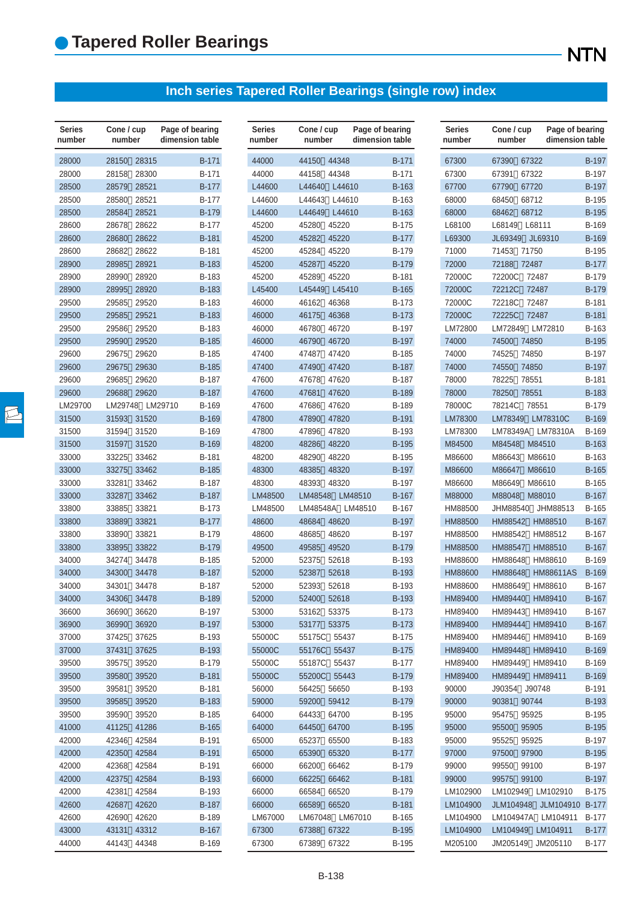# Tapered Roller Bearings

## Inch series Tapered Roller Bearings (single row) index

| Series number | Cone / cup number | Page of bearing dimension table |
|---|---|---|
| 28000 | 28150／28315 | B-171 |
| 28000 | 28158／28300 | B-171 |
| 28500 | 28579／28521 | B-177 |
| 28500 | 28580／28521 | B-177 |
| 28500 | 28584／28521 | B-179 |
| 28600 | 28678／28622 | B-177 |
| 28600 | 28680／28622 | B-181 |
| 28600 | 28682／28622 | B-181 |
| 28900 | 28985／28921 | B-183 |
| 28900 | 28990／28920 | B-183 |
| 28900 | 28995／28920 | B-183 |
| 29500 | 29585／29520 | B-183 |
| 29500 | 29585／29521 | B-183 |
| 29500 | 29586／29520 | B-183 |
| 29500 | 29590／29520 | B-185 |
| 29600 | 29675／29620 | B-185 |
| 29600 | 29675／29630 | B-185 |
| 29600 | 29685／29620 | B-187 |
| 29600 | 29688／29620 | B-187 |
| LM29700 | LM29748／LM29710 | B-169 |
| 31500 | 31593／31520 | B-169 |
| 31500 | 31594／31520 | B-169 |
| 31500 | 31597／31520 | B-169 |
| 33000 | 33225／33462 | B-181 |
| 33000 | 33275／33462 | B-185 |
| 33000 | 33281／33462 | B-187 |
| 33000 | 33287／33462 | B-187 |
| 33800 | 33885／33821 | B-173 |
| 33800 | 33889／33821 | B-177 |
| 33800 | 33890／33821 | B-179 |
| 33800 | 33895／33822 | B-179 |
| 34000 | 34274／34478 | B-185 |
| 34000 | 34300／34478 | B-187 |
| 34000 | 34301／34478 | B-187 |
| 34000 | 34306／34478 | B-189 |
| 36600 | 36690／36620 | B-197 |
| 36900 | 36990／36920 | B-197 |
| 37000 | 37425／37625 | B-193 |
| 37000 | 37431／37625 | B-193 |
| 39500 | 39575／39520 | B-179 |
| 39500 | 39580／39520 | B-181 |
| 39500 | 39581／39520 | B-181 |
| 39500 | 39585／39520 | B-183 |
| 39500 | 39590／39520 | B-185 |
| 41000 | 41125／41286 | B-165 |
| 42000 | 42346／42584 | B-191 |
| 42000 | 42350／42584 | B-191 |
| 42000 | 42368／42584 | B-191 |
| 42000 | 42375／42584 | B-193 |
| 42000 | 42381／42584 | B-193 |
| 42600 | 42687／42620 | B-187 |
| 42600 | 42690／42620 | B-189 |
| 43000 | 43131／43312 | B-167 |
| 44000 | 44143／44348 | B-169 |
| 44000 | 44150／44348 | B-171 |
| 44000 | 44158／44348 | B-171 |
| L44600 | L44640／L44610 | B-163 |
| L44600 | L44643／L44610 | B-163 |
| L44600 | L44649／L44610 | B-163 |
| 45200 | 45280／45220 | B-175 |
| 45200 | 45282／45220 | B-177 |
| 45200 | 45284／45220 | B-179 |
| 45200 | 45287／45220 | B-179 |
| 45200 | 45289／45220 | B-181 |
| L45400 | L45449／L45410 | B-165 |
| 46000 | 46162／46368 | B-173 |
| 46000 | 46175／46368 | B-173 |
| 46000 | 46780／46720 | B-197 |
| 46000 | 46790／46720 | B-197 |
| 47400 | 47487／47420 | B-185 |
| 47400 | 47490／47420 | B-187 |
| 47600 | 47678／47620 | B-187 |
| 47600 | 47681／47620 | B-189 |
| 47600 | 47686／47620 | B-189 |
| 47800 | 47890／47820 | B-191 |
| 47800 | 47896／47820 | B-193 |
| 48200 | 48286／48220 | B-195 |
| 48200 | 48290／48220 | B-195 |
| 48300 | 48385／48320 | B-197 |
| 48300 | 48393／48320 | B-197 |
| LM48500 | LM48548／LM48510 | B-167 |
| LM48500 | LM48548A／LM48510 | B-167 |
| 48600 | 48684／48620 | B-197 |
| 48600 | 48685／48620 | B-197 |
| 49500 | 49585／49520 | B-179 |
| 52000 | 52375／52618 | B-193 |
| 52000 | 52387／52618 | B-193 |
| 52000 | 52393／52618 | B-193 |
| 52000 | 52400／52618 | B-193 |
| 53000 | 53162／53375 | B-173 |
| 53000 | 53177／53375 | B-173 |
| 55000C | 55175C／55437 | B-175 |
| 55000C | 55176C／55437 | B-175 |
| 55000C | 55187C／55437 | B-177 |
| 55000C | 55200C／55443 | B-179 |
| 56000 | 56425／56650 | B-193 |
| 59000 | 59200／59412 | B-179 |
| 64000 | 64433／64700 | B-195 |
| 64000 | 64450／64700 | B-195 |
| 65000 | 65237／65500 | B-183 |
| 65000 | 65390／65320 | B-177 |
| 66000 | 66200／66462 | B-179 |
| 66000 | 66225／66462 | B-181 |
| 66000 | 66584／66520 | B-179 |
| 66000 | 66589／66520 | B-181 |
| LM67000 | LM67048／LM67010 | B-165 |
| 67300 | 67388／67322 | B-195 |
| 67300 | 67389／67322 | B-195 |
| 67300 | 67390／67322 | B-197 |
| 67300 | 67391／67322 | B-197 |
| 67700 | 67790／67720 | B-197 |
| 68000 | 68450／68712 | B-195 |
| 68000 | 68462／68712 | B-195 |
| L68100 | L68149／L68111 | B-169 |
| L69300 | JL69349／JL69310 | B-169 |
| 71000 | 71453／71750 | B-195 |
| 72000 | 72188／72487 | B-177 |
| 72000C | 72200C／72487 | B-179 |
| 72000C | 72212C／72487 | B-179 |
| 72000C | 72218C／72487 | B-181 |
| 72000C | 72225C／72487 | B-181 |
| LM72800 | LM72849／LM72810 | B-163 |
| 74000 | 74500／74850 | B-195 |
| 74000 | 74525／74850 | B-197 |
| 74000 | 74550／74850 | B-197 |
| 78000 | 78225／78551 | B-181 |
| 78000 | 78250／78551 | B-183 |
| 78000C | 78214C／78551 | B-179 |
| LM78300 | LM78349／LM78310C | B-169 |
| LM78300 | LM78349A／LM78310A | B-169 |
| M84500 | M84548／M84510 | B-163 |
| M86600 | M86643／M86610 | B-163 |
| M86600 | M86647／M86610 | B-165 |
| M86600 | M86649／M86610 | B-165 |
| M88000 | M88048／M88010 | B-167 |
| HM88500 | JHM88540／JHM88513 | B-165 |
| HM88500 | HM88542／HM88510 | B-167 |
| HM88500 | HM88542／HM88512 | B-167 |
| HM88500 | HM88547／HM88510 | B-167 |
| HM88600 | HM88648／HM88610 | B-169 |
| HM88600 | HM88648／HM88611AS | B-169 |
| HM88600 | HM88649／HM88610 | B-167 |
| HM89400 | HM89440／HM89410 | B-167 |
| HM89400 | HM89443／HM89410 | B-167 |
| HM89400 | HM89444／HM89410 | B-167 |
| HM89400 | HM89446／HM89410 | B-169 |
| HM89400 | HM89448／HM89410 | B-169 |
| HM89400 | HM89449／HM89410 | B-169 |
| HM89400 | HM89449／HM89411 | B-169 |
| 90000 | J90354／J90748 | B-191 |
| 90000 | 90381／90744 | B-193 |
| 95000 | 95475／95925 | B-195 |
| 95000 | 95500／95905 | B-195 |
| 95000 | 95525／95925 | B-197 |
| 97000 | 97500／97900 | B-195 |
| 99000 | 99550／99100 | B-197 |
| 99000 | 99575／99100 | B-197 |
| LM102900 | LM102949／LM102910 | B-175 |
| LM104900 | JLM104948／JLM104910 | B-177 |
| LM104900 | LM104947A／LM104911 | B-177 |
| LM104900 | LM104949／LM104911 | B-177 |
| M205100 | JM205149／JM205110 | B-177 |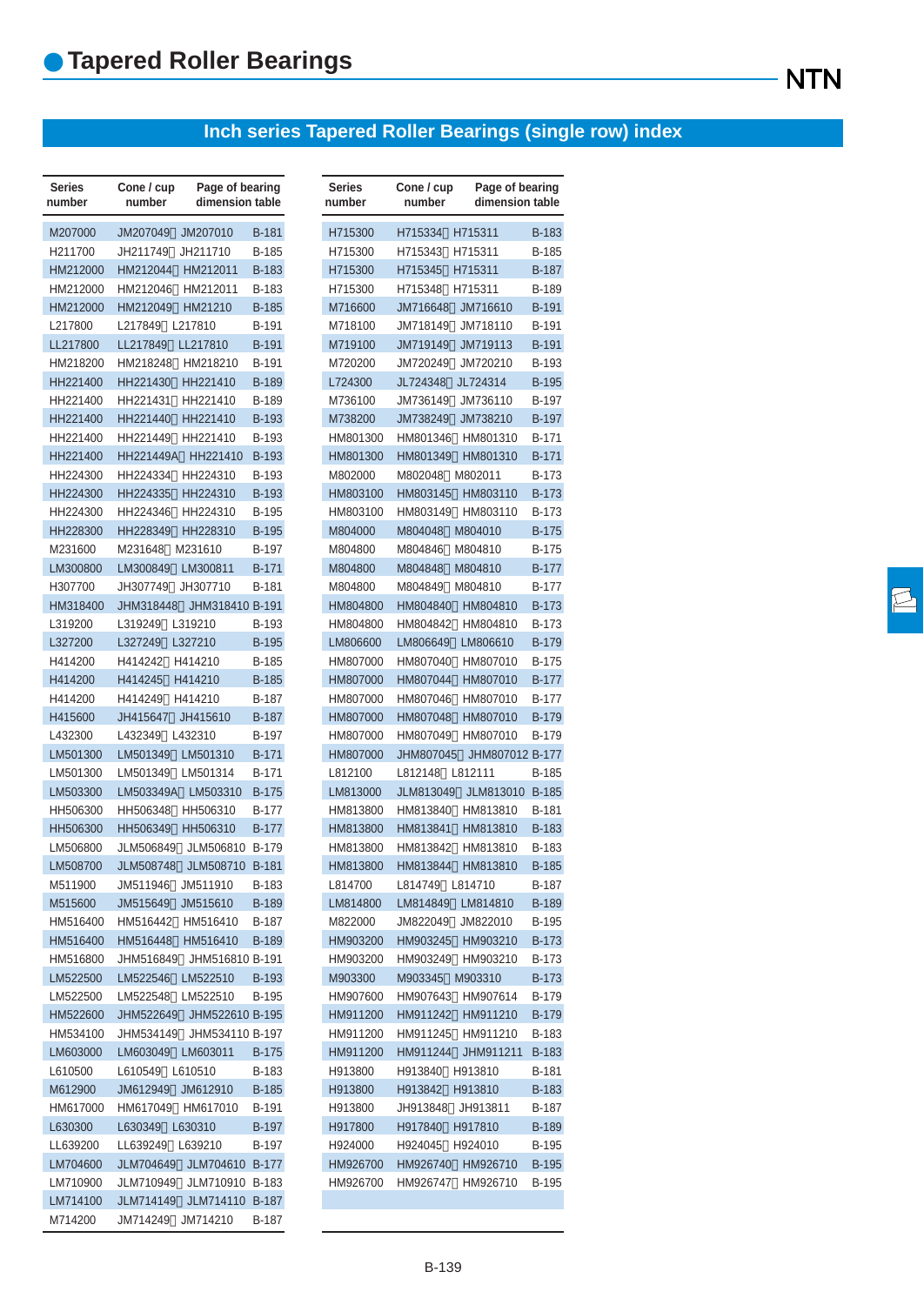# Tapered Roller Bearings

## Inch series Tapered Roller Bearings (single row) index

| Series number | Cone / cup number | Page of bearing dimension table |
|---|---|---|
| M207000 | JM207049/JM207010 | B-181 |
| H211700 | JH211749/JH211710 | B-185 |
| HM212000 | HM212044/HM212011 | B-183 |
| HM212000 | HM212046/HM212011 | B-183 |
| HM212000 | HM212049/HM21210 | B-185 |
| L217800 | L217849/L217810 | B-191 |
| LL217800 | LL217849/LL217810 | B-191 |
| HM218200 | HM218248/HM218210 | B-191 |
| HH221400 | HH221430/HH221410 | B-189 |
| HH221400 | HH221431/HH221410 | B-189 |
| HH221400 | HH221440/HH221410 | B-193 |
| HH221400 | HH221449/HH221410 | B-193 |
| HH221400 | HH221449A/HH221410 | B-193 |
| HH224300 | HH224334/HH224310 | B-193 |
| HH224300 | HH224335/HH224310 | B-193 |
| HH224300 | HH224346/HH224310 | B-195 |
| HH228300 | HH228349/HH228310 | B-195 |
| M231600 | M231648/M231610 | B-197 |
| LM300800 | LM300849/LM300811 | B-171 |
| H307700 | JH307749/JH307710 | B-181 |
| HM318400 | JHM318448/JHM318410 | B-191 |
| L319200 | L319249/L319210 | B-193 |
| L327200 | L327249/L327210 | B-195 |
| H414200 | H414242/H414210 | B-185 |
| H414200 | H414245/H414210 | B-185 |
| H414200 | H414249/H414210 | B-187 |
| H415600 | JH415647/JH415610 | B-187 |
| L432300 | L432349/L432310 | B-197 |
| LM501300 | LM501349/LM501310 | B-171 |
| LM501300 | LM501349/LM501314 | B-171 |
| LM503300 | LM503349A/LM503310 | B-175 |
| HH506300 | HH506348/HH506310 | B-177 |
| HH506300 | HH506349/HH506310 | B-177 |
| LM506800 | JLM506849/JLM506810 | B-179 |
| LM508700 | JLM508748/JLM508710 | B-181 |
| M511900 | JM511946/JM511910 | B-183 |
| M515600 | JM515649/JM515610 | B-189 |
| HM516400 | HM516442/HM516410 | B-187 |
| HM516400 | HM516448/HM516410 | B-189 |
| HM516800 | JHM516849/JHM516810 | B-191 |
| LM522500 | LM522546/LM522510 | B-193 |
| LM522500 | LM522548/LM522510 | B-195 |
| HM522600 | JHM522649/JHM522610 | B-195 |
| HM534100 | JHM534149/JHM534110 | B-197 |
| LM603000 | LM603049/LM603011 | B-175 |
| L610500 | L610549/L610510 | B-183 |
| M612900 | JM612949/JM612910 | B-185 |
| HM617000 | HM617049/HM617010 | B-191 |
| L630300 | L630349/L630310 | B-197 |
| LL639200 | LL639249/L639210 | B-197 |
| LM704600 | JLM704649/JLM704610 | B-177 |
| LM710900 | JLM710949/JLM710910 | B-183 |
| LM714100 | JLM714149/JLM714110 | B-187 |
| M714200 | JM714249/JM714210 | B-187 |
| H715300 | H715334/H715311 | B-183 |
| H715300 | H715343/H715311 | B-185 |
| H715300 | H715345/H715311 | B-187 |
| H715300 | H715348/H715311 | B-189 |
| M716600 | JM716648/JM716610 | B-191 |
| M718100 | JM718149/JM718110 | B-191 |
| M719100 | JM719149/JM719113 | B-191 |
| M720200 | JM720249/JM720210 | B-193 |
| L724300 | JL724348/JL724314 | B-195 |
| M736100 | JM736149/JM736110 | B-197 |
| M738200 | JM738249/JM738210 | B-197 |
| HM801300 | HM801346/HM801310 | B-171 |
| HM801300 | HM801349/HM801310 | B-171 |
| M802000 | M802048/M802011 | B-173 |
| HM803100 | HM803145/HM803110 | B-173 |
| HM803100 | HM803149/HM803110 | B-173 |
| M804000 | M804048/M804010 | B-175 |
| M804800 | M804846/M804810 | B-175 |
| M804800 | M804848/M804810 | B-177 |
| M804800 | M804849/M804810 | B-177 |
| HM804800 | HM804840/HM804810 | B-173 |
| HM804800 | HM804842/HM804810 | B-173 |
| LM806600 | LM806649/LM806610 | B-179 |
| HM807000 | HM807040/HM807010 | B-175 |
| HM807000 | HM807044/HM807010 | B-177 |
| HM807000 | HM807046/HM807010 | B-177 |
| HM807000 | HM807048/HM807010 | B-179 |
| HM807000 | HM807049/HM807010 | B-179 |
| HM807000 | JHM807045/JHM807012 | B-177 |
| L812100 | L812148/L812111 | B-185 |
| LM813000 | JLM813049/JLM813010 | B-185 |
| HM813800 | HM813840/HM813810 | B-181 |
| HM813800 | HM813841/HM813810 | B-183 |
| HM813800 | HM813842/HM813810 | B-183 |
| HM813800 | HM813844/HM813810 | B-185 |
| L814700 | L814749/L814710 | B-187 |
| LM814800 | LM814849/LM814810 | B-189 |
| M822000 | JM822049/JM822010 | B-195 |
| HM903200 | HM903245/HM903210 | B-173 |
| HM903200 | HM903249/HM903210 | B-173 |
| M903300 | M903345/M903310 | B-173 |
| HM907600 | HM907643/HM907614 | B-179 |
| HM911200 | HM911242/HM911210 | B-179 |
| HM911200 | HM911245/HM911210 | B-183 |
| HM911200 | HM911244/JHM911211 | B-183 |
| H913800 | H913840/H913810 | B-181 |
| H913800 | H913842/H913810 | B-183 |
| H913800 | JH913848/JH913811 | B-187 |
| H917800 | H917840/H917810 | B-189 |
| H924000 | H924045/H924010 | B-195 |
| HM926700 | HM926740/HM926710 | B-195 |
| HM926700 | HM926747/HM926710 | B-195 |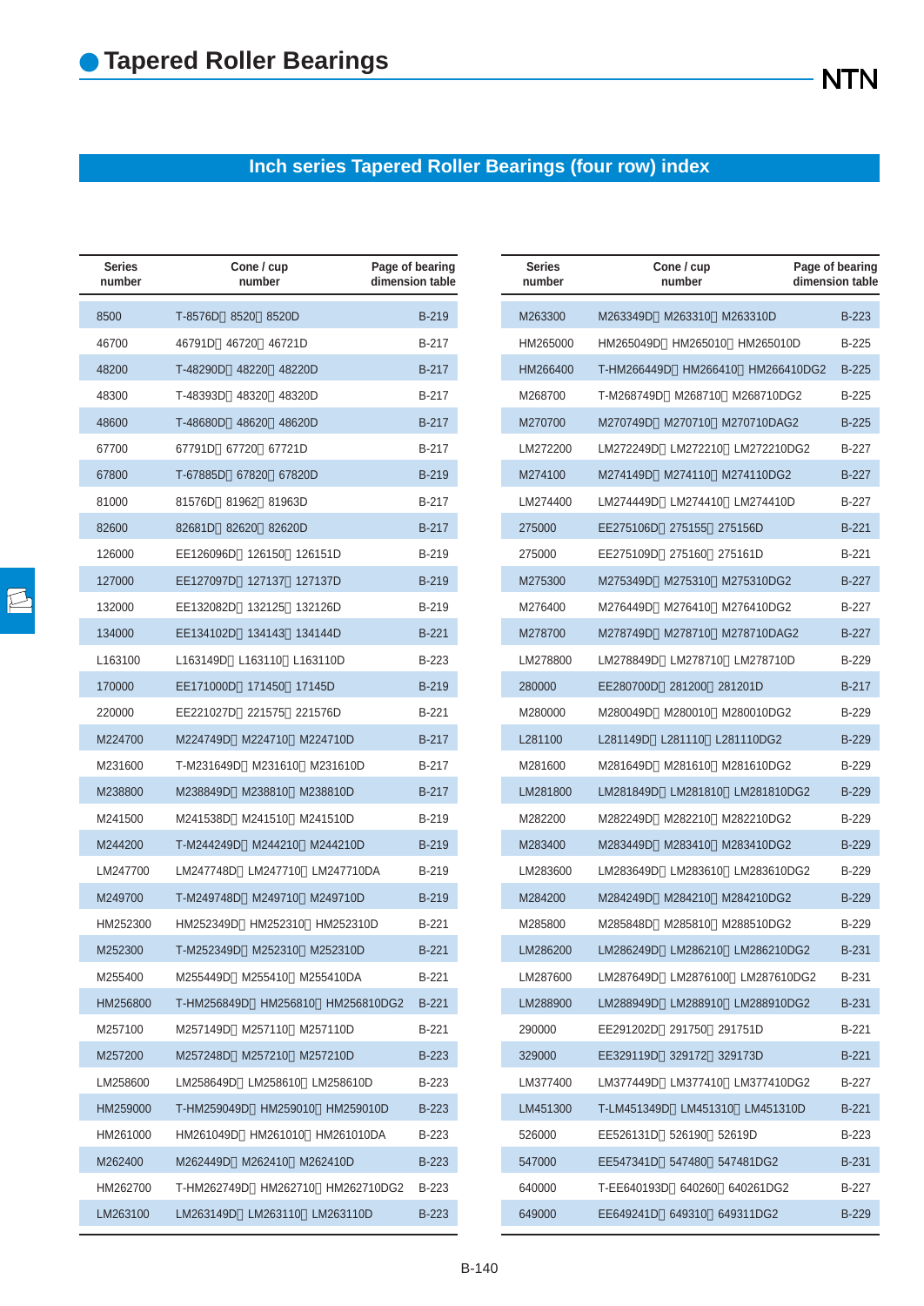# Tapered Roller Bearings

## Inch series Tapered Roller Bearings (four row) index

| Series number | Cone / cup number | Page of bearing dimension table |
|---|---|---|
| 8500 | T-8576D 8520 8520D | B-219 |
| 46700 | 46791D 46720 46721D | B-217 |
| 48200 | T-48290D 48220 48220D | B-217 |
| 48300 | T-48393D 48320 48320D | B-217 |
| 48600 | T-48680D 48620 48620D | B-217 |
| 67700 | 67791D 67720 67721D | B-217 |
| 67800 | T-67885D 67820 67820D | B-219 |
| 81000 | 81576D 81962 81963D | B-217 |
| 82600 | 82681D 82620 82620D | B-217 |
| 126000 | EE126096D 126150 126151D | B-219 |
| 127000 | EE127097D 127137 127137D | B-219 |
| 132000 | EE132082D 132125 132126D | B-219 |
| 134000 | EE134102D 134143 134144D | B-221 |
| L163100 | L163149D L163110 L163110D | B-223 |
| 170000 | EE171000D 171450 17145D | B-219 |
| 220000 | EE221027D 221575 221576D | B-221 |
| M224700 | M224749D M224710 M224710D | B-217 |
| M231600 | T-M231649D M231610 M231610D | B-217 |
| M238800 | M238849D M238810 M238810D | B-217 |
| M241500 | M241538D M241510 M241510D | B-219 |
| M244200 | T-M244249D M244210 M244210D | B-219 |
| LM247700 | LM247748D LM247710 LM247710DA | B-219 |
| M249700 | T-M249748D M249710 M249710D | B-219 |
| HM252300 | HM252349D HM252310 HM252310D | B-221 |
| M252300 | T-M252349D M252310 M252310D | B-221 |
| M255400 | M255449D M255410 M255410DA | B-221 |
| HM256800 | T-HM256849D HM256810 HM256810DG2 | B-221 |
| M257100 | M257149D M257110 M257110D | B-221 |
| M257200 | M257248D M257210 M257210D | B-223 |
| LM258600 | LM258649D LM258610 LM258610D | B-223 |
| HM259000 | T-HM259049D HM259010 HM259010D | B-223 |
| HM261000 | HM261049D HM261010 HM261010DA | B-223 |
| M262400 | M262449D M262410 M262410D | B-223 |
| HM262700 | T-HM262749D HM262710 HM262710DG2 | B-223 |
| LM263100 | LM263149D LM263110 LM263110D | B-223 |
| M263300 | M263349D M263310 M263310D | B-223 |
| HM265000 | HM265049D HM265010 HM265010D | B-225 |
| HM266400 | T-HM266449D HM266410 HM266410DG2 | B-225 |
| M268700 | T-M268749D M268710 M268710DG2 | B-225 |
| M270700 | M270749D M270710 M270710DAG2 | B-225 |
| LM272200 | LM272249D LM272210 LM272210DG2 | B-227 |
| M274100 | M274149D M274110 M274110DG2 | B-227 |
| LM274400 | LM274449D LM274410 LM274410D | B-227 |
| 275000 | EE275106D 275155 275156D | B-221 |
| 275000 | EE275109D 275160 275161D | B-221 |
| M275300 | M275349D M275310 M275310DG2 | B-227 |
| M276400 | M276449D M276410 M276410DG2 | B-227 |
| M278700 | M278749D M278710 M278710DAG2 | B-227 |
| LM278800 | LM278849D LM278710 LM278710D | B-229 |
| 280000 | EE280700D 281200 281201D | B-217 |
| M280000 | M280049D M280010 M280010DG2 | B-229 |
| L281100 | L281149D L281110 L281110DG2 | B-229 |
| M281600 | M281649D M281610 M281610DG2 | B-229 |
| LM281800 | LM281849D LM281810 LM281810DG2 | B-229 |
| M282200 | M282249D M282210 M282210DG2 | B-229 |
| M283400 | M283449D M283410 M283410DG2 | B-229 |
| LM283600 | LM283649D LM283610 LM283610DG2 | B-229 |
| M284200 | M284249D M284210 M284210DG2 | B-229 |
| M285800 | M285848D M285810 M288510DG2 | B-229 |
| LM286200 | LM286249D LM286210 LM286210DG2 | B-231 |
| LM287600 | LM287649D LM2876100 LM287610DG2 | B-231 |
| LM288900 | LM288949D LM288910 LM288910DG2 | B-231 |
| 290000 | EE291202D 291750 291751D | B-221 |
| 329000 | EE329119D 329172 329173D | B-221 |
| LM377400 | LM377449D LM377410 LM377410DG2 | B-227 |
| LM451300 | T-LM451349D LM451310 LM451310D | B-221 |
| 526000 | EE526131D 526190 52619D | B-223 |
| 547000 | EE547341D 547480 547481DG2 | B-231 |
| 640000 | T-EE640193D 640260 640261DG2 | B-227 |
| 649000 | EE649241D 649310 649311DG2 | B-229 |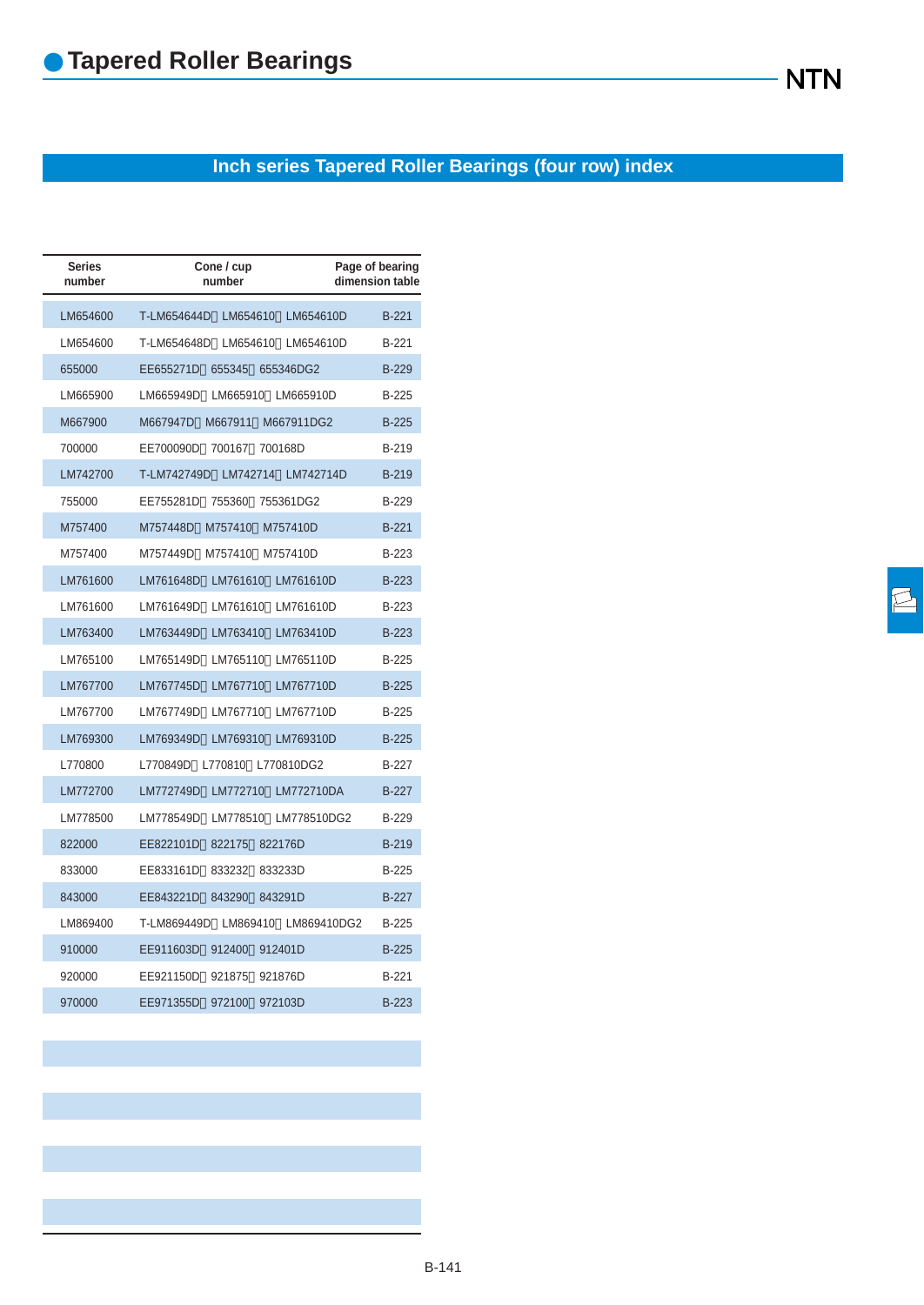# Tapered Roller Bearings

## Inch series Tapered Roller Bearings (four row) index

| Series number | Cone / cup number | Page of bearing dimension table |
|---|---|---|
| LM654600 | T-LM654644D　LM654610　LM654610D | B-221 |
| LM654600 | T-LM654648D　LM654610　LM654610D | B-221 |
| 655000 | EE655271D　655345　655346DG2 | B-229 |
| LM665900 | LM665949D　LM665910　LM665910D | B-225 |
| M667900 | M667947D　M667911　M667911DG2 | B-225 |
| 700000 | EE700090D　700167　700168D | B-219 |
| LM742700 | T-LM742749D　LM742714　LM742714D | B-219 |
| 755000 | EE755281D　755360　755361DG2 | B-229 |
| M757400 | M757448D　M757410　M757410D | B-221 |
| M757400 | M757449D　M757410　M757410D | B-223 |
| LM761600 | LM761648D　LM761610　LM761610D | B-223 |
| LM761600 | LM761649D　LM761610　LM761610D | B-223 |
| LM763400 | LM763449D　LM763410　LM763410D | B-223 |
| LM765100 | LM765149D　LM765110　LM765110D | B-225 |
| LM767700 | LM767745D　LM767710　LM767710D | B-225 |
| LM767700 | LM767749D　LM767710　LM767710D | B-225 |
| LM769300 | LM769349D　LM769310　LM769310D | B-225 |
| L770800 | L770849D　L770810　L770810DG2 | B-227 |
| LM772700 | LM772749D　LM772710　LM772710DA | B-227 |
| LM778500 | LM778549D　LM778510　LM778510DG2 | B-229 |
| 822000 | EE822101D　822175　822176D | B-219 |
| 833000 | EE833161D　833232　833233D | B-225 |
| 843000 | EE843221D　843290　843291D | B-227 |
| LM869400 | T-LM869449D　LM869410　LM869410DG2 | B-225 |
| 910000 | EE911603D　912400　912401D | B-225 |
| 920000 | EE921150D　921875　921876D | B-221 |
| 970000 | EE971355D　972100　972103D | B-223 |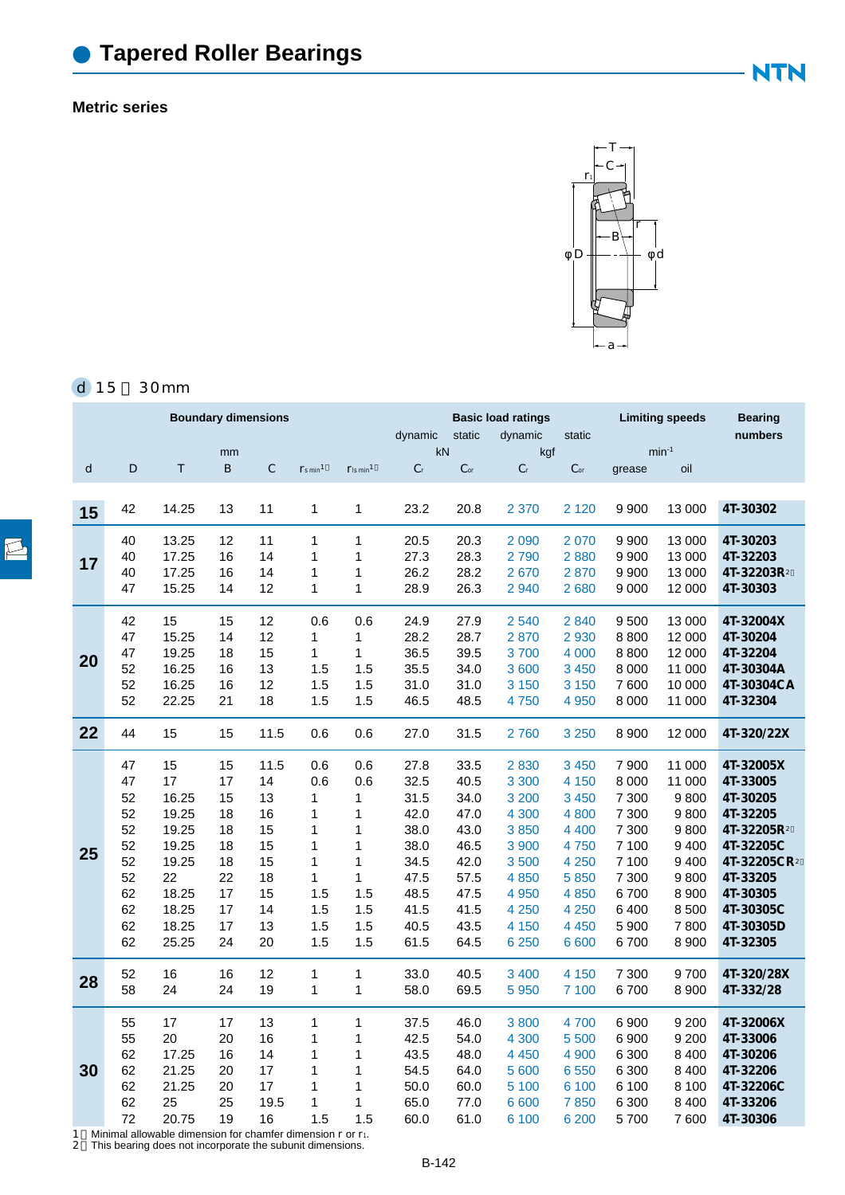# Tapered Roller Bearings

## Metric series

**d 15～30mm**

| Boundary dimensions | | | | | | | Basic load ratings | | | | Limiting speeds | | Bearing numbers |
|---|---|---|---|---|---|---|---|---|---|---|---|---|---|
| | | | | | | | dynamic | static | dynamic | static | | | |
| mm | | | | | | | kN | | kgf | | $min^{-1}$ | | |
| d | D | T | B | C | $r_{s\,min}$ [1] | $r_{1s\,min}$ [1] | $C_r$ | $C_{or}$ | $C_r$ | $C_{or}$ | grease | oil | |
| 15 | 42 | 14.25 | 13 | 11 | 1 | 1 | 23.2 | 20.8 | 2 370 | 2 120 | 9 900 | 13 000 | 4T-30302 |
| 17 | 40 | 13.25 | 12 | 11 | 1 | 1 | 20.5 | 20.3 | 2 090 | 2 070 | 9 900 | 13 000 | 4T-30203 |
| | 40 | 17.25 | 16 | 14 | 1 | 1 | 27.3 | 28.3 | 2 790 | 2 880 | 9 900 | 13 000 | 4T-32203 |
| | 40 | 17.25 | 16 | 14 | 1 | 1 | 26.2 | 28.2 | 2 670 | 2 870 | 9 900 | 13 000 | 4T-32203R [2] |
| | 47 | 15.25 | 14 | 12 | 1 | 1 | 28.9 | 26.3 | 2 940 | 2 680 | 9 000 | 12 000 | 4T-30303 |
| 20 | 42 | 15 | 15 | 12 | 0.6 | 0.6 | 24.9 | 27.9 | 2 540 | 2 840 | 9 500 | 13 000 | 4T-32004X |
| | 47 | 15.25 | 14 | 12 | 1 | 1 | 28.2 | 28.7 | 2 870 | 2 930 | 8 800 | 12 000 | 4T-30204 |
| | 47 | 19.25 | 18 | 15 | 1 | 1 | 36.5 | 39.5 | 3 700 | 4 000 | 8 800 | 12 000 | 4T-32204 |
| | 52 | 16.25 | 16 | 13 | 1.5 | 1.5 | 35.5 | 34.0 | 3 600 | 3 450 | 8 000 | 11 000 | 4T-30304A |
| | 52 | 16.25 | 16 | 12 | 1.5 | 1.5 | 31.0 | 31.0 | 3 150 | 3 150 | 7 600 | 10 000 | 4T-30304CA |
| | 52 | 22.25 | 21 | 18 | 1.5 | 1.5 | 46.5 | 48.5 | 4 750 | 4 950 | 8 000 | 11 000 | 4T-32304 |
| 22 | 44 | 15 | 15 | 11.5 | 0.6 | 0.6 | 27.0 | 31.5 | 2 760 | 3 250 | 8 900 | 12 000 | 4T-320/22X |
| 25 | 47 | 15 | 15 | 11.5 | 0.6 | 0.6 | 27.8 | 33.5 | 2 830 | 3 450 | 7 900 | 11 000 | 4T-32005X |
| | 47 | 17 | 17 | 14 | 0.6 | 0.6 | 32.5 | 40.5 | 3 300 | 4 150 | 8 000 | 11 000 | 4T-33005 |
| | 52 | 16.25 | 15 | 13 | 1 | 1 | 31.5 | 34.0 | 3 200 | 3 450 | 7 300 | 9 800 | 4T-30205 |
| | 52 | 19.25 | 18 | 16 | 1 | 1 | 42.0 | 47.0 | 4 300 | 4 800 | 7 300 | 9 800 | 4T-32205 |
| | 52 | 19.25 | 18 | 15 | 1 | 1 | 38.0 | 43.0 | 3 850 | 4 400 | 7 300 | 9 800 | 4T-32205R [2] |
| | 52 | 19.25 | 18 | 15 | 1 | 1 | 38.0 | 46.5 | 3 900 | 4 750 | 7 100 | 9 400 | 4T-32205C |
| | 52 | 19.25 | 18 | 15 | 1 | 1 | 34.5 | 42.0 | 3 500 | 4 250 | 7 100 | 9 400 | 4T-32205CR [2] |
| | 52 | 22 | 22 | 18 | 1 | 1 | 47.5 | 57.5 | 4 850 | 5 850 | 7 300 | 9 800 | 4T-33205 |
| | 62 | 18.25 | 17 | 15 | 1.5 | 1.5 | 48.5 | 47.5 | 4 950 | 4 850 | 6 700 | 8 900 | 4T-30305 |
| | 62 | 18.25 | 17 | 14 | 1.5 | 1.5 | 41.5 | 41.5 | 4 250 | 4 250 | 6 400 | 8 500 | 4T-30305C |
| | 62 | 18.25 | 17 | 13 | 1.5 | 1.5 | 40.5 | 43.5 | 4 150 | 4 450 | 5 900 | 7 800 | 4T-30305D |
| | 62 | 25.25 | 24 | 20 | 1.5 | 1.5 | 61.5 | 64.5 | 6 250 | 6 600 | 6 700 | 8 900 | 4T-32305 |
| 28 | 52 | 16 | 16 | 12 | 1 | 1 | 33.0 | 40.5 | 3 400 | 4 150 | 7 300 | 9 700 | 4T-320/28X |
| | 58 | 24 | 24 | 19 | 1 | 1 | 58.0 | 69.5 | 5 950 | 7 100 | 6 700 | 8 900 | 4T-332/28 |
| 30 | 55 | 17 | 17 | 13 | 1 | 1 | 37.5 | 46.0 | 3 800 | 4 700 | 6 900 | 9 200 | 4T-32006X |
| | 55 | 20 | 20 | 16 | 1 | 1 | 42.5 | 54.0 | 4 300 | 5 500 | 6 900 | 9 200 | 4T-33006 |
| | 62 | 17.25 | 16 | 14 | 1 | 1 | 43.5 | 48.0 | 4 450 | 4 900 | 6 300 | 8 400 | 4T-30206 |
| | 62 | 21.25 | 20 | 17 | 1 | 1 | 54.5 | 64.0 | 5 600 | 6 550 | 6 300 | 8 400 | 4T-32206 |
| | 62 | 21.25 | 20 | 17 | 1 | 1 | 50.0 | 60.0 | 5 100 | 6 100 | 6 100 | 8 100 | 4T-32206C |
| | 62 | 25 | 25 | 19.5 | 1 | 1 | 65.0 | 77.0 | 6 600 | 7 850 | 6 300 | 8 400 | 4T-33206 |
| | 72 | 20.75 | 19 | 16 | 1.5 | 1.5 | 60.0 | 61.0 | 6 100 | 6 200 | 5 700 | 7 600 | 4T-30306 |

1) Minimal allowable dimension for chamfer dimension r or $r_1$.
2) This bearing does not incorporate the subunit dimensions.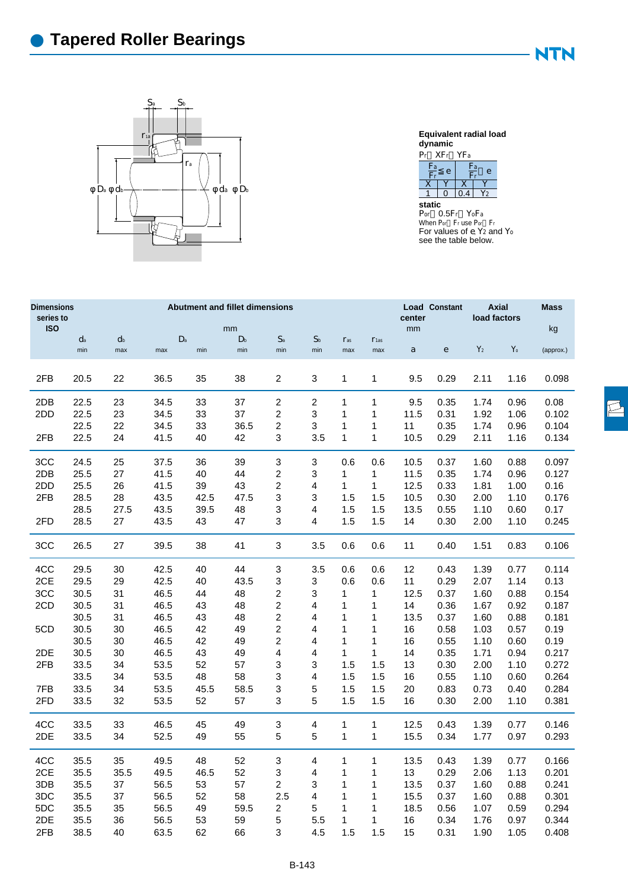# Tapered Roller Bearings

**Equivalent radial load**
**dynamic**

$P_r = XF_r + YF_a$

| $\frac{F_a}{F_r} \leq e$ | | $\frac{F_a}{F_r} > e$ | |
|---|---|---|---|
| X | Y | X | Y |
| 1 | 0 | 0.4 | $Y_2$ |

**static**

$P_{or} = 0.5F_r + Y_oF_a$

When $P_{or} < F_r$ use $P_{or} = F_r$

For values of e, $Y_2$ and $Y_o$ see the table below.

| Dimensions series to ISO | Abutment and fillet dimensions | | | | | | | | | Load center | Constant | Axial load factors | | Mass |
|---|---|---|---|---|---|---|---|---|---|---|---|---|---|---|
| | mm | | | | | | | | | mm | | | | kg |
| | $d_a$ min | $d_b$ max | $D_a$ max | $D_a$ min | $D_b$ min | $S_a$ min | $S_b$ min | $r_{as}$ max | $r_{1as}$ max | a | e | $Y_2$ | $Y_o$ | (approx.) |
| 2FB | 20.5 | 22 | 36.5 | 35 | 38 | 2 | 3 | 1 | 1 | 9.5 | 0.29 | 2.11 | 1.16 | 0.098 |
| 2DB | 22.5 | 23 | 34.5 | 33 | 37 | 2 | 2 | 1 | 1 | 9.5 | 0.35 | 1.74 | 0.96 | 0.08 |
| 2DD | 22.5 | 23 | 34.5 | 33 | 37 | 2 | 3 | 1 | 1 | 11.5 | 0.31 | 1.92 | 1.06 | 0.102 |
| | 22.5 | 22 | 34.5 | 33 | 36.5 | 2 | 3 | 1 | 1 | 11 | 0.35 | 1.74 | 0.96 | 0.104 |
| 2FB | 22.5 | 24 | 41.5 | 40 | 42 | 3 | 3.5 | 1 | 1 | 10.5 | 0.29 | 2.11 | 1.16 | 0.134 |
| 3CC | 24.5 | 25 | 37.5 | 36 | 39 | 3 | 3 | 0.6 | 0.6 | 10.5 | 0.37 | 1.60 | 0.88 | 0.097 |
| 2DB | 25.5 | 27 | 41.5 | 40 | 44 | 2 | 3 | 1 | 1 | 11.5 | 0.35 | 1.74 | 0.96 | 0.127 |
| 2DD | 25.5 | 26 | 41.5 | 39 | 43 | 2 | 4 | 1 | 1 | 12.5 | 0.33 | 1.81 | 1.00 | 0.16 |
| 2FB | 28.5 | 28 | 43.5 | 42.5 | 47.5 | 3 | 3 | 1.5 | 1.5 | 10.5 | 0.30 | 2.00 | 1.10 | 0.176 |
| | 28.5 | 27.5 | 43.5 | 39.5 | 48 | 3 | 4 | 1.5 | 1.5 | 13.5 | 0.55 | 1.10 | 0.60 | 0.17 |
| 2FD | 28.5 | 27 | 43.5 | 43 | 47 | 3 | 4 | 1.5 | 1.5 | 14 | 0.30 | 2.00 | 1.10 | 0.245 |
| 3CC | 26.5 | 27 | 39.5 | 38 | 41 | 3 | 3.5 | 0.6 | 0.6 | 11 | 0.40 | 1.51 | 0.83 | 0.106 |
| 4CC | 29.5 | 30 | 42.5 | 40 | 44 | 3 | 3.5 | 0.6 | 0.6 | 12 | 0.43 | 1.39 | 0.77 | 0.114 |
| 2CE | 29.5 | 29 | 42.5 | 40 | 43.5 | 3 | 3 | 0.6 | 0.6 | 11 | 0.29 | 2.07 | 1.14 | 0.13 |
| 3CC | 30.5 | 31 | 46.5 | 44 | 48 | 2 | 3 | 1 | 1 | 12.5 | 0.37 | 1.60 | 0.88 | 0.154 |
| 2CD | 30.5 | 31 | 46.5 | 43 | 48 | 2 | 4 | 1 | 1 | 14 | 0.36 | 1.67 | 0.92 | 0.187 |
| | 30.5 | 31 | 46.5 | 43 | 48 | 2 | 4 | 1 | 1 | 13.5 | 0.37 | 1.60 | 0.88 | 0.181 |
| 5CD | 30.5 | 30 | 46.5 | 42 | 49 | 2 | 4 | 1 | 1 | 16 | 0.58 | 1.03 | 0.57 | 0.19 |
| | 30.5 | 30 | 46.5 | 42 | 49 | 2 | 4 | 1 | 1 | 16 | 0.55 | 1.10 | 0.60 | 0.19 |
| 2DE | 30.5 | 30 | 46.5 | 43 | 49 | 4 | 4 | 1 | 1 | 14 | 0.35 | 1.71 | 0.94 | 0.217 |
| 2FB | 33.5 | 34 | 53.5 | 52 | 57 | 3 | 3 | 1.5 | 1.5 | 13 | 0.30 | 2.00 | 1.10 | 0.272 |
| | 33.5 | 34 | 53.5 | 48 | 58 | 3 | 4 | 1.5 | 1.5 | 16 | 0.55 | 1.10 | 0.60 | 0.264 |
| 7FB | 33.5 | 34 | 53.5 | 45.5 | 58.5 | 3 | 5 | 1.5 | 1.5 | 20 | 0.83 | 0.73 | 0.40 | 0.284 |
| 2FD | 33.5 | 32 | 53.5 | 52 | 57 | 3 | 5 | 1.5 | 1.5 | 16 | 0.30 | 2.00 | 1.10 | 0.381 |
| 4CC | 33.5 | 33 | 46.5 | 45 | 49 | 3 | 4 | 1 | 1 | 12.5 | 0.43 | 1.39 | 0.77 | 0.146 |
| 2DE | 33.5 | 34 | 52.5 | 49 | 55 | 5 | 5 | 1 | 1 | 15.5 | 0.34 | 1.77 | 0.97 | 0.293 |
| 4CC | 35.5 | 35 | 49.5 | 48 | 52 | 3 | 4 | 1 | 1 | 13.5 | 0.43 | 1.39 | 0.77 | 0.166 |
| 2CE | 35.5 | 35.5 | 49.5 | 46.5 | 52 | 3 | 4 | 1 | 1 | 13 | 0.29 | 2.06 | 1.13 | 0.201 |
| 3DB | 35.5 | 37 | 56.5 | 53 | 57 | 2 | 3 | 1 | 1 | 13.5 | 0.37 | 1.60 | 0.88 | 0.241 |
| 3DC | 35.5 | 37 | 56.5 | 52 | 58 | 2.5 | 4 | 1 | 1 | 15.5 | 0.37 | 1.60 | 0.88 | 0.301 |
| 5DC | 35.5 | 35 | 56.5 | 49 | 59.5 | 2 | 5 | 1 | 1 | 18.5 | 0.56 | 1.07 | 0.59 | 0.294 |
| 2DE | 35.5 | 36 | 56.5 | 53 | 59 | 5 | 5.5 | 1 | 1 | 16 | 0.34 | 1.76 | 0.97 | 0.344 |
| 2FB | 38.5 | 40 | 63.5 | 62 | 66 | 3 | 4.5 | 1.5 | 1.5 | 15 | 0.31 | 1.90 | 1.05 | 0.408 |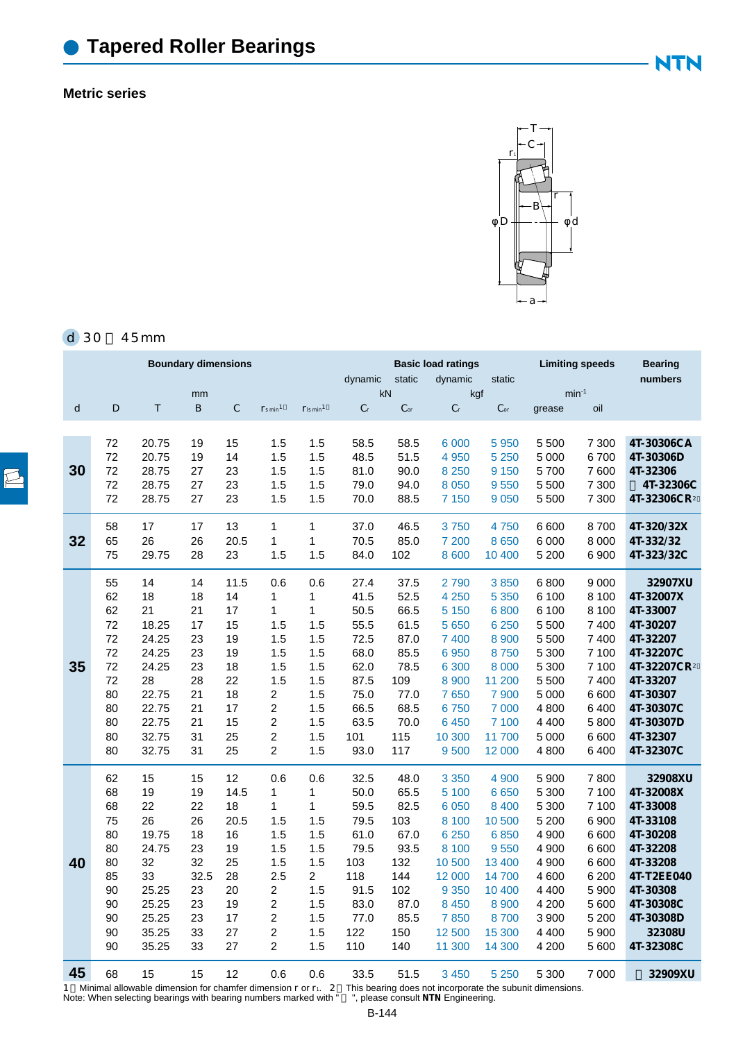# Tapered Roller Bearings

**Metric series**

d 30～45mm

| Boundary dimensions | | | | | | | Basic load ratings | | | | Limiting speeds | | Bearing numbers |
|---|---|---|---|---|---|---|---|---|---|---|---|---|---|
| | | | | | | | dynamic | static | dynamic | static | | | |
| mm | | | | | | | kN | | kgf | | $min^{-1}$ | | |
| d | D | T | B | C | $r_{s\,min}$ 1) | $r_{1s\,min}$ 1) | $C_r$ | $C_{or}$ | $C_r$ | $C_{or}$ | grease | oil | |
| 30 | 72 | 20.75 | 19 | 15 | 1.5 | 1.5 | 58.5 | 58.5 | 6 000 | 5 950 | 5 500 | 7 300 | 4T-30306CA |
| | 72 | 20.75 | 19 | 14 | 1.5 | 1.5 | 48.5 | 51.5 | 4 950 | 5 250 | 5 000 | 6 700 | 4T-30306D |
| | 72 | 28.75 | 27 | 23 | 1.5 | 1.5 | 81.0 | 90.0 | 8 250 | 9 150 | 5 700 | 7 600 | 4T-32306 |
| | 72 | 28.75 | 27 | 23 | 1.5 | 1.5 | 79.0 | 94.0 | 8 050 | 9 550 | 5 500 | 7 300 | ＊4T-32306C |
| | 72 | 28.75 | 27 | 23 | 1.5 | 1.5 | 70.0 | 88.5 | 7 150 | 9 050 | 5 500 | 7 300 | 4T-32306CR 2) |
| 32 | 58 | 17 | 17 | 13 | 1 | 1 | 37.0 | 46.5 | 3 750 | 4 750 | 6 600 | 8 700 | 4T-320/32X |
| | 65 | 26 | 26 | 20.5 | 1 | 1 | 70.5 | 85.0 | 7 200 | 8 650 | 6 000 | 8 000 | 4T-332/32 |
| | 75 | 29.75 | 28 | 23 | 1.5 | 1.5 | 84.0 | 102 | 8 600 | 10 400 | 5 200 | 6 900 | 4T-323/32C |
| 35 | 55 | 14 | 14 | 11.5 | 0.6 | 0.6 | 27.4 | 37.5 | 2 790 | 3 850 | 6 800 | 9 000 | 32907XU |
| | 62 | 18 | 18 | 14 | 1 | 1 | 41.5 | 52.5 | 4 250 | 5 350 | 6 100 | 8 100 | 4T-32007X |
| | 62 | 21 | 21 | 17 | 1 | 1 | 50.5 | 66.5 | 5 150 | 6 800 | 6 100 | 8 100 | 4T-33007 |
| | 72 | 18.25 | 17 | 15 | 1.5 | 1.5 | 55.5 | 61.5 | 5 650 | 6 250 | 5 500 | 7 400 | 4T-30207 |
| | 72 | 24.25 | 23 | 19 | 1.5 | 1.5 | 72.5 | 87.0 | 7 400 | 8 900 | 5 500 | 7 400 | 4T-32207 |
| | 72 | 24.25 | 23 | 19 | 1.5 | 1.5 | 68.0 | 85.5 | 6 950 | 8 750 | 5 300 | 7 100 | 4T-32207C |
| | 72 | 24.25 | 23 | 18 | 1.5 | 1.5 | 62.0 | 78.5 | 6 300 | 8 000 | 5 300 | 7 100 | 4T-32207CR 2) |
| | 72 | 28 | 28 | 22 | 1.5 | 1.5 | 87.5 | 109 | 8 900 | 11 200 | 5 500 | 7 400 | 4T-33207 |
| | 80 | 22.75 | 21 | 18 | 2 | 1.5 | 75.0 | 77.0 | 7 650 | 7 900 | 5 000 | 6 600 | 4T-30307 |
| | 80 | 22.75 | 21 | 17 | 2 | 1.5 | 66.5 | 68.5 | 6 750 | 7 000 | 4 800 | 6 400 | 4T-30307C |
| | 80 | 22.75 | 21 | 15 | 2 | 1.5 | 63.5 | 70.0 | 6 450 | 7 100 | 4 400 | 5 800 | 4T-30307D |
| | 80 | 32.75 | 31 | 25 | 2 | 1.5 | 101 | 115 | 10 300 | 11 700 | 5 000 | 6 600 | 4T-32307 |
| | 80 | 32.75 | 31 | 25 | 2 | 1.5 | 93.0 | 117 | 9 500 | 12 000 | 4 800 | 6 400 | 4T-32307C |
| 40 | 62 | 15 | 15 | 12 | 0.6 | 0.6 | 32.5 | 48.0 | 3 350 | 4 900 | 5 900 | 7 800 | 32908XU |
| | 68 | 19 | 19 | 14.5 | 1 | 1 | 50.0 | 65.5 | 5 100 | 6 650 | 5 300 | 7 100 | 4T-32008X |
| | 68 | 22 | 22 | 18 | 1 | 1 | 59.5 | 82.5 | 6 050 | 8 400 | 5 300 | 7 100 | 4T-33008 |
| | 75 | 26 | 26 | 20.5 | 1.5 | 1.5 | 79.5 | 103 | 8 100 | 10 500 | 5 200 | 6 900 | 4T-33108 |
| | 80 | 19.75 | 18 | 16 | 1.5 | 1.5 | 61.0 | 67.0 | 6 250 | 6 850 | 4 900 | 6 600 | 4T-30208 |
| | 80 | 24.75 | 23 | 19 | 1.5 | 1.5 | 79.5 | 93.5 | 8 100 | 9 550 | 4 900 | 6 600 | 4T-32208 |
| | 80 | 32 | 32 | 25 | 1.5 | 1.5 | 103 | 132 | 10 500 | 13 400 | 4 900 | 6 600 | 4T-33208 |
| | 85 | 33 | 32.5 | 28 | 2.5 | 2 | 118 | 144 | 12 000 | 14 700 | 4 600 | 6 200 | 4T-T2EE040 |
| | 90 | 25.25 | 23 | 20 | 2 | 1.5 | 91.5 | 102 | 9 350 | 10 400 | 4 400 | 5 900 | 4T-30308 |
| | 90 | 25.25 | 23 | 19 | 2 | 1.5 | 83.0 | 87.0 | 8 450 | 8 900 | 4 200 | 5 600 | 4T-30308C |
| | 90 | 25.25 | 23 | 17 | 2 | 1.5 | 77.0 | 85.5 | 7 850 | 8 700 | 3 900 | 5 200 | 4T-30308D |
| | 90 | 35.25 | 33 | 27 | 2 | 1.5 | 122 | 150 | 12 500 | 15 300 | 4 400 | 5 900 | 32308U |
| | 90 | 35.25 | 33 | 27 | 2 | 1.5 | 110 | 140 | 11 300 | 14 300 | 4 200 | 5 600 | 4T-32308C |
| 45 | 68 | 15 | 15 | 12 | 0.6 | 0.6 | 33.5 | 51.5 | 3 450 | 5 250 | 5 300 | 7 000 | ＊32909XU |

1) Minimal allowable dimension for chamfer dimension r or $r_1$. 2) This bearing does not incorporate the subunit dimensions.
Note: When selecting bearings with bearing numbers marked with "＊", please consult **NTN** Engineering.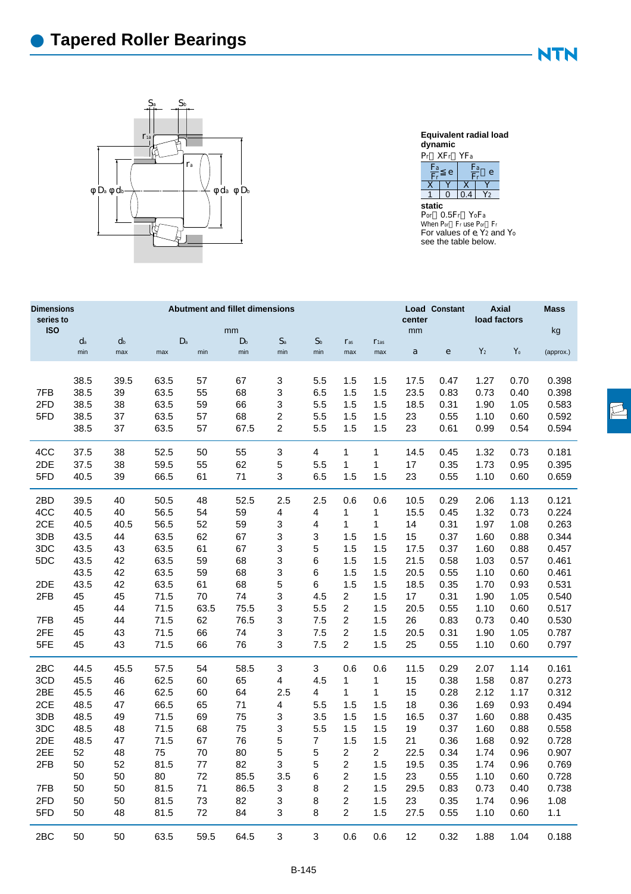# Tapered Roller Bearings

**Equivalent radial load**
**dynamic**
$P_r = XF_r + YF_a$

| $\frac{F_a}{F_r} \leq e$ | | $\frac{F_a}{F_r} > e$ | |
|---|---|---|---|
| X | Y | X | Y |
| 1 | 0 | 0.4 | $Y_2$ |

**static**
$P_{or} = 0.5F_r + Y_oF_a$
When $P_{or} < F_r$ use $P_{or} = F_r$
For values of e, $Y_2$ and $Y_o$ see the table below.

| Dimensions series to ISO | Abutment and fillet dimensions | | | | | | | | | Load center | Constant | Axial load factors | | Mass |
|---|---|---|---|---|---|---|---|---|---|---|---|---|---|---|
| | mm | | | | | | | | | mm | | | | kg |
| | $d_a$ min | $d_b$ max | $D_a$ max | $D_a$ min | $D_b$ min | $S_a$ min | $S_b$ min | $r_{as}$ max | $r_{1as}$ max | a | e | $Y_2$ | $Y_o$ | (approx.) |
| | 38.5 | 39.5 | 63.5 | 57 | 67 | 3 | 5.5 | 1.5 | 1.5 | 17.5 | 0.47 | 1.27 | 0.70 | 0.398 |
| 7FB | 38.5 | 39 | 63.5 | 55 | 68 | 3 | 6.5 | 1.5 | 1.5 | 23.5 | 0.83 | 0.73 | 0.40 | 0.398 |
| 2FD | 38.5 | 38 | 63.5 | 59 | 66 | 3 | 5.5 | 1.5 | 1.5 | 18.5 | 0.31 | 1.90 | 1.05 | 0.583 |
| 5FD | 38.5 | 37 | 63.5 | 57 | 68 | 2 | 5.5 | 1.5 | 1.5 | 23 | 0.55 | 1.10 | 0.60 | 0.592 |
| | 38.5 | 37 | 63.5 | 57 | 67.5 | 2 | 5.5 | 1.5 | 1.5 | 23 | 0.61 | 0.99 | 0.54 | 0.594 |
| 4CC | 37.5 | 38 | 52.5 | 50 | 55 | 3 | 4 | 1 | 1 | 14.5 | 0.45 | 1.32 | 0.73 | 0.181 |
| 2DE | 37.5 | 38 | 59.5 | 55 | 62 | 5 | 5.5 | 1 | 1 | 17 | 0.35 | 1.73 | 0.95 | 0.395 |
| 5FD | 40.5 | 39 | 66.5 | 61 | 71 | 3 | 6.5 | 1.5 | 1.5 | 23 | 0.55 | 1.10 | 0.60 | 0.659 |
| 2BD | 39.5 | 40 | 50.5 | 48 | 52.5 | 2.5 | 2.5 | 0.6 | 0.6 | 10.5 | 0.29 | 2.06 | 1.13 | 0.121 |
| 4CC | 40.5 | 40 | 56.5 | 54 | 59 | 4 | 4 | 1 | 1 | 15.5 | 0.45 | 1.32 | 0.73 | 0.224 |
| 2CE | 40.5 | 40.5 | 56.5 | 52 | 59 | 3 | 4 | 1 | 1 | 14 | 0.31 | 1.97 | 1.08 | 0.263 |
| 3DB | 43.5 | 44 | 63.5 | 62 | 67 | 3 | 3 | 1.5 | 1.5 | 15 | 0.37 | 1.60 | 0.88 | 0.344 |
| 3DC | 43.5 | 43 | 63.5 | 61 | 67 | 3 | 5 | 1.5 | 1.5 | 17.5 | 0.37 | 1.60 | 0.88 | 0.457 |
| 5DC | 43.5 | 42 | 63.5 | 59 | 68 | 3 | 6 | 1.5 | 1.5 | 21.5 | 0.58 | 1.03 | 0.57 | 0.461 |
| | 43.5 | 42 | 63.5 | 59 | 68 | 3 | 6 | 1.5 | 1.5 | 20.5 | 0.55 | 1.10 | 0.60 | 0.461 |
| 2DE | 43.5 | 42 | 63.5 | 61 | 68 | 5 | 6 | 1.5 | 1.5 | 18.5 | 0.35 | 1.70 | 0.93 | 0.531 |
| 2FB | 45 | 45 | 71.5 | 70 | 74 | 3 | 4.5 | 2 | 1.5 | 17 | 0.31 | 1.90 | 1.05 | 0.540 |
| | 45 | 44 | 71.5 | 63.5 | 75.5 | 3 | 5.5 | 2 | 1.5 | 20.5 | 0.55 | 1.10 | 0.60 | 0.517 |
| 7FB | 45 | 44 | 71.5 | 62 | 76.5 | 3 | 7.5 | 2 | 1.5 | 26 | 0.83 | 0.73 | 0.40 | 0.530 |
| 2FE | 45 | 43 | 71.5 | 66 | 74 | 3 | 7.5 | 2 | 1.5 | 20.5 | 0.31 | 1.90 | 1.05 | 0.787 |
| 5FE | 45 | 43 | 71.5 | 66 | 76 | 3 | 7.5 | 2 | 1.5 | 25 | 0.55 | 1.10 | 0.60 | 0.797 |
| 2BC | 44.5 | 45.5 | 57.5 | 54 | 58.5 | 3 | 3 | 0.6 | 0.6 | 11.5 | 0.29 | 2.07 | 1.14 | 0.161 |
| 3CD | 45.5 | 46 | 62.5 | 60 | 65 | 4 | 4.5 | 1 | 1 | 15 | 0.38 | 1.58 | 0.87 | 0.273 |
| 2BE | 45.5 | 46 | 62.5 | 60 | 64 | 2.5 | 4 | 1 | 1 | 15 | 0.28 | 2.12 | 1.17 | 0.312 |
| 2CE | 48.5 | 47 | 66.5 | 65 | 71 | 4 | 5.5 | 1.5 | 1.5 | 18 | 0.36 | 1.69 | 0.93 | 0.494 |
| 3DB | 48.5 | 49 | 71.5 | 69 | 75 | 3 | 3.5 | 1.5 | 1.5 | 16.5 | 0.37 | 1.60 | 0.88 | 0.435 |
| 3DC | 48.5 | 48 | 71.5 | 68 | 75 | 3 | 5.5 | 1.5 | 1.5 | 19 | 0.37 | 1.60 | 0.88 | 0.558 |
| 2DE | 48.5 | 47 | 71.5 | 67 | 76 | 5 | 7 | 1.5 | 1.5 | 21 | 0.36 | 1.68 | 0.92 | 0.728 |
| 2EE | 52 | 48 | 75 | 70 | 80 | 5 | 5 | 2 | 2 | 22.5 | 0.34 | 1.74 | 0.96 | 0.907 |
| 2FB | 50 | 52 | 81.5 | 77 | 82 | 3 | 5 | 2 | 1.5 | 19.5 | 0.35 | 1.74 | 0.96 | 0.769 |
| | 50 | 50 | 80 | 72 | 85.5 | 3.5 | 6 | 2 | 1.5 | 23 | 0.55 | 1.10 | 0.60 | 0.728 |
| 7FB | 50 | 50 | 81.5 | 71 | 86.5 | 3 | 8 | 2 | 1.5 | 29.5 | 0.83 | 0.73 | 0.40 | 0.738 |
| 2FD | 50 | 50 | 81.5 | 73 | 82 | 3 | 8 | 2 | 1.5 | 23 | 0.35 | 1.74 | 0.96 | 1.08 |
| 5FD | 50 | 48 | 81.5 | 72 | 84 | 3 | 8 | 2 | 1.5 | 27.5 | 0.55 | 1.10 | 0.60 | 1.1 |
| 2BC | 50 | 50 | 63.5 | 59.5 | 64.5 | 3 | 3 | 0.6 | 0.6 | 12 | 0.32 | 1.88 | 1.04 | 0.188 |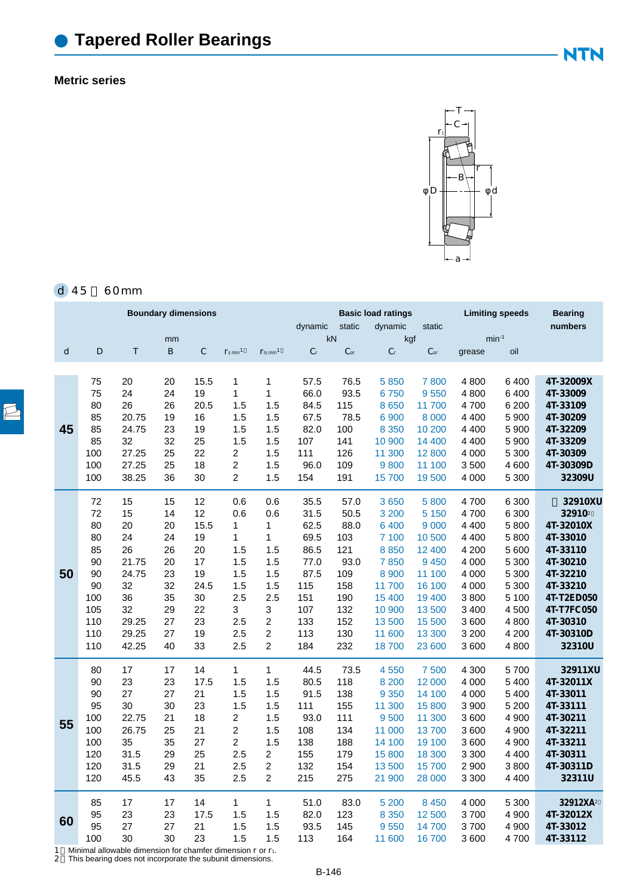# Tapered Roller Bearings

## Metric series

d 45～60mm

| d | D | T | B | C | $r_{s\,min}$[1] | $r_{1s\,min}$[1] | dynamic $C_r$ (kN) | static $C_{or}$ (kN) | dynamic $C_r$ (kgf) | static $C_{or}$ (kgf) | grease (min⁻¹) | oil (min⁻¹) | Bearing numbers |
|---|---|---|---|---|---|---|---|---|---|---|---|---|---|
| 45 | 75 | 20 | 20 | 15.5 | 1 | 1 | 57.5 | 76.5 | 5 850 | 7 800 | 4 800 | 6 400 | 4T-32009X |
| | 75 | 24 | 24 | 19 | 1 | 1 | 66.0 | 93.5 | 6 750 | 9 550 | 4 800 | 6 400 | 4T-33009 |
| | 80 | 26 | 26 | 20.5 | 1.5 | 1.5 | 84.5 | 115 | 8 650 | 11 700 | 4 700 | 6 200 | 4T-33109 |
| | 85 | 20.75 | 19 | 16 | 1.5 | 1.5 | 67.5 | 78.5 | 6 900 | 8 000 | 4 400 | 5 900 | 4T-30209 |
| | 85 | 24.75 | 23 | 19 | 1.5 | 1.5 | 82.0 | 100 | 8 350 | 10 200 | 4 400 | 5 900 | 4T-32209 |
| | 85 | 32 | 32 | 25 | 1.5 | 1.5 | 107 | 141 | 10 900 | 14 400 | 4 400 | 5 900 | 4T-33209 |
| | 100 | 27.25 | 25 | 22 | 2 | 1.5 | 111 | 126 | 11 300 | 12 800 | 4 000 | 5 300 | 4T-30309 |
| | 100 | 27.25 | 25 | 18 | 2 | 1.5 | 96.0 | 109 | 9 800 | 11 100 | 3 500 | 4 600 | 4T-30309D |
| | 100 | 38.25 | 36 | 30 | 2 | 1.5 | 154 | 191 | 15 700 | 19 500 | 4 000 | 5 300 | 32309U |
| 50 | 72 | 15 | 15 | 12 | 0.6 | 0.6 | 35.5 | 57.0 | 3 650 | 5 800 | 4 700 | 6 300 | ＊32910XU |
| | 72 | 15 | 14 | 12 | 0.6 | 0.6 | 31.5 | 50.5 | 3 200 | 5 150 | 4 700 | 6 300 | 32910[2] |
| | 80 | 20 | 20 | 15.5 | 1 | 1 | 62.5 | 88.0 | 6 400 | 9 000 | 4 400 | 5 800 | 4T-32010X |
| | 80 | 24 | 24 | 19 | 1 | 1 | 69.5 | 103 | 7 100 | 10 500 | 4 400 | 5 800 | 4T-33010 |
| | 85 | 26 | 26 | 20 | 1.5 | 1.5 | 86.5 | 121 | 8 850 | 12 400 | 4 200 | 5 600 | 4T-33110 |
| | 90 | 21.75 | 20 | 17 | 1.5 | 1.5 | 77.0 | 93.0 | 7 850 | 9 450 | 4 000 | 5 300 | 4T-30210 |
| | 90 | 24.75 | 23 | 19 | 1.5 | 1.5 | 87.5 | 109 | 8 900 | 11 100 | 4 000 | 5 300 | 4T-32210 |
| | 90 | 32 | 32 | 24.5 | 1.5 | 1.5 | 115 | 158 | 11 700 | 16 100 | 4 000 | 5 300 | 4T-33210 |
| | 100 | 36 | 35 | 30 | 2.5 | 2.5 | 151 | 190 | 15 400 | 19 400 | 3 800 | 5 100 | 4T-T2ED050 |
| | 105 | 32 | 29 | 22 | 3 | 3 | 107 | 132 | 10 900 | 13 500 | 3 400 | 4 500 | 4T-T7FC050 |
| | 110 | 29.25 | 27 | 23 | 2.5 | 2 | 133 | 152 | 13 500 | 15 500 | 3 600 | 4 800 | 4T-30310 |
| | 110 | 29.25 | 27 | 19 | 2.5 | 2 | 113 | 130 | 11 600 | 13 300 | 3 200 | 4 200 | 4T-30310D |
| | 110 | 42.25 | 40 | 33 | 2.5 | 2 | 184 | 232 | 18 700 | 23 600 | 3 600 | 4 800 | 32310U |
| 55 | 80 | 17 | 17 | 14 | 1 | 1 | 44.5 | 73.5 | 4 550 | 7 500 | 4 300 | 5 700 | 32911XU |
| | 90 | 23 | 23 | 17.5 | 1.5 | 1.5 | 80.5 | 118 | 8 200 | 12 000 | 4 000 | 5 400 | 4T-32011X |
| | 90 | 27 | 27 | 21 | 1.5 | 1.5 | 91.5 | 138 | 9 350 | 14 100 | 4 000 | 5 400 | 4T-33011 |
| | 95 | 30 | 30 | 23 | 1.5 | 1.5 | 111 | 155 | 11 300 | 15 800 | 3 900 | 5 200 | 4T-33111 |
| | 100 | 22.75 | 21 | 18 | 2 | 1.5 | 93.0 | 111 | 9 500 | 11 300 | 3 600 | 4 900 | 4T-30211 |
| | 100 | 26.75 | 25 | 21 | 2 | 1.5 | 108 | 134 | 11 000 | 13 700 | 3 600 | 4 900 | 4T-32211 |
| | 100 | 35 | 35 | 27 | 2 | 1.5 | 138 | 188 | 14 100 | 19 100 | 3 600 | 4 900 | 4T-33211 |
| | 120 | 31.5 | 29 | 25 | 2.5 | 2 | 155 | 179 | 15 800 | 18 300 | 3 300 | 4 400 | 4T-30311 |
| | 120 | 31.5 | 29 | 21 | 2.5 | 2 | 132 | 154 | 13 500 | 15 700 | 2 900 | 3 800 | 4T-30311D |
| | 120 | 45.5 | 43 | 35 | 2.5 | 2 | 215 | 275 | 21 900 | 28 000 | 3 300 | 4 400 | 32311U |
| 60 | 85 | 17 | 17 | 14 | 1 | 1 | 51.0 | 83.0 | 5 200 | 8 450 | 4 000 | 5 300 | 32912XA[2] |
| | 95 | 23 | 23 | 17.5 | 1.5 | 1.5 | 82.0 | 123 | 8 350 | 12 500 | 3 700 | 4 900 | 4T-32012X |
| | 95 | 27 | 27 | 21 | 1.5 | 1.5 | 93.5 | 145 | 9 550 | 14 700 | 3 700 | 4 900 | 4T-33012 |
| | 100 | 30 | 30 | 23 | 1.5 | 1.5 | 113 | 164 | 11 600 | 16 700 | 3 600 | 4 700 | 4T-33112 |

1) Minimal allowable dimension for chamfer dimension r or $r_1$.
2) This bearing does not incorporate the subunit dimensions.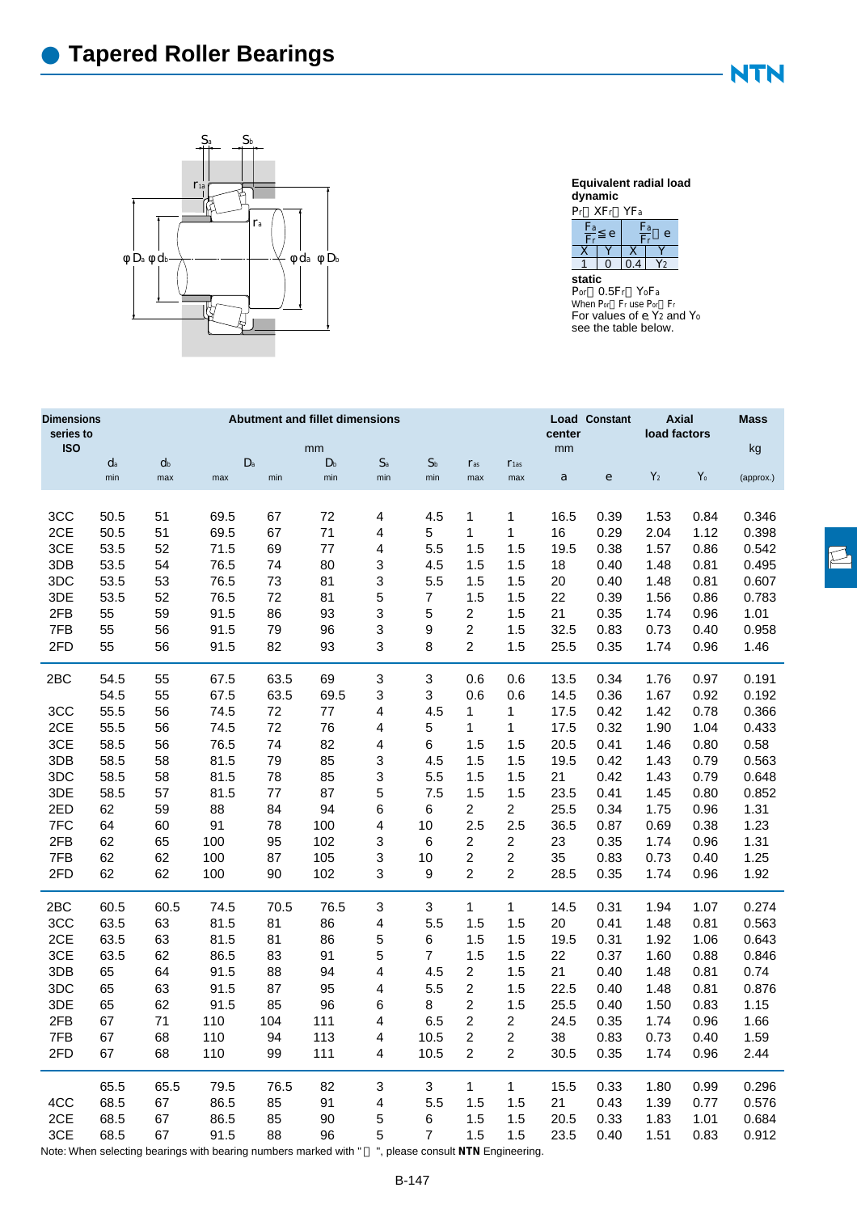# Tapered Roller Bearings

**Equivalent radial load**

**dynamic**

$P_r = XF_r + YF_a$

| $\frac{F_a}{F_r} \leq e$ | | $\frac{F_a}{F_r} > e$ | |
|---|---|---|---|
| X | Y | X | Y |
| 1 | 0 | 0.4 | $Y_2$ |

**static**

$P_{or} = 0.5F_r + Y_oF_a$

When $P_{or} < F_r$ use $P_{or} = F_r$

For values of e, $Y_2$ and $Y_o$ see the table below.

| Dimensions series to ISO | Abutment and fillet dimensions | | | | | | | | | Load center | Constant | Axial load factors | | Mass |
|---|---|---|---|---|---|---|---|---|---|---|---|---|---|---|
| | mm | | | | | | | | | mm | | | | kg |
| | $d_a$ min | $d_b$ max | $D_a$ max | $D_a$ min | $D_b$ min | $S_a$ min | $S_b$ min | $r_{as}$ max | $r_{1as}$ max | a | e | $Y_2$ | $Y_o$ | (approx.) |
| 3CC | 50.5 | 51 | 69.5 | 67 | 72 | 4 | 4.5 | 1 | 1 | 16.5 | 0.39 | 1.53 | 0.84 | 0.346 |
| 2CE | 50.5 | 51 | 69.5 | 67 | 71 | 4 | 5 | 1 | 1 | 16 | 0.29 | 2.04 | 1.12 | 0.398 |
| 3CE | 53.5 | 52 | 71.5 | 69 | 77 | 4 | 5.5 | 1.5 | 1.5 | 19.5 | 0.38 | 1.57 | 0.86 | 0.542 |
| 3DB | 53.5 | 54 | 76.5 | 74 | 80 | 3 | 4.5 | 1.5 | 1.5 | 18 | 0.40 | 1.48 | 0.81 | 0.495 |
| 3DC | 53.5 | 53 | 76.5 | 73 | 81 | 3 | 5.5 | 1.5 | 1.5 | 20 | 0.40 | 1.48 | 0.81 | 0.607 |
| 3DE | 53.5 | 52 | 76.5 | 72 | 81 | 5 | 7 | 1.5 | 1.5 | 22 | 0.39 | 1.56 | 0.86 | 0.783 |
| 2FB | 55 | 59 | 91.5 | 86 | 93 | 3 | 5 | 2 | 1.5 | 21 | 0.35 | 1.74 | 0.96 | 1.01 |
| 7FB | 55 | 56 | 91.5 | 79 | 96 | 3 | 9 | 2 | 1.5 | 32.5 | 0.83 | 0.73 | 0.40 | 0.958 |
| 2FD | 55 | 56 | 91.5 | 82 | 93 | 3 | 8 | 2 | 1.5 | 25.5 | 0.35 | 1.74 | 0.96 | 1.46 |
| 2BC | 54.5 | 55 | 67.5 | 63.5 | 69 | 3 | 3 | 0.6 | 0.6 | 13.5 | 0.34 | 1.76 | 0.97 | 0.191 |
| | 54.5 | 55 | 67.5 | 63.5 | 69.5 | 3 | 3 | 0.6 | 0.6 | 14.5 | 0.36 | 1.67 | 0.92 | 0.192 |
| 3CC | 55.5 | 56 | 74.5 | 72 | 77 | 4 | 4.5 | 1 | 1 | 17.5 | 0.42 | 1.42 | 0.78 | 0.366 |
| 2CE | 55.5 | 56 | 74.5 | 72 | 76 | 4 | 5 | 1 | 1 | 17.5 | 0.32 | 1.90 | 1.04 | 0.433 |
| 3CE | 58.5 | 56 | 76.5 | 74 | 82 | 4 | 6 | 1.5 | 1.5 | 20.5 | 0.41 | 1.46 | 0.80 | 0.58 |
| 3DB | 58.5 | 58 | 81.5 | 79 | 85 | 3 | 4.5 | 1.5 | 1.5 | 19.5 | 0.42 | 1.43 | 0.79 | 0.563 |
| 3DC | 58.5 | 58 | 81.5 | 78 | 85 | 3 | 5.5 | 1.5 | 1.5 | 21 | 0.42 | 1.43 | 0.79 | 0.648 |
| 3DE | 58.5 | 57 | 81.5 | 77 | 87 | 5 | 7.5 | 1.5 | 1.5 | 23.5 | 0.41 | 1.45 | 0.80 | 0.852 |
| 2ED | 62 | 59 | 88 | 84 | 94 | 6 | 6 | 2 | 2 | 25.5 | 0.34 | 1.75 | 0.96 | 1.31 |
| 7FC | 64 | 60 | 91 | 78 | 100 | 4 | 10 | 2.5 | 2.5 | 36.5 | 0.87 | 0.69 | 0.38 | 1.23 |
| 2FB | 62 | 65 | 100 | 95 | 102 | 3 | 6 | 2 | 2 | 23 | 0.35 | 1.74 | 0.96 | 1.31 |
| 7FB | 62 | 62 | 100 | 87 | 105 | 3 | 10 | 2 | 2 | 35 | 0.83 | 0.73 | 0.40 | 1.25 |
| 2FD | 62 | 62 | 100 | 90 | 102 | 3 | 9 | 2 | 2 | 28.5 | 0.35 | 1.74 | 0.96 | 1.92 |
| 2BC | 60.5 | 60.5 | 74.5 | 70.5 | 76.5 | 3 | 3 | 1 | 1 | 14.5 | 0.31 | 1.94 | 1.07 | 0.274 |
| 3CC | 63.5 | 63 | 81.5 | 81 | 86 | 4 | 5.5 | 1.5 | 1.5 | 20 | 0.41 | 1.48 | 0.81 | 0.563 |
| 2CE | 63.5 | 63 | 81.5 | 81 | 86 | 5 | 6 | 1.5 | 1.5 | 19.5 | 0.31 | 1.92 | 1.06 | 0.643 |
| 3CE | 63.5 | 62 | 86.5 | 83 | 91 | 5 | 7 | 1.5 | 1.5 | 22 | 0.37 | 1.60 | 0.88 | 0.846 |
| 3DB | 65 | 64 | 91.5 | 88 | 94 | 4 | 4.5 | 2 | 1.5 | 21 | 0.40 | 1.48 | 0.81 | 0.74 |
| 3DC | 65 | 63 | 91.5 | 87 | 95 | 4 | 5.5 | 2 | 1.5 | 22.5 | 0.40 | 1.48 | 0.81 | 0.876 |
| 3DE | 65 | 62 | 91.5 | 85 | 96 | 6 | 8 | 2 | 1.5 | 25.5 | 0.40 | 1.50 | 0.83 | 1.15 |
| 2FB | 67 | 71 | 110 | 104 | 111 | 4 | 6.5 | 2 | 2 | 24.5 | 0.35 | 1.74 | 0.96 | 1.66 |
| 7FB | 67 | 68 | 110 | 94 | 113 | 4 | 10.5 | 2 | 2 | 38 | 0.83 | 0.73 | 0.40 | 1.59 |
| 2FD | 67 | 68 | 110 | 99 | 111 | 4 | 10.5 | 2 | 2 | 30.5 | 0.35 | 1.74 | 0.96 | 2.44 |
| | 65.5 | 65.5 | 79.5 | 76.5 | 82 | 3 | 3 | 1 | 1 | 15.5 | 0.33 | 1.80 | 0.99 | 0.296 |
| 4CC | 68.5 | 67 | 86.5 | 85 | 91 | 4 | 5.5 | 1.5 | 1.5 | 21 | 0.43 | 1.39 | 0.77 | 0.576 |
| 2CE | 68.5 | 67 | 86.5 | 85 | 90 | 5 | 6 | 1.5 | 1.5 | 20.5 | 0.33 | 1.83 | 1.01 | 0.684 |
| 3CE | 68.5 | 67 | 91.5 | 88 | 96 | 5 | 7 | 1.5 | 1.5 | 23.5 | 0.40 | 1.51 | 0.83 | 0.912 |

Note: When selecting bearings with bearing numbers marked with " ", please consult **NTN** Engineering.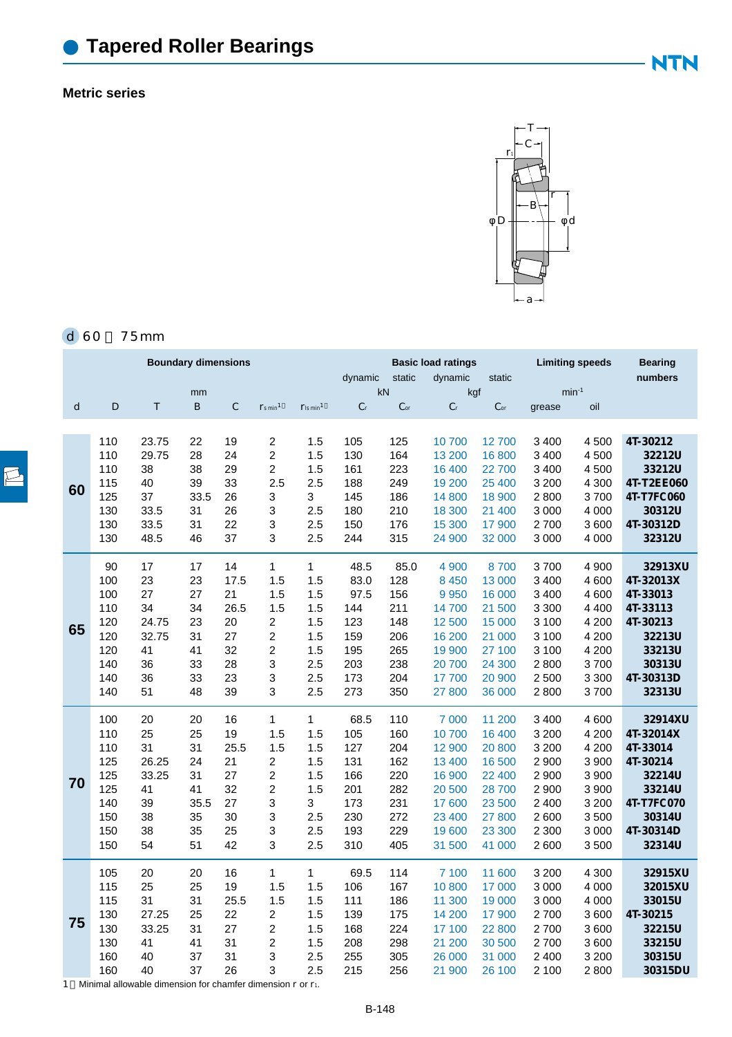# Tapered Roller Bearings

**Metric series**

d 60～75mm

| Boundary dimensions | | | | | | | Basic load ratings | | | | Limiting speeds | | Bearing numbers |
|---|---|---|---|---|---|---|---|---|---|---|---|---|---|
| | | | | | | | dynamic | static | dynamic | static | | | |
| mm | | | | | | | kN | | kgf | | $min^{-1}$ | | |
| d | D | T | B | C | $r_{s\,min}$ 1) | $r_{1s\,min}$ 1) | $C_r$ | $C_{or}$ | $C_r$ | $C_{or}$ | grease | oil | |
| 60 | 110 | 23.75 | 22 | 19 | 2 | 1.5 | 105 | 125 | 10 700 | 12 700 | 3 400 | 4 500 | 4T-30212 |
| | 110 | 29.75 | 28 | 24 | 2 | 1.5 | 130 | 164 | 13 200 | 16 800 | 3 400 | 4 500 | 32212U |
| | 110 | 38 | 38 | 29 | 2 | 1.5 | 161 | 223 | 16 400 | 22 700 | 3 400 | 4 500 | 33212U |
| | 115 | 40 | 39 | 33 | 2.5 | 2.5 | 188 | 249 | 19 200 | 25 400 | 3 200 | 4 300 | 4T-T2EE060 |
| | 125 | 37 | 33.5 | 26 | 3 | 3 | 145 | 186 | 14 800 | 18 900 | 2 800 | 3 700 | 4T-T7FC060 |
| | 130 | 33.5 | 31 | 26 | 3 | 2.5 | 180 | 210 | 18 300 | 21 400 | 3 000 | 4 000 | 30312U |
| | 130 | 33.5 | 31 | 22 | 3 | 2.5 | 150 | 176 | 15 300 | 17 900 | 2 700 | 3 600 | 4T-30312D |
| | 130 | 48.5 | 46 | 37 | 3 | 2.5 | 244 | 315 | 24 900 | 32 000 | 3 000 | 4 000 | 32312U |
| 65 | 90 | 17 | 17 | 14 | 1 | 1 | 48.5 | 85.0 | 4 900 | 8 700 | 3 700 | 4 900 | 32913XU |
| | 100 | 23 | 23 | 17.5 | 1.5 | 1.5 | 83.0 | 128 | 8 450 | 13 000 | 3 400 | 4 600 | 4T-32013X |
| | 100 | 27 | 27 | 21 | 1.5 | 1.5 | 97.5 | 156 | 9 950 | 16 000 | 3 400 | 4 600 | 4T-33013 |
| | 110 | 34 | 34 | 26.5 | 1.5 | 1.5 | 144 | 211 | 14 700 | 21 500 | 3 300 | 4 400 | 4T-33113 |
| | 120 | 24.75 | 23 | 20 | 2 | 1.5 | 123 | 148 | 12 500 | 15 000 | 3 100 | 4 200 | 4T-30213 |
| | 120 | 32.75 | 31 | 27 | 2 | 1.5 | 159 | 206 | 16 200 | 21 000 | 3 100 | 4 200 | 32213U |
| | 120 | 41 | 41 | 32 | 2 | 1.5 | 195 | 265 | 19 900 | 27 100 | 3 100 | 4 200 | 33213U |
| | 140 | 36 | 33 | 28 | 3 | 2.5 | 203 | 238 | 20 700 | 24 300 | 2 800 | 3 700 | 30313U |
| | 140 | 36 | 33 | 23 | 3 | 2.5 | 173 | 204 | 17 700 | 20 900 | 2 500 | 3 300 | 4T-30313D |
| | 140 | 51 | 48 | 39 | 3 | 2.5 | 273 | 350 | 27 800 | 36 000 | 2 800 | 3 700 | 32313U |
| 70 | 100 | 20 | 20 | 16 | 1 | 1 | 68.5 | 110 | 7 000 | 11 200 | 3 400 | 4 600 | 32914XU |
| | 110 | 25 | 25 | 19 | 1.5 | 1.5 | 105 | 160 | 10 700 | 16 400 | 3 200 | 4 200 | 4T-32014X |
| | 110 | 31 | 31 | 25.5 | 1.5 | 1.5 | 127 | 204 | 12 900 | 20 800 | 3 200 | 4 200 | 4T-33014 |
| | 125 | 26.25 | 24 | 21 | 2 | 1.5 | 131 | 162 | 13 400 | 16 500 | 2 900 | 3 900 | 4T-30214 |
| | 125 | 33.25 | 31 | 27 | 2 | 1.5 | 166 | 220 | 16 900 | 22 400 | 2 900 | 3 900 | 32214U |
| | 125 | 41 | 41 | 32 | 2 | 1.5 | 201 | 282 | 20 500 | 28 700 | 2 900 | 3 900 | 33214U |
| | 140 | 39 | 35.5 | 27 | 3 | 3 | 173 | 231 | 17 600 | 23 500 | 2 400 | 3 200 | 4T-T7FC070 |
| | 150 | 38 | 35 | 30 | 3 | 2.5 | 230 | 272 | 23 400 | 27 800 | 2 600 | 3 500 | 30314U |
| | 150 | 38 | 35 | 25 | 3 | 2.5 | 193 | 229 | 19 600 | 23 300 | 2 300 | 3 000 | 4T-30314D |
| | 150 | 54 | 51 | 42 | 3 | 2.5 | 310 | 405 | 31 500 | 41 000 | 2 600 | 3 500 | 32314U |
| 75 | 105 | 20 | 20 | 16 | 1 | 1 | 69.5 | 114 | 7 100 | 11 600 | 3 200 | 4 300 | 32915XU |
| | 115 | 25 | 25 | 19 | 1.5 | 1.5 | 106 | 167 | 10 800 | 17 000 | 3 000 | 4 000 | 32015XU |
| | 115 | 31 | 31 | 25.5 | 1.5 | 1.5 | 111 | 186 | 11 300 | 19 000 | 3 000 | 4 000 | 33015U |
| | 130 | 27.25 | 25 | 22 | 2 | 1.5 | 139 | 175 | 14 200 | 17 900 | 2 700 | 3 600 | 4T-30215 |
| | 130 | 33.25 | 31 | 27 | 2 | 1.5 | 168 | 224 | 17 100 | 22 800 | 2 700 | 3 600 | 32215U |
| | 130 | 41 | 41 | 31 | 2 | 1.5 | 208 | 298 | 21 200 | 30 500 | 2 700 | 3 600 | 33215U |
| | 160 | 40 | 37 | 31 | 3 | 2.5 | 255 | 305 | 26 000 | 31 000 | 2 400 | 3 200 | 30315U |
| | 160 | 40 | 37 | 26 | 3 | 2.5 | 215 | 256 | 21 900 | 26 100 | 2 100 | 2 800 | 30315DU |

1) Minimal allowable dimension for chamfer dimension r or $r_1$.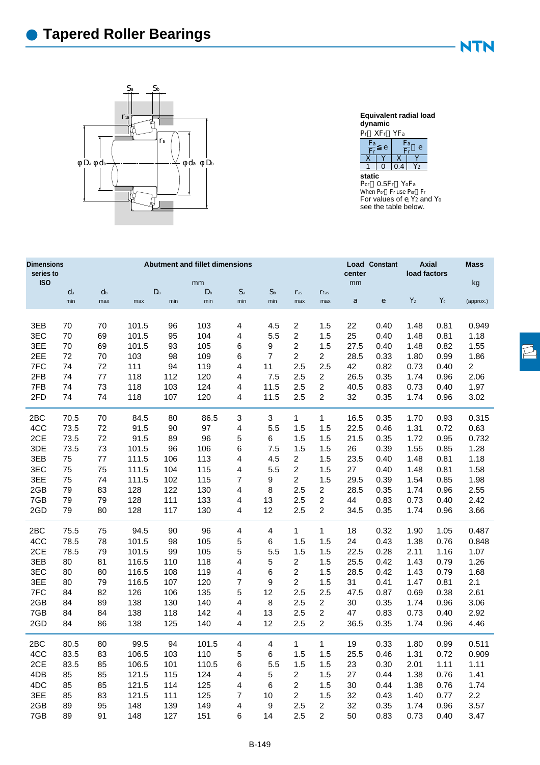# Tapered Roller Bearings

**Equivalent radial load**
**dynamic**

$P_r = XF_r + YF_a$

| $\frac{F_a}{F_r} \leq e$ | | $\frac{F_a}{F_r} > e$ | |
|---|---|---|---|
| X | Y | X | Y |
| 1 | 0 | 0.4 | $Y_2$ |

**static**

$P_{or} = 0.5F_r + Y_oF_a$

When $P_{or} < F_r$ use $P_{or} = F_r$

For values of e, $Y_2$ and $Y_o$ see the table below.

| Dimensions series to ISO | Abutment and fillet dimensions | | | | | | | | | Load center | Constant | Axial load factors | | Mass |
|---|---|---|---|---|---|---|---|---|---|---|---|---|---|---|
| | mm | | | | | | | | | mm | | | | kg |
| | $d_a$ min | $d_b$ max | $D_a$ max | $D_a$ min | $D_b$ min | $S_a$ min | $S_b$ min | $r_{as}$ max | $r_{1as}$ max | a | e | $Y_2$ | $Y_o$ | (approx.) |
| 3EB | 70 | 70 | 101.5 | 96 | 103 | 4 | 4.5 | 2 | 1.5 | 22 | 0.40 | 1.48 | 0.81 | 0.949 |
| 3EC | 70 | 69 | 101.5 | 95 | 104 | 4 | 5.5 | 2 | 1.5 | 25 | 0.40 | 1.48 | 0.81 | 1.18 |
| 3EE | 70 | 69 | 101.5 | 93 | 105 | 6 | 9 | 2 | 1.5 | 27.5 | 0.40 | 1.48 | 0.82 | 1.55 |
| 2EE | 72 | 70 | 103 | 98 | 109 | 6 | 7 | 2 | 2 | 28.5 | 0.33 | 1.80 | 0.99 | 1.86 |
| 7FC | 74 | 72 | 111 | 94 | 119 | 4 | 11 | 2.5 | 2.5 | 42 | 0.82 | 0.73 | 0.40 | 2 |
| 2FB | 74 | 77 | 118 | 112 | 120 | 4 | 7.5 | 2.5 | 2 | 26.5 | 0.35 | 1.74 | 0.96 | 2.06 |
| 7FB | 74 | 73 | 118 | 103 | 124 | 4 | 11.5 | 2.5 | 2 | 40.5 | 0.83 | 0.73 | 0.40 | 1.97 |
| 2FD | 74 | 74 | 118 | 107 | 120 | 4 | 11.5 | 2.5 | 2 | 32 | 0.35 | 1.74 | 0.96 | 3.02 |
| 2BC | 70.5 | 70 | 84.5 | 80 | 86.5 | 3 | 3 | 1 | 1 | 16.5 | 0.35 | 1.70 | 0.93 | 0.315 |
| 4CC | 73.5 | 72 | 91.5 | 90 | 97 | 4 | 5.5 | 1.5 | 1.5 | 22.5 | 0.46 | 1.31 | 0.72 | 0.63 |
| 2CE | 73.5 | 72 | 91.5 | 89 | 96 | 5 | 6 | 1.5 | 1.5 | 21.5 | 0.35 | 1.72 | 0.95 | 0.732 |
| 3DE | 73.5 | 73 | 101.5 | 96 | 106 | 6 | 7.5 | 1.5 | 1.5 | 26 | 0.39 | 1.55 | 0.85 | 1.28 |
| 3EB | 75 | 77 | 111.5 | 106 | 113 | 4 | 4.5 | 2 | 1.5 | 23.5 | 0.40 | 1.48 | 0.81 | 1.18 |
| 3EC | 75 | 75 | 111.5 | 104 | 115 | 4 | 5.5 | 2 | 1.5 | 27 | 0.40 | 1.48 | 0.81 | 1.58 |
| 3EE | 75 | 74 | 111.5 | 102 | 115 | 7 | 9 | 2 | 1.5 | 29.5 | 0.39 | 1.54 | 0.85 | 1.98 |
| 2GB | 79 | 83 | 128 | 122 | 130 | 4 | 8 | 2.5 | 2 | 28.5 | 0.35 | 1.74 | 0.96 | 2.55 |
| 7GB | 79 | 79 | 128 | 111 | 133 | 4 | 13 | 2.5 | 2 | 44 | 0.83 | 0.73 | 0.40 | 2.42 |
| 2GD | 79 | 80 | 128 | 117 | 130 | 4 | 12 | 2.5 | 2 | 34.5 | 0.35 | 1.74 | 0.96 | 3.66 |
| 2BC | 75.5 | 75 | 94.5 | 90 | 96 | 4 | 4 | 1 | 1 | 18 | 0.32 | 1.90 | 1.05 | 0.487 |
| 4CC | 78.5 | 78 | 101.5 | 98 | 105 | 5 | 6 | 1.5 | 1.5 | 24 | 0.43 | 1.38 | 0.76 | 0.848 |
| 2CE | 78.5 | 79 | 101.5 | 99 | 105 | 5 | 5.5 | 1.5 | 1.5 | 22.5 | 0.28 | 2.11 | 1.16 | 1.07 |
| 3EB | 80 | 81 | 116.5 | 110 | 118 | 4 | 5 | 2 | 1.5 | 25.5 | 0.42 | 1.43 | 0.79 | 1.26 |
| 3EC | 80 | 80 | 116.5 | 108 | 119 | 4 | 6 | 2 | 1.5 | 28.5 | 0.42 | 1.43 | 0.79 | 1.68 |
| 3EE | 80 | 79 | 116.5 | 107 | 120 | 7 | 9 | 2 | 1.5 | 31 | 0.41 | 1.47 | 0.81 | 2.1 |
| 7FC | 84 | 82 | 126 | 106 | 135 | 5 | 12 | 2.5 | 2.5 | 47.5 | 0.87 | 0.69 | 0.38 | 2.61 |
| 2GB | 84 | 89 | 138 | 130 | 140 | 4 | 8 | 2.5 | 2 | 30 | 0.35 | 1.74 | 0.96 | 3.06 |
| 7GB | 84 | 84 | 138 | 118 | 142 | 4 | 13 | 2.5 | 2 | 47 | 0.83 | 0.73 | 0.40 | 2.92 |
| 2GD | 84 | 86 | 138 | 125 | 140 | 4 | 12 | 2.5 | 2 | 36.5 | 0.35 | 1.74 | 0.96 | 4.46 |
| 2BC | 80.5 | 80 | 99.5 | 94 | 101.5 | 4 | 4 | 1 | 1 | 19 | 0.33 | 1.80 | 0.99 | 0.511 |
| 4CC | 83.5 | 83 | 106.5 | 103 | 110 | 5 | 6 | 1.5 | 1.5 | 25.5 | 0.46 | 1.31 | 0.72 | 0.909 |
| 2CE | 83.5 | 85 | 106.5 | 101 | 110.5 | 6 | 5.5 | 1.5 | 1.5 | 23 | 0.30 | 2.01 | 1.11 | 1.11 |
| 4DB | 85 | 85 | 121.5 | 115 | 124 | 4 | 5 | 2 | 1.5 | 27 | 0.44 | 1.38 | 0.76 | 1.41 |
| 4DC | 85 | 85 | 121.5 | 114 | 125 | 4 | 6 | 2 | 1.5 | 30 | 0.44 | 1.38 | 0.76 | 1.74 |
| 3EE | 85 | 83 | 121.5 | 111 | 125 | 7 | 10 | 2 | 1.5 | 32 | 0.43 | 1.40 | 0.77 | 2.2 |
| 2GB | 89 | 95 | 148 | 139 | 149 | 4 | 9 | 2.5 | 2 | 32 | 0.35 | 1.74 | 0.96 | 3.57 |
| 7GB | 89 | 91 | 148 | 127 | 151 | 6 | 14 | 2.5 | 2 | 50 | 0.83 | 0.73 | 0.40 | 3.47 |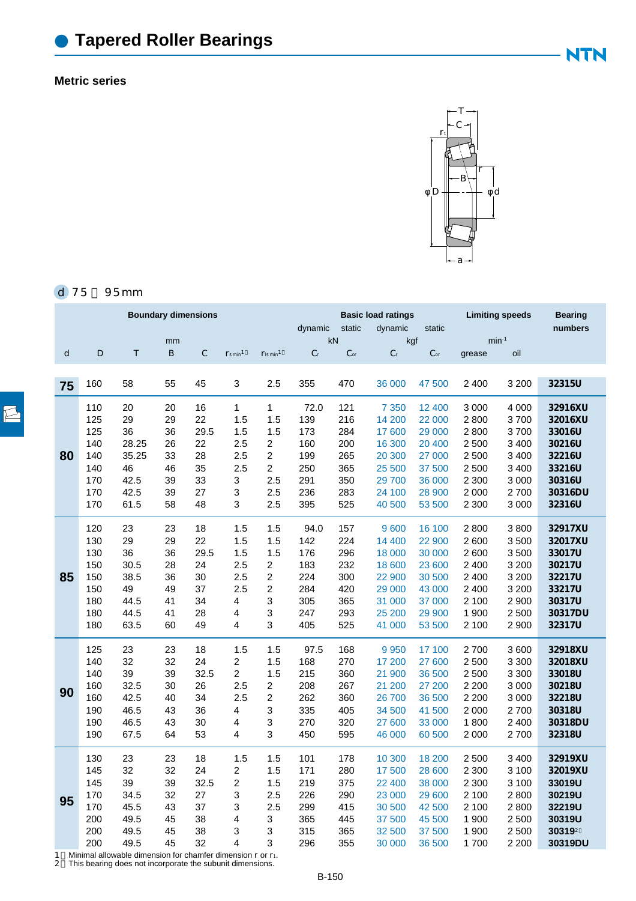# Tapered Roller Bearings

## Metric series

**d 75～95mm**

| | | Boundary dimensions | | | | | Basic load ratings | | | | Limiting speeds | | Bearing numbers |
|---|---|---|---|---|---|---|---|---|---|---|---|---|---|
| | | | | | | | dynamic | static | dynamic | static | | | |
| | | mm | | | | | kN | | kgf | | $min^{-1}$ | | |
| d | D | T | B | C | $r_{s\,min}$[1] | $r_{1s\,min}$[1] | $C_r$ | $C_{or}$ | $C_r$ | $C_{or}$ | grease | oil | |
| 75 | 160 | 58 | 55 | 45 | 3 | 2.5 | 355 | 470 | 36 000 | 47 500 | 2 400 | 3 200 | 32315U |
| 80 | 110 | 20 | 20 | 16 | 1 | 1 | 72.0 | 121 | 7 350 | 12 400 | 3 000 | 4 000 | 32916XU |
| | 125 | 29 | 29 | 22 | 1.5 | 1.5 | 139 | 216 | 14 200 | 22 000 | 2 800 | 3 700 | 32016XU |
| | 125 | 36 | 36 | 29.5 | 1.5 | 1.5 | 173 | 284 | 17 600 | 29 000 | 2 800 | 3 700 | 33016U |
| | 140 | 28.25 | 26 | 22 | 2.5 | 2 | 160 | 200 | 16 300 | 20 400 | 2 500 | 3 400 | 30216U |
| | 140 | 35.25 | 33 | 28 | 2.5 | 2 | 199 | 265 | 20 300 | 27 000 | 2 500 | 3 400 | 32216U |
| | 140 | 46 | 46 | 35 | 2.5 | 2 | 250 | 365 | 25 500 | 37 500 | 2 500 | 3 400 | 33216U |
| | 170 | 42.5 | 39 | 33 | 3 | 2.5 | 291 | 350 | 29 700 | 36 000 | 2 300 | 3 000 | 30316U |
| | 170 | 42.5 | 39 | 27 | 3 | 2.5 | 236 | 283 | 24 100 | 28 900 | 2 000 | 2 700 | 30316DU |
| | 170 | 61.5 | 58 | 48 | 3 | 2.5 | 395 | 525 | 40 500 | 53 500 | 2 300 | 3 000 | 32316U |
| 85 | 120 | 23 | 23 | 18 | 1.5 | 1.5 | 94.0 | 157 | 9 600 | 16 100 | 2 800 | 3 800 | 32917XU |
| | 130 | 29 | 29 | 22 | 1.5 | 1.5 | 142 | 224 | 14 400 | 22 900 | 2 600 | 3 500 | 32017XU |
| | 130 | 36 | 36 | 29.5 | 1.5 | 1.5 | 176 | 296 | 18 000 | 30 000 | 2 600 | 3 500 | 33017U |
| | 150 | 30.5 | 28 | 24 | 2.5 | 2 | 183 | 232 | 18 600 | 23 600 | 2 400 | 3 200 | 30217U |
| | 150 | 38.5 | 36 | 30 | 2.5 | 2 | 224 | 300 | 22 900 | 30 500 | 2 400 | 3 200 | 32217U |
| | 150 | 49 | 49 | 37 | 2.5 | 2 | 284 | 420 | 29 000 | 43 000 | 2 400 | 3 200 | 33217U |
| | 180 | 44.5 | 41 | 34 | 4 | 3 | 305 | 365 | 31 000 | 37 000 | 2 100 | 2 900 | 30317U |
| | 180 | 44.5 | 41 | 28 | 4 | 3 | 247 | 293 | 25 200 | 29 900 | 1 900 | 2 500 | 30317DU |
| | 180 | 63.5 | 60 | 49 | 4 | 3 | 405 | 525 | 41 000 | 53 500 | 2 100 | 2 900 | 32317U |
| 90 | 125 | 23 | 23 | 18 | 1.5 | 1.5 | 97.5 | 168 | 9 950 | 17 100 | 2 700 | 3 600 | 32918XU |
| | 140 | 32 | 32 | 24 | 2 | 1.5 | 168 | 270 | 17 200 | 27 600 | 2 500 | 3 300 | 32018XU |
| | 140 | 39 | 39 | 32.5 | 2 | 1.5 | 215 | 360 | 21 900 | 36 500 | 2 500 | 3 300 | 33018U |
| | 160 | 32.5 | 30 | 26 | 2.5 | 2 | 208 | 267 | 21 200 | 27 200 | 2 200 | 3 000 | 30218U |
| | 160 | 42.5 | 40 | 34 | 2.5 | 2 | 262 | 360 | 26 700 | 36 500 | 2 200 | 3 000 | 32218U |
| | 190 | 46.5 | 43 | 36 | 4 | 3 | 335 | 405 | 34 500 | 41 500 | 2 000 | 2 700 | 30318U |
| | 190 | 46.5 | 43 | 30 | 4 | 3 | 270 | 320 | 27 600 | 33 000 | 1 800 | 2 400 | 30318DU |
| | 190 | 67.5 | 64 | 53 | 4 | 3 | 450 | 595 | 46 000 | 60 500 | 2 000 | 2 700 | 32318U |
| 95 | 130 | 23 | 23 | 18 | 1.5 | 1.5 | 101 | 178 | 10 300 | 18 200 | 2 500 | 3 400 | 32919XU |
| | 145 | 32 | 32 | 24 | 2 | 1.5 | 171 | 280 | 17 500 | 28 600 | 2 300 | 3 100 | 32019XU |
| | 145 | 39 | 39 | 32.5 | 2 | 1.5 | 219 | 375 | 22 400 | 38 000 | 2 300 | 3 100 | 33019U |
| | 170 | 34.5 | 32 | 27 | 3 | 2.5 | 226 | 290 | 23 000 | 29 600 | 2 100 | 2 800 | 30219U |
| | 170 | 45.5 | 43 | 37 | 3 | 2.5 | 299 | 415 | 30 500 | 42 500 | 2 100 | 2 800 | 32219U |
| | 200 | 49.5 | 45 | 38 | 4 | 3 | 365 | 445 | 37 500 | 45 500 | 1 900 | 2 500 | 30319U |
| | 200 | 49.5 | 45 | 38 | 3 | 3 | 315 | 365 | 32 500 | 37 500 | 1 900 | 2 500 | 30319[2] |
| | 200 | 49.5 | 45 | 32 | 4 | 3 | 296 | 355 | 30 000 | 36 500 | 1 700 | 2 200 | 30319DU |

1) Minimal allowable dimension for chamfer dimension r or $r_1$.
2) This bearing does not incorporate the subunit dimensions.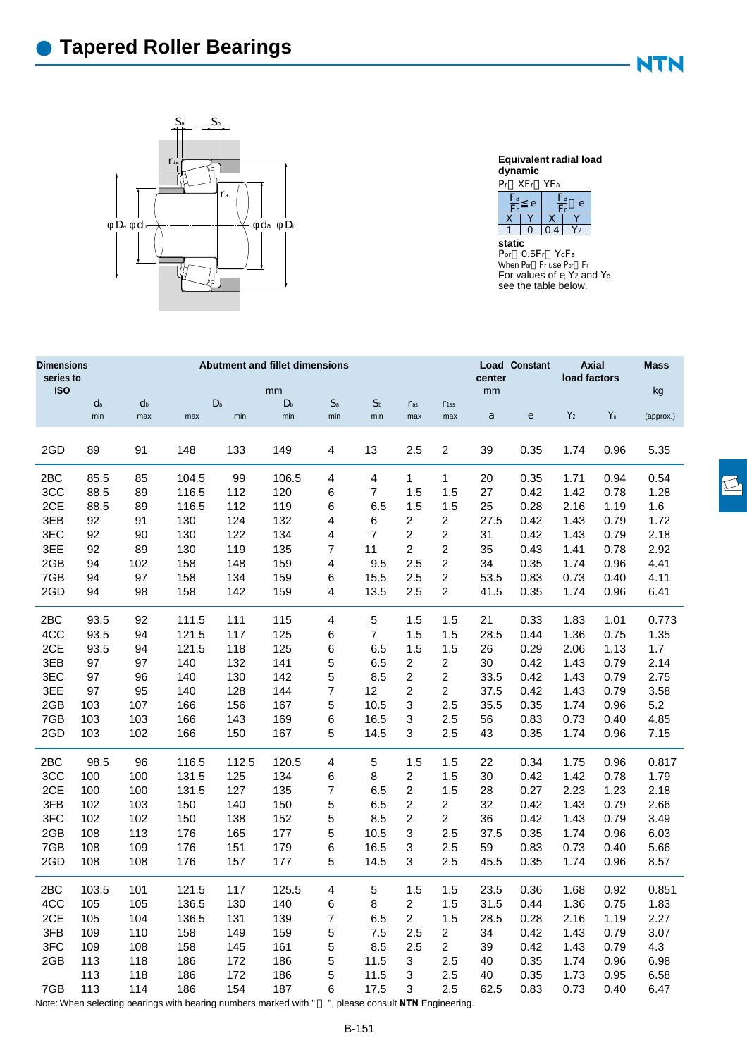# Tapered Roller Bearings

**Equivalent radial load**

**dynamic**

$P_r = XF_r + YF_a$

| $\frac{F_a}{F_r} \leq e$ | | $\frac{F_a}{F_r} > e$ | |
|---|---|---|---|
| X | Y | X | Y |
| 1 | 0 | 0.4 | $Y_2$ |

**static**

$P_{or} = 0.5F_r + Y_oF_a$

When $P_{or} < F_r$ use $P_{or} = F_r$

For values of e, $Y_2$ and $Y_o$ see the table below.

| Dimensions series to ISO | Abutment and fillet dimensions mm | | | | | | | | | Load center mm | Constant | Axial load factors | | Mass kg |
|---|---|---|---|---|---|---|---|---|---|---|---|---|---|---|
| | $d_a$ min | $d_b$ max | $D_a$ max | $D_a$ min | $D_b$ min | $S_a$ min | $S_b$ min | $r_{as}$ max | $r_{1as}$ max | a | e | $Y_2$ | $Y_o$ | (approx.) |
| 2GD | 89 | 91 | 148 | 133 | 149 | 4 | 13 | 2.5 | 2 | 39 | 0.35 | 1.74 | 0.96 | 5.35 |
| 2BC | 85.5 | 85 | 104.5 | 99 | 106.5 | 4 | 4 | 1 | 1 | 20 | 0.35 | 1.71 | 0.94 | 0.54 |
| 3CC | 88.5 | 89 | 116.5 | 112 | 120 | 6 | 7 | 1.5 | 1.5 | 27 | 0.42 | 1.42 | 0.78 | 1.28 |
| 2CE | 88.5 | 89 | 116.5 | 112 | 119 | 6 | 6.5 | 1.5 | 1.5 | 25 | 0.28 | 2.16 | 1.19 | 1.6 |
| 3EB | 92 | 91 | 130 | 124 | 132 | 4 | 6 | 2 | 2 | 27.5 | 0.42 | 1.43 | 0.79 | 1.72 |
| 3EC | 92 | 90 | 130 | 122 | 134 | 4 | 7 | 2 | 2 | 31 | 0.42 | 1.43 | 0.79 | 2.18 |
| 3EE | 92 | 89 | 130 | 119 | 135 | 7 | 11 | 2 | 2 | 35 | 0.43 | 1.41 | 0.78 | 2.92 |
| 2GB | 94 | 102 | 158 | 148 | 159 | 4 | 9.5 | 2.5 | 2 | 34 | 0.35 | 1.74 | 0.96 | 4.41 |
| 7GB | 94 | 97 | 158 | 134 | 159 | 6 | 15.5 | 2.5 | 2 | 53.5 | 0.83 | 0.73 | 0.40 | 4.11 |
| 2GD | 94 | 98 | 158 | 142 | 159 | 4 | 13.5 | 2.5 | 2 | 41.5 | 0.35 | 1.74 | 0.96 | 6.41 |
| 2BC | 93.5 | 92 | 111.5 | 111 | 115 | 4 | 5 | 1.5 | 1.5 | 21 | 0.33 | 1.83 | 1.01 | 0.773 |
| 4CC | 93.5 | 94 | 121.5 | 117 | 125 | 6 | 7 | 1.5 | 1.5 | 28.5 | 0.44 | 1.36 | 0.75 | 1.35 |
| 2CE | 93.5 | 94 | 121.5 | 118 | 125 | 6 | 6.5 | 1.5 | 1.5 | 26 | 0.29 | 2.06 | 1.13 | 1.7 |
| 3EB | 97 | 97 | 140 | 132 | 141 | 5 | 6.5 | 2 | 2 | 30 | 0.42 | 1.43 | 0.79 | 2.14 |
| 3EC | 97 | 96 | 140 | 130 | 142 | 5 | 8.5 | 2 | 2 | 33.5 | 0.42 | 1.43 | 0.79 | 2.75 |
| 3EE | 97 | 95 | 140 | 128 | 144 | 7 | 12 | 2 | 2 | 37.5 | 0.42 | 1.43 | 0.79 | 3.58 |
| 2GB | 103 | 107 | 166 | 156 | 167 | 5 | 10.5 | 3 | 2.5 | 35.5 | 0.35 | 1.74 | 0.96 | 5.2 |
| 7GB | 103 | 103 | 166 | 143 | 169 | 6 | 16.5 | 3 | 2.5 | 56 | 0.83 | 0.73 | 0.40 | 4.85 |
| 2GD | 103 | 102 | 166 | 150 | 167 | 5 | 14.5 | 3 | 2.5 | 43 | 0.35 | 1.74 | 0.96 | 7.15 |
| 2BC | 98.5 | 96 | 116.5 | 112.5 | 120.5 | 4 | 5 | 1.5 | 1.5 | 22 | 0.34 | 1.75 | 0.96 | 0.817 |
| 3CC | 100 | 100 | 131.5 | 125 | 134 | 6 | 8 | 2 | 1.5 | 30 | 0.42 | 1.42 | 0.78 | 1.79 |
| 2CE | 100 | 100 | 131.5 | 127 | 135 | 7 | 6.5 | 2 | 1.5 | 28 | 0.27 | 2.23 | 1.23 | 2.18 |
| 3FB | 102 | 103 | 150 | 140 | 150 | 5 | 6.5 | 2 | 2 | 32 | 0.42 | 1.43 | 0.79 | 2.66 |
| 3FC | 102 | 102 | 150 | 138 | 152 | 5 | 8.5 | 2 | 2 | 36 | 0.42 | 1.43 | 0.79 | 3.49 |
| 2GB | 108 | 113 | 176 | 165 | 177 | 5 | 10.5 | 3 | 2.5 | 37.5 | 0.35 | 1.74 | 0.96 | 6.03 |
| 7GB | 108 | 109 | 176 | 151 | 179 | 6 | 16.5 | 3 | 2.5 | 59 | 0.83 | 0.73 | 0.40 | 5.66 |
| 2GD | 108 | 108 | 176 | 157 | 177 | 5 | 14.5 | 3 | 2.5 | 45.5 | 0.35 | 1.74 | 0.96 | 8.57 |
| 2BC | 103.5 | 101 | 121.5 | 117 | 125.5 | 4 | 5 | 1.5 | 1.5 | 23.5 | 0.36 | 1.68 | 0.92 | 0.851 |
| 4CC | 105 | 105 | 136.5 | 130 | 140 | 6 | 8 | 2 | 1.5 | 31.5 | 0.44 | 1.36 | 0.75 | 1.83 |
| 2CE | 105 | 104 | 136.5 | 131 | 139 | 7 | 6.5 | 2 | 1.5 | 28.5 | 0.28 | 2.16 | 1.19 | 2.27 |
| 3FB | 109 | 110 | 158 | 149 | 159 | 5 | 7.5 | 2.5 | 2 | 34 | 0.42 | 1.43 | 0.79 | 3.07 |
| 3FC | 109 | 108 | 158 | 145 | 161 | 5 | 8.5 | 2.5 | 2 | 39 | 0.42 | 1.43 | 0.79 | 4.3 |
| 2GB | 113 | 118 | 186 | 172 | 186 | 5 | 11.5 | 3 | 2.5 | 40 | 0.35 | 1.74 | 0.96 | 6.98 |
| | 113 | 118 | 186 | 172 | 186 | 5 | 11.5 | 3 | 2.5 | 40 | 0.35 | 1.73 | 0.95 | 6.58 |
| 7GB | 113 | 114 | 186 | 154 | 187 | 6 | 17.5 | 3 | 2.5 | 62.5 | 0.83 | 0.73 | 0.40 | 6.47 |

Note: When selecting bearings with bearing numbers marked with "＊", please consult **NTN** Engineering.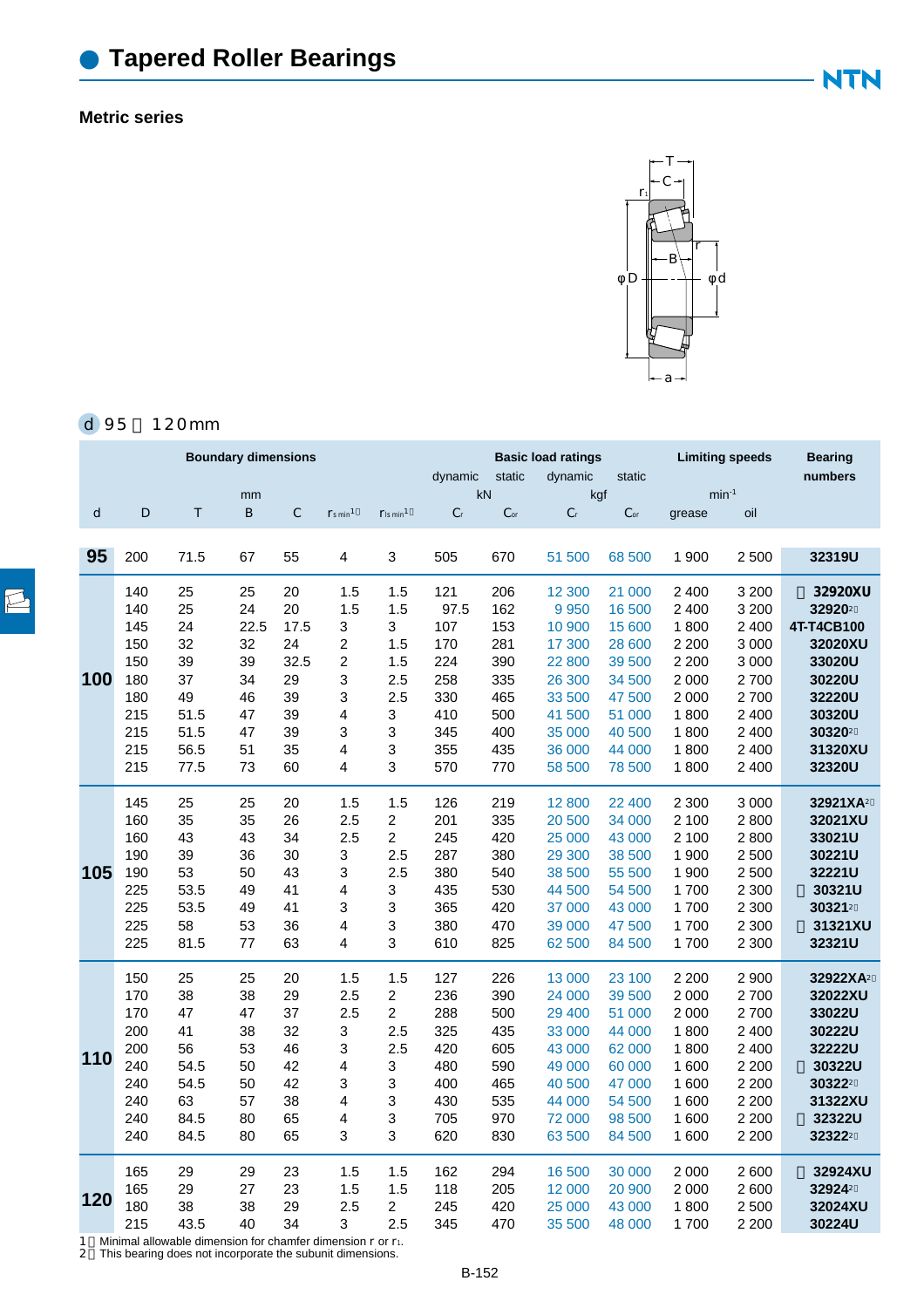# Tapered Roller Bearings

### Metric series

d 95～120mm

| Boundary dimensions | | | | | | | Basic load ratings | | | | Limiting speeds | | Bearing numbers |
|---|---|---|---|---|---|---|---|---|---|---|---|---|---|
| | | mm | | | | | dynamic kN | static kN | dynamic kgf | static kgf | min⁻¹ | | |
| d | D | T | B | C | $r_{s\,min}$[1] | $r_{1s\,min}$[1] | $C_r$ | $C_{or}$ | $C_r$ | $C_{or}$ | grease | oil | |
| **95** | 200 | 71.5 | 67 | 55 | 4 | 3 | 505 | 670 | 51 500 | 68 500 | 1 900 | 2 500 | 32319U |
| **100** | 140 | 25 | 25 | 20 | 1.5 | 1.5 | 121 | 206 | 12 300 | 21 000 | 2 400 | 3 200 | ★ 32920XU |
| | 140 | 25 | 24 | 20 | 1.5 | 1.5 | 97.5 | 162 | 9 950 | 16 500 | 2 400 | 3 200 | 32920[2] |
| | 145 | 24 | 22.5 | 17.5 | 3 | 3 | 107 | 153 | 10 900 | 15 600 | 1 800 | 2 400 | 4T-T4CB100 |
| | 150 | 32 | 32 | 24 | 2 | 1.5 | 170 | 281 | 17 300 | 28 600 | 2 200 | 3 000 | 32020XU |
| | 150 | 39 | 39 | 32.5 | 2 | 1.5 | 224 | 390 | 22 800 | 39 500 | 2 200 | 3 000 | 33020U |
| | 180 | 37 | 34 | 29 | 3 | 2.5 | 258 | 335 | 26 300 | 34 500 | 2 000 | 2 700 | 30220U |
| | 180 | 49 | 46 | 39 | 3 | 2.5 | 330 | 465 | 33 500 | 47 500 | 2 000 | 2 700 | 32220U |
| | 215 | 51.5 | 47 | 39 | 4 | 3 | 410 | 500 | 41 500 | 51 000 | 1 800 | 2 400 | 30320U |
| | 215 | 51.5 | 47 | 39 | 3 | 3 | 345 | 400 | 35 000 | 40 500 | 1 800 | 2 400 | 30320[2] |
| | 215 | 56.5 | 51 | 35 | 4 | 3 | 355 | 435 | 36 000 | 44 000 | 1 800 | 2 400 | 31320XU |
| | 215 | 77.5 | 73 | 60 | 4 | 3 | 570 | 770 | 58 500 | 78 500 | 1 800 | 2 400 | 32320U |
| **105** | 145 | 25 | 25 | 20 | 1.5 | 1.5 | 126 | 219 | 12 800 | 22 400 | 2 300 | 3 000 | 32921XA[2] |
| | 160 | 35 | 35 | 26 | 2.5 | 2 | 201 | 335 | 20 500 | 34 000 | 2 100 | 2 800 | 32021XU |
| | 160 | 43 | 43 | 34 | 2.5 | 2 | 245 | 420 | 25 000 | 43 000 | 2 100 | 2 800 | 33021U |
| | 190 | 39 | 36 | 30 | 3 | 2.5 | 287 | 380 | 29 300 | 38 500 | 1 900 | 2 500 | 30221U |
| | 190 | 53 | 50 | 43 | 3 | 2.5 | 380 | 540 | 38 500 | 55 500 | 1 900 | 2 500 | 32221U |
| | 225 | 53.5 | 49 | 41 | 4 | 3 | 435 | 530 | 44 500 | 54 500 | 1 700 | 2 300 | ★ 30321U |
| | 225 | 53.5 | 49 | 41 | 3 | 3 | 365 | 420 | 37 000 | 43 000 | 1 700 | 2 300 | 30321[2] |
| | 225 | 58 | 53 | 36 | 4 | 3 | 380 | 470 | 39 000 | 47 500 | 1 700 | 2 300 | ★ 31321XU |
| | 225 | 81.5 | 77 | 63 | 4 | 3 | 610 | 825 | 62 500 | 84 500 | 1 700 | 2 300 | 32321U |
| **110** | 150 | 25 | 25 | 20 | 1.5 | 1.5 | 127 | 226 | 13 000 | 23 100 | 2 200 | 2 900 | 32922XA[2] |
| | 170 | 38 | 38 | 29 | 2.5 | 2 | 236 | 390 | 24 000 | 39 500 | 2 000 | 2 700 | 32022XU |
| | 170 | 47 | 47 | 37 | 2.5 | 2 | 288 | 500 | 29 400 | 51 000 | 2 000 | 2 700 | 33022U |
| | 200 | 41 | 38 | 32 | 3 | 2.5 | 325 | 435 | 33 000 | 44 000 | 1 800 | 2 400 | 30222U |
| | 200 | 56 | 53 | 46 | 3 | 2.5 | 420 | 605 | 43 000 | 62 000 | 1 800 | 2 400 | 32222U |
| | 240 | 54.5 | 50 | 42 | 4 | 3 | 480 | 590 | 49 000 | 60 000 | 1 600 | 2 200 | ★ 30322U |
| | 240 | 54.5 | 50 | 42 | 3 | 3 | 400 | 465 | 40 500 | 47 000 | 1 600 | 2 200 | 30322[2] |
| | 240 | 63 | 57 | 38 | 4 | 3 | 430 | 535 | 44 000 | 54 500 | 1 600 | 2 200 | 31322XU |
| | 240 | 84.5 | 80 | 65 | 4 | 3 | 705 | 970 | 72 000 | 98 500 | 1 600 | 2 200 | ★ 32322U |
| | 240 | 84.5 | 80 | 65 | 3 | 3 | 620 | 830 | 63 500 | 84 500 | 1 600 | 2 200 | 32322[2] |
| **120** | 165 | 29 | 29 | 23 | 1.5 | 1.5 | 162 | 294 | 16 500 | 30 000 | 2 000 | 2 600 | ★ 32924XU |
| | 165 | 29 | 27 | 23 | 1.5 | 1.5 | 118 | 205 | 12 000 | 20 900 | 2 000 | 2 600 | 32924[2] |
| | 180 | 38 | 38 | 29 | 2.5 | 2 | 245 | 420 | 25 000 | 43 000 | 1 800 | 2 500 | 32024XU |
| | 215 | 43.5 | 40 | 34 | 3 | 2.5 | 345 | 470 | 35 500 | 48 000 | 1 700 | 2 200 | 30224U |

1) Minimal allowable dimension for chamfer dimension r or $r_1$.
2) This bearing does not incorporate the subunit dimensions.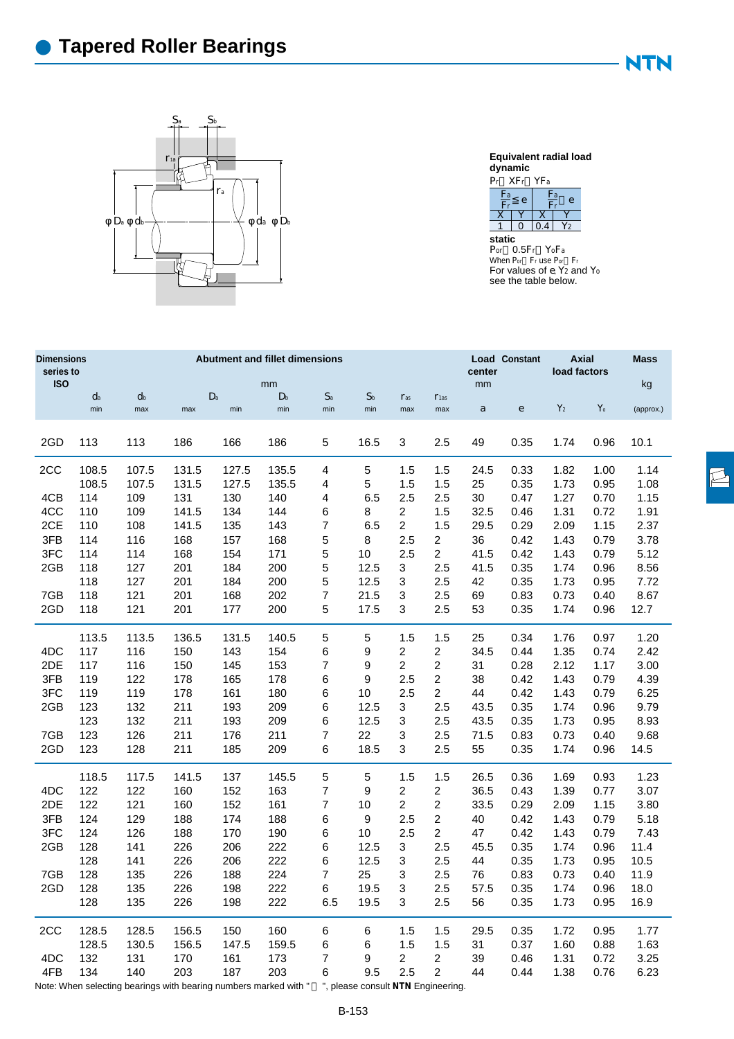# Tapered Roller Bearings

**Equivalent radial load**
**dynamic**

$P_r = XF_r + YF_a$

| $\frac{F_a}{F_r} \le e$ | | $\frac{F_a}{F_r} > e$ | |
|---|---|---|---|
| X | Y | X | Y |
| 1 | 0 | 0.4 | $Y_2$ |

**static**

$P_{or} = 0.5F_r + Y_oF_a$

When $P_{or} < F_r$ use $P_{or} = F_r$

For values of e, $Y_2$ and $Y_o$ see the table below.

| Dimensions series to ISO | Abutment and fillet dimensions mm | | | | | | | | | Load center mm | Constant | Axial load factors | | Mass kg |
|---|---|---|---|---|---|---|---|---|---|---|---|---|---|---|
| | $d_a$ min | $d_b$ max | $D_a$ max | $D_a$ min | $D_b$ min | $S_a$ min | $S_b$ min | $r_{as}$ max | $r_{1as}$ max | a | e | $Y_2$ | $Y_o$ | (approx.) |
| 2GD | 113 | 113 | 186 | 166 | 186 | 5 | 16.5 | 3 | 2.5 | 49 | 0.35 | 1.74 | 0.96 | 10.1 |
| 2CC | 108.5 | 107.5 | 131.5 | 127.5 | 135.5 | 4 | 5 | 1.5 | 1.5 | 24.5 | 0.33 | 1.82 | 1.00 | 1.14 |
| | 108.5 | 107.5 | 131.5 | 127.5 | 135.5 | 4 | 5 | 1.5 | 1.5 | 25 | 0.35 | 1.73 | 0.95 | 1.08 |
| 4CB | 114 | 109 | 131 | 130 | 140 | 4 | 6.5 | 2.5 | 2.5 | 30 | 0.47 | 1.27 | 0.70 | 1.15 |
| 4CC | 110 | 109 | 141.5 | 134 | 144 | 6 | 8 | 2 | 1.5 | 32.5 | 0.46 | 1.31 | 0.72 | 1.91 |
| 2CE | 110 | 108 | 141.5 | 135 | 143 | 7 | 6.5 | 2 | 1.5 | 29.5 | 0.29 | 2.09 | 1.15 | 2.37 |
| 3FB | 114 | 116 | 168 | 157 | 168 | 5 | 8 | 2.5 | 2 | 36 | 0.42 | 1.43 | 0.79 | 3.78 |
| 3FC | 114 | 114 | 168 | 154 | 171 | 5 | 10 | 2.5 | 2 | 41.5 | 0.42 | 1.43 | 0.79 | 5.12 |
| 2GB | 118 | 127 | 201 | 184 | 200 | 5 | 12.5 | 3 | 2.5 | 41.5 | 0.35 | 1.74 | 0.96 | 8.56 |
| | 118 | 127 | 201 | 184 | 200 | 5 | 12.5 | 3 | 2.5 | 42 | 0.35 | 1.73 | 0.95 | 7.72 |
| 7GB | 118 | 121 | 201 | 168 | 202 | 7 | 21.5 | 3 | 2.5 | 69 | 0.83 | 0.73 | 0.40 | 8.67 |
| 2GD | 118 | 121 | 201 | 177 | 200 | 5 | 17.5 | 3 | 2.5 | 53 | 0.35 | 1.74 | 0.96 | 12.7 |
| | 113.5 | 113.5 | 136.5 | 131.5 | 140.5 | 5 | 5 | 1.5 | 1.5 | 25 | 0.34 | 1.76 | 0.97 | 1.20 |
| 4DC | 117 | 116 | 150 | 143 | 154 | 6 | 9 | 2 | 2 | 34.5 | 0.44 | 1.35 | 0.74 | 2.42 |
| 2DE | 117 | 116 | 150 | 145 | 153 | 7 | 9 | 2 | 2 | 31 | 0.28 | 2.12 | 1.17 | 3.00 |
| 3FB | 119 | 122 | 178 | 165 | 178 | 6 | 9 | 2.5 | 2 | 38 | 0.42 | 1.43 | 0.79 | 4.39 |
| 3FC | 119 | 119 | 178 | 161 | 180 | 6 | 10 | 2.5 | 2 | 44 | 0.42 | 1.43 | 0.79 | 6.25 |
| 2GB | 123 | 132 | 211 | 193 | 209 | 6 | 12.5 | 3 | 2.5 | 43.5 | 0.35 | 1.74 | 0.96 | 9.79 |
| | 123 | 132 | 211 | 193 | 209 | 6 | 12.5 | 3 | 2.5 | 43.5 | 0.35 | 1.73 | 0.95 | 8.93 |
| 7GB | 123 | 126 | 211 | 176 | 211 | 7 | 22 | 3 | 2.5 | 71.5 | 0.83 | 0.73 | 0.40 | 9.68 |
| 2GD | 123 | 128 | 211 | 185 | 209 | 6 | 18.5 | 3 | 2.5 | 55 | 0.35 | 1.74 | 0.96 | 14.5 |
| | 118.5 | 117.5 | 141.5 | 137 | 145.5 | 5 | 5 | 1.5 | 1.5 | 26.5 | 0.36 | 1.69 | 0.93 | 1.23 |
| 4DC | 122 | 122 | 160 | 152 | 163 | 7 | 9 | 2 | 2 | 36.5 | 0.43 | 1.39 | 0.77 | 3.07 |
| 2DE | 122 | 121 | 160 | 152 | 161 | 7 | 10 | 2 | 2 | 33.5 | 0.29 | 2.09 | 1.15 | 3.80 |
| 3FB | 124 | 129 | 188 | 174 | 188 | 6 | 9 | 2.5 | 2 | 40 | 0.42 | 1.43 | 0.79 | 5.18 |
| 3FC | 124 | 126 | 188 | 170 | 190 | 6 | 10 | 2.5 | 2 | 47 | 0.42 | 1.43 | 0.79 | 7.43 |
| 2GB | 128 | 141 | 226 | 206 | 222 | 6 | 12.5 | 3 | 2.5 | 45.5 | 0.35 | 1.74 | 0.96 | 11.4 |
| | 128 | 141 | 226 | 206 | 222 | 6 | 12.5 | 3 | 2.5 | 44 | 0.35 | 1.73 | 0.95 | 10.5 |
| 7GB | 128 | 135 | 226 | 188 | 224 | 7 | 25 | 3 | 2.5 | 76 | 0.83 | 0.73 | 0.40 | 11.9 |
| 2GD | 128 | 135 | 226 | 198 | 222 | 6 | 19.5 | 3 | 2.5 | 57.5 | 0.35 | 1.74 | 0.96 | 18.0 |
| | 128 | 135 | 226 | 198 | 222 | 6.5 | 19.5 | 3 | 2.5 | 56 | 0.35 | 1.73 | 0.95 | 16.9 |
| 2CC | 128.5 | 128.5 | 156.5 | 150 | 160 | 6 | 6 | 1.5 | 1.5 | 29.5 | 0.35 | 1.72 | 0.95 | 1.77 |
| | 128.5 | 130.5 | 156.5 | 147.5 | 159.5 | 6 | 6 | 1.5 | 1.5 | 31 | 0.37 | 1.60 | 0.88 | 1.63 |
| 4DC | 132 | 131 | 170 | 161 | 173 | 7 | 9 | 2 | 2 | 39 | 0.46 | 1.31 | 0.72 | 3.25 |
| 4FB | 134 | 140 | 203 | 187 | 203 | 6 | 9.5 | 2.5 | 2 | 44 | 0.44 | 1.38 | 0.76 | 6.23 |

Note: When selecting bearings with bearing numbers marked with " ", please consult **NTN** Engineering.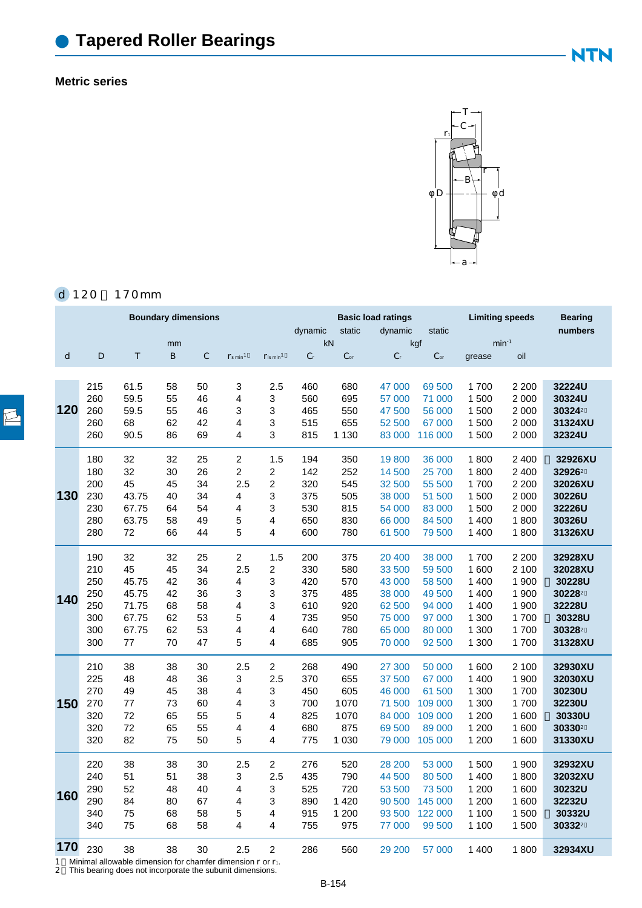# Tapered Roller Bearings

## Metric series

d 120～170mm

| Boundary dimensions | | | | | | | Basic load ratings | | | | Limiting speeds | | Bearing numbers |
|---|---|---|---|---|---|---|---|---|---|---|---|---|---|
| | | | | | | | dynamic | static | dynamic | static | | | |
| mm | | | | | | | kN | | kgf | | $min^{-1}$ | | |
| d | D | T | B | C | $r_{s\,min}$ [1] | $r_{1s\,min}$ [1] | $C_r$ | $C_{or}$ | $C_r$ | $C_{or}$ | grease | oil | |
| 120 | 215 | 61.5 | 58 | 50 | 3 | 2.5 | 460 | 680 | 47 000 | 69 500 | 1 700 | 2 200 | 32224U |
| | 260 | 59.5 | 55 | 46 | 4 | 3 | 560 | 695 | 57 000 | 71 000 | 1 500 | 2 000 | 30324U |
| | 260 | 59.5 | 55 | 46 | 3 | 3 | 465 | 550 | 47 500 | 56 000 | 1 500 | 2 000 | 30324[2] |
| | 260 | 68 | 62 | 42 | 4 | 3 | 515 | 655 | 52 500 | 67 000 | 1 500 | 2 000 | 31324XU |
| | 260 | 90.5 | 86 | 69 | 4 | 3 | 815 | 1 130 | 83 000 | 116 000 | 1 500 | 2 000 | 32324U |
| 130 | 180 | 32 | 32 | 25 | 2 | 1.5 | 194 | 350 | 19 800 | 36 000 | 1 800 | 2 400 | 32926XU |
| | 180 | 32 | 30 | 26 | 2 | 2 | 142 | 252 | 14 500 | 25 700 | 1 800 | 2 400 | 32926[2] |
| | 200 | 45 | 45 | 34 | 2.5 | 2 | 320 | 545 | 32 500 | 55 500 | 1 700 | 2 200 | 32026XU |
| | 230 | 43.75 | 40 | 34 | 4 | 3 | 375 | 505 | 38 000 | 51 500 | 1 500 | 2 000 | 30226U |
| | 230 | 67.75 | 64 | 54 | 4 | 3 | 530 | 815 | 54 000 | 83 000 | 1 500 | 2 000 | 32226U |
| | 280 | 63.75 | 58 | 49 | 5 | 4 | 650 | 830 | 66 000 | 84 500 | 1 400 | 1 800 | 30326U |
| | 280 | 72 | 66 | 44 | 5 | 4 | 600 | 780 | 61 500 | 79 500 | 1 400 | 1 800 | 31326XU |
| 140 | 190 | 32 | 32 | 25 | 2 | 1.5 | 200 | 375 | 20 400 | 38 000 | 1 700 | 2 200 | 32928XU |
| | 210 | 45 | 45 | 34 | 2.5 | 2 | 330 | 580 | 33 500 | 59 500 | 1 600 | 2 100 | 32028XU |
| | 250 | 45.75 | 42 | 36 | 4 | 3 | 420 | 570 | 43 000 | 58 500 | 1 400 | 1 900 | 30228U |
| | 250 | 45.75 | 42 | 36 | 3 | 3 | 375 | 485 | 38 000 | 49 500 | 1 400 | 1 900 | 30228[2] |
| | 250 | 71.75 | 68 | 58 | 4 | 3 | 610 | 920 | 62 500 | 94 000 | 1 400 | 1 900 | 32228U |
| | 300 | 67.75 | 62 | 53 | 5 | 4 | 735 | 950 | 75 000 | 97 000 | 1 300 | 1 700 | 30328U |
| | 300 | 67.75 | 62 | 53 | 4 | 4 | 640 | 780 | 65 000 | 80 000 | 1 300 | 1 700 | 30328[2] |
| | 300 | 77 | 70 | 47 | 5 | 4 | 685 | 905 | 70 000 | 92 500 | 1 300 | 1 700 | 31328XU |
| 150 | 210 | 38 | 38 | 30 | 2.5 | 2 | 268 | 490 | 27 300 | 50 000 | 1 600 | 2 100 | 32930XU |
| | 225 | 48 | 48 | 36 | 3 | 2.5 | 370 | 655 | 37 500 | 67 000 | 1 400 | 1 900 | 32030XU |
| | 270 | 49 | 45 | 38 | 4 | 3 | 450 | 605 | 46 000 | 61 500 | 1 300 | 1 700 | 30230U |
| | 270 | 77 | 73 | 60 | 4 | 3 | 700 | 1070 | 71 500 | 109 000 | 1 300 | 1 700 | 32230U |
| | 320 | 72 | 65 | 55 | 5 | 4 | 825 | 1070 | 84 000 | 109 000 | 1 200 | 1 600 | 30330U |
| | 320 | 72 | 65 | 55 | 4 | 4 | 680 | 875 | 69 500 | 89 000 | 1 200 | 1 600 | 30330[2] |
| | 320 | 82 | 75 | 50 | 5 | 4 | 775 | 1 030 | 79 000 | 105 000 | 1 200 | 1 600 | 31330XU |
| 160 | 220 | 38 | 38 | 30 | 2.5 | 2 | 276 | 520 | 28 200 | 53 000 | 1 500 | 1 900 | 32932XU |
| | 240 | 51 | 51 | 38 | 3 | 2.5 | 435 | 790 | 44 500 | 80 500 | 1 400 | 1 800 | 32032XU |
| | 290 | 52 | 48 | 40 | 4 | 3 | 525 | 720 | 53 500 | 73 500 | 1 200 | 1 600 | 30232U |
| | 290 | 84 | 80 | 67 | 4 | 3 | 890 | 1 420 | 90 500 | 145 000 | 1 200 | 1 600 | 32232U |
| | 340 | 75 | 68 | 58 | 5 | 4 | 915 | 1 200 | 93 500 | 122 000 | 1 100 | 1 500 | 30332U |
| | 340 | 75 | 68 | 58 | 4 | 4 | 755 | 975 | 77 000 | 99 500 | 1 100 | 1 500 | 30332[2] |
| 170 | 230 | 38 | 38 | 30 | 2.5 | 2 | 286 | 560 | 29 200 | 57 000 | 1 400 | 1 800 | 32934XU |

1) Minimal allowable dimension for chamfer dimension r or $r_1$.
2) This bearing does not incorporate the subunit dimensions.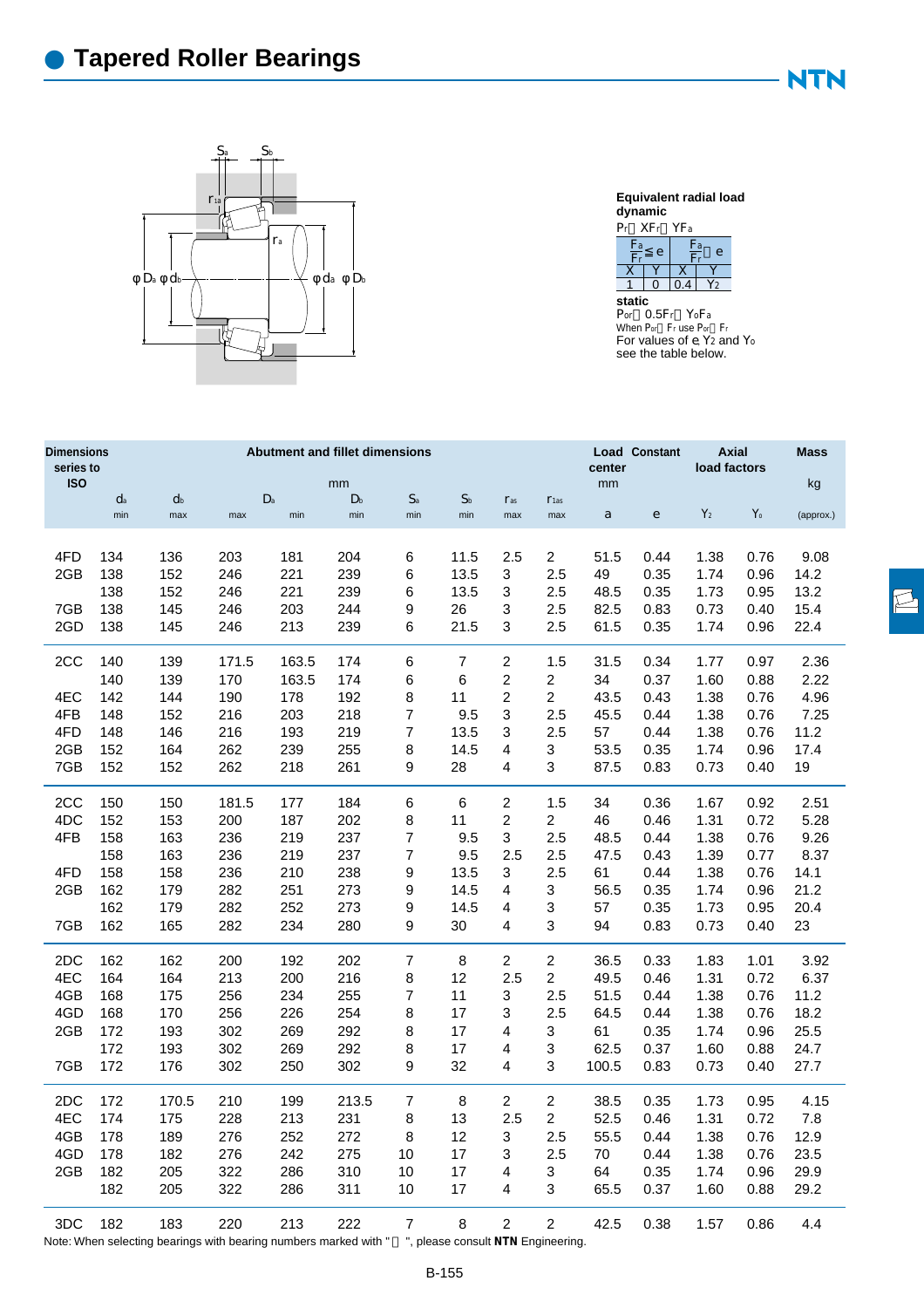# Tapered Roller Bearings

**Equivalent radial load**

**dynamic**

$P_r = XF_r + YF_a$

| $\frac{F_a}{F_r} \leq e$ | | $\frac{F_a}{F_r} > e$ | |
|---|---|---|---|
| X | Y | X | Y |
| 1 | 0 | 0.4 | $Y_2$ |

**static**

$P_{or} = 0.5F_r + Y_oF_a$

When $P_{or} < F_r$ use $P_{or} = F_r$

For values of e, $Y_2$ and $Y_o$ see the table below.

| Dimensions series to ISO | Abutment and fillet dimensions | | | | | | | | | Load center | Constant | Axial load factors | | Mass |
|---|---|---|---|---|---|---|---|---|---|---|---|---|---|---|
| | mm | | | | | | | | | mm | | | | kg |
| | $d_a$ | $d_b$ | $D_a$ | | $D_b$ | $S_a$ | $S_b$ | $r_{as}$ | $r_{1as}$ | a | e | $Y_2$ | $Y_o$ | |
| | min | max | max | min | min | min | min | max | max | | | | | (approx.) |
| 4FD | 134 | 136 | 203 | 181 | 204 | 6 | 11.5 | 2.5 | 2 | 51.5 | 0.44 | 1.38 | 0.76 | 9.08 |
| 2GB | 138 | 152 | 246 | 221 | 239 | 6 | 13.5 | 3 | 2.5 | 49 | 0.35 | 1.74 | 0.96 | 14.2 |
| | 138 | 152 | 246 | 221 | 239 | 6 | 13.5 | 3 | 2.5 | 48.5 | 0.35 | 1.73 | 0.95 | 13.2 |
| 7GB | 138 | 145 | 246 | 203 | 244 | 9 | 26 | 3 | 2.5 | 82.5 | 0.83 | 0.73 | 0.40 | 15.4 |
| 2GD | 138 | 145 | 246 | 213 | 239 | 6 | 21.5 | 3 | 2.5 | 61.5 | 0.35 | 1.74 | 0.96 | 22.4 |
| 2CC | 140 | 139 | 171.5 | 163.5 | 174 | 6 | 7 | 2 | 1.5 | 31.5 | 0.34 | 1.77 | 0.97 | 2.36 |
| | 140 | 139 | 170 | 163.5 | 174 | 6 | 6 | 2 | 2 | 34 | 0.37 | 1.60 | 0.88 | 2.22 |
| 4EC | 142 | 144 | 190 | 178 | 192 | 8 | 11 | 2 | 2 | 43.5 | 0.43 | 1.38 | 0.76 | 4.96 |
| 4FB | 148 | 152 | 216 | 203 | 218 | 7 | 9.5 | 3 | 2.5 | 45.5 | 0.44 | 1.38 | 0.76 | 7.25 |
| 4FD | 148 | 146 | 216 | 193 | 219 | 7 | 13.5 | 3 | 2.5 | 57 | 0.44 | 1.38 | 0.76 | 11.2 |
| 2GB | 152 | 164 | 262 | 239 | 255 | 8 | 14.5 | 4 | 3 | 53.5 | 0.35 | 1.74 | 0.96 | 17.4 |
| 7GB | 152 | 152 | 262 | 218 | 261 | 9 | 28 | 4 | 3 | 87.5 | 0.83 | 0.73 | 0.40 | 19 |
| 2CC | 150 | 150 | 181.5 | 177 | 184 | 6 | 6 | 2 | 1.5 | 34 | 0.36 | 1.67 | 0.92 | 2.51 |
| 4DC | 152 | 153 | 200 | 187 | 202 | 8 | 11 | 2 | 2 | 46 | 0.46 | 1.31 | 0.72 | 5.28 |
| 4FB | 158 | 163 | 236 | 219 | 237 | 7 | 9.5 | 3 | 2.5 | 48.5 | 0.44 | 1.38 | 0.76 | 9.26 |
| | 158 | 163 | 236 | 219 | 237 | 7 | 9.5 | 2.5 | 2.5 | 47.5 | 0.43 | 1.39 | 0.77 | 8.37 |
| 4FD | 158 | 158 | 236 | 210 | 238 | 9 | 13.5 | 3 | 2.5 | 61 | 0.44 | 1.38 | 0.76 | 14.1 |
| 2GB | 162 | 179 | 282 | 251 | 273 | 9 | 14.5 | 4 | 3 | 56.5 | 0.35 | 1.74 | 0.96 | 21.2 |
| | 162 | 179 | 282 | 252 | 273 | 9 | 14.5 | 4 | 3 | 57 | 0.35 | 1.73 | 0.95 | 20.4 |
| 7GB | 162 | 165 | 282 | 234 | 280 | 9 | 30 | 4 | 3 | 94 | 0.83 | 0.73 | 0.40 | 23 |
| 2DC | 162 | 162 | 200 | 192 | 202 | 7 | 8 | 2 | 2 | 36.5 | 0.33 | 1.83 | 1.01 | 3.92 |
| 4EC | 164 | 164 | 213 | 200 | 216 | 8 | 12 | 2.5 | 2 | 49.5 | 0.46 | 1.31 | 0.72 | 6.37 |
| 4GB | 168 | 175 | 256 | 234 | 255 | 7 | 11 | 3 | 2.5 | 51.5 | 0.44 | 1.38 | 0.76 | 11.2 |
| 4GD | 168 | 170 | 256 | 226 | 254 | 8 | 17 | 3 | 2.5 | 64.5 | 0.44 | 1.38 | 0.76 | 18.2 |
| 2GB | 172 | 193 | 302 | 269 | 292 | 8 | 17 | 4 | 3 | 61 | 0.35 | 1.74 | 0.96 | 25.5 |
| | 172 | 193 | 302 | 269 | 292 | 8 | 17 | 4 | 3 | 62.5 | 0.37 | 1.60 | 0.88 | 24.7 |
| 7GB | 172 | 176 | 302 | 250 | 302 | 9 | 32 | 4 | 3 | 100.5 | 0.83 | 0.73 | 0.40 | 27.7 |
| 2DC | 172 | 170.5 | 210 | 199 | 213.5 | 7 | 8 | 2 | 2 | 38.5 | 0.35 | 1.73 | 0.95 | 4.15 |
| 4EC | 174 | 175 | 228 | 213 | 231 | 8 | 13 | 2.5 | 2 | 52.5 | 0.46 | 1.31 | 0.72 | 7.8 |
| 4GB | 178 | 189 | 276 | 252 | 272 | 8 | 12 | 3 | 2.5 | 55.5 | 0.44 | 1.38 | 0.76 | 12.9 |
| 4GD | 178 | 182 | 276 | 242 | 275 | 10 | 17 | 3 | 2.5 | 70 | 0.44 | 1.38 | 0.76 | 23.5 |
| 2GB | 182 | 205 | 322 | 286 | 310 | 10 | 17 | 4 | 3 | 64 | 0.35 | 1.74 | 0.96 | 29.9 |
| | 182 | 205 | 322 | 286 | 311 | 10 | 17 | 4 | 3 | 65.5 | 0.37 | 1.60 | 0.88 | 29.2 |
| 3DC | 182 | 183 | 220 | 213 | 222 | 7 | 8 | 2 | 2 | 42.5 | 0.38 | 1.57 | 0.86 | 4.4 |

Note: When selecting bearings with bearing numbers marked with " ", please consult **NTN** Engineering.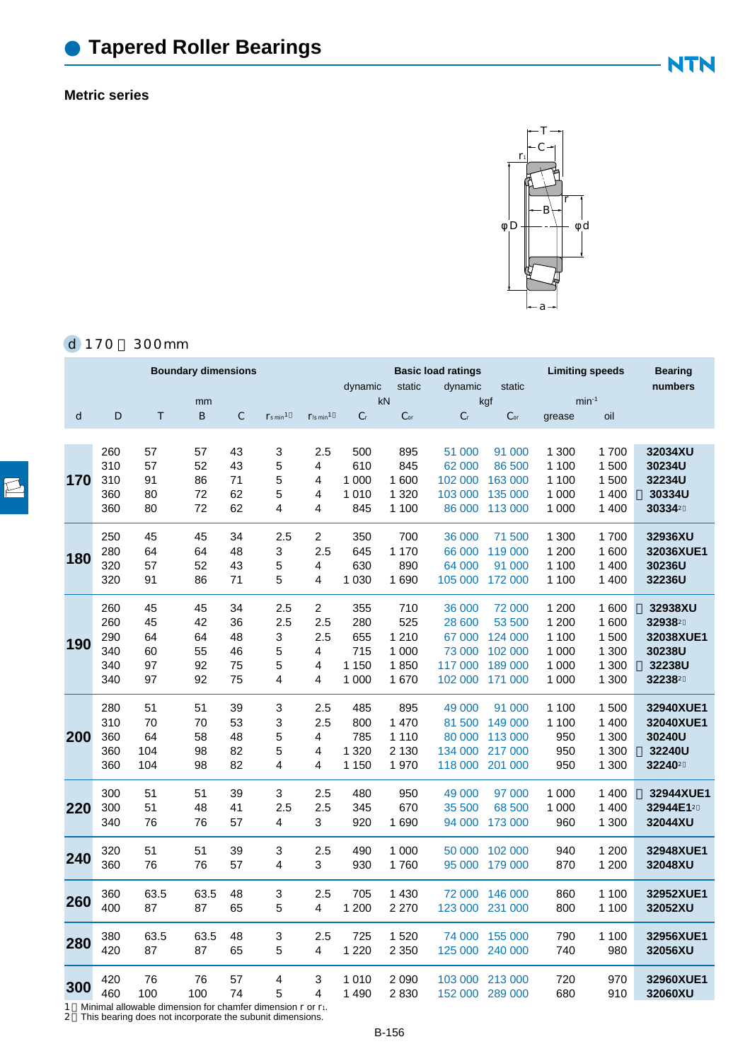# Tapered Roller Bearings

## Metric series

d 170～300mm

| d | D | T | B | C | $r_{s\,min}$[1] | $r_{1s\,min}$[1] | dynamic $C_r$ (kN) | static $C_{or}$ (kN) | dynamic $C_r$ (kgf) | static $C_{or}$ (kgf) | grease (min⁻¹) | oil (min⁻¹) | Bearing numbers |
|---|---|---|---|---|---|---|---|---|---|---|---|---|---|
| 170 | 260 | 57 | 57 | 43 | 3 | 2.5 | 500 | 895 | 51 000 | 91 000 | 1 300 | 1 700 | 32034XU |
| | 310 | 57 | 52 | 43 | 5 | 4 | 610 | 845 | 62 000 | 86 500 | 1 100 | 1 500 | 30234U |
| | 310 | 91 | 86 | 71 | 5 | 4 | 1 000 | 1 600 | 102 000 | 163 000 | 1 100 | 1 500 | 32234U |
| | 360 | 80 | 72 | 62 | 5 | 4 | 1 010 | 1 320 | 103 000 | 135 000 | 1 000 | 1 400 | 30334U |
| | 360 | 80 | 72 | 62 | 4 | 4 | 845 | 1 100 | 86 000 | 113 000 | 1 000 | 1 400 | 30334[2] |
| 180 | 250 | 45 | 45 | 34 | 2.5 | 2 | 350 | 700 | 36 000 | 71 500 | 1 300 | 1 700 | 32936XU |
| | 280 | 64 | 64 | 48 | 3 | 2.5 | 645 | 1 170 | 66 000 | 119 000 | 1 200 | 1 600 | 32036XUE1 |
| | 320 | 57 | 52 | 43 | 5 | 4 | 630 | 890 | 64 000 | 91 000 | 1 100 | 1 400 | 30236U |
| | 320 | 91 | 86 | 71 | 5 | 4 | 1 030 | 1 690 | 105 000 | 172 000 | 1 100 | 1 400 | 32236U |
| 190 | 260 | 45 | 45 | 34 | 2.5 | 2 | 355 | 710 | 36 000 | 72 000 | 1 200 | 1 600 | 32938XU |
| | 260 | 45 | 42 | 36 | 2.5 | 2.5 | 280 | 525 | 28 600 | 53 500 | 1 200 | 1 600 | 32938[2] |
| | 290 | 64 | 64 | 48 | 3 | 2.5 | 655 | 1 210 | 67 000 | 124 000 | 1 100 | 1 500 | 32038XUE1 |
| | 340 | 60 | 55 | 46 | 5 | 4 | 715 | 1 000 | 73 000 | 102 000 | 1 000 | 1 300 | 30238U |
| | 340 | 97 | 92 | 75 | 5 | 4 | 1 150 | 1 850 | 117 000 | 189 000 | 1 000 | 1 300 | 32238U |
| | 340 | 97 | 92 | 75 | 4 | 4 | 1 000 | 1 670 | 102 000 | 171 000 | 1 000 | 1 300 | 32238[2] |
| 200 | 280 | 51 | 51 | 39 | 3 | 2.5 | 485 | 895 | 49 000 | 91 000 | 1 100 | 1 500 | 32940XUE1 |
| | 310 | 70 | 70 | 53 | 3 | 2.5 | 800 | 1 470 | 81 500 | 149 000 | 1 100 | 1 400 | 32040XUE1 |
| | 360 | 64 | 58 | 48 | 5 | 4 | 785 | 1 110 | 80 000 | 113 000 | 950 | 1 300 | 30240U |
| | 360 | 104 | 98 | 82 | 5 | 4 | 1 320 | 2 130 | 134 000 | 217 000 | 950 | 1 300 | 32240U |
| | 360 | 104 | 98 | 82 | 4 | 4 | 1 150 | 1 970 | 118 000 | 201 000 | 950 | 1 300 | 32240[2] |
| 220 | 300 | 51 | 51 | 39 | 3 | 2.5 | 480 | 950 | 49 000 | 97 000 | 1 000 | 1 400 | 32944XUE1 |
| | 300 | 51 | 48 | 41 | 2.5 | 2.5 | 345 | 670 | 35 500 | 68 500 | 1 000 | 1 400 | 32944E1[2] |
| | 340 | 76 | 76 | 57 | 4 | 3 | 920 | 1 690 | 94 000 | 173 000 | 960 | 1 300 | 32044XU |
| 240 | 320 | 51 | 51 | 39 | 3 | 2.5 | 490 | 1 000 | 50 000 | 102 000 | 940 | 1 200 | 32948XUE1 |
| | 360 | 76 | 76 | 57 | 4 | 3 | 930 | 1 760 | 95 000 | 179 000 | 870 | 1 200 | 32048XU |
| 260 | 360 | 63.5 | 63.5 | 48 | 3 | 2.5 | 705 | 1 430 | 72 000 | 146 000 | 860 | 1 100 | 32952XUE1 |
| | 400 | 87 | 87 | 65 | 5 | 4 | 1 200 | 2 270 | 123 000 | 231 000 | 800 | 1 100 | 32052XU |
| 280 | 380 | 63.5 | 63.5 | 48 | 3 | 2.5 | 725 | 1 520 | 74 000 | 155 000 | 790 | 1 100 | 32956XUE1 |
| | 420 | 87 | 87 | 65 | 5 | 4 | 1 220 | 2 350 | 125 000 | 240 000 | 740 | 980 | 32056XU |
| 300 | 420 | 76 | 76 | 57 | 4 | 3 | 1 010 | 2 090 | 103 000 | 213 000 | 720 | 970 | 32960XUE1 |
| | 460 | 100 | 100 | 74 | 5 | 4 | 1 490 | 2 830 | 152 000 | 289 000 | 680 | 910 | 32060XU |

1) Minimal allowable dimension for chamfer dimension r or $r_1$.
2) This bearing does not incorporate the subunit dimensions.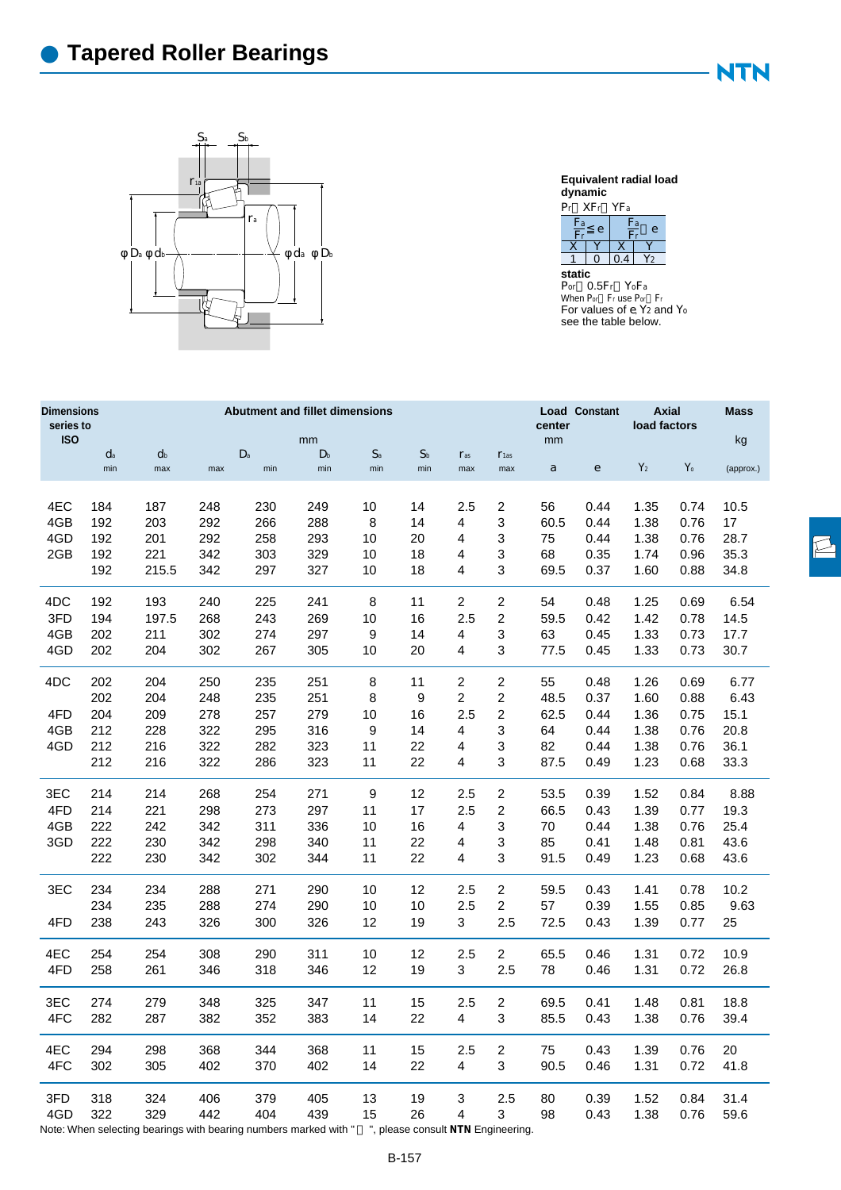# Tapered Roller Bearings

**Equivalent radial load**
**dynamic**

$P_r = XF_r + YF_a$

| $\frac{F_a}{F_r} \leq e$ | | $\frac{F_a}{F_r} > e$ | |
|---|---|---|---|
| X | Y | X | Y |
| 1 | 0 | 0.4 | $Y_2$ |

**static**

$P_{or} = 0.5F_r + Y_oF_a$

When $P_{or} < F_r$ use $P_{or} = F_r$

For values of e, $Y_2$ and $Y_o$ see the table below.

| Dimensions series to ISO | Abutment and fillet dimensions | | | | | | | | | Load center | Constant | Axial load factors | | Mass |
|---|---|---|---|---|---|---|---|---|---|---|---|---|---|---|
| | mm | | | | | | | | | mm | | | | kg |
| | $d_a$ | $d_b$ | $D_a$ | | $D_b$ | $S_a$ | $S_b$ | $r_{as}$ | $r_{1as}$ | a | e | $Y_2$ | $Y_o$ | |
| | min | max | max | min | min | min | min | max | max | | | | | (approx.) |
| 4EC | 184 | 187 | 248 | 230 | 249 | 10 | 14 | 2.5 | 2 | 56 | 0.44 | 1.35 | 0.74 | 10.5 |
| 4GB | 192 | 203 | 292 | 266 | 288 | 8 | 14 | 4 | 3 | 60.5 | 0.44 | 1.38 | 0.76 | 17 |
| 4GD | 192 | 201 | 292 | 258 | 293 | 10 | 20 | 4 | 3 | 75 | 0.44 | 1.38 | 0.76 | 28.7 |
| 2GB | 192 | 221 | 342 | 303 | 329 | 10 | 18 | 4 | 3 | 68 | 0.35 | 1.74 | 0.96 | 35.3 |
| | 192 | 215.5 | 342 | 297 | 327 | 10 | 18 | 4 | 3 | 69.5 | 0.37 | 1.60 | 0.88 | 34.8 |
| 4DC | 192 | 193 | 240 | 225 | 241 | 8 | 11 | 2 | 2 | 54 | 0.48 | 1.25 | 0.69 | 6.54 |
| 3FD | 194 | 197.5 | 268 | 243 | 269 | 10 | 16 | 2.5 | 2 | 59.5 | 0.42 | 1.42 | 0.78 | 14.5 |
| 4GB | 202 | 211 | 302 | 274 | 297 | 9 | 14 | 4 | 3 | 63 | 0.45 | 1.33 | 0.73 | 17.7 |
| 4GD | 202 | 204 | 302 | 267 | 305 | 10 | 20 | 4 | 3 | 77.5 | 0.45 | 1.33 | 0.73 | 30.7 |
| 4DC | 202 | 204 | 250 | 235 | 251 | 8 | 11 | 2 | 2 | 55 | 0.48 | 1.26 | 0.69 | 6.77 |
| | 202 | 204 | 248 | 235 | 251 | 8 | 9 | 2 | 2 | 48.5 | 0.37 | 1.60 | 0.88 | 6.43 |
| 4FD | 204 | 209 | 278 | 257 | 279 | 10 | 16 | 2.5 | 2 | 62.5 | 0.44 | 1.36 | 0.75 | 15.1 |
| 4GB | 212 | 228 | 322 | 295 | 316 | 9 | 14 | 4 | 3 | 64 | 0.44 | 1.38 | 0.76 | 20.8 |
| 4GD | 212 | 216 | 322 | 282 | 323 | 11 | 22 | 4 | 3 | 82 | 0.44 | 1.38 | 0.76 | 36.1 |
| | 212 | 216 | 322 | 286 | 323 | 11 | 22 | 4 | 3 | 87.5 | 0.49 | 1.23 | 0.68 | 33.3 |
| 3EC | 214 | 214 | 268 | 254 | 271 | 9 | 12 | 2.5 | 2 | 53.5 | 0.39 | 1.52 | 0.84 | 8.88 |
| 4FD | 214 | 221 | 298 | 273 | 297 | 11 | 17 | 2.5 | 2 | 66.5 | 0.43 | 1.39 | 0.77 | 19.3 |
| 4GB | 222 | 242 | 342 | 311 | 336 | 10 | 16 | 4 | 3 | 70 | 0.44 | 1.38 | 0.76 | 25.4 |
| 3GD | 222 | 230 | 342 | 298 | 340 | 11 | 22 | 4 | 3 | 85 | 0.41 | 1.48 | 0.81 | 43.6 |
| | 222 | 230 | 342 | 302 | 344 | 11 | 22 | 4 | 3 | 91.5 | 0.49 | 1.23 | 0.68 | 43.6 |
| 3EC | 234 | 234 | 288 | 271 | 290 | 10 | 12 | 2.5 | 2 | 59.5 | 0.43 | 1.41 | 0.78 | 10.2 |
| | 234 | 235 | 288 | 274 | 290 | 10 | 10 | 2.5 | 2 | 57 | 0.39 | 1.55 | 0.85 | 9.63 |
| 4FD | 238 | 243 | 326 | 300 | 326 | 12 | 19 | 3 | 2.5 | 72.5 | 0.43 | 1.39 | 0.77 | 25 |
| 4EC | 254 | 254 | 308 | 290 | 311 | 10 | 12 | 2.5 | 2 | 65.5 | 0.46 | 1.31 | 0.72 | 10.9 |
| 4FD | 258 | 261 | 346 | 318 | 346 | 12 | 19 | 3 | 2.5 | 78 | 0.46 | 1.31 | 0.72 | 26.8 |
| 3EC | 274 | 279 | 348 | 325 | 347 | 11 | 15 | 2.5 | 2 | 69.5 | 0.41 | 1.48 | 0.81 | 18.8 |
| 4FC | 282 | 287 | 382 | 352 | 383 | 14 | 22 | 4 | 3 | 85.5 | 0.43 | 1.38 | 0.76 | 39.4 |
| 4EC | 294 | 298 | 368 | 344 | 368 | 11 | 15 | 2.5 | 2 | 75 | 0.43 | 1.39 | 0.76 | 20 |
| 4FC | 302 | 305 | 402 | 370 | 402 | 14 | 22 | 4 | 3 | 90.5 | 0.46 | 1.31 | 0.72 | 41.8 |
| 3FD | 318 | 324 | 406 | 379 | 405 | 13 | 19 | 3 | 2.5 | 80 | 0.39 | 1.52 | 0.84 | 31.4 |
| 4GD | 322 | 329 | 442 | 404 | 439 | 15 | 26 | 4 | 3 | 98 | 0.43 | 1.38 | 0.76 | 59.6 |

Note: When selecting bearings with bearing numbers marked with " ", please consult NTN Engineering.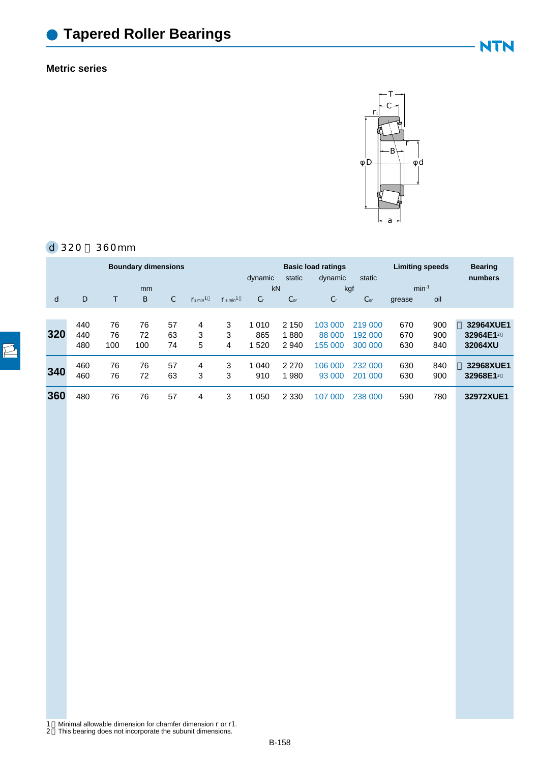# Tapered Roller Bearings

## Metric series

**d 320～360mm**

| Boundary dimensions | | | | | | | Basic load ratings | | | | Limiting speeds | | Bearing numbers |
|---|---|---|---|---|---|---|---|---|---|---|---|---|---|
| | | | | | | | dynamic | static | dynamic | static | | | |
| mm | | | | | | | kN | | kgf | | $min^{-1}$ | | |
| d | D | T | B | C | $r_{s\,min}$[1] | $r_{1s\,min}$[1] | $C_r$ | $C_{or}$ | $C_r$ | $C_{or}$ | grease | oil | |
| **320** | 440 | 76 | 76 | 57 | 4 | 3 | 1 010 | 2 150 | 103 000 | 219 000 | 670 | 900 | ★ **32964XUE1** |
| | 440 | 76 | 72 | 63 | 3 | 3 | 865 | 1 880 | 88 000 | 192 000 | 670 | 900 | **32964E1**[2] |
| | 480 | 100 | 100 | 74 | 5 | 4 | 1 520 | 2 940 | 155 000 | 300 000 | 630 | 840 | **32064XU** |
| **340** | 460 | 76 | 76 | 57 | 4 | 3 | 1 040 | 2 270 | 106 000 | 232 000 | 630 | 840 | ★ **32968XUE1** |
| | 460 | 76 | 72 | 63 | 3 | 3 | 910 | 1 980 | 93 000 | 201 000 | 630 | 900 | **32968E1**[2] |
| **360** | 480 | 76 | 76 | 57 | 4 | 3 | 1 050 | 2 330 | 107 000 | 238 000 | 590 | 780 | **32972XUE1** |

1) Minimal allowable dimension for chamfer dimension r or r1.
2) This bearing does not incorporate the subunit dimensions.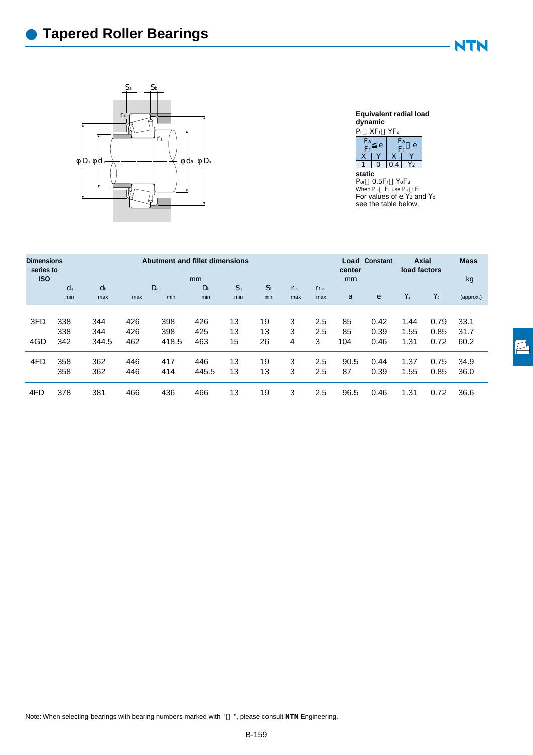# Tapered Roller Bearings

**Equivalent radial load**
**dynamic**
$P_r = XF_r + YF_a$

| $\frac{F_a}{F_r} \leq e$ | | $\frac{F_a}{F_r} > e$ | |
|---|---|---|---|
| X | Y | X | Y |
| 1 | 0 | 0.4 | $Y_2$ |

**static**
$P_{or} = 0.5F_r + Y_oF_a$
When $P_{or} < F_r$ use $P_{or} = F_r$
For values of e, $Y_2$ and $Y_o$ see the table below.

| Dimensions series to ISO | Abutment and fillet dimensions | | | | | | | | | Load center | Constant | Axial load factors | | Mass |
|---|---|---|---|---|---|---|---|---|---|---|---|---|---|---|
| | mm | | | | | | | | | mm | | | | kg |
| | $d_a$ min | $d_b$ max | $D_a$ max | $D_a$ min | $D_b$ min | $S_a$ min | $S_b$ min | $r_{as}$ max | $r_{1as}$ max | a | e | $Y_2$ | $Y_o$ | (approx.) |
| 3FD | 338 | 344 | 426 | 398 | 426 | 13 | 19 | 3 | 2.5 | 85 | 0.42 | 1.44 | 0.79 | 33.1 |
| | 338 | 344 | 426 | 398 | 425 | 13 | 13 | 3 | 2.5 | 85 | 0.39 | 1.55 | 0.85 | 31.7 |
| 4GD | 342 | 344.5 | 462 | 418.5 | 463 | 15 | 26 | 4 | 3 | 104 | 0.46 | 1.31 | 0.72 | 60.2 |
| 4FD | 358 | 362 | 446 | 417 | 446 | 13 | 19 | 3 | 2.5 | 90.5 | 0.44 | 1.37 | 0.75 | 34.9 |
| | 358 | 362 | 446 | 414 | 445.5 | 13 | 13 | 3 | 2.5 | 87 | 0.39 | 1.55 | 0.85 | 36.0 |
| 4FD | 378 | 381 | 466 | 436 | 466 | 13 | 19 | 3 | 2.5 | 96.5 | 0.46 | 1.31 | 0.72 | 36.6 |

Note: When selecting bearings with bearing numbers marked with "", please consult NTN Engineering.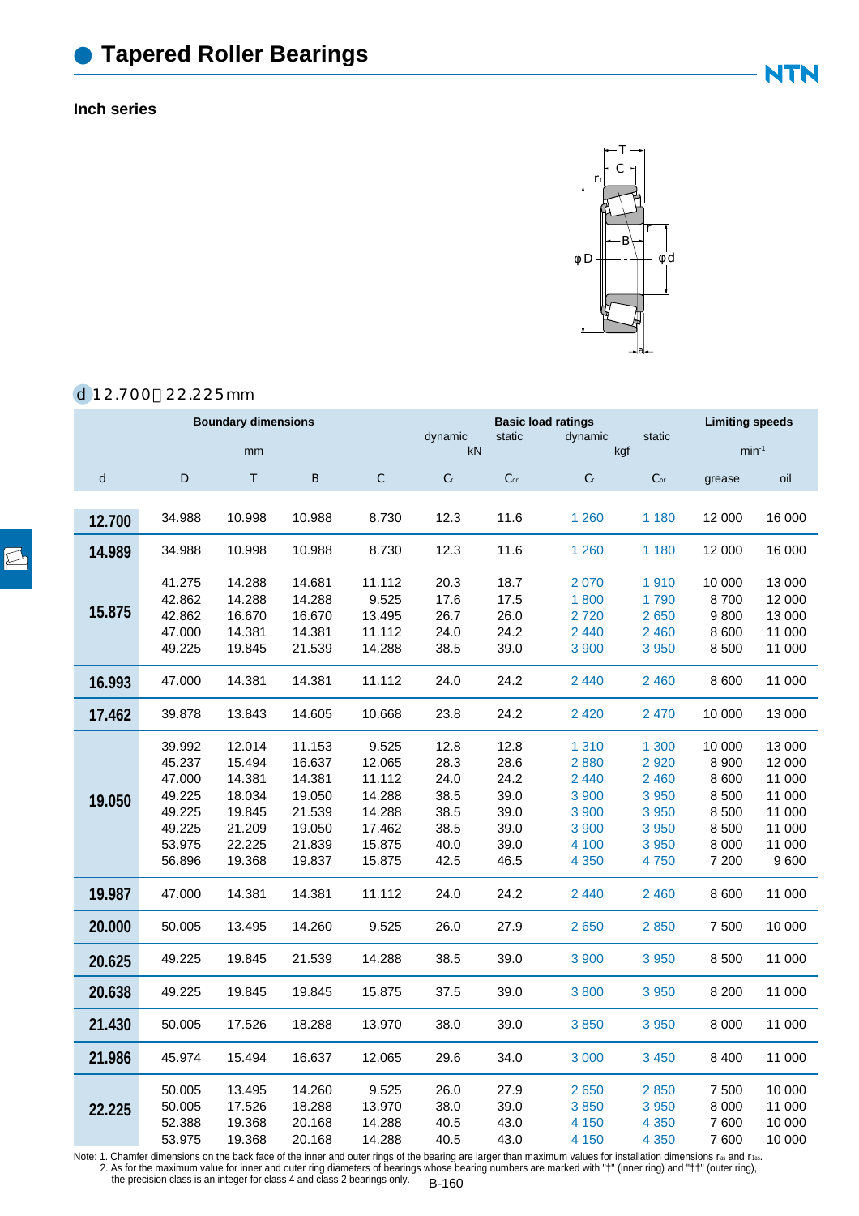# Tapered Roller Bearings

## Inch series

*d* 12.700～22.225 mm

| Boundary dimensions | | | | | Basic load ratings | | | | Limiting speeds | |
|---|---|---|---|---|---|---|---|---|---|---|
| mm | | | | | dynamic (kN) | static (kN) | dynamic (kgf) | static (kgf) | $min^{-1}$ | |
| d | D | T | B | C | $C_r$ | $C_{or}$ | $C_r$ | $C_{or}$ | grease | oil |
| **12.700** | 34.988 | 10.998 | 10.988 | 8.730 | 12.3 | 11.6 | 1 260 | 1 180 | 12 000 | 16 000 |
| **14.989** | 34.988 | 10.998 | 10.988 | 8.730 | 12.3 | 11.6 | 1 260 | 1 180 | 12 000 | 16 000 |
| **15.875** | 41.275 | 14.288 | 14.681 | 11.112 | 20.3 | 18.7 | 2 070 | 1 910 | 10 000 | 13 000 |
| | 42.862 | 14.288 | 14.288 | 9.525 | 17.6 | 17.5 | 1 800 | 1 790 | 8 700 | 12 000 |
| | 42.862 | 16.670 | 16.670 | 13.495 | 26.7 | 26.0 | 2 720 | 2 650 | 9 800 | 13 000 |
| | 47.000 | 14.381 | 14.381 | 11.112 | 24.0 | 24.2 | 2 440 | 2 460 | 8 600 | 11 000 |
| | 49.225 | 19.845 | 21.539 | 14.288 | 38.5 | 39.0 | 3 900 | 3 950 | 8 500 | 11 000 |
| **16.993** | 47.000 | 14.381 | 14.381 | 11.112 | 24.0 | 24.2 | 2 440 | 2 460 | 8 600 | 11 000 |
| **17.462** | 39.878 | 13.843 | 14.605 | 10.668 | 23.8 | 24.2 | 2 420 | 2 470 | 10 000 | 13 000 |
| **19.050** | 39.992 | 12.014 | 11.153 | 9.525 | 12.8 | 12.8 | 1 310 | 1 300 | 10 000 | 13 000 |
| | 45.237 | 15.494 | 16.637 | 12.065 | 28.3 | 28.6 | 2 880 | 2 920 | 8 900 | 12 000 |
| | 47.000 | 14.381 | 14.381 | 11.112 | 24.0 | 24.2 | 2 440 | 2 460 | 8 600 | 11 000 |
| | 49.225 | 18.034 | 19.050 | 14.288 | 38.5 | 39.0 | 3 900 | 3 950 | 8 500 | 11 000 |
| | 49.225 | 19.845 | 21.539 | 14.288 | 38.5 | 39.0 | 3 900 | 3 950 | 8 500 | 11 000 |
| | 49.225 | 21.209 | 19.050 | 17.462 | 38.5 | 39.0 | 3 900 | 3 950 | 8 500 | 11 000 |
| | 53.975 | 22.225 | 21.839 | 15.875 | 40.0 | 39.0 | 4 100 | 3 950 | 8 000 | 11 000 |
| | 56.896 | 19.368 | 19.837 | 15.875 | 42.5 | 46.5 | 4 350 | 4 750 | 7 200 | 9 600 |
| **19.987** | 47.000 | 14.381 | 14.381 | 11.112 | 24.0 | 24.2 | 2 440 | 2 460 | 8 600 | 11 000 |
| **20.000** | 50.005 | 13.495 | 14.260 | 9.525 | 26.0 | 27.9 | 2 650 | 2 850 | 7 500 | 10 000 |
| **20.625** | 49.225 | 19.845 | 21.539 | 14.288 | 38.5 | 39.0 | 3 900 | 3 950 | 8 500 | 11 000 |
| **20.638** | 49.225 | 19.845 | 19.845 | 15.875 | 37.5 | 39.0 | 3 800 | 3 950 | 8 200 | 11 000 |
| **21.430** | 50.005 | 17.526 | 18.288 | 13.970 | 38.0 | 39.0 | 3 850 | 3 950 | 8 000 | 11 000 |
| **21.986** | 45.974 | 15.494 | 16.637 | 12.065 | 29.6 | 34.0 | 3 000 | 3 450 | 8 400 | 11 000 |
| **22.225** | 50.005 | 13.495 | 14.260 | 9.525 | 26.0 | 27.9 | 2 650 | 2 850 | 7 500 | 10 000 |
| | 50.005 | 17.526 | 18.288 | 13.970 | 38.0 | 39.0 | 3 850 | 3 950 | 8 000 | 11 000 |
| | 52.388 | 19.368 | 20.168 | 14.288 | 40.5 | 43.0 | 4 150 | 4 350 | 7 600 | 10 000 |
| | 53.975 | 19.368 | 20.168 | 14.288 | 40.5 | 43.0 | 4 150 | 4 350 | 7 600 | 10 000 |

Note: 1. Chamfer dimensions on the back face of the inner and outer rings of the bearing are larger than maximum values for installation dimensions $r_{as}$ and $r_{1as}$.
2. As for the maximum value for inner and outer ring diameters of bearings whose bearing numbers are marked with "†" (inner ring) and "††" (outer ring), the precision class is an integer for class 4 and class 2 bearings only.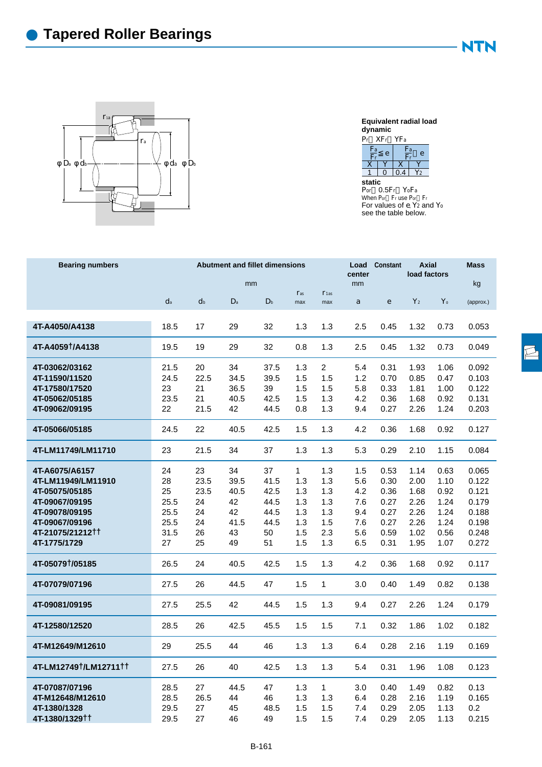# Tapered Roller Bearings

**Equivalent radial load**
**dynamic**

$P_r = XF_r + YF_a$

| $\frac{F_a}{F_r} \leq e$ | | $\frac{F_a}{F_r} > e$ | |
|---|---|---|---|
| X | Y | X | Y |
| 1 | 0 | 0.4 | $Y_2$ |

**static**

$P_{or} = 0.5F_r + Y_oF_a$

When $P_{or} < F_r$ use $P_{or} = F_r$

For values of e, $Y_2$ and $Y_o$ see the table below.

| Bearing numbers | Abutment and fillet dimensions mm | | | | | | Load center mm | Constant | Axial load factors | | Mass kg |
|---|---|---|---|---|---|---|---|---|---|---|---|
| | $d_a$ | $d_b$ | $D_a$ | $D_b$ | $r_{as}$ max | $r_{1as}$ max | a | e | $Y_2$ | $Y_o$ | (approx.) |
| 4T-A4050/A4138 | 18.5 | 17 | 29 | 32 | 1.3 | 1.3 | 2.5 | 0.45 | 1.32 | 0.73 | 0.053 |
| 4T-A4059†/A4138 | 19.5 | 19 | 29 | 32 | 0.8 | 1.3 | 2.5 | 0.45 | 1.32 | 0.73 | 0.049 |
| 4T-03062/03162 | 21.5 | 20 | 34 | 37.5 | 1.3 | 2 | 5.4 | 0.31 | 1.93 | 1.06 | 0.092 |
| 4T-11590/11520 | 24.5 | 22.5 | 34.5 | 39.5 | 1.5 | 1.5 | 1.2 | 0.70 | 0.85 | 0.47 | 0.103 |
| 4T-17580/17520 | 23 | 21 | 36.5 | 39 | 1.5 | 1.5 | 5.8 | 0.33 | 1.81 | 1.00 | 0.122 |
| 4T-05062/05185 | 23.5 | 21 | 40.5 | 42.5 | 1.5 | 1.3 | 4.2 | 0.36 | 1.68 | 0.92 | 0.131 |
| 4T-09062/09195 | 22 | 21.5 | 42 | 44.5 | 0.8 | 1.3 | 9.4 | 0.27 | 2.26 | 1.24 | 0.203 |
| 4T-05066/05185 | 24.5 | 22 | 40.5 | 42.5 | 1.5 | 1.3 | 4.2 | 0.36 | 1.68 | 0.92 | 0.127 |
| 4T-LM11749/LM11710 | 23 | 21.5 | 34 | 37 | 1.3 | 1.3 | 5.3 | 0.29 | 2.10 | 1.15 | 0.084 |
| 4T-A6075/A6157 | 24 | 23 | 34 | 37 | 1 | 1.3 | 1.5 | 0.53 | 1.14 | 0.63 | 0.065 |
| 4T-LM11949/LM11910 | 28 | 23.5 | 39.5 | 41.5 | 1.3 | 1.3 | 5.6 | 0.30 | 2.00 | 1.10 | 0.122 |
| 4T-05075/05185 | 25 | 23.5 | 40.5 | 42.5 | 1.3 | 1.3 | 4.2 | 0.36 | 1.68 | 0.92 | 0.121 |
| 4T-09067/09195 | 25.5 | 24 | 42 | 44.5 | 1.3 | 1.3 | 7.6 | 0.27 | 2.26 | 1.24 | 0.179 |
| 4T-09078/09195 | 25.5 | 24 | 42 | 44.5 | 1.3 | 1.3 | 9.4 | 0.27 | 2.26 | 1.24 | 0.188 |
| 4T-09067/09196 | 25.5 | 24 | 41.5 | 44.5 | 1.3 | 1.5 | 7.6 | 0.27 | 2.26 | 1.24 | 0.198 |
| 4T-21075/21212†† | 31.5 | 26 | 43 | 50 | 1.5 | 2.3 | 5.6 | 0.59 | 1.02 | 0.56 | 0.248 |
| 4T-1775/1729 | 27 | 25 | 49 | 51 | 1.5 | 1.3 | 6.5 | 0.31 | 1.95 | 1.07 | 0.272 |
| 4T-05079†/05185 | 26.5 | 24 | 40.5 | 42.5 | 1.5 | 1.3 | 4.2 | 0.36 | 1.68 | 0.92 | 0.117 |
| 4T-07079/07196 | 27.5 | 26 | 44.5 | 47 | 1.5 | 1 | 3.0 | 0.40 | 1.49 | 0.82 | 0.138 |
| 4T-09081/09195 | 27.5 | 25.5 | 42 | 44.5 | 1.5 | 1.3 | 9.4 | 0.27 | 2.26 | 1.24 | 0.179 |
| 4T-12580/12520 | 28.5 | 26 | 42.5 | 45.5 | 1.5 | 1.5 | 7.1 | 0.32 | 1.86 | 1.02 | 0.182 |
| 4T-M12649/M12610 | 29 | 25.5 | 44 | 46 | 1.3 | 1.3 | 6.4 | 0.28 | 2.16 | 1.19 | 0.169 |
| 4T-LM12749†/LM12711†† | 27.5 | 26 | 40 | 42.5 | 1.3 | 1.3 | 5.4 | 0.31 | 1.96 | 1.08 | 0.123 |
| 4T-07087/07196 | 28.5 | 27 | 44.5 | 47 | 1.3 | 1 | 3.0 | 0.40 | 1.49 | 0.82 | 0.13 |
| 4T-M12648/M12610 | 28.5 | 26.5 | 44 | 46 | 1.3 | 1.3 | 6.4 | 0.28 | 2.16 | 1.19 | 0.165 |
| 4T-1380/1328 | 29.5 | 27 | 45 | 48.5 | 1.5 | 1.5 | 7.4 | 0.29 | 2.05 | 1.13 | 0.2 |
| 4T-1380/1329†† | 29.5 | 27 | 46 | 49 | 1.5 | 1.5 | 7.4 | 0.29 | 2.05 | 1.13 | 0.215 |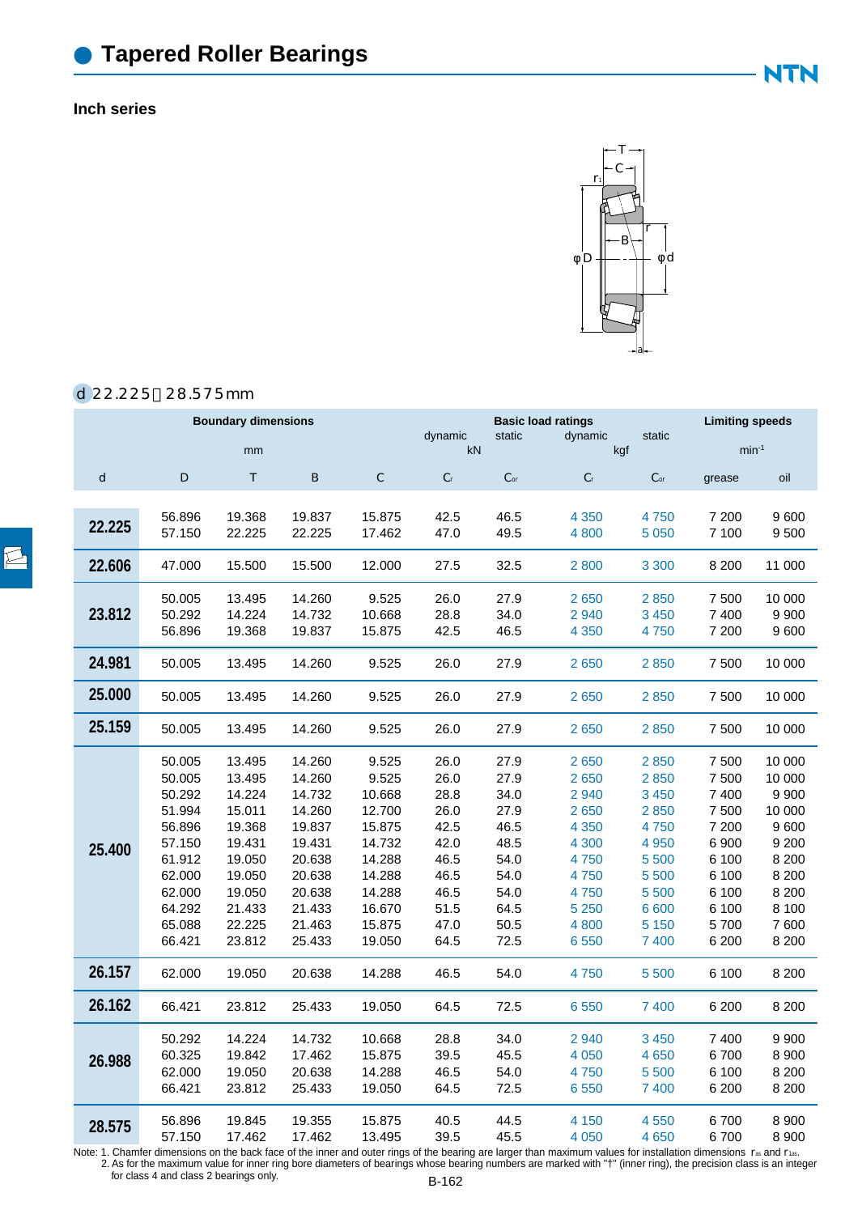# Tapered Roller Bearings

## Inch series

**d 22.225～28.575mm**

| Boundary dimensions | | | | | Basic load ratings | | | | Limiting speeds | |
|---|---|---|---|---|---|---|---|---|---|---|
| mm | | | | | dynamic kN | static kN | dynamic kgf | static kgf | min⁻¹ | |
| d | D | T | B | C | $C_r$ | $C_{or}$ | $C_r$ | $C_{or}$ | grease | oil |
| 22.225 | 56.896 | 19.368 | 19.837 | 15.875 | 42.5 | 46.5 | 4 350 | 4 750 | 7 200 | 9 600 |
| | 57.150 | 22.225 | 22.225 | 17.462 | 47.0 | 49.5 | 4 800 | 5 050 | 7 100 | 9 500 |
| 22.606 | 47.000 | 15.500 | 15.500 | 12.000 | 27.5 | 32.5 | 2 800 | 3 300 | 8 200 | 11 000 |
| 23.812 | 50.005 | 13.495 | 14.260 | 9.525 | 26.0 | 27.9 | 2 650 | 2 850 | 7 500 | 10 000 |
| | 50.292 | 14.224 | 14.732 | 10.668 | 28.8 | 34.0 | 2 940 | 3 450 | 7 400 | 9 900 |
| | 56.896 | 19.368 | 19.837 | 15.875 | 42.5 | 46.5 | 4 350 | 4 750 | 7 200 | 9 600 |
| 24.981 | 50.005 | 13.495 | 14.260 | 9.525 | 26.0 | 27.9 | 2 650 | 2 850 | 7 500 | 10 000 |
| 25.000 | 50.005 | 13.495 | 14.260 | 9.525 | 26.0 | 27.9 | 2 650 | 2 850 | 7 500 | 10 000 |
| 25.159 | 50.005 | 13.495 | 14.260 | 9.525 | 26.0 | 27.9 | 2 650 | 2 850 | 7 500 | 10 000 |
| 25.400 | 50.005 | 13.495 | 14.260 | 9.525 | 26.0 | 27.9 | 2 650 | 2 850 | 7 500 | 10 000 |
| | 50.005 | 13.495 | 14.260 | 9.525 | 26.0 | 27.9 | 2 650 | 2 850 | 7 500 | 10 000 |
| | 50.292 | 14.224 | 14.732 | 10.668 | 28.8 | 34.0 | 2 940 | 3 450 | 7 400 | 9 900 |
| | 51.994 | 15.011 | 14.260 | 12.700 | 26.0 | 27.9 | 2 650 | 2 850 | 7 500 | 10 000 |
| | 56.896 | 19.368 | 19.837 | 15.875 | 42.5 | 46.5 | 4 350 | 4 750 | 7 200 | 9 600 |
| | 57.150 | 19.431 | 19.431 | 14.732 | 42.0 | 48.5 | 4 300 | 4 950 | 6 900 | 9 200 |
| | 61.912 | 19.050 | 20.638 | 14.288 | 46.5 | 54.0 | 4 750 | 5 500 | 6 100 | 8 200 |
| | 62.000 | 19.050 | 20.638 | 14.288 | 46.5 | 54.0 | 4 750 | 5 500 | 6 100 | 8 200 |
| | 62.000 | 19.050 | 20.638 | 14.288 | 46.5 | 54.0 | 4 750 | 5 500 | 6 100 | 8 200 |
| | 64.292 | 21.433 | 21.433 | 16.670 | 51.5 | 64.5 | 5 250 | 6 600 | 6 100 | 8 100 |
| | 65.088 | 22.225 | 21.463 | 15.875 | 47.0 | 50.5 | 4 800 | 5 150 | 5 700 | 7 600 |
| | 66.421 | 23.812 | 25.433 | 19.050 | 64.5 | 72.5 | 6 550 | 7 400 | 6 200 | 8 200 |
| 26.157 | 62.000 | 19.050 | 20.638 | 14.288 | 46.5 | 54.0 | 4 750 | 5 500 | 6 100 | 8 200 |
| 26.162 | 66.421 | 23.812 | 25.433 | 19.050 | 64.5 | 72.5 | 6 550 | 7 400 | 6 200 | 8 200 |
| 26.988 | 50.292 | 14.224 | 14.732 | 10.668 | 28.8 | 34.0 | 2 940 | 3 450 | 7 400 | 9 900 |
| | 60.325 | 19.842 | 17.462 | 15.875 | 39.5 | 45.5 | 4 050 | 4 650 | 6 700 | 8 900 |
| | 62.000 | 19.050 | 20.638 | 14.288 | 46.5 | 54.0 | 4 750 | 5 500 | 6 100 | 8 200 |
| | 66.421 | 23.812 | 25.433 | 19.050 | 64.5 | 72.5 | 6 550 | 7 400 | 6 200 | 8 200 |
| 28.575 | 56.896 | 19.845 | 19.355 | 15.875 | 40.5 | 44.5 | 4 150 | 4 550 | 6 700 | 8 900 |
| | 57.150 | 17.462 | 17.462 | 13.495 | 39.5 | 45.5 | 4 050 | 4 650 | 6 700 | 8 900 |

Note: 1. Chamfer dimensions on the back face of the inner and outer rings of the bearing are larger than maximum values for installation dimensions $r_{as}$ and $r_{1as}$.
2. As for the maximum value for inner ring bore diameters of bearings whose bearing numbers are marked with "†" (inner ring), the precision class is an integer for class 4 and class 2 bearings only.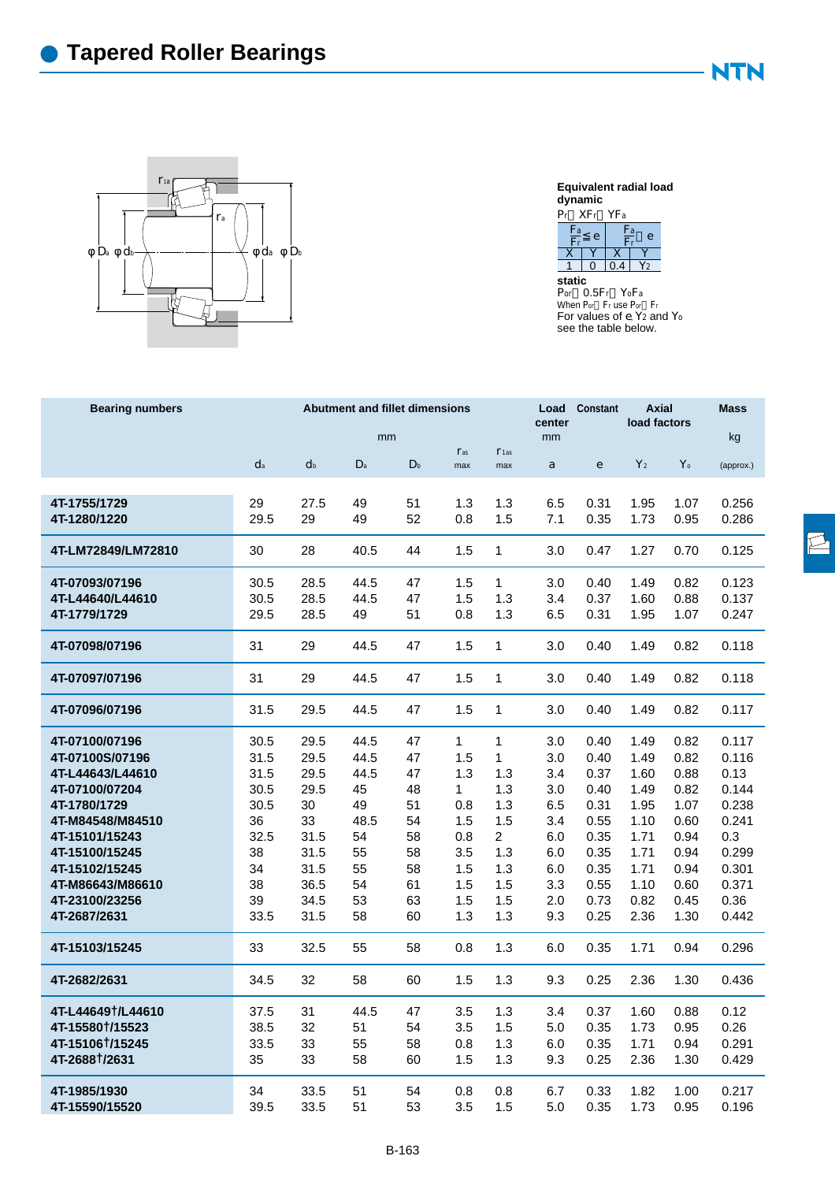# Tapered Roller Bearings

**Equivalent radial load**
**dynamic**

$P_r = XF_r + YF_a$

| $\frac{F_a}{F_r} \leq e$ | | $\frac{F_a}{F_r} > e$ | |
|---|---|---|---|
| X | Y | X | Y |
| 1 | 0 | 0.4 | $Y_2$ |

**static**

$P_{or} = 0.5F_r + Y_oF_a$

When $P_{or} < F_r$ use $P_{or} = F_r$

For values of e, $Y_2$ and $Y_o$ see the table below.

| Bearing numbers | Abutment and fillet dimensions (mm) | | | | | | Load center (mm) | Constant | Axial load factors | | Mass (kg) |
|---|---|---|---|---|---|---|---|---|---|---|---|
| | $d_a$ | $d_b$ | $D_a$ | $D_b$ | $r_{as}$ max | $r_{1as}$ max | a | e | $Y_2$ | $Y_o$ | (approx.) |
| 4T-1755/1729 | 29 | 27.5 | 49 | 51 | 1.3 | 1.3 | 6.5 | 0.31 | 1.95 | 1.07 | 0.256 |
| 4T-1280/1220 | 29.5 | 29 | 49 | 52 | 0.8 | 1.5 | 7.1 | 0.35 | 1.73 | 0.95 | 0.286 |
| 4T-LM72849/LM72810 | 30 | 28 | 40.5 | 44 | 1.5 | 1 | 3.0 | 0.47 | 1.27 | 0.70 | 0.125 |
| 4T-07093/07196 | 30.5 | 28.5 | 44.5 | 47 | 1.5 | 1 | 3.0 | 0.40 | 1.49 | 0.82 | 0.123 |
| 4T-L44640/L44610 | 30.5 | 28.5 | 44.5 | 47 | 1.5 | 1.3 | 3.4 | 0.37 | 1.60 | 0.88 | 0.137 |
| 4T-1779/1729 | 29.5 | 28.5 | 49 | 51 | 0.8 | 1.3 | 6.5 | 0.31 | 1.95 | 1.07 | 0.247 |
| 4T-07098/07196 | 31 | 29 | 44.5 | 47 | 1.5 | 1 | 3.0 | 0.40 | 1.49 | 0.82 | 0.118 |
| 4T-07097/07196 | 31 | 29 | 44.5 | 47 | 1.5 | 1 | 3.0 | 0.40 | 1.49 | 0.82 | 0.118 |
| 4T-07096/07196 | 31.5 | 29.5 | 44.5 | 47 | 1.5 | 1 | 3.0 | 0.40 | 1.49 | 0.82 | 0.117 |
| 4T-07100/07196 | 30.5 | 29.5 | 44.5 | 47 | 1 | 1 | 3.0 | 0.40 | 1.49 | 0.82 | 0.117 |
| 4T-07100S/07196 | 31.5 | 29.5 | 44.5 | 47 | 1.5 | 1 | 3.0 | 0.40 | 1.49 | 0.82 | 0.116 |
| 4T-L44643/L44610 | 31.5 | 29.5 | 44.5 | 47 | 1.3 | 1.3 | 3.4 | 0.37 | 1.60 | 0.88 | 0.13 |
| 4T-07100/07204 | 30.5 | 29.5 | 45 | 48 | 1 | 1.3 | 3.0 | 0.40 | 1.49 | 0.82 | 0.144 |
| 4T-1780/1729 | 30.5 | 30 | 49 | 51 | 0.8 | 1.3 | 6.5 | 0.31 | 1.95 | 1.07 | 0.238 |
| 4T-M84548/M84510 | 36 | 33 | 48.5 | 54 | 1.5 | 1.5 | 3.4 | 0.55 | 1.10 | 0.60 | 0.241 |
| 4T-15101/15243 | 32.5 | 31.5 | 54 | 58 | 0.8 | 2 | 6.0 | 0.35 | 1.71 | 0.94 | 0.3 |
| 4T-15100/15245 | 38 | 31.5 | 55 | 58 | 3.5 | 1.3 | 6.0 | 0.35 | 1.71 | 0.94 | 0.299 |
| 4T-15102/15245 | 34 | 31.5 | 55 | 58 | 1.5 | 1.3 | 6.0 | 0.35 | 1.71 | 0.94 | 0.301 |
| 4T-M86643/M86610 | 38 | 36.5 | 54 | 61 | 1.5 | 1.5 | 3.3 | 0.55 | 1.10 | 0.60 | 0.371 |
| 4T-23100/23256 | 39 | 34.5 | 53 | 63 | 1.5 | 1.5 | 2.0 | 0.73 | 0.82 | 0.45 | 0.36 |
| 4T-2687/2631 | 33.5 | 31.5 | 58 | 60 | 1.3 | 1.3 | 9.3 | 0.25 | 2.36 | 1.30 | 0.442 |
| 4T-15103/15245 | 33 | 32.5 | 55 | 58 | 0.8 | 1.3 | 6.0 | 0.35 | 1.71 | 0.94 | 0.296 |
| 4T-2682/2631 | 34.5 | 32 | 58 | 60 | 1.5 | 1.3 | 9.3 | 0.25 | 2.36 | 1.30 | 0.436 |
| 4T-L44649†/L44610 | 37.5 | 31 | 44.5 | 47 | 3.5 | 1.3 | 3.4 | 0.37 | 1.60 | 0.88 | 0.12 |
| 4T-15580†/15523 | 38.5 | 32 | 51 | 54 | 3.5 | 1.5 | 5.0 | 0.35 | 1.73 | 0.95 | 0.26 |
| 4T-15106†/15245 | 33.5 | 33 | 55 | 58 | 0.8 | 1.3 | 6.0 | 0.35 | 1.71 | 0.94 | 0.291 |
| 4T-2688†/2631 | 35 | 33 | 58 | 60 | 1.5 | 1.3 | 9.3 | 0.25 | 2.36 | 1.30 | 0.429 |
| 4T-1985/1930 | 34 | 33.5 | 51 | 54 | 0.8 | 0.8 | 6.7 | 0.33 | 1.82 | 1.00 | 0.217 |
| 4T-15590/15520 | 39.5 | 33.5 | 51 | 53 | 3.5 | 1.5 | 5.0 | 0.35 | 1.73 | 0.95 | 0.196 |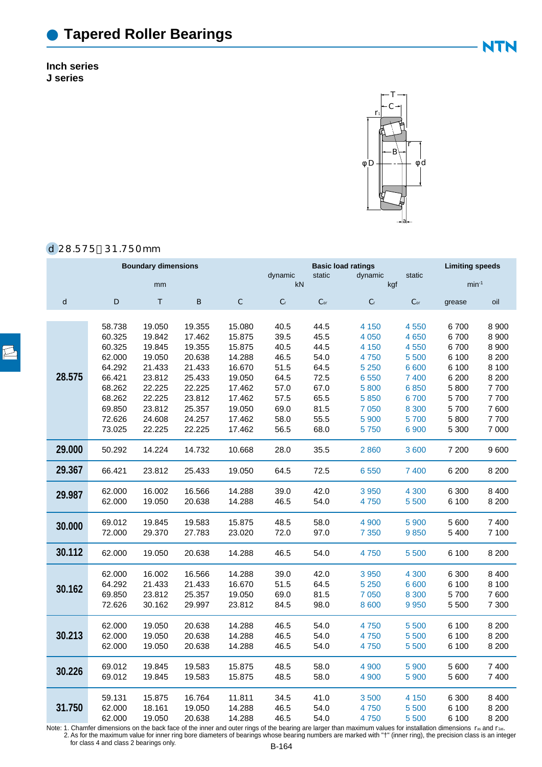# Tapered Roller Bearings

**Inch series**
**J series**

## d 28.575～31.750mm

| d | Boundary dimensions (mm) D | T | B | C | Basic load ratings dynamic (kN) $C_r$ | static (kN) $C_{or}$ | dynamic (kgf) $C_r$ | static (kgf) $C_{or}$ | Limiting speeds (min⁻¹) grease | oil |
|---|---|---|---|---|---|---|---|---|---|---|
| 28.575 | 58.738 | 19.050 | 19.355 | 15.080 | 40.5 | 44.5 | 4 150 | 4 550 | 6 700 | 8 900 |
| | 60.325 | 19.842 | 17.462 | 15.875 | 39.5 | 45.5 | 4 050 | 4 650 | 6 700 | 8 900 |
| | 60.325 | 19.845 | 19.355 | 15.875 | 40.5 | 44.5 | 4 150 | 4 550 | 6 700 | 8 900 |
| | 62.000 | 19.050 | 20.638 | 14.288 | 46.5 | 54.0 | 4 750 | 5 500 | 6 100 | 8 200 |
| | 64.292 | 21.433 | 21.433 | 16.670 | 51.5 | 64.5 | 5 250 | 6 600 | 6 100 | 8 100 |
| | 66.421 | 23.812 | 25.433 | 19.050 | 64.5 | 72.5 | 6 550 | 7 400 | 6 200 | 8 200 |
| | 68.262 | 22.225 | 22.225 | 17.462 | 57.0 | 67.0 | 5 800 | 6 850 | 5 800 | 7 700 |
| | 68.262 | 22.225 | 23.812 | 17.462 | 57.5 | 65.5 | 5 850 | 6 700 | 5 700 | 7 700 |
| | 69.850 | 23.812 | 25.357 | 19.050 | 69.0 | 81.5 | 7 050 | 8 300 | 5 700 | 7 600 |
| | 72.626 | 24.608 | 24.257 | 17.462 | 58.0 | 55.5 | 5 900 | 5 700 | 5 800 | 7 700 |
| | 73.025 | 22.225 | 22.225 | 17.462 | 56.5 | 68.0 | 5 750 | 6 900 | 5 300 | 7 000 |
| 29.000 | 50.292 | 14.224 | 14.732 | 10.668 | 28.0 | 35.5 | 2 860 | 3 600 | 7 200 | 9 600 |
| 29.367 | 66.421 | 23.812 | 25.433 | 19.050 | 64.5 | 72.5 | 6 550 | 7 400 | 6 200 | 8 200 |
| 29.987 | 62.000 | 16.002 | 16.566 | 14.288 | 39.0 | 42.0 | 3 950 | 4 300 | 6 300 | 8 400 |
| | 62.000 | 19.050 | 20.638 | 14.288 | 46.5 | 54.0 | 4 750 | 5 500 | 6 100 | 8 200 |
| 30.000 | 69.012 | 19.845 | 19.583 | 15.875 | 48.5 | 58.0 | 4 900 | 5 900 | 5 600 | 7 400 |
| | 72.000 | 29.370 | 27.783 | 23.020 | 72.0 | 97.0 | 7 350 | 9 850 | 5 400 | 7 100 |
| 30.112 | 62.000 | 19.050 | 20.638 | 14.288 | 46.5 | 54.0 | 4 750 | 5 500 | 6 100 | 8 200 |
| 30.162 | 62.000 | 16.002 | 16.566 | 14.288 | 39.0 | 42.0 | 3 950 | 4 300 | 6 300 | 8 400 |
| | 64.292 | 21.433 | 21.433 | 16.670 | 51.5 | 64.5 | 5 250 | 6 600 | 6 100 | 8 100 |
| | 69.850 | 23.812 | 25.357 | 19.050 | 69.0 | 81.5 | 7 050 | 8 300 | 5 700 | 7 600 |
| | 72.626 | 30.162 | 29.997 | 23.812 | 84.5 | 98.0 | 8 600 | 9 950 | 5 500 | 7 300 |
| 30.213 | 62.000 | 19.050 | 20.638 | 14.288 | 46.5 | 54.0 | 4 750 | 5 500 | 6 100 | 8 200 |
| | 62.000 | 19.050 | 20.638 | 14.288 | 46.5 | 54.0 | 4 750 | 5 500 | 6 100 | 8 200 |
| | 62.000 | 19.050 | 20.638 | 14.288 | 46.5 | 54.0 | 4 750 | 5 500 | 6 100 | 8 200 |
| 30.226 | 69.012 | 19.845 | 19.583 | 15.875 | 48.5 | 58.0 | 4 900 | 5 900 | 5 600 | 7 400 |
| | 69.012 | 19.845 | 19.583 | 15.875 | 48.5 | 58.0 | 4 900 | 5 900 | 5 600 | 7 400 |
| 31.750 | 59.131 | 15.875 | 16.764 | 11.811 | 34.5 | 41.0 | 3 500 | 4 150 | 6 300 | 8 400 |
| | 62.000 | 18.161 | 19.050 | 14.288 | 46.5 | 54.0 | 4 750 | 5 500 | 6 100 | 8 200 |
| | 62.000 | 19.050 | 20.638 | 14.288 | 46.5 | 54.0 | 4 750 | 5 500 | 6 100 | 8 200 |

Note: 1. Chamfer dimensions on the back face of the inner and outer rings of the bearing are larger than maximum values for installation dimensions $r_{as}$ and $r_{1as}$.
2. As for the maximum value for inner ring bore diameters of bearings whose bearing numbers are marked with "†" (inner ring), the precision class is an integer for class 4 and class 2 bearings only.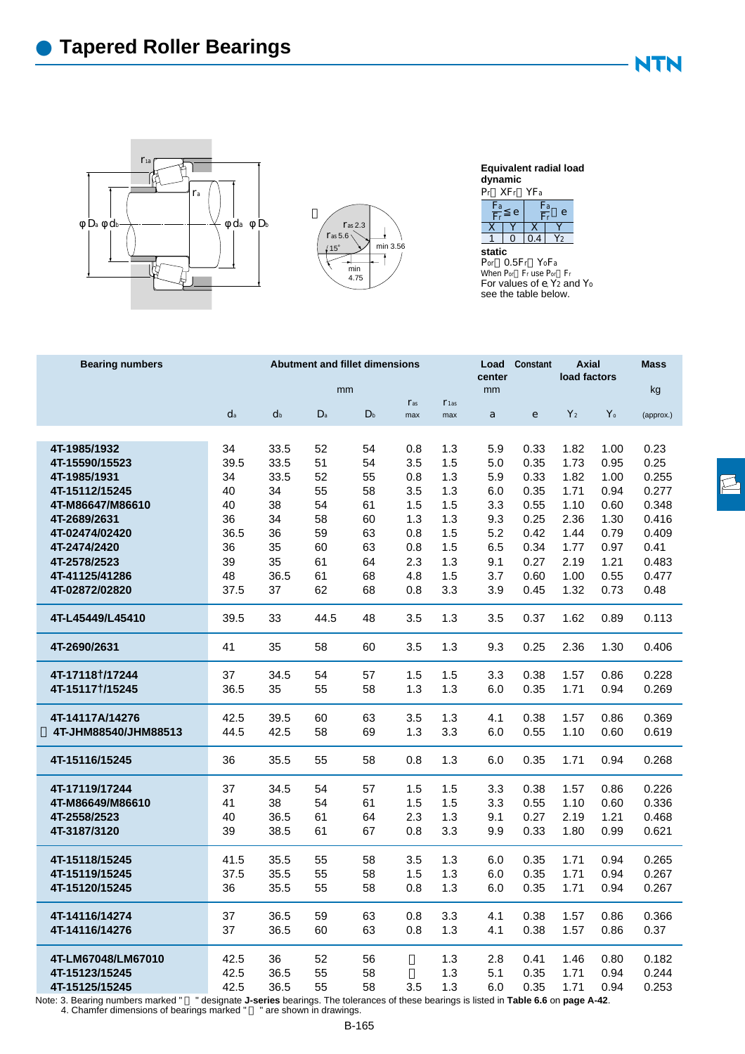# Tapered Roller Bearings

**Equivalent radial load**

**dynamic**

$P_r = XF_r + YF_a$

| $\frac{F_a}{F_r} \leq e$ | | $\frac{F_a}{F_r} > e$ | |
|---|---|---|---|
| X | Y | X | Y |
| 1 | 0 | 0.4 | $Y_2$ |

**static**

$P_{or} = 0.5F_r + Y_oF_a$

When $P_{or} < F_r$ use $P_{or} = F_r$

For values of e, $Y_2$ and $Y_o$ see the table below.

| Bearing numbers | Abutment and fillet dimensions | | | | | | Load center | Constant | Axial load factors | | Mass |
|---|---|---|---|---|---|---|---|---|---|---|---|
| | mm | | | | | | mm | | | | kg |
| | $d_a$ | $d_b$ | $D_a$ | $D_b$ | $r_{as}$ max | $r_{1as}$ max | a | e | $Y_2$ | $Y_o$ | (approx.) |
| 4T-1985/1932 | 34 | 33.5 | 52 | 54 | 0.8 | 1.3 | 5.9 | 0.33 | 1.82 | 1.00 | 0.23 |
| 4T-15590/15523 | 39.5 | 33.5 | 51 | 54 | 3.5 | 1.5 | 5.0 | 0.35 | 1.73 | 0.95 | 0.25 |
| 4T-1985/1931 | 34 | 33.5 | 52 | 55 | 0.8 | 1.3 | 5.9 | 0.33 | 1.82 | 1.00 | 0.255 |
| 4T-15112/15245 | 40 | 34 | 55 | 58 | 3.5 | 1.3 | 6.0 | 0.35 | 1.71 | 0.94 | 0.277 |
| 4T-M86647/M86610 | 40 | 38 | 54 | 61 | 1.5 | 1.5 | 3.3 | 0.55 | 1.10 | 0.60 | 0.348 |
| 4T-2689/2631 | 36 | 34 | 58 | 60 | 1.3 | 1.3 | 9.3 | 0.25 | 2.36 | 1.30 | 0.416 |
| 4T-02474/02420 | 36.5 | 36 | 59 | 63 | 0.8 | 1.5 | 5.2 | 0.42 | 1.44 | 0.79 | 0.409 |
| 4T-2474/2420 | 36 | 35 | 60 | 63 | 0.8 | 1.5 | 6.5 | 0.34 | 1.77 | 0.97 | 0.41 |
| 4T-2578/2523 | 39 | 35 | 61 | 64 | 2.3 | 1.3 | 9.1 | 0.27 | 2.19 | 1.21 | 0.483 |
| 4T-41125/41286 | 48 | 36.5 | 61 | 68 | 4.8 | 1.5 | 3.7 | 0.60 | 1.00 | 0.55 | 0.477 |
| 4T-02872/02820 | 37.5 | 37 | 62 | 68 | 0.8 | 3.3 | 3.9 | 0.45 | 1.32 | 0.73 | 0.48 |
| 4T-L45449/L45410 | 39.5 | 33 | 44.5 | 48 | 3.5 | 1.3 | 3.5 | 0.37 | 1.62 | 0.89 | 0.113 |
| 4T-2690/2631 | 41 | 35 | 58 | 60 | 3.5 | 1.3 | 9.3 | 0.25 | 2.36 | 1.30 | 0.406 |
| 4T-17118†/17244 | 37 | 34.5 | 54 | 57 | 1.5 | 1.5 | 3.3 | 0.38 | 1.57 | 0.86 | 0.228 |
| 4T-15117†/15245 | 36.5 | 35 | 55 | 58 | 1.3 | 1.3 | 6.0 | 0.35 | 1.71 | 0.94 | 0.269 |
| 4T-14117A/14276 | 42.5 | 39.5 | 60 | 63 | 3.5 | 1.3 | 4.1 | 0.38 | 1.57 | 0.86 | 0.369 |
| 4T-JHM88540/JHM88513 | 44.5 | 42.5 | 58 | 69 | 1.3 | 3.3 | 6.0 | 0.55 | 1.10 | 0.60 | 0.619 |
| 4T-15116/15245 | 36 | 35.5 | 55 | 58 | 0.8 | 1.3 | 6.0 | 0.35 | 1.71 | 0.94 | 0.268 |
| 4T-17119/17244 | 37 | 34.5 | 54 | 57 | 1.5 | 1.5 | 3.3 | 0.38 | 1.57 | 0.86 | 0.226 |
| 4T-M86649/M86610 | 41 | 38 | 54 | 61 | 1.5 | 1.5 | 3.3 | 0.55 | 1.10 | 0.60 | 0.336 |
| 4T-2558/2523 | 40 | 36.5 | 61 | 64 | 2.3 | 1.3 | 9.1 | 0.27 | 2.19 | 1.21 | 0.468 |
| 4T-3187/3120 | 39 | 38.5 | 61 | 67 | 0.8 | 3.3 | 9.9 | 0.33 | 1.80 | 0.99 | 0.621 |
| 4T-15118/15245 | 41.5 | 35.5 | 55 | 58 | 3.5 | 1.3 | 6.0 | 0.35 | 1.71 | 0.94 | 0.265 |
| 4T-15119/15245 | 37.5 | 35.5 | 55 | 58 | 1.5 | 1.3 | 6.0 | 0.35 | 1.71 | 0.94 | 0.267 |
| 4T-15120/15245 | 36 | 35.5 | 55 | 58 | 0.8 | 1.3 | 6.0 | 0.35 | 1.71 | 0.94 | 0.267 |
| 4T-14116/14274 | 37 | 36.5 | 59 | 63 | 0.8 | 3.3 | 4.1 | 0.38 | 1.57 | 0.86 | 0.366 |
| 4T-14116/14276 | 37 | 36.5 | 60 | 63 | 0.8 | 1.3 | 4.1 | 0.38 | 1.57 | 0.86 | 0.37 |
| 4T-LM67048/LM67010 | 42.5 | 36 | 52 | 56 | — | 1.3 | 2.8 | 0.41 | 1.46 | 0.80 | 0.182 |
| 4T-15123/15245 | 42.5 | 36.5 | 55 | 58 | — | 1.3 | 5.1 | 0.35 | 1.71 | 0.94 | 0.244 |
| 4T-15125/15245 | 42.5 | 36.5 | 55 | 58 | 3.5 | 1.3 | 6.0 | 0.35 | 1.71 | 0.94 | 0.253 |

Note: 3. Bearing numbers marked " " designate **J-series** bearings. The tolerances of these bearings is listed in **Table 6.6** on **page A-42**.
4. Chamfer dimensions of bearings marked " " are shown in drawings.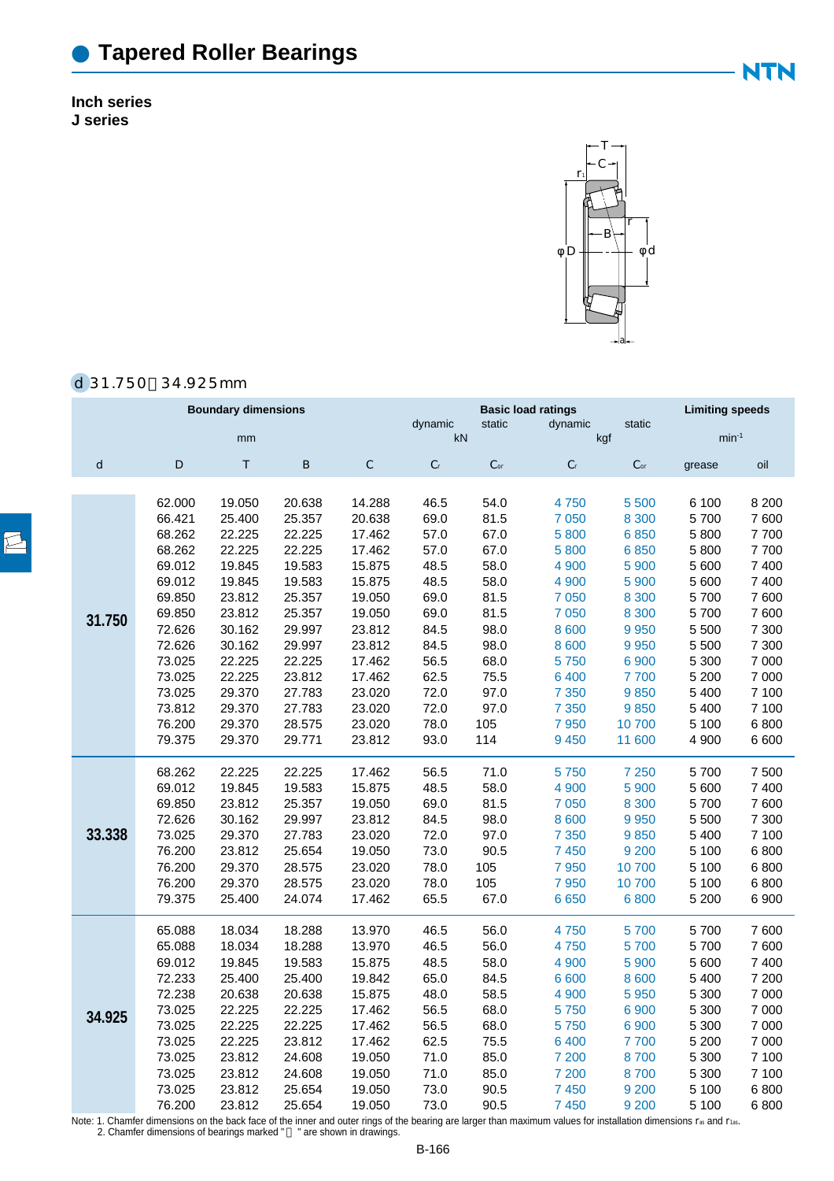# Tapered Roller Bearings

**Inch series**
**J series**

d 31.750～34.925mm

| Boundary dimensions | | | | | Basic load ratings | | | | Limiting speeds | |
|---|---|---|---|---|---|---|---|---|---|---|
| | | | | | dynamic | static | dynamic | static | | |
| mm | | | | | kN | | kgf | | min$^{-1}$ | |
| d | D | T | B | C | $C_r$ | $C_{or}$ | $C_r$ | $C_{or}$ | grease | oil |
| 31.750 | 62.000 | 19.050 | 20.638 | 14.288 | 46.5 | 54.0 | 4 750 | 5 500 | 6 100 | 8 200 |
| | 66.421 | 25.400 | 25.357 | 20.638 | 69.0 | 81.5 | 7 050 | 8 300 | 5 700 | 7 600 |
| | 68.262 | 22.225 | 22.225 | 17.462 | 57.0 | 67.0 | 5 800 | 6 850 | 5 800 | 7 700 |
| | 68.262 | 22.225 | 22.225 | 17.462 | 57.0 | 67.0 | 5 800 | 6 850 | 5 800 | 7 700 |
| | 69.012 | 19.845 | 19.583 | 15.875 | 48.5 | 58.0 | 4 900 | 5 900 | 5 600 | 7 400 |
| | 69.012 | 19.845 | 19.583 | 15.875 | 48.5 | 58.0 | 4 900 | 5 900 | 5 600 | 7 400 |
| | 69.850 | 23.812 | 25.357 | 19.050 | 69.0 | 81.5 | 7 050 | 8 300 | 5 700 | 7 600 |
| | 69.850 | 23.812 | 25.357 | 19.050 | 69.0 | 81.5 | 7 050 | 8 300 | 5 700 | 7 600 |
| | 72.626 | 30.162 | 29.997 | 23.812 | 84.5 | 98.0 | 8 600 | 9 950 | 5 500 | 7 300 |
| | 72.626 | 30.162 | 29.997 | 23.812 | 84.5 | 98.0 | 8 600 | 9 950 | 5 500 | 7 300 |
| | 73.025 | 22.225 | 22.225 | 17.462 | 56.5 | 68.0 | 5 750 | 6 900 | 5 300 | 7 000 |
| | 73.025 | 22.225 | 23.812 | 17.462 | 62.5 | 75.5 | 6 400 | 7 700 | 5 200 | 7 000 |
| | 73.025 | 29.370 | 27.783 | 23.020 | 72.0 | 97.0 | 7 350 | 9 850 | 5 400 | 7 100 |
| | 73.812 | 29.370 | 27.783 | 23.020 | 72.0 | 97.0 | 7 350 | 9 850 | 5 400 | 7 100 |
| | 76.200 | 29.370 | 28.575 | 23.020 | 78.0 | 105 | 7 950 | 10 700 | 5 100 | 6 800 |
| | 79.375 | 29.370 | 29.771 | 23.812 | 93.0 | 114 | 9 450 | 11 600 | 4 900 | 6 600 |
| 33.338 | 68.262 | 22.225 | 22.225 | 17.462 | 56.5 | 71.0 | 5 750 | 7 250 | 5 700 | 7 500 |
| | 69.012 | 19.845 | 19.583 | 15.875 | 48.5 | 58.0 | 4 900 | 5 900 | 5 600 | 7 400 |
| | 69.850 | 23.812 | 25.357 | 19.050 | 69.0 | 81.5 | 7 050 | 8 300 | 5 700 | 7 600 |
| | 72.626 | 30.162 | 29.997 | 23.812 | 84.5 | 98.0 | 8 600 | 9 950 | 5 500 | 7 300 |
| | 73.025 | 29.370 | 27.783 | 23.020 | 72.0 | 97.0 | 7 350 | 9 850 | 5 400 | 7 100 |
| | 76.200 | 23.812 | 25.654 | 19.050 | 73.0 | 90.5 | 7 450 | 9 200 | 5 100 | 6 800 |
| | 76.200 | 29.370 | 28.575 | 23.020 | 78.0 | 105 | 7 950 | 10 700 | 5 100 | 6 800 |
| | 76.200 | 29.370 | 28.575 | 23.020 | 78.0 | 105 | 7 950 | 10 700 | 5 100 | 6 800 |
| | 79.375 | 25.400 | 24.074 | 17.462 | 65.5 | 67.0 | 6 650 | 6 800 | 5 200 | 6 900 |
| 34.925 | 65.088 | 18.034 | 18.288 | 13.970 | 46.5 | 56.0 | 4 750 | 5 700 | 5 700 | 7 600 |
| | 65.088 | 18.034 | 18.288 | 13.970 | 46.5 | 56.0 | 4 750 | 5 700 | 5 700 | 7 600 |
| | 69.012 | 19.845 | 19.583 | 15.875 | 48.5 | 58.0 | 4 900 | 5 900 | 5 600 | 7 400 |
| | 72.233 | 25.400 | 25.400 | 19.842 | 65.0 | 84.5 | 6 600 | 8 600 | 5 400 | 7 200 |
| | 72.238 | 20.638 | 20.638 | 15.875 | 48.0 | 58.5 | 4 900 | 5 950 | 5 300 | 7 000 |
| | 73.025 | 22.225 | 22.225 | 17.462 | 56.5 | 68.0 | 5 750 | 6 900 | 5 300 | 7 000 |
| | 73.025 | 22.225 | 22.225 | 17.462 | 56.5 | 68.0 | 5 750 | 6 900 | 5 300 | 7 000 |
| | 73.025 | 22.225 | 23.812 | 17.462 | 62.5 | 75.5 | 6 400 | 7 700 | 5 200 | 7 000 |
| | 73.025 | 23.812 | 24.608 | 19.050 | 71.0 | 85.0 | 7 200 | 8 700 | 5 300 | 7 100 |
| | 73.025 | 23.812 | 24.608 | 19.050 | 71.0 | 85.0 | 7 200 | 8 700 | 5 300 | 7 100 |
| | 73.025 | 23.812 | 25.654 | 19.050 | 73.0 | 90.5 | 7 450 | 9 200 | 5 100 | 6 800 |
| | 76.200 | 23.812 | 25.654 | 19.050 | 73.0 | 90.5 | 7 450 | 9 200 | 5 100 | 6 800 |

Note: 1. Chamfer dimensions on the back face of the inner and outer rings of the bearing are larger than maximum values for installation dimensions $r_{as}$ and $r_{1as}$.
2. Chamfer dimensions of bearings marked "　" are shown in drawings.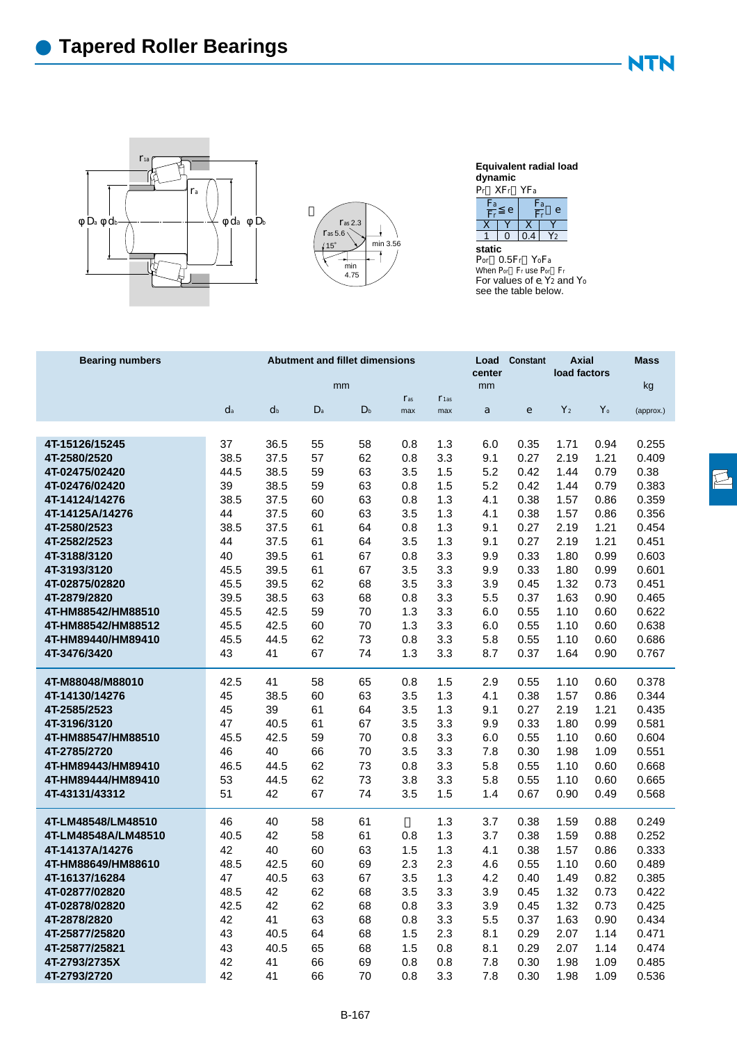# Tapered Roller Bearings

**Equivalent radial load**
**dynamic**

$P_r = XF_r + YF_a$

| $\frac{F_a}{F_r} \leq e$ | | $\frac{F_a}{F_r} > e$ | |
|---|---|---|---|
| X | Y | X | Y |
| 1 | 0 | 0.4 | $Y_2$ |

**static**

$P_{or} = 0.5F_r + Y_oF_a$

When $P_{or} < F_r$ use $P_{or} = F_r$

For values of e, $Y_2$ and $Y_o$ see the table below.

| Bearing numbers | Abutment and fillet dimensions | | | | | | Load center | Constant | Axial load factors | | Mass |
|---|---|---|---|---|---|---|---|---|---|---|---|
| | mm | | | | | | mm | | | | kg |
| | $d_a$ | $d_b$ | $D_a$ | $D_b$ | $r_{as}$ max | $r_{1as}$ max | a | e | $Y_2$ | $Y_o$ | (approx.) |
| 4T-15126/15245 | 37 | 36.5 | 55 | 58 | 0.8 | 1.3 | 6.0 | 0.35 | 1.71 | 0.94 | 0.255 |
| 4T-2580/2520 | 38.5 | 37.5 | 57 | 62 | 0.8 | 3.3 | 9.1 | 0.27 | 2.19 | 1.21 | 0.409 |
| 4T-02475/02420 | 44.5 | 38.5 | 59 | 63 | 3.5 | 1.5 | 5.2 | 0.42 | 1.44 | 0.79 | 0.38 |
| 4T-02476/02420 | 39 | 38.5 | 59 | 63 | 0.8 | 1.5 | 5.2 | 0.42 | 1.44 | 0.79 | 0.383 |
| 4T-14124/14276 | 38.5 | 37.5 | 60 | 63 | 0.8 | 1.3 | 4.1 | 0.38 | 1.57 | 0.86 | 0.359 |
| 4T-14125A/14276 | 44 | 37.5 | 60 | 63 | 3.5 | 1.3 | 4.1 | 0.38 | 1.57 | 0.86 | 0.356 |
| 4T-2580/2523 | 38.5 | 37.5 | 61 | 64 | 0.8 | 1.3 | 9.1 | 0.27 | 2.19 | 1.21 | 0.454 |
| 4T-2582/2523 | 44 | 37.5 | 61 | 64 | 3.5 | 1.3 | 9.1 | 0.27 | 2.19 | 1.21 | 0.451 |
| 4T-3188/3120 | 40 | 39.5 | 61 | 67 | 0.8 | 3.3 | 9.9 | 0.33 | 1.80 | 0.99 | 0.603 |
| 4T-3193/3120 | 45.5 | 39.5 | 61 | 67 | 3.5 | 3.3 | 9.9 | 0.33 | 1.80 | 0.99 | 0.601 |
| 4T-02875/02820 | 45.5 | 39.5 | 62 | 68 | 3.5 | 3.3 | 3.9 | 0.45 | 1.32 | 0.73 | 0.451 |
| 4T-2879/2820 | 39.5 | 38.5 | 63 | 68 | 0.8 | 3.3 | 5.5 | 0.37 | 1.63 | 0.90 | 0.465 |
| 4T-HM88542/HM88510 | 45.5 | 42.5 | 59 | 70 | 1.3 | 3.3 | 6.0 | 0.55 | 1.10 | 0.60 | 0.622 |
| 4T-HM88542/HM88512 | 45.5 | 42.5 | 60 | 70 | 1.3 | 3.3 | 6.0 | 0.55 | 1.10 | 0.60 | 0.638 |
| 4T-HM89440/HM89410 | 45.5 | 44.5 | 62 | 73 | 0.8 | 3.3 | 5.8 | 0.55 | 1.10 | 0.60 | 0.686 |
| 4T-3476/3420 | 43 | 41 | 67 | 74 | 1.3 | 3.3 | 8.7 | 0.37 | 1.64 | 0.90 | 0.767 |
| 4T-M88048/M88010 | 42.5 | 41 | 58 | 65 | 0.8 | 1.5 | 2.9 | 0.55 | 1.10 | 0.60 | 0.378 |
| 4T-14130/14276 | 45 | 38.5 | 60 | 63 | 3.5 | 1.3 | 4.1 | 0.38 | 1.57 | 0.86 | 0.344 |
| 4T-2585/2523 | 45 | 39 | 61 | 64 | 3.5 | 1.3 | 9.1 | 0.27 | 2.19 | 1.21 | 0.435 |
| 4T-3196/3120 | 47 | 40.5 | 61 | 67 | 3.5 | 3.3 | 9.9 | 0.33 | 1.80 | 0.99 | 0.581 |
| 4T-HM88547/HM88510 | 45.5 | 42.5 | 59 | 70 | 0.8 | 3.3 | 6.0 | 0.55 | 1.10 | 0.60 | 0.604 |
| 4T-2785/2720 | 46 | 40 | 66 | 70 | 3.5 | 3.3 | 7.8 | 0.30 | 1.98 | 1.09 | 0.551 |
| 4T-HM89443/HM89410 | 46.5 | 44.5 | 62 | 73 | 0.8 | 3.3 | 5.8 | 0.55 | 1.10 | 0.60 | 0.668 |
| 4T-HM89444/HM89410 | 53 | 44.5 | 62 | 73 | 3.8 | 3.3 | 5.8 | 0.55 | 1.10 | 0.60 | 0.665 |
| 4T-43131/43312 | 51 | 42 | 67 | 74 | 3.5 | 1.5 | 1.4 | 0.67 | 0.90 | 0.49 | 0.568 |
| 4T-LM48548/LM48510 | 46 | 40 | 58 | 61 | 1) | 1.3 | 3.7 | 0.38 | 1.59 | 0.88 | 0.249 |
| 4T-LM48548A/LM48510 | 40.5 | 42 | 58 | 61 | 0.8 | 1.3 | 3.7 | 0.38 | 1.59 | 0.88 | 0.252 |
| 4T-14137A/14276 | 42 | 40 | 60 | 63 | 1.5 | 1.3 | 4.1 | 0.38 | 1.57 | 0.86 | 0.333 |
| 4T-HM88649/HM88610 | 48.5 | 42.5 | 60 | 69 | 2.3 | 2.3 | 4.6 | 0.55 | 1.10 | 0.60 | 0.489 |
| 4T-16137/16284 | 47 | 40.5 | 63 | 67 | 3.5 | 1.3 | 4.2 | 0.40 | 1.49 | 0.82 | 0.385 |
| 4T-02877/02820 | 48.5 | 42 | 62 | 68 | 3.5 | 3.3 | 3.9 | 0.45 | 1.32 | 0.73 | 0.422 |
| 4T-02878/02820 | 42.5 | 42 | 62 | 68 | 0.8 | 3.3 | 3.9 | 0.45 | 1.32 | 0.73 | 0.425 |
| 4T-2878/2820 | 42 | 41 | 63 | 68 | 0.8 | 3.3 | 5.5 | 0.37 | 1.63 | 0.90 | 0.434 |
| 4T-25877/25820 | 43 | 40.5 | 64 | 68 | 1.5 | 2.3 | 8.1 | 0.29 | 2.07 | 1.14 | 0.471 |
| 4T-25877/25821 | 43 | 40.5 | 65 | 68 | 1.5 | 0.8 | 8.1 | 0.29 | 2.07 | 1.14 | 0.474 |
| 4T-2793/2735X | 42 | 41 | 66 | 69 | 0.8 | 0.8 | 7.8 | 0.30 | 1.98 | 1.09 | 0.485 |
| 4T-2793/2720 | 42 | 41 | 66 | 70 | 0.8 | 3.3 | 7.8 | 0.30 | 1.98 | 1.09 | 0.536 |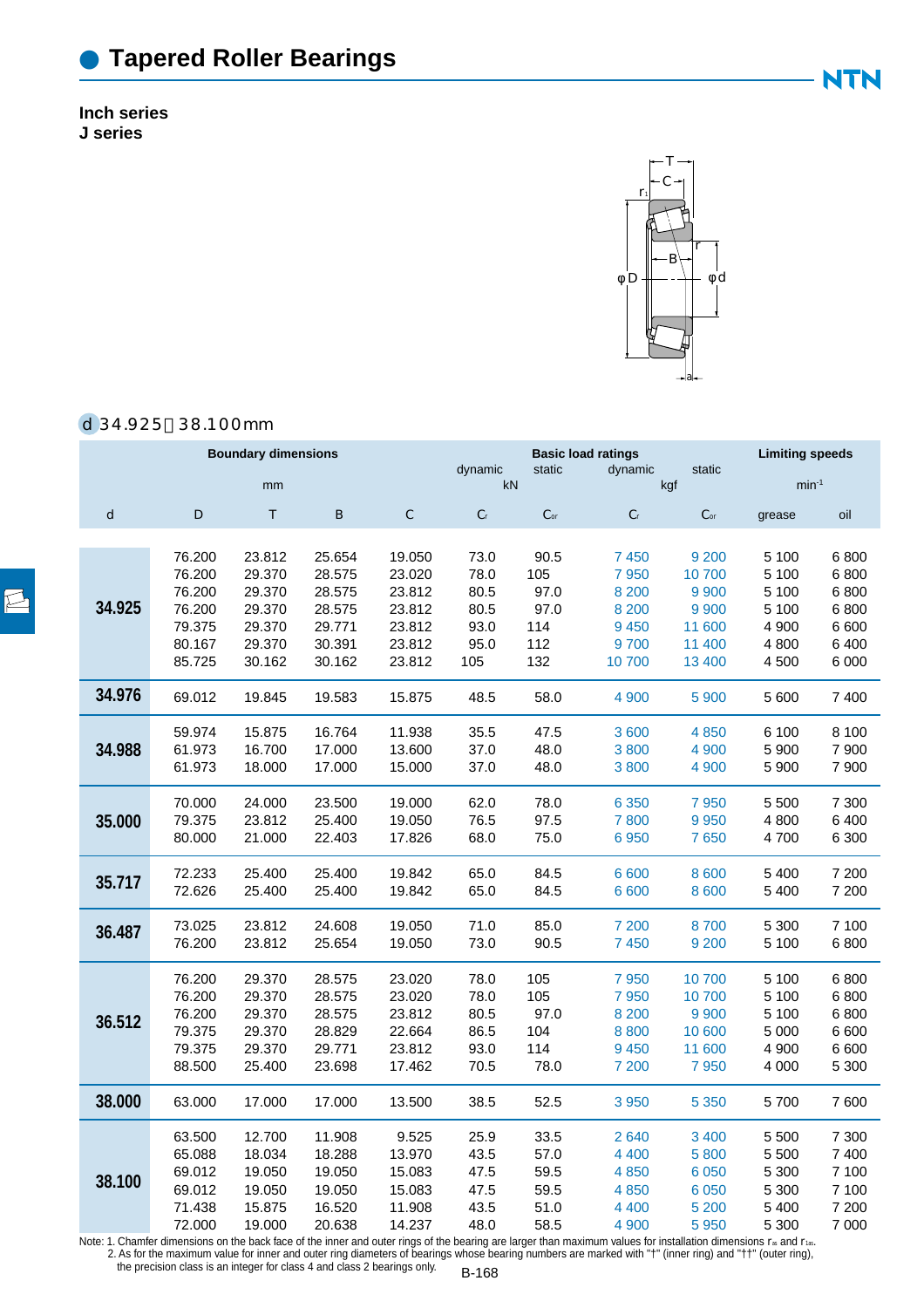# Tapered Roller Bearings

**Inch series**
**J series**

d 34.925～38.100mm

| Boundary dimensions | | | | | Basic load ratings | | | | Limiting speeds | |
|---|---|---|---|---|---|---|---|---|---|---|
| | | | | | dynamic | static | dynamic | static | | |
| mm | | | | | kN | | kgf | | $min^{-1}$ | |
| d | D | T | B | C | $C_r$ | $C_{or}$ | $C_r$ | $C_{or}$ | grease | oil |
| **34.925** | 76.200 | 23.812 | 25.654 | 19.050 | 73.0 | 90.5 | 7 450 | 9 200 | 5 100 | 6 800 |
| | 76.200 | 29.370 | 28.575 | 23.020 | 78.0 | 105 | 7 950 | 10 700 | 5 100 | 6 800 |
| | 76.200 | 29.370 | 28.575 | 23.812 | 80.5 | 97.0 | 8 200 | 9 900 | 5 100 | 6 800 |
| | 76.200 | 29.370 | 28.575 | 23.812 | 80.5 | 97.0 | 8 200 | 9 900 | 5 100 | 6 800 |
| | 79.375 | 29.370 | 29.771 | 23.812 | 93.0 | 114 | 9 450 | 11 600 | 4 900 | 6 600 |
| | 80.167 | 29.370 | 30.391 | 23.812 | 95.0 | 112 | 9 700 | 11 400 | 4 800 | 6 400 |
| | 85.725 | 30.162 | 30.162 | 23.812 | 105 | 132 | 10 700 | 13 400 | 4 500 | 6 000 |
| **34.976** | 69.012 | 19.845 | 19.583 | 15.875 | 48.5 | 58.0 | 4 900 | 5 900 | 5 600 | 7 400 |
| **34.988** | 59.974 | 15.875 | 16.764 | 11.938 | 35.5 | 47.5 | 3 600 | 4 850 | 6 100 | 8 100 |
| | 61.973 | 16.700 | 17.000 | 13.600 | 37.0 | 48.0 | 3 800 | 4 900 | 5 900 | 7 900 |
| | 61.973 | 18.000 | 17.000 | 15.000 | 37.0 | 48.0 | 3 800 | 4 900 | 5 900 | 7 900 |
| **35.000** | 70.000 | 24.000 | 23.500 | 19.000 | 62.0 | 78.0 | 6 350 | 7 950 | 5 500 | 7 300 |
| | 79.375 | 23.812 | 25.400 | 19.050 | 76.5 | 97.5 | 7 800 | 9 950 | 4 800 | 6 400 |
| | 80.000 | 21.000 | 22.403 | 17.826 | 68.0 | 75.0 | 6 950 | 7 650 | 4 700 | 6 300 |
| **35.717** | 72.233 | 25.400 | 25.400 | 19.842 | 65.0 | 84.5 | 6 600 | 8 600 | 5 400 | 7 200 |
| | 72.626 | 25.400 | 25.400 | 19.842 | 65.0 | 84.5 | 6 600 | 8 600 | 5 400 | 7 200 |
| **36.487** | 73.025 | 23.812 | 24.608 | 19.050 | 71.0 | 85.0 | 7 200 | 8 700 | 5 300 | 7 100 |
| | 76.200 | 23.812 | 25.654 | 19.050 | 73.0 | 90.5 | 7 450 | 9 200 | 5 100 | 6 800 |
| **36.512** | 76.200 | 29.370 | 28.575 | 23.020 | 78.0 | 105 | 7 950 | 10 700 | 5 100 | 6 800 |
| | 76.200 | 29.370 | 28.575 | 23.020 | 78.0 | 105 | 7 950 | 10 700 | 5 100 | 6 800 |
| | 76.200 | 29.370 | 28.575 | 23.812 | 80.5 | 97.0 | 8 200 | 9 900 | 5 100 | 6 800 |
| | 79.375 | 29.370 | 28.829 | 22.664 | 86.5 | 104 | 8 800 | 10 600 | 5 000 | 6 600 |
| | 79.375 | 29.370 | 29.771 | 23.812 | 93.0 | 114 | 9 450 | 11 600 | 4 900 | 6 600 |
| | 88.500 | 25.400 | 23.698 | 17.462 | 70.5 | 78.0 | 7 200 | 7 950 | 4 000 | 5 300 |
| **38.000** | 63.000 | 17.000 | 17.000 | 13.500 | 38.5 | 52.5 | 3 950 | 5 350 | 5 700 | 7 600 |
| **38.100** | 63.500 | 12.700 | 11.908 | 9.525 | 25.9 | 33.5 | 2 640 | 3 400 | 5 500 | 7 300 |
| | 65.088 | 18.034 | 18.288 | 13.970 | 43.5 | 57.0 | 4 400 | 5 800 | 5 500 | 7 400 |
| | 69.012 | 19.050 | 19.050 | 15.083 | 47.5 | 59.5 | 4 850 | 6 050 | 5 300 | 7 100 |
| | 69.012 | 19.050 | 19.050 | 15.083 | 47.5 | 59.5 | 4 850 | 6 050 | 5 300 | 7 100 |
| | 71.438 | 15.875 | 16.520 | 11.908 | 43.5 | 51.0 | 4 400 | 5 200 | 5 400 | 7 200 |
| | 72.000 | 19.000 | 20.638 | 14.237 | 48.0 | 58.5 | 4 900 | 5 950 | 5 300 | 7 000 |

Note: 1. Chamfer dimensions on the back face of the inner and outer rings of the bearing are larger than maximum values for installation dimensions $r_{as}$ and $r_{1as}$.
2. As for the maximum value for inner and outer ring diameters of bearings whose bearing numbers are marked with "†" (inner ring) and "††" (outer ring), the precision class is an integer for class 4 and class 2 bearings only.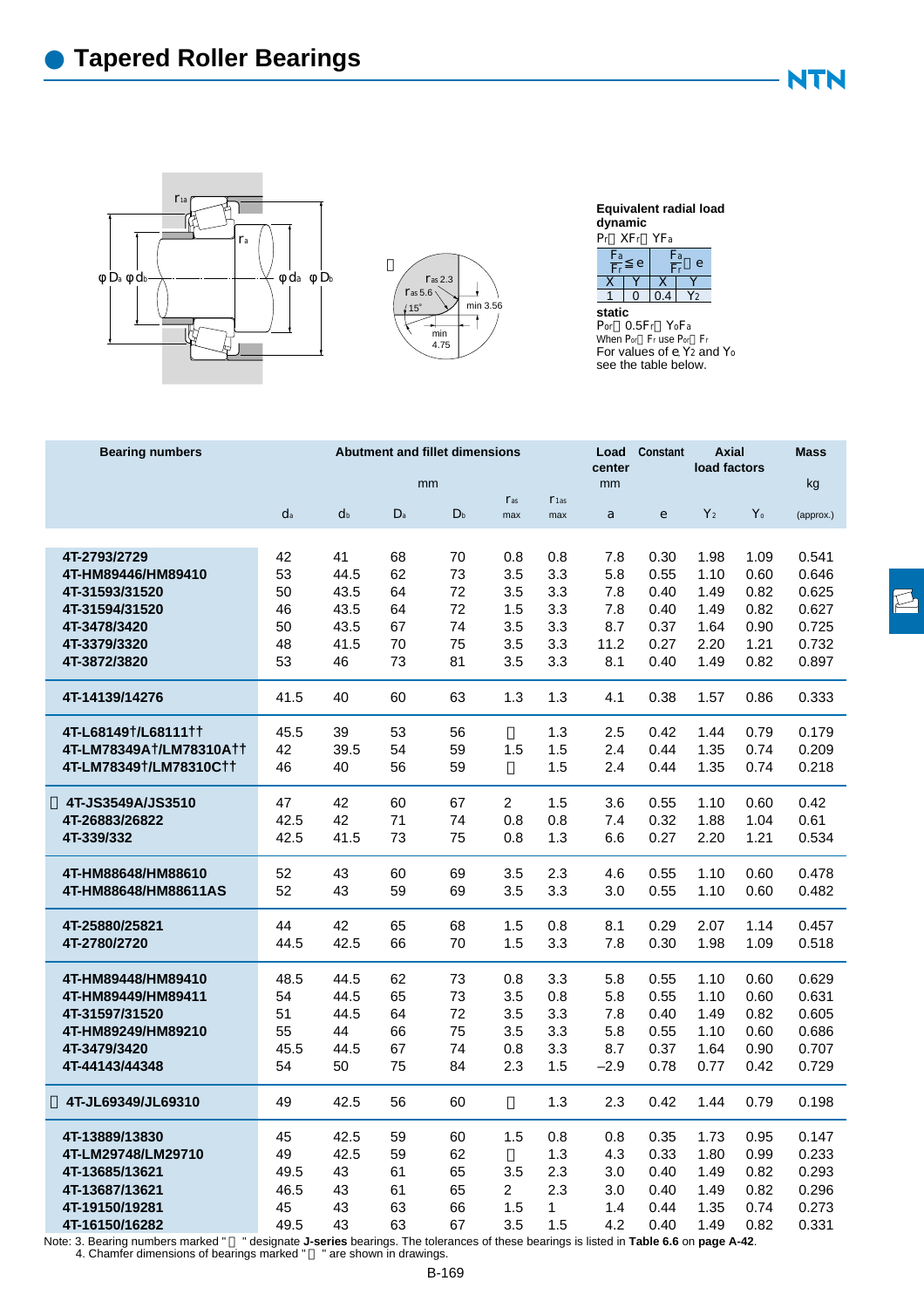# Tapered Roller Bearings

**Equivalent radial load**

**dynamic**

$P_r = XF_r + YF_a$

| $\frac{F_a}{F_r} \le e$ | | $\frac{F_a}{F_r} > e$ | |
|---|---|---|---|
| X | Y | X | Y |
| 1 | 0 | 0.4 | $Y_2$ |

**static**

$P_{or} = 0.5F_r + Y_oF_a$

When $P_{or} < F_r$ use $P_{or} = F_r$

For values of e, $Y_2$ and $Y_o$ see the table below.

| Bearing numbers | Abutment and fillet dimensions | | | | | | Load center | Constant | Axial load factors | | Mass |
|---|---|---|---|---|---|---|---|---|---|---|---|
| | mm | | | | | | mm | | | | kg |
| | $d_a$ | $d_b$ | $D_a$ | $D_b$ | $r_{as}$ max | $r_{1as}$ max | a | e | $Y_2$ | $Y_o$ | (approx.) |
| 4T-2793/2729 | 42 | 41 | 68 | 70 | 0.8 | 0.8 | 7.8 | 0.30 | 1.98 | 1.09 | 0.541 |
| 4T-HM89446/HM89410 | 53 | 44.5 | 62 | 73 | 3.5 | 3.3 | 5.8 | 0.55 | 1.10 | 0.60 | 0.646 |
| 4T-31593/31520 | 50 | 43.5 | 64 | 72 | 3.5 | 3.3 | 7.8 | 0.40 | 1.49 | 0.82 | 0.625 |
| 4T-31594/31520 | 46 | 43.5 | 64 | 72 | 1.5 | 3.3 | 7.8 | 0.40 | 1.49 | 0.82 | 0.627 |
| 4T-3478/3420 | 50 | 43.5 | 67 | 74 | 3.5 | 3.3 | 8.7 | 0.37 | 1.64 | 0.90 | 0.725 |
| 4T-3379/3320 | 48 | 41.5 | 70 | 75 | 3.5 | 3.3 | 11.2 | 0.27 | 2.20 | 1.21 | 0.732 |
| 4T-3872/3820 | 53 | 46 | 73 | 81 | 3.5 | 3.3 | 8.1 | 0.40 | 1.49 | 0.82 | 0.897 |
| 4T-14139/14276 | 41.5 | 40 | 60 | 63 | 1.3 | 1.3 | 4.1 | 0.38 | 1.57 | 0.86 | 0.333 |
| 4T-L68149†/L68111†† | 45.5 | 39 | 53 | 56 | | 1.3 | 2.5 | 0.42 | 1.44 | 0.79 | 0.179 |
| 4T-LM78349A†/LM78310A†† | 42 | 39.5 | 54 | 59 | 1.5 | 1.5 | 2.4 | 0.44 | 1.35 | 0.74 | 0.209 |
| 4T-LM78349†/LM78310C†† | 46 | 40 | 56 | 59 | | 1.5 | 2.4 | 0.44 | 1.35 | 0.74 | 0.218 |
| 4T-JS3549A/JS3510 | 47 | 42 | 60 | 67 | 2 | 1.5 | 3.6 | 0.55 | 1.10 | 0.60 | 0.42 |
| 4T-26883/26822 | 42.5 | 42 | 71 | 74 | 0.8 | 0.8 | 7.4 | 0.32 | 1.88 | 1.04 | 0.61 |
| 4T-339/332 | 42.5 | 41.5 | 73 | 75 | 0.8 | 1.3 | 6.6 | 0.27 | 2.20 | 1.21 | 0.534 |
| 4T-HM88648/HM88610 | 52 | 43 | 60 | 69 | 3.5 | 2.3 | 4.6 | 0.55 | 1.10 | 0.60 | 0.478 |
| 4T-HM88648/HM88611AS | 52 | 43 | 59 | 69 | 3.5 | 3.3 | 3.0 | 0.55 | 1.10 | 0.60 | 0.482 |
| 4T-25880/25821 | 44 | 42 | 65 | 68 | 1.5 | 0.8 | 8.1 | 0.29 | 2.07 | 1.14 | 0.457 |
| 4T-2780/2720 | 44.5 | 42.5 | 66 | 70 | 1.5 | 3.3 | 7.8 | 0.30 | 1.98 | 1.09 | 0.518 |
| 4T-HM89448/HM89410 | 48.5 | 44.5 | 62 | 73 | 0.8 | 3.3 | 5.8 | 0.55 | 1.10 | 0.60 | 0.629 |
| 4T-HM89449/HM89411 | 54 | 44.5 | 65 | 73 | 3.5 | 0.8 | 5.8 | 0.55 | 1.10 | 0.60 | 0.631 |
| 4T-31597/31520 | 51 | 44.5 | 64 | 72 | 3.5 | 3.3 | 7.8 | 0.40 | 1.49 | 0.82 | 0.605 |
| 4T-HM89249/HM89210 | 55 | 44 | 66 | 75 | 3.5 | 3.3 | 5.8 | 0.55 | 1.10 | 0.60 | 0.686 |
| 4T-3479/3420 | 45.5 | 44.5 | 67 | 74 | 0.8 | 3.3 | 8.7 | 0.37 | 1.64 | 0.90 | 0.707 |
| 4T-44143/44348 | 54 | 50 | 75 | 84 | 2.3 | 1.5 | −2.9 | 0.78 | 0.77 | 0.42 | 0.729 |
| 4T-JL69349/JL69310 | 49 | 42.5 | 56 | 60 | | 1.3 | 2.3 | 0.42 | 1.44 | 0.79 | 0.198 |
| 4T-13889/13830 | 45 | 42.5 | 59 | 60 | 1.5 | 0.8 | 0.8 | 0.35 | 1.73 | 0.95 | 0.147 |
| 4T-LM29748/LM29710 | 49 | 42.5 | 59 | 62 | | 1.3 | 4.3 | 0.33 | 1.80 | 0.99 | 0.233 |
| 4T-13685/13621 | 49.5 | 43 | 61 | 65 | 3.5 | 2.3 | 3.0 | 0.40 | 1.49 | 0.82 | 0.293 |
| 4T-13687/13621 | 46.5 | 43 | 61 | 65 | 2 | 2.3 | 3.0 | 0.40 | 1.49 | 0.82 | 0.296 |
| 4T-19150/19281 | 45 | 43 | 63 | 66 | 1.5 | 1 | 1.4 | 0.44 | 1.35 | 0.74 | 0.273 |
| 4T-16150/16282 | 49.5 | 43 | 63 | 67 | 3.5 | 1.5 | 4.2 | 0.40 | 1.49 | 0.82 | 0.331 |

Note: 3. Bearing numbers marked " " designate **J-series** bearings. The tolerances of these bearings is listed in **Table 6.6** on **page A-42**.
4. Chamfer dimensions of bearings marked " " are shown in drawings.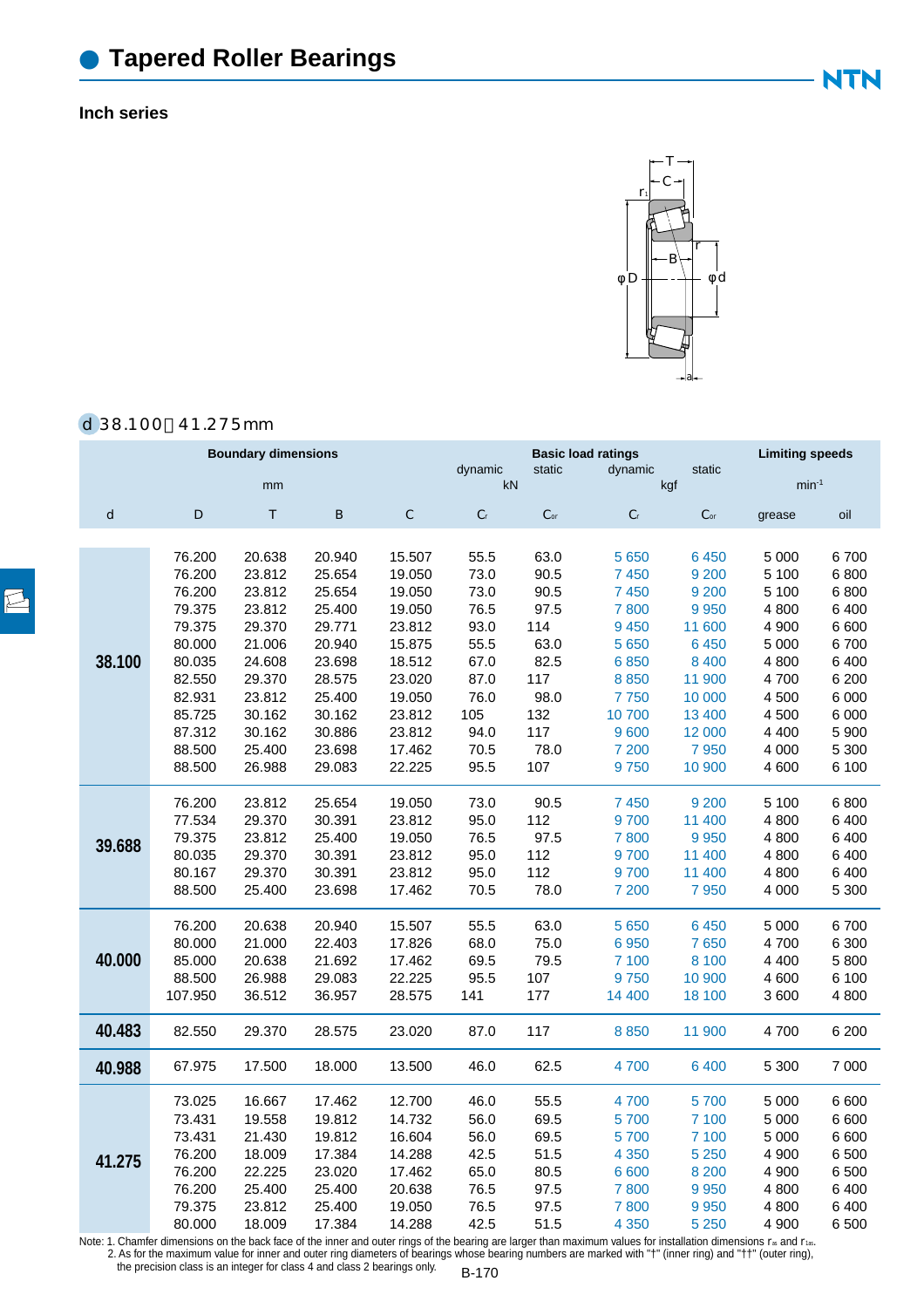# Tapered Roller Bearings

### Inch series

**d 38.100～41.275mm**

| | Boundary dimensions | | | | Basic load ratings | | | | Limiting speeds | |
|---|---|---|---|---|---|---|---|---|---|---|
| | | | | | dynamic | static | dynamic | static | | |
| | mm | | | | kN | | kgf | | $min^{-1}$ | |
| d | D | T | B | C | $C_r$ | $C_{or}$ | $C_r$ | $C_{or}$ | grease | oil |
| **38.100** | 76.200 | 20.638 | 20.940 | 15.507 | 55.5 | 63.0 | 5 650 | 6 450 | 5 000 | 6 700 |
| | 76.200 | 23.812 | 25.654 | 19.050 | 73.0 | 90.5 | 7 450 | 9 200 | 5 100 | 6 800 |
| | 76.200 | 23.812 | 25.654 | 19.050 | 73.0 | 90.5 | 7 450 | 9 200 | 5 100 | 6 800 |
| | 79.375 | 23.812 | 25.400 | 19.050 | 76.5 | 97.5 | 7 800 | 9 950 | 4 800 | 6 400 |
| | 79.375 | 29.370 | 29.771 | 23.812 | 93.0 | 114 | 9 450 | 11 600 | 4 900 | 6 600 |
| | 80.000 | 21.006 | 20.940 | 15.875 | 55.5 | 63.0 | 5 650 | 6 450 | 5 000 | 6 700 |
| | 80.035 | 24.608 | 23.698 | 18.512 | 67.0 | 82.5 | 6 850 | 8 400 | 4 800 | 6 400 |
| | 82.550 | 29.370 | 28.575 | 23.020 | 87.0 | 117 | 8 850 | 11 900 | 4 700 | 6 200 |
| | 82.931 | 23.812 | 25.400 | 19.050 | 76.0 | 98.0 | 7 750 | 10 000 | 4 500 | 6 000 |
| | 85.725 | 30.162 | 30.162 | 23.812 | 105 | 132 | 10 700 | 13 400 | 4 500 | 6 000 |
| | 87.312 | 30.162 | 30.886 | 23.812 | 94.0 | 117 | 9 600 | 12 000 | 4 400 | 5 900 |
| | 88.500 | 25.400 | 23.698 | 17.462 | 70.5 | 78.0 | 7 200 | 7 950 | 4 000 | 5 300 |
| | 88.500 | 26.988 | 29.083 | 22.225 | 95.5 | 107 | 9 750 | 10 900 | 4 600 | 6 100 |
| **39.688** | 76.200 | 23.812 | 25.654 | 19.050 | 73.0 | 90.5 | 7 450 | 9 200 | 5 100 | 6 800 |
| | 77.534 | 29.370 | 30.391 | 23.812 | 95.0 | 112 | 9 700 | 11 400 | 4 800 | 6 400 |
| | 79.375 | 23.812 | 25.400 | 19.050 | 76.5 | 97.5 | 7 800 | 9 950 | 4 800 | 6 400 |
| | 80.035 | 29.370 | 30.391 | 23.812 | 95.0 | 112 | 9 700 | 11 400 | 4 800 | 6 400 |
| | 80.167 | 29.370 | 30.391 | 23.812 | 95.0 | 112 | 9 700 | 11 400 | 4 800 | 6 400 |
| | 88.500 | 25.400 | 23.698 | 17.462 | 70.5 | 78.0 | 7 200 | 7 950 | 4 000 | 5 300 |
| **40.000** | 76.200 | 20.638 | 20.940 | 15.507 | 55.5 | 63.0 | 5 650 | 6 450 | 5 000 | 6 700 |
| | 80.000 | 21.000 | 22.403 | 17.826 | 68.0 | 75.0 | 6 950 | 7 650 | 4 700 | 6 300 |
| | 85.000 | 20.638 | 21.692 | 17.462 | 69.5 | 79.5 | 7 100 | 8 100 | 4 400 | 5 800 |
| | 88.500 | 26.988 | 29.083 | 22.225 | 95.5 | 107 | 9 750 | 10 900 | 4 600 | 6 100 |
| | 107.950 | 36.512 | 36.957 | 28.575 | 141 | 177 | 14 400 | 18 100 | 3 600 | 4 800 |
| **40.483** | 82.550 | 29.370 | 28.575 | 23.020 | 87.0 | 117 | 8 850 | 11 900 | 4 700 | 6 200 |
| **40.988** | 67.975 | 17.500 | 18.000 | 13.500 | 46.0 | 62.5 | 4 700 | 6 400 | 5 300 | 7 000 |
| **41.275** | 73.025 | 16.667 | 17.462 | 12.700 | 46.0 | 55.5 | 4 700 | 5 700 | 5 000 | 6 600 |
| | 73.431 | 19.558 | 19.812 | 14.732 | 56.0 | 69.5 | 5 700 | 7 100 | 5 000 | 6 600 |
| | 73.431 | 21.430 | 19.812 | 16.604 | 56.0 | 69.5 | 5 700 | 7 100 | 5 000 | 6 600 |
| | 76.200 | 18.009 | 17.384 | 14.288 | 42.5 | 51.5 | 4 350 | 5 250 | 4 900 | 6 500 |
| | 76.200 | 22.225 | 23.020 | 17.462 | 65.0 | 80.5 | 6 600 | 8 200 | 4 900 | 6 500 |
| | 76.200 | 25.400 | 25.400 | 20.638 | 76.5 | 97.5 | 7 800 | 9 950 | 4 800 | 6 400 |
| | 79.375 | 23.812 | 25.400 | 19.050 | 76.5 | 97.5 | 7 800 | 9 950 | 4 800 | 6 400 |
| | 80.000 | 18.009 | 17.384 | 14.288 | 42.5 | 51.5 | 4 350 | 5 250 | 4 900 | 6 500 |

Note: 1. Chamfer dimensions on the back face of the inner and outer rings of the bearing are larger than maximum values for installation dimensions $r_{as}$ and $r_{1as}$.
2. As for the maximum value for inner and outer ring diameters of bearings whose bearing numbers are marked with "†" (inner ring) and "††" (outer ring), the precision class is an integer for class 4 and class 2 bearings only.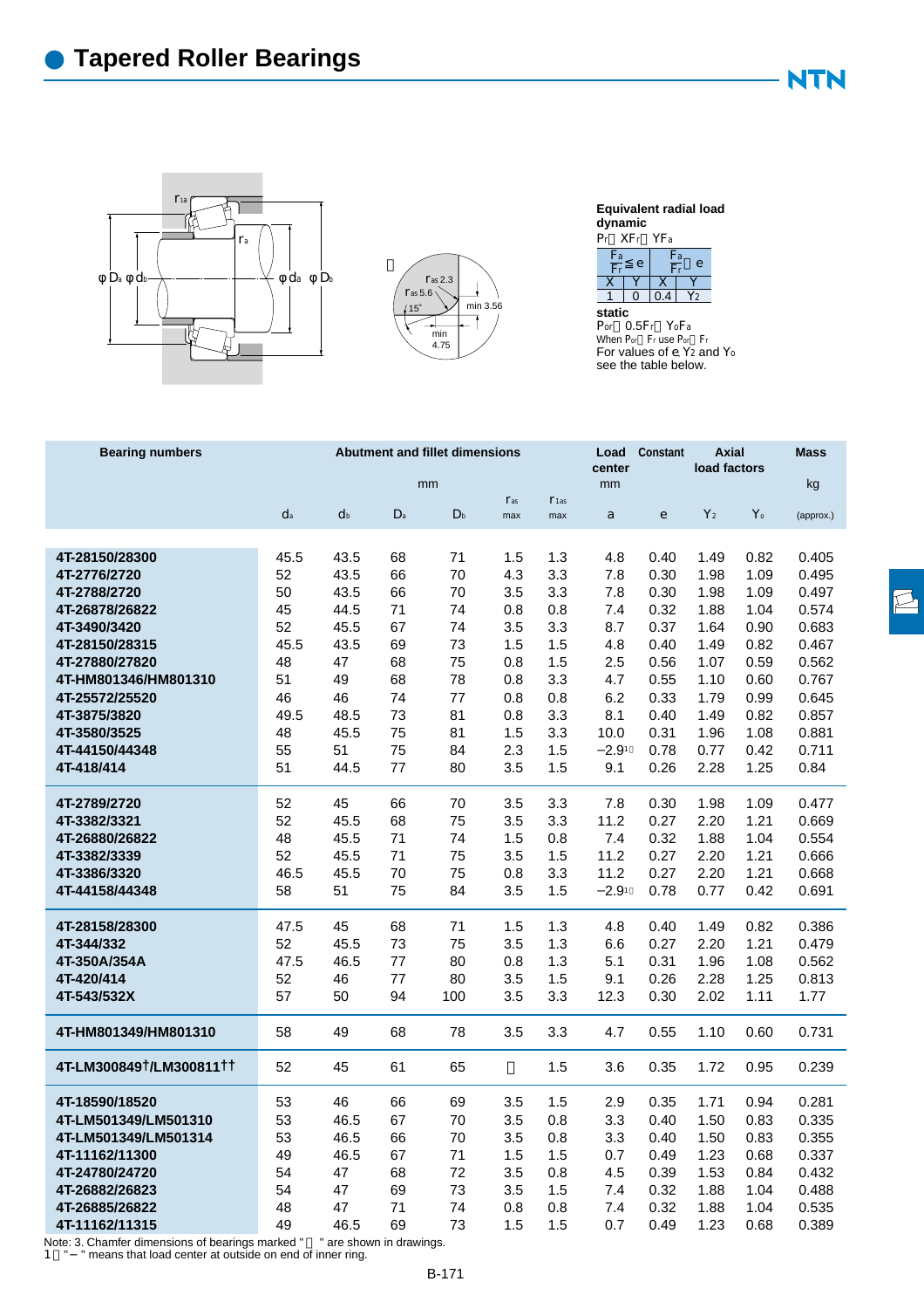# Tapered Roller Bearings

$r_{1a}$ $r_a$ φ$D_a$ φ$d_b$ φ$d_a$ φ$D_b$

$r_{as}$ 2.3 $r_{as}$ 5.6 15° min 3.56 min 4.75

**Equivalent radial load**
**dynamic**

$P_r = XF_r + YF_a$

| $\frac{F_a}{F_r} \leq e$ | | $\frac{F_a}{F_r} > e$ | |
|---|---|---|---|
| X | Y | X | Y |
| 1 | 0 | 0.4 | $Y_2$ |

**static**

$P_{or} = 0.5F_r + Y_oF_a$

When $P_{or} < F_r$ use $P_{or} = F_r$

For values of e, $Y_2$ and $Y_o$ see the table below.

| Bearing numbers | Abutment and fillet dimensions | | | | | | Load center | Constant | Axial load factors | | Mass |
|---|---|---|---|---|---|---|---|---|---|---|---|
| | mm | | | | | | mm | | | | kg |
| | $d_a$ | $d_b$ | $D_a$ | $D_b$ | $r_{as}$ max | $r_{1as}$ max | a | e | $Y_2$ | $Y_o$ | (approx.) |
| 4T-28150/28300 | 45.5 | 43.5 | 68 | 71 | 1.5 | 1.3 | 4.8 | 0.40 | 1.49 | 0.82 | 0.405 |
| 4T-2776/2720 | 52 | 43.5 | 66 | 70 | 4.3 | 3.3 | 7.8 | 0.30 | 1.98 | 1.09 | 0.495 |
| 4T-2788/2720 | 50 | 43.5 | 66 | 70 | 3.5 | 3.3 | 7.8 | 0.30 | 1.98 | 1.09 | 0.497 |
| 4T-26878/26822 | 45 | 44.5 | 71 | 74 | 0.8 | 0.8 | 7.4 | 0.32 | 1.88 | 1.04 | 0.574 |
| 4T-3490/3420 | 52 | 45.5 | 67 | 74 | 3.5 | 3.3 | 8.7 | 0.37 | 1.64 | 0.90 | 0.683 |
| 4T-28150/28315 | 45.5 | 43.5 | 69 | 73 | 1.5 | 1.5 | 4.8 | 0.40 | 1.49 | 0.82 | 0.467 |
| 4T-27880/27820 | 48 | 47 | 68 | 75 | 0.8 | 1.5 | 2.5 | 0.56 | 1.07 | 0.59 | 0.562 |
| 4T-HM801346/HM801310 | 51 | 49 | 68 | 78 | 0.8 | 3.3 | 4.7 | 0.55 | 1.10 | 0.60 | 0.767 |
| 4T-25572/25520 | 46 | 46 | 74 | 77 | 0.8 | 0.8 | 6.2 | 0.33 | 1.79 | 0.99 | 0.645 |
| 4T-3875/3820 | 49.5 | 48.5 | 73 | 81 | 0.8 | 3.3 | 8.1 | 0.40 | 1.49 | 0.82 | 0.857 |
| 4T-3580/3525 | 48 | 45.5 | 75 | 81 | 1.5 | 3.3 | 10.0 | 0.31 | 1.96 | 1.08 | 0.881 |
| 4T-44150/44348 | 55 | 51 | 75 | 84 | 2.3 | 1.5 | −2.9[1)] | 0.78 | 0.77 | 0.42 | 0.711 |
| 4T-418/414 | 51 | 44.5 | 77 | 80 | 3.5 | 1.5 | 9.1 | 0.26 | 2.28 | 1.25 | 0.84 |
| 4T-2789/2720 | 52 | 45 | 66 | 70 | 3.5 | 3.3 | 7.8 | 0.30 | 1.98 | 1.09 | 0.477 |
| 4T-3382/3321 | 52 | 45.5 | 68 | 75 | 3.5 | 3.3 | 11.2 | 0.27 | 2.20 | 1.21 | 0.669 |
| 4T-26880/26822 | 48 | 45.5 | 71 | 74 | 1.5 | 0.8 | 7.4 | 0.32 | 1.88 | 1.04 | 0.554 |
| 4T-3382/3339 | 52 | 45.5 | 71 | 75 | 3.5 | 1.5 | 11.2 | 0.27 | 2.20 | 1.21 | 0.666 |
| 4T-3386/3320 | 46.5 | 45.5 | 70 | 75 | 0.8 | 3.3 | 11.2 | 0.27 | 2.20 | 1.21 | 0.668 |
| 4T-44158/44348 | 58 | 51 | 75 | 84 | 3.5 | 1.5 | −2.9[1)] | 0.78 | 0.77 | 0.42 | 0.691 |
| 4T-28158/28300 | 47.5 | 45 | 68 | 71 | 1.5 | 1.3 | 4.8 | 0.40 | 1.49 | 0.82 | 0.386 |
| 4T-344/332 | 52 | 45.5 | 73 | 75 | 3.5 | 1.3 | 6.6 | 0.27 | 2.20 | 1.21 | 0.479 |
| 4T-350A/354A | 47.5 | 46.5 | 77 | 80 | 0.8 | 1.3 | 5.1 | 0.31 | 1.96 | 1.08 | 0.562 |
| 4T-420/414 | 52 | 46 | 77 | 80 | 3.5 | 1.5 | 9.1 | 0.26 | 2.28 | 1.25 | 0.813 |
| 4T-543/532X | 57 | 50 | 94 | 100 | 3.5 | 3.3 | 12.3 | 0.30 | 2.02 | 1.11 | 1.77 |
| 4T-HM801349/HM801310 | 58 | 49 | 68 | 78 | 3.5 | 3.3 | 4.7 | 0.55 | 1.10 | 0.60 | 0.731 |
| 4T-LM300849†/LM300811†† | 52 | 45 | 61 | 65 | ※ | 1.5 | 3.6 | 0.35 | 1.72 | 0.95 | 0.239 |
| 4T-18590/18520 | 53 | 46 | 66 | 69 | 3.5 | 1.5 | 2.9 | 0.35 | 1.71 | 0.94 | 0.281 |
| 4T-LM501349/LM501310 | 53 | 46.5 | 67 | 70 | 3.5 | 0.8 | 3.3 | 0.40 | 1.50 | 0.83 | 0.335 |
| 4T-LM501349/LM501314 | 53 | 46.5 | 66 | 70 | 3.5 | 0.8 | 3.3 | 0.40 | 1.50 | 0.83 | 0.355 |
| 4T-11162/11300 | 49 | 46.5 | 67 | 71 | 1.5 | 1.5 | 0.7 | 0.49 | 1.23 | 0.68 | 0.337 |
| 4T-24780/24720 | 54 | 47 | 68 | 72 | 3.5 | 0.8 | 4.5 | 0.39 | 1.53 | 0.84 | 0.432 |
| 4T-26882/26823 | 54 | 47 | 69 | 73 | 3.5 | 1.5 | 7.4 | 0.32 | 1.88 | 1.04 | 0.488 |
| 4T-26885/26822 | 48 | 47 | 71 | 74 | 0.8 | 0.8 | 7.4 | 0.32 | 1.88 | 1.04 | 0.535 |
| 4T-11162/11315 | 49 | 46.5 | 69 | 73 | 1.5 | 1.5 | 0.7 | 0.49 | 1.23 | 0.68 | 0.389 |

Note: 3. Chamfer dimensions of bearings marked "※" are shown in drawings.
1) "−" means that load center at outside on end of inner ring.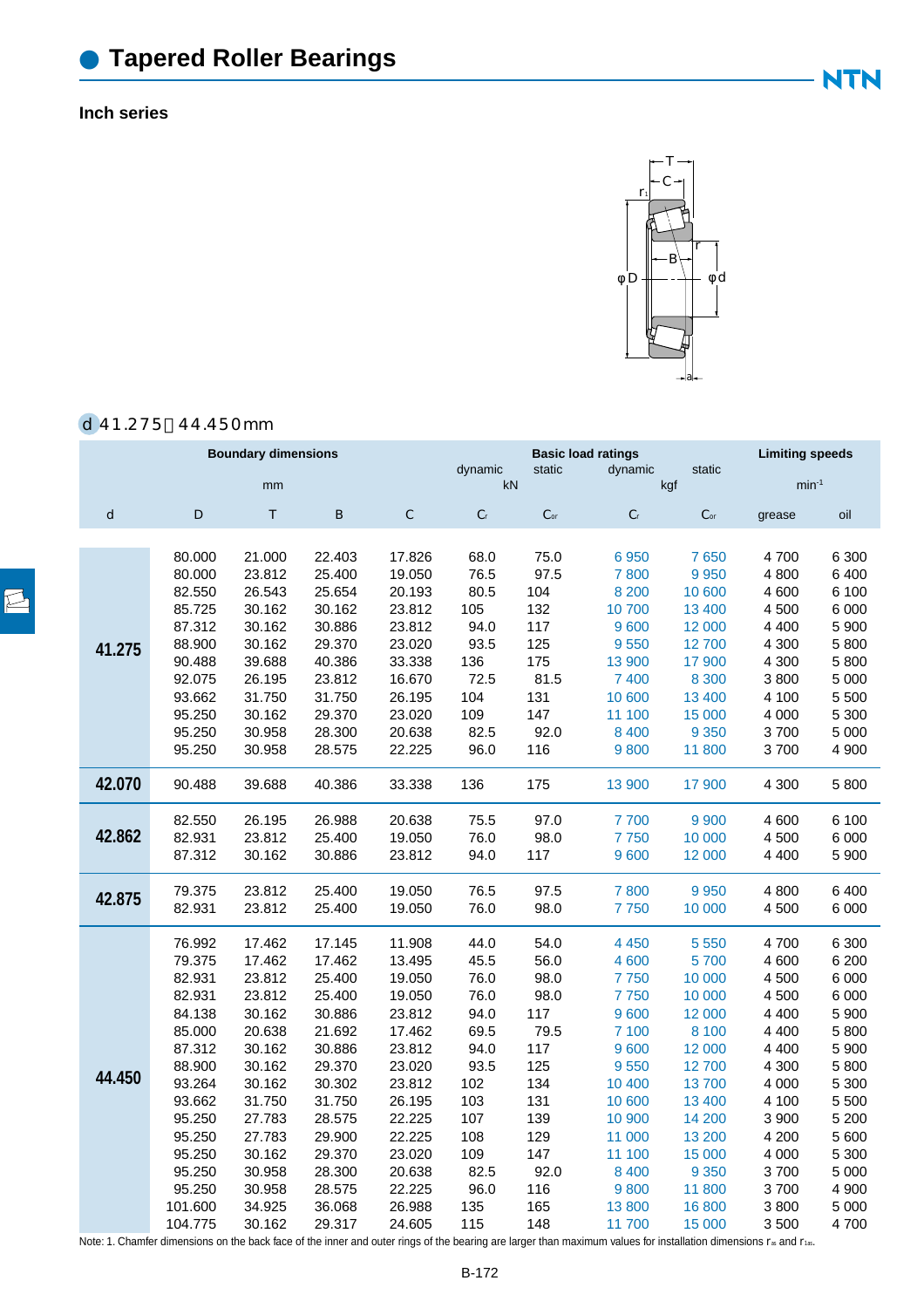# Tapered Roller Bearings

## Inch series

**d 41.275～44.450mm**

| Boundary dimensions | | | | | Basic load ratings | | | | Limiting speeds | |
|---|---|---|---|---|---|---|---|---|---|---|
| | | | | | dynamic | static | dynamic | static | | |
| mm | | | | | kN | | kgf | | min⁻¹ | |
| d | D | T | B | C | $C_r$ | $C_{or}$ | $C_r$ | $C_{or}$ | grease | oil |
| 41.275 | 80.000 | 21.000 | 22.403 | 17.826 | 68.0 | 75.0 | 6 950 | 7 650 | 4 700 | 6 300 |
| | 80.000 | 23.812 | 25.400 | 19.050 | 76.5 | 97.5 | 7 800 | 9 950 | 4 800 | 6 400 |
| | 82.550 | 26.543 | 25.654 | 20.193 | 80.5 | 104 | 8 200 | 10 600 | 4 600 | 6 100 |
| | 85.725 | 30.162 | 30.162 | 23.812 | 105 | 132 | 10 700 | 13 400 | 4 500 | 6 000 |
| | 87.312 | 30.162 | 30.886 | 23.812 | 94.0 | 117 | 9 600 | 12 000 | 4 400 | 5 900 |
| | 88.900 | 30.162 | 29.370 | 23.020 | 93.5 | 125 | 9 550 | 12 700 | 4 300 | 5 800 |
| | 90.488 | 39.688 | 40.386 | 33.338 | 136 | 175 | 13 900 | 17 900 | 4 300 | 5 800 |
| | 92.075 | 26.195 | 23.812 | 16.670 | 72.5 | 81.5 | 7 400 | 8 300 | 3 800 | 5 000 |
| | 93.662 | 31.750 | 31.750 | 26.195 | 104 | 131 | 10 600 | 13 400 | 4 100 | 5 500 |
| | 95.250 | 30.162 | 29.370 | 23.020 | 109 | 147 | 11 100 | 15 000 | 4 000 | 5 300 |
| | 95.250 | 30.958 | 28.300 | 20.638 | 82.5 | 92.0 | 8 400 | 9 350 | 3 700 | 5 000 |
| | 95.250 | 30.958 | 28.575 | 22.225 | 96.0 | 116 | 9 800 | 11 800 | 3 700 | 4 900 |
| 42.070 | 90.488 | 39.688 | 40.386 | 33.338 | 136 | 175 | 13 900 | 17 900 | 4 300 | 5 800 |
| 42.862 | 82.550 | 26.195 | 26.988 | 20.638 | 75.5 | 97.0 | 7 700 | 9 900 | 4 600 | 6 100 |
| | 82.931 | 23.812 | 25.400 | 19.050 | 76.0 | 98.0 | 7 750 | 10 000 | 4 500 | 6 000 |
| | 87.312 | 30.162 | 30.886 | 23.812 | 94.0 | 117 | 9 600 | 12 000 | 4 400 | 5 900 |
| 42.875 | 79.375 | 23.812 | 25.400 | 19.050 | 76.5 | 97.5 | 7 800 | 9 950 | 4 800 | 6 400 |
| | 82.931 | 23.812 | 25.400 | 19.050 | 76.0 | 98.0 | 7 750 | 10 000 | 4 500 | 6 000 |
| 44.450 | 76.992 | 17.462 | 17.145 | 11.908 | 44.0 | 54.0 | 4 450 | 5 550 | 4 700 | 6 300 |
| | 79.375 | 17.462 | 17.462 | 13.495 | 45.5 | 56.0 | 4 600 | 5 700 | 4 600 | 6 200 |
| | 82.931 | 23.812 | 25.400 | 19.050 | 76.0 | 98.0 | 7 750 | 10 000 | 4 500 | 6 000 |
| | 82.931 | 23.812 | 25.400 | 19.050 | 76.0 | 98.0 | 7 750 | 10 000 | 4 500 | 6 000 |
| | 84.138 | 30.162 | 30.886 | 23.812 | 94.0 | 117 | 9 600 | 12 000 | 4 400 | 5 900 |
| | 85.000 | 20.638 | 21.692 | 17.462 | 69.5 | 79.5 | 7 100 | 8 100 | 4 400 | 5 800 |
| | 87.312 | 30.162 | 30.886 | 23.812 | 94.0 | 117 | 9 600 | 12 000 | 4 400 | 5 900 |
| | 88.900 | 30.162 | 29.370 | 23.020 | 93.5 | 125 | 9 550 | 12 700 | 4 300 | 5 800 |
| | 93.264 | 30.162 | 30.302 | 23.812 | 102 | 134 | 10 400 | 13 700 | 4 000 | 5 300 |
| | 93.662 | 31.750 | 31.750 | 26.195 | 103 | 131 | 10 600 | 13 400 | 4 100 | 5 500 |
| | 95.250 | 27.783 | 28.575 | 22.225 | 107 | 139 | 10 900 | 14 200 | 3 900 | 5 200 |
| | 95.250 | 27.783 | 29.900 | 22.225 | 108 | 129 | 11 000 | 13 200 | 4 200 | 5 600 |
| | 95.250 | 30.162 | 29.370 | 23.020 | 109 | 147 | 11 100 | 15 000 | 4 000 | 5 300 |
| | 95.250 | 30.958 | 28.300 | 20.638 | 82.5 | 92.0 | 8 400 | 9 350 | 3 700 | 5 000 |
| | 95.250 | 30.958 | 28.575 | 22.225 | 96.0 | 116 | 9 800 | 11 800 | 3 700 | 4 900 |
| | 101.600 | 34.925 | 36.068 | 26.988 | 135 | 165 | 13 800 | 16 800 | 3 800 | 5 000 |
| | 104.775 | 30.162 | 29.317 | 24.605 | 115 | 148 | 11 700 | 15 000 | 3 500 | 4 700 |

Note: 1. Chamfer dimensions on the back face of the inner and outer rings of the bearing are larger than maximum values for installation dimensions $r_{as}$ and $r_{1as}$.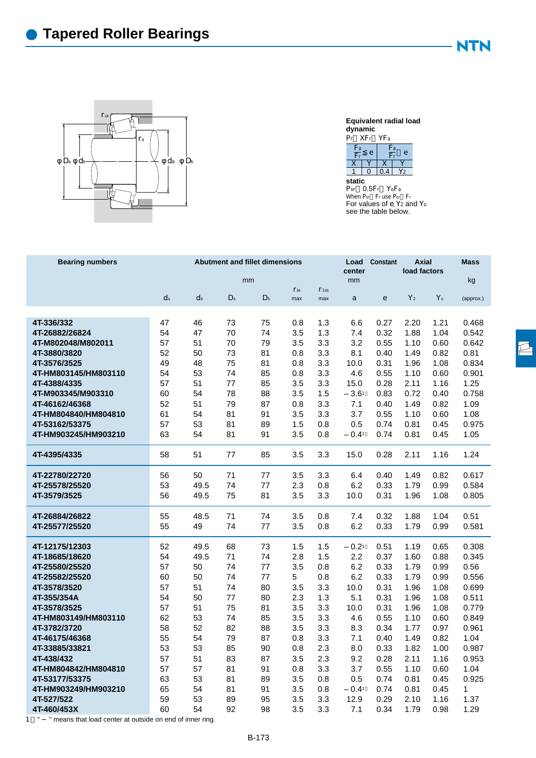# Tapered Roller Bearings

**Equivalent radial load**
**dynamic**
$P_r = XF_r + YF_a$

| $\frac{F_a}{F_r} \leq e$ | | $\frac{F_a}{F_r} > e$ | |
|---|---|---|---|
| X | Y | X | Y |
| 1 | 0 | 0.4 | $Y_2$ |

**static**
$P_{or} = 0.5F_r + Y_oF_a$
When $P_{or} < F_r$ use $P_{or} = F_r$
For values of e, $Y_2$ and $Y_o$ see the table below.

| Bearing numbers | Abutment and fillet dimensions (mm) | | | | | | Load center (mm) | Constant | Axial load factors | | Mass (kg) |
|---|---|---|---|---|---|---|---|---|---|---|---|
| | $d_a$ | $d_b$ | $D_a$ | $D_b$ | $r_{as}$ max | $r_{1as}$ max | a | e | $Y_2$ | $Y_o$ | (approx.) |
| 4T-336/332 | 47 | 46 | 73 | 75 | 0.8 | 1.3 | 6.6 | 0.27 | 2.20 | 1.21 | 0.468 |
| 4T-26882/26824 | 54 | 47 | 70 | 74 | 3.5 | 1.3 | 7.4 | 0.32 | 1.88 | 1.04 | 0.542 |
| 4T-M802048/M802011 | 57 | 51 | 70 | 79 | 3.5 | 3.3 | 3.2 | 0.55 | 1.10 | 0.60 | 0.642 |
| 4T-3880/3820 | 52 | 50 | 73 | 81 | 0.8 | 3.3 | 8.1 | 0.40 | 1.49 | 0.82 | 0.81 |
| 4T-3576/3525 | 49 | 48 | 75 | 81 | 0.8 | 3.3 | 10.0 | 0.31 | 1.96 | 1.08 | 0.834 |
| 4T-HM803145/HM803110 | 54 | 53 | 74 | 85 | 0.8 | 3.3 | 4.6 | 0.55 | 1.10 | 0.60 | 0.901 |
| 4T-4388/4335 | 57 | 51 | 77 | 85 | 3.5 | 3.3 | 15.0 | 0.28 | 2.11 | 1.16 | 1.25 |
| 4T-M903345/M903310 | 60 | 54 | 78 | 88 | 3.5 | 1.5 | −3.6[1] | 0.83 | 0.72 | 0.40 | 0.758 |
| 4T-46162/46368 | 52 | 51 | 79 | 87 | 0.8 | 3.3 | 7.1 | 0.40 | 1.49 | 0.82 | 1.09 |
| 4T-HM804840/HM804810 | 61 | 54 | 81 | 91 | 3.5 | 3.3 | 3.7 | 0.55 | 1.10 | 0.60 | 1.08 |
| 4T-53162/53375 | 57 | 53 | 81 | 89 | 1.5 | 0.8 | 0.5 | 0.74 | 0.81 | 0.45 | 0.975 |
| 4T-HM903245/HM903210 | 63 | 54 | 81 | 91 | 3.5 | 0.8 | −0.4[1] | 0.74 | 0.81 | 0.45 | 1.05 |
| 4T-4395/4335 | 58 | 51 | 77 | 85 | 3.5 | 3.3 | 15.0 | 0.28 | 2.11 | 1.16 | 1.24 |
| 4T-22780/22720 | 56 | 50 | 71 | 77 | 3.5 | 3.3 | 6.4 | 0.40 | 1.49 | 0.82 | 0.617 |
| 4T-25578/25520 | 53 | 49.5 | 74 | 77 | 2.3 | 0.8 | 6.2 | 0.33 | 1.79 | 0.99 | 0.584 |
| 4T-3579/3525 | 56 | 49.5 | 75 | 81 | 3.5 | 3.3 | 10.0 | 0.31 | 1.96 | 1.08 | 0.805 |
| 4T-26884/26822 | 55 | 48.5 | 71 | 74 | 3.5 | 0.8 | 7.4 | 0.32 | 1.88 | 1.04 | 0.51 |
| 4T-25577/25520 | 55 | 49 | 74 | 77 | 3.5 | 0.8 | 6.2 | 0.33 | 1.79 | 0.99 | 0.581 |
| 4T-12175/12303 | 52 | 49.5 | 68 | 73 | 1.5 | 1.5 | −0.2[1] | 0.51 | 1.19 | 0.65 | 0.308 |
| 4T-18685/18620 | 54 | 49.5 | 71 | 74 | 2.8 | 1.5 | 2.2 | 0.37 | 1.60 | 0.88 | 0.345 |
| 4T-25580/25520 | 57 | 50 | 74 | 77 | 3.5 | 0.8 | 6.2 | 0.33 | 1.79 | 0.99 | 0.56 |
| 4T-25582/25520 | 60 | 50 | 74 | 77 | 5 | 0.8 | 6.2 | 0.33 | 1.79 | 0.99 | 0.556 |
| 4T-3578/3520 | 57 | 51 | 74 | 80 | 3.5 | 3.3 | 10.0 | 0.31 | 1.96 | 1.08 | 0.699 |
| 4T-355/354A | 54 | 50 | 77 | 80 | 2.3 | 1.3 | 5.1 | 0.31 | 1.96 | 1.08 | 0.511 |
| 4T-3578/3525 | 57 | 51 | 75 | 81 | 3.5 | 3.3 | 10.0 | 0.31 | 1.96 | 1.08 | 0.779 |
| 4T-HM803149/HM803110 | 62 | 53 | 74 | 85 | 3.5 | 3.3 | 4.6 | 0.55 | 1.10 | 0.60 | 0.849 |
| 4T-3782/3720 | 58 | 52 | 82 | 88 | 3.5 | 3.3 | 8.3 | 0.34 | 1.77 | 0.97 | 0.961 |
| 4T-46175/46368 | 55 | 54 | 79 | 87 | 0.8 | 3.3 | 7.1 | 0.40 | 1.49 | 0.82 | 1.04 |
| 4T-33885/33821 | 53 | 53 | 85 | 90 | 0.8 | 2.3 | 8.0 | 0.33 | 1.82 | 1.00 | 0.987 |
| 4T-438/432 | 57 | 51 | 83 | 87 | 3.5 | 2.3 | 9.2 | 0.28 | 2.11 | 1.16 | 0.953 |
| 4T-HM804842/HM804810 | 57 | 57 | 81 | 91 | 0.8 | 3.3 | 3.7 | 0.55 | 1.10 | 0.60 | 1.04 |
| 4T-53177/53375 | 63 | 53 | 81 | 89 | 3.5 | 0.8 | 0.5 | 0.74 | 0.81 | 0.45 | 0.925 |
| 4T-HM903249/HM903210 | 65 | 54 | 81 | 91 | 3.5 | 0.8 | −0.4[1] | 0.74 | 0.81 | 0.45 | 1 |
| 4T-527/522 | 59 | 53 | 89 | 95 | 3.5 | 3.3 | 12.9 | 0.29 | 2.10 | 1.16 | 1.37 |
| 4T-460/453X | 60 | 54 | 92 | 98 | 3.5 | 3.3 | 7.1 | 0.34 | 1.79 | 0.98 | 1.29 |

1) " − " means that load center at outside on end of inner ring.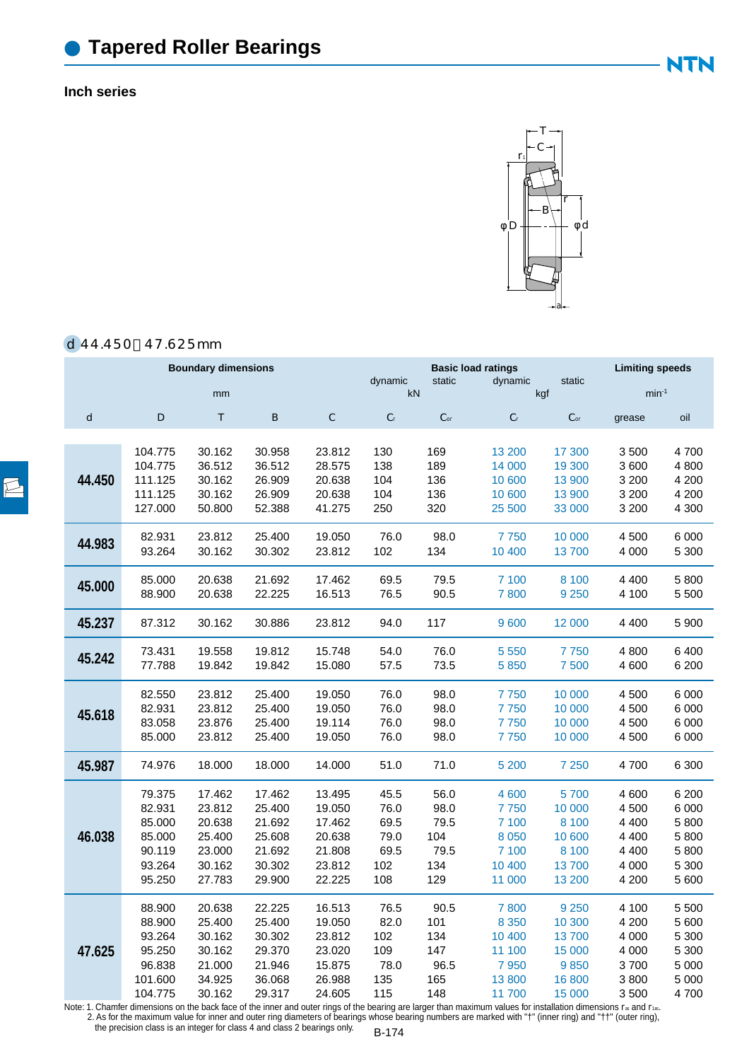# Tapered Roller Bearings

## Inch series

d 44.450～47.625mm

| Boundary dimensions | | | | | Basic load ratings | | | | Limiting speeds | |
|---|---|---|---|---|---|---|---|---|---|---|
| | | mm | | | dynamic | static | dynamic | static | | |
| | | | | | kN | | kgf | | min⁻¹ | |
| d | D | T | B | C | $C_r$ | $C_{or}$ | $C_r$ | $C_{or}$ | grease | oil |
| 44.450 | 104.775 | 30.162 | 30.958 | 23.812 | 130 | 169 | 13 200 | 17 300 | 3 500 | 4 700 |
| | 104.775 | 36.512 | 36.512 | 28.575 | 138 | 189 | 14 000 | 19 300 | 3 600 | 4 800 |
| | 111.125 | 30.162 | 26.909 | 20.638 | 104 | 136 | 10 600 | 13 900 | 3 200 | 4 200 |
| | 111.125 | 30.162 | 26.909 | 20.638 | 104 | 136 | 10 600 | 13 900 | 3 200 | 4 200 |
| | 127.000 | 50.800 | 52.388 | 41.275 | 250 | 320 | 25 500 | 33 000 | 3 200 | 4 300 |
| 44.983 | 82.931 | 23.812 | 25.400 | 19.050 | 76.0 | 98.0 | 7 750 | 10 000 | 4 500 | 6 000 |
| | 93.264 | 30.162 | 30.302 | 23.812 | 102 | 134 | 10 400 | 13 700 | 4 000 | 5 300 |
| 45.000 | 85.000 | 20.638 | 21.692 | 17.462 | 69.5 | 79.5 | 7 100 | 8 100 | 4 400 | 5 800 |
| | 88.900 | 20.638 | 22.225 | 16.513 | 76.5 | 90.5 | 7 800 | 9 250 | 4 100 | 5 500 |
| 45.237 | 87.312 | 30.162 | 30.886 | 23.812 | 94.0 | 117 | 9 600 | 12 000 | 4 400 | 5 900 |
| 45.242 | 73.431 | 19.558 | 19.812 | 15.748 | 54.0 | 76.0 | 5 550 | 7 750 | 4 800 | 6 400 |
| | 77.788 | 19.842 | 19.842 | 15.080 | 57.5 | 73.5 | 5 850 | 7 500 | 4 600 | 6 200 |
| 45.618 | 82.550 | 23.812 | 25.400 | 19.050 | 76.0 | 98.0 | 7 750 | 10 000 | 4 500 | 6 000 |
| | 82.931 | 23.812 | 25.400 | 19.050 | 76.0 | 98.0 | 7 750 | 10 000 | 4 500 | 6 000 |
| | 83.058 | 23.876 | 25.400 | 19.114 | 76.0 | 98.0 | 7 750 | 10 000 | 4 500 | 6 000 |
| | 85.000 | 23.812 | 25.400 | 19.050 | 76.0 | 98.0 | 7 750 | 10 000 | 4 500 | 6 000 |
| 45.987 | 74.976 | 18.000 | 18.000 | 14.000 | 51.0 | 71.0 | 5 200 | 7 250 | 4 700 | 6 300 |
| 46.038 | 79.375 | 17.462 | 17.462 | 13.495 | 45.5 | 56.0 | 4 600 | 5 700 | 4 600 | 6 200 |
| | 82.931 | 23.812 | 25.400 | 19.050 | 76.0 | 98.0 | 7 750 | 10 000 | 4 500 | 6 000 |
| | 85.000 | 20.638 | 21.692 | 17.462 | 69.5 | 79.5 | 7 100 | 8 100 | 4 400 | 5 800 |
| | 85.000 | 25.400 | 25.608 | 20.638 | 79.0 | 104 | 8 050 | 10 600 | 4 400 | 5 800 |
| | 90.119 | 23.000 | 21.692 | 21.808 | 69.5 | 79.5 | 7 100 | 8 100 | 4 400 | 5 800 |
| | 93.264 | 30.162 | 30.302 | 23.812 | 102 | 134 | 10 400 | 13 700 | 4 000 | 5 300 |
| | 95.250 | 27.783 | 29.900 | 22.225 | 108 | 129 | 11 000 | 13 200 | 4 200 | 5 600 |
| 47.625 | 88.900 | 20.638 | 22.225 | 16.513 | 76.5 | 90.5 | 7 800 | 9 250 | 4 100 | 5 500 |
| | 88.900 | 25.400 | 25.400 | 19.050 | 82.0 | 101 | 8 350 | 10 300 | 4 200 | 5 600 |
| | 93.264 | 30.162 | 30.302 | 23.812 | 102 | 134 | 10 400 | 13 700 | 4 000 | 5 300 |
| | 95.250 | 30.162 | 29.370 | 23.020 | 109 | 147 | 11 100 | 15 000 | 4 000 | 5 300 |
| | 96.838 | 21.000 | 21.946 | 15.875 | 78.0 | 96.5 | 7 950 | 9 850 | 3 700 | 5 000 |
| | 101.600 | 34.925 | 36.068 | 26.988 | 135 | 165 | 13 800 | 16 800 | 3 800 | 5 000 |
| | 104.775 | 30.162 | 29.317 | 24.605 | 115 | 148 | 11 700 | 15 000 | 3 500 | 4 700 |

Note: 1. Chamfer dimensions on the back face of the inner and outer rings of the bearing are larger than maximum values for installation dimensions $r_{as}$ and $r_{1as}$.
2. As for the maximum value for inner and outer ring diameters of bearings whose bearing numbers are marked with "†" (inner ring) and "††" (outer ring), the precision class is an integer for class 4 and class 2 bearings only.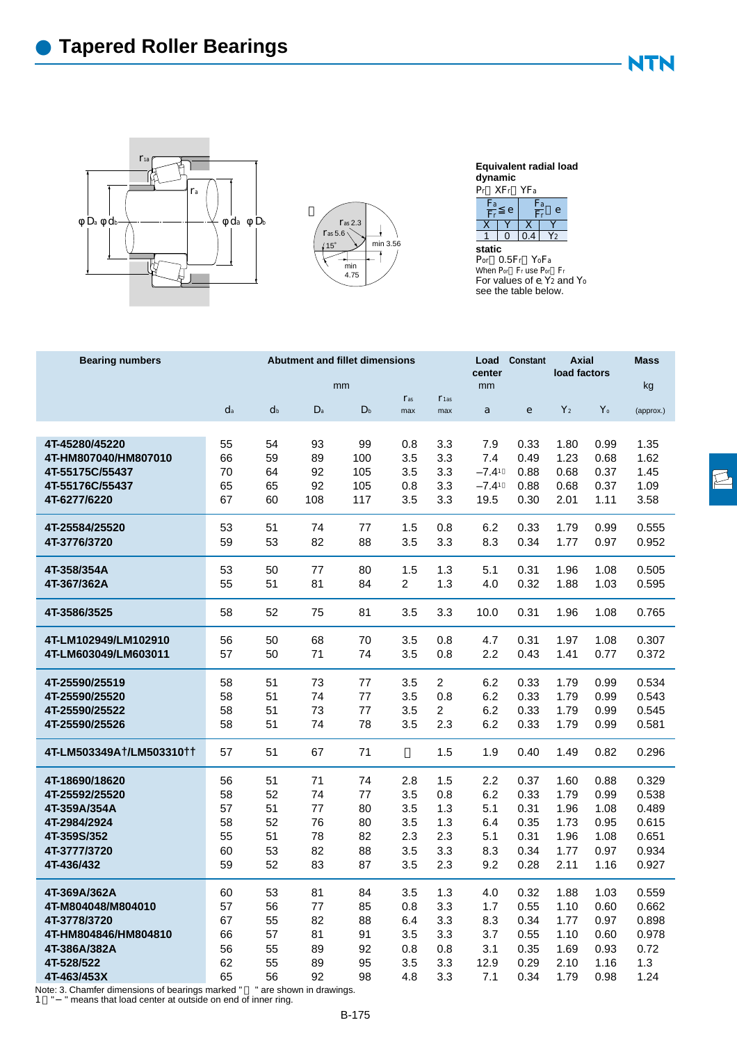# Tapered Roller Bearings

**Equivalent radial load**

**dynamic**

$P_r = XF_r + YF_a$

| $\frac{F_a}{F_r} \leq e$ | | $\frac{F_a}{F_r} > e$ | |
|---|---|---|---|
| X | Y | X | Y |
| 1 | 0 | 0.4 | $Y_2$ |

**static**

$P_{or} = 0.5F_r + Y_oF_a$

When $P_{or} < F_r$ use $P_{or} = F_r$

For values of e, $Y_2$ and $Y_o$ see the table below.

| Bearing numbers | Abutment and fillet dimensions mm | | | | | | Load center mm | Constant | Axial load factors | | Mass kg |
|---|---|---|---|---|---|---|---|---|---|---|---|
| | $d_a$ | $d_b$ | $D_a$ | $D_b$ | $r_{as}$ max | $r_{1as}$ max | a | e | $Y_2$ | $Y_o$ | (approx.) |
| 4T-45280/45220 | 55 | 54 | 93 | 99 | 0.8 | 3.3 | 7.9 | 0.33 | 1.80 | 0.99 | 1.35 |
| 4T-HM807040/HM807010 | 66 | 59 | 89 | 100 | 3.5 | 3.3 | 7.4 | 0.49 | 1.23 | 0.68 | 1.62 |
| 4T-55175C/55437 | 70 | 64 | 92 | 105 | 3.5 | 3.3 | −7.4[1] | 0.88 | 0.68 | 0.37 | 1.45 |
| 4T-55176C/55437 | 65 | 65 | 92 | 105 | 0.8 | 3.3 | −7.4[1] | 0.88 | 0.68 | 0.37 | 1.09 |
| 4T-6277/6220 | 67 | 60 | 108 | 117 | 3.5 | 3.3 | 19.5 | 0.30 | 2.01 | 1.11 | 3.58 |
| 4T-25584/25520 | 53 | 51 | 74 | 77 | 1.5 | 0.8 | 6.2 | 0.33 | 1.79 | 0.99 | 0.555 |
| 4T-3776/3720 | 59 | 53 | 82 | 88 | 3.5 | 3.3 | 8.3 | 0.34 | 1.77 | 0.97 | 0.952 |
| 4T-358/354A | 53 | 50 | 77 | 80 | 1.5 | 1.3 | 5.1 | 0.31 | 1.96 | 1.08 | 0.505 |
| 4T-367/362A | 55 | 51 | 81 | 84 | 2 | 1.3 | 4.0 | 0.32 | 1.88 | 1.03 | 0.595 |
| 4T-3586/3525 | 58 | 52 | 75 | 81 | 3.5 | 3.3 | 10.0 | 0.31 | 1.96 | 1.08 | 0.765 |
| 4T-LM102949/LM102910 | 56 | 50 | 68 | 70 | 3.5 | 0.8 | 4.7 | 0.31 | 1.97 | 1.08 | 0.307 |
| 4T-LM603049/LM603011 | 57 | 50 | 71 | 74 | 3.5 | 0.8 | 2.2 | 0.43 | 1.41 | 0.77 | 0.372 |
| 4T-25590/25519 | 58 | 51 | 73 | 77 | 3.5 | 2 | 6.2 | 0.33 | 1.79 | 0.99 | 0.534 |
| 4T-25590/25520 | 58 | 51 | 74 | 77 | 3.5 | 0.8 | 6.2 | 0.33 | 1.79 | 0.99 | 0.543 |
| 4T-25590/25522 | 58 | 51 | 73 | 77 | 3.5 | 2 | 6.2 | 0.33 | 1.79 | 0.99 | 0.545 |
| 4T-25590/25526 | 58 | 51 | 74 | 78 | 3.5 | 2.3 | 6.2 | 0.33 | 1.79 | 0.99 | 0.581 |
| 4T-LM503349A†/LM503310†† | 57 | 51 | 67 | 71 | — | 1.5 | 1.9 | 0.40 | 1.49 | 0.82 | 0.296 |
| 4T-18690/18620 | 56 | 51 | 71 | 74 | 2.8 | 1.5 | 2.2 | 0.37 | 1.60 | 0.88 | 0.329 |
| 4T-25592/25520 | 58 | 52 | 74 | 77 | 3.5 | 0.8 | 6.2 | 0.33 | 1.79 | 0.99 | 0.538 |
| 4T-359A/354A | 57 | 51 | 77 | 80 | 3.5 | 1.3 | 5.1 | 0.31 | 1.96 | 1.08 | 0.489 |
| 4T-2984/2924 | 58 | 52 | 76 | 80 | 3.5 | 1.3 | 6.4 | 0.35 | 1.73 | 0.95 | 0.615 |
| 4T-359S/352 | 55 | 51 | 78 | 82 | 2.3 | 2.3 | 5.1 | 0.31 | 1.96 | 1.08 | 0.651 |
| 4T-3777/3720 | 60 | 53 | 82 | 88 | 3.5 | 3.3 | 8.3 | 0.34 | 1.77 | 0.97 | 0.934 |
| 4T-436/432 | 59 | 52 | 83 | 87 | 3.5 | 2.3 | 9.2 | 0.28 | 2.11 | 1.16 | 0.927 |
| 4T-369A/362A | 60 | 53 | 81 | 84 | 3.5 | 1.3 | 4.0 | 0.32 | 1.88 | 1.03 | 0.559 |
| 4T-M804048/M804010 | 57 | 56 | 77 | 85 | 0.8 | 3.3 | 1.7 | 0.55 | 1.10 | 0.60 | 0.662 |
| 4T-3778/3720 | 67 | 55 | 82 | 88 | 6.4 | 3.3 | 8.3 | 0.34 | 1.77 | 0.97 | 0.898 |
| 4T-HM804846/HM804810 | 66 | 57 | 81 | 91 | 3.5 | 3.3 | 3.7 | 0.55 | 1.10 | 0.60 | 0.978 |
| 4T-386A/382A | 56 | 55 | 89 | 92 | 0.8 | 0.8 | 3.1 | 0.35 | 1.69 | 0.93 | 0.72 |
| 4T-528/522 | 62 | 55 | 89 | 95 | 3.5 | 3.3 | 12.9 | 0.29 | 2.10 | 1.16 | 1.3 |
| 4T-463/453X | 65 | 56 | 92 | 98 | 4.8 | 3.3 | 7.1 | 0.34 | 1.79 | 0.98 | 1.24 |

Note: 3. Chamfer dimensions of bearings marked "†" are shown in drawings.

1) "−" means that load center at outside on end of inner ring.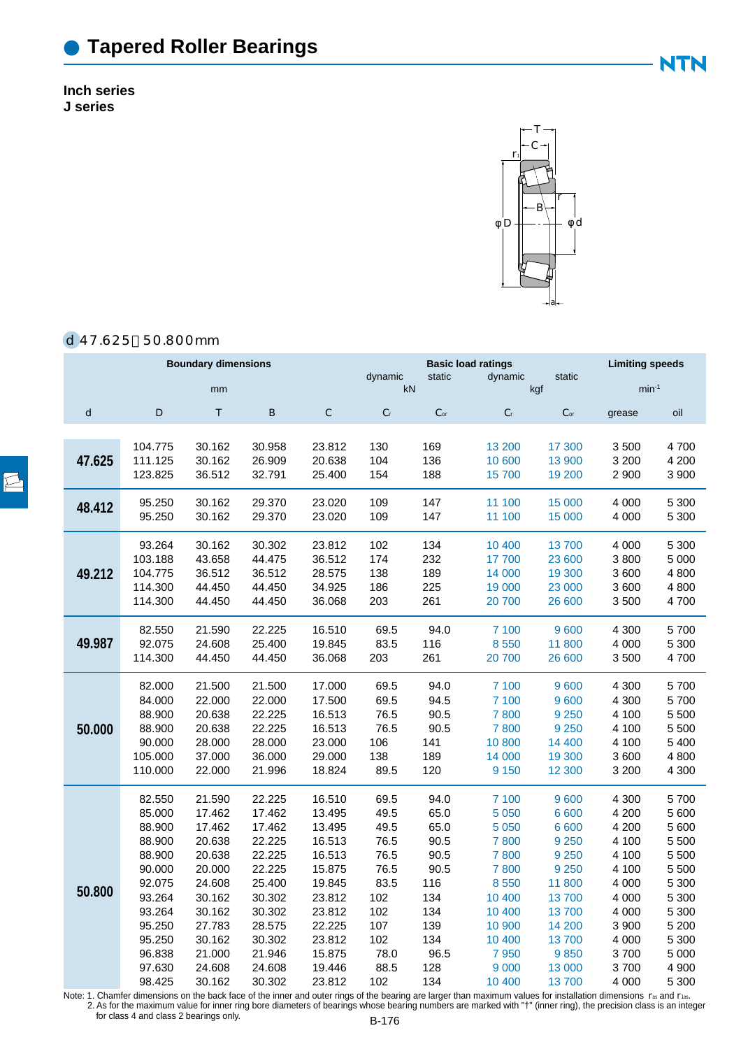# Tapered Roller Bearings

**Inch series**
**J series**

d 47.625～50.800mm

| Boundary dimensions | | | | | Basic load ratings | | | | Limiting speeds | |
|---|---|---|---|---|---|---|---|---|---|---|
| mm | | | | | dynamic (kN) | static (kN) | dynamic (kgf) | static (kgf) | min⁻¹ | |
| d | D | T | B | C | $C_r$ | $C_{or}$ | $C_r$ | $C_{or}$ | grease | oil |
| **47.625** | 104.775 | 30.162 | 30.958 | 23.812 | 130 | 169 | 13 200 | 17 300 | 3 500 | 4 700 |
| | 111.125 | 30.162 | 26.909 | 20.638 | 104 | 136 | 10 600 | 13 900 | 3 200 | 4 200 |
| | 123.825 | 36.512 | 32.791 | 25.400 | 154 | 188 | 15 700 | 19 200 | 2 900 | 3 900 |
| **48.412** | 95.250 | 30.162 | 29.370 | 23.020 | 109 | 147 | 11 100 | 15 000 | 4 000 | 5 300 |
| | 95.250 | 30.162 | 29.370 | 23.020 | 109 | 147 | 11 100 | 15 000 | 4 000 | 5 300 |
| **49.212** | 93.264 | 30.162 | 30.302 | 23.812 | 102 | 134 | 10 400 | 13 700 | 4 000 | 5 300 |
| | 103.188 | 43.658 | 44.475 | 36.512 | 174 | 232 | 17 700 | 23 600 | 3 800 | 5 000 |
| | 104.775 | 36.512 | 36.512 | 28.575 | 138 | 189 | 14 000 | 19 300 | 3 600 | 4 800 |
| | 114.300 | 44.450 | 44.450 | 34.925 | 186 | 225 | 19 000 | 23 000 | 3 600 | 4 800 |
| | 114.300 | 44.450 | 44.450 | 36.068 | 203 | 261 | 20 700 | 26 600 | 3 500 | 4 700 |
| **49.987** | 82.550 | 21.590 | 22.225 | 16.510 | 69.5 | 94.0 | 7 100 | 9 600 | 4 300 | 5 700 |
| | 92.075 | 24.608 | 25.400 | 19.845 | 83.5 | 116 | 8 550 | 11 800 | 4 000 | 5 300 |
| | 114.300 | 44.450 | 44.450 | 36.068 | 203 | 261 | 20 700 | 26 600 | 3 500 | 4 700 |
| **50.000** | 82.000 | 21.500 | 21.500 | 17.000 | 69.5 | 94.0 | 7 100 | 9 600 | 4 300 | 5 700 |
| | 84.000 | 22.000 | 22.000 | 17.500 | 69.5 | 94.5 | 7 100 | 9 600 | 4 300 | 5 700 |
| | 88.900 | 20.638 | 22.225 | 16.513 | 76.5 | 90.5 | 7 800 | 9 250 | 4 100 | 5 500 |
| | 88.900 | 20.638 | 22.225 | 16.513 | 76.5 | 90.5 | 7 800 | 9 250 | 4 100 | 5 500 |
| | 90.000 | 28.000 | 28.000 | 23.000 | 106 | 141 | 10 800 | 14 400 | 4 100 | 5 400 |
| | 105.000 | 37.000 | 36.000 | 29.000 | 138 | 189 | 14 000 | 19 300 | 3 600 | 4 800 |
| | 110.000 | 22.000 | 21.996 | 18.824 | 89.5 | 120 | 9 150 | 12 300 | 3 200 | 4 300 |
| **50.800** | 82.550 | 21.590 | 22.225 | 16.510 | 69.5 | 94.0 | 7 100 | 9 600 | 4 300 | 5 700 |
| | 85.000 | 17.462 | 17.462 | 13.495 | 49.5 | 65.0 | 5 050 | 6 600 | 4 200 | 5 600 |
| | 88.900 | 17.462 | 17.462 | 13.495 | 49.5 | 65.0 | 5 050 | 6 600 | 4 200 | 5 600 |
| | 88.900 | 20.638 | 22.225 | 16.513 | 76.5 | 90.5 | 7 800 | 9 250 | 4 100 | 5 500 |
| | 88.900 | 20.638 | 22.225 | 16.513 | 76.5 | 90.5 | 7 800 | 9 250 | 4 100 | 5 500 |
| | 90.000 | 20.000 | 22.225 | 15.875 | 76.5 | 90.5 | 7 800 | 9 250 | 4 100 | 5 500 |
| | 92.075 | 24.608 | 25.400 | 19.845 | 83.5 | 116 | 8 550 | 11 800 | 4 000 | 5 300 |
| | 93.264 | 30.162 | 30.302 | 23.812 | 102 | 134 | 10 400 | 13 700 | 4 000 | 5 300 |
| | 93.264 | 30.162 | 30.302 | 23.812 | 102 | 134 | 10 400 | 13 700 | 4 000 | 5 300 |
| | 95.250 | 27.783 | 28.575 | 22.225 | 107 | 139 | 10 900 | 14 200 | 3 900 | 5 200 |
| | 95.250 | 30.162 | 30.302 | 23.812 | 102 | 134 | 10 400 | 13 700 | 4 000 | 5 300 |
| | 96.838 | 21.000 | 21.946 | 15.875 | 78.0 | 96.5 | 7 950 | 9 850 | 3 700 | 5 000 |
| | 97.630 | 24.608 | 24.608 | 19.446 | 88.5 | 128 | 9 000 | 13 000 | 3 700 | 4 900 |
| | 98.425 | 30.162 | 30.302 | 23.812 | 102 | 134 | 10 400 | 13 700 | 4 000 | 5 300 |

Note: 1. Chamfer dimensions on the back face of the inner and outer rings of the bearing are larger than maximum values for installation dimensions $r_{as}$ and $r_{1as}$.
2. As for the maximum value for inner ring bore diameters of bearings whose bearing numbers are marked with "†" (inner ring), the precision class is an integer for class 4 and class 2 bearings only.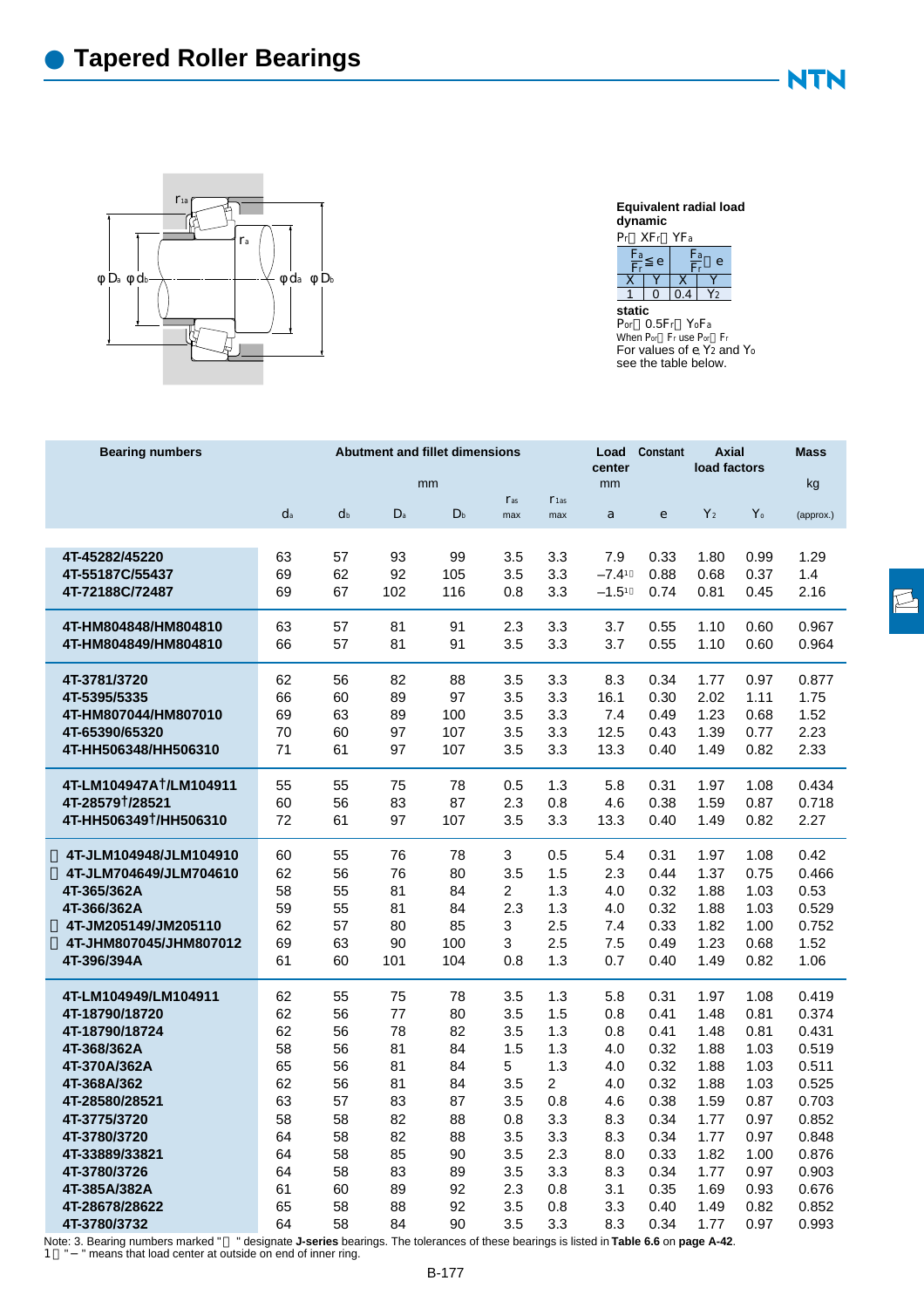# Tapered Roller Bearings

**Equivalent radial load**
**dynamic**
$P_r = XF_r + YF_a$

| $\frac{F_a}{F_r} \leq e$ | | $\frac{F_a}{F_r} > e$ | |
|---|---|---|---|
| X | Y | X | Y |
| 1 | 0 | 0.4 | $Y_2$ |

**static**
$P_{or} = 0.5F_r + Y_o F_a$
When $P_{or} < F_r$ use $P_{or} = F_r$
For values of e, $Y_2$ and $Y_o$ see the table below.

| Bearing numbers | Abutment and fillet dimensions (mm) | | | | | | Load center (mm) | Constant | Axial load factors | | Mass (kg) |
|---|---|---|---|---|---|---|---|---|---|---|---|
| | $d_a$ | $d_b$ | $D_a$ | $D_b$ | $r_{as}$ max | $r_{1as}$ max | a | e | $Y_2$ | $Y_o$ | (approx.) |
| 4T-45282/45220 | 63 | 57 | 93 | 99 | 3.5 | 3.3 | 7.9 | 0.33 | 1.80 | 0.99 | 1.29 |
| 4T-55187C/55437 | 69 | 62 | 92 | 105 | 3.5 | 3.3 | −7.4[1] | 0.88 | 0.68 | 0.37 | 1.4 |
| 4T-72188C/72487 | 69 | 67 | 102 | 116 | 0.8 | 3.3 | −1.5[1] | 0.74 | 0.81 | 0.45 | 2.16 |
| 4T-HM804848/HM804810 | 63 | 57 | 81 | 91 | 2.3 | 3.3 | 3.7 | 0.55 | 1.10 | 0.60 | 0.967 |
| 4T-HM804849/HM804810 | 66 | 57 | 81 | 91 | 3.5 | 3.3 | 3.7 | 0.55 | 1.10 | 0.60 | 0.964 |
| 4T-3781/3720 | 62 | 56 | 82 | 88 | 3.5 | 3.3 | 8.3 | 0.34 | 1.77 | 0.97 | 0.877 |
| 4T-5395/5335 | 66 | 60 | 89 | 97 | 3.5 | 3.3 | 16.1 | 0.30 | 2.02 | 1.11 | 1.75 |
| 4T-HM807044/HM807010 | 69 | 63 | 89 | 100 | 3.5 | 3.3 | 7.4 | 0.49 | 1.23 | 0.68 | 1.52 |
| 4T-65390/65320 | 70 | 60 | 97 | 107 | 3.5 | 3.3 | 12.5 | 0.43 | 1.39 | 0.77 | 2.23 |
| 4T-HH506348/HH506310 | 71 | 61 | 97 | 107 | 3.5 | 3.3 | 13.3 | 0.40 | 1.49 | 0.82 | 2.33 |
| 4T-LM104947A†/LM104911 | 55 | 55 | 75 | 78 | 0.5 | 1.3 | 5.8 | 0.31 | 1.97 | 1.08 | 0.434 |
| 4T-28579†/28521 | 60 | 56 | 83 | 87 | 2.3 | 0.8 | 4.6 | 0.38 | 1.59 | 0.87 | 0.718 |
| 4T-HH506349†/HH506310 | 72 | 61 | 97 | 107 | 3.5 | 3.3 | 13.3 | 0.40 | 1.49 | 0.82 | 2.27 |
| * 4T-JLM104948/JLM104910 | 60 | 55 | 76 | 78 | 3 | 0.5 | 5.4 | 0.31 | 1.97 | 1.08 | 0.42 |
| * 4T-JLM704649/JLM704610 | 62 | 56 | 76 | 80 | 3.5 | 1.5 | 2.3 | 0.44 | 1.37 | 0.75 | 0.466 |
| 4T-365/362A | 58 | 55 | 81 | 84 | 2 | 1.3 | 4.0 | 0.32 | 1.88 | 1.03 | 0.53 |
| 4T-366/362A | 59 | 55 | 81 | 84 | 2.3 | 1.3 | 4.0 | 0.32 | 1.88 | 1.03 | 0.529 |
| * 4T-JM205149/JM205110 | 62 | 57 | 80 | 85 | 3 | 2.5 | 7.4 | 0.33 | 1.82 | 1.00 | 0.752 |
| * 4T-JHM807045/JHM807012 | 69 | 63 | 90 | 100 | 3 | 2.5 | 7.5 | 0.49 | 1.23 | 0.68 | 1.52 |
| 4T-396/394A | 61 | 60 | 101 | 104 | 0.8 | 1.3 | 0.7 | 0.40 | 1.49 | 0.82 | 1.06 |
| 4T-LM104949/LM104911 | 62 | 55 | 75 | 78 | 3.5 | 1.3 | 5.8 | 0.31 | 1.97 | 1.08 | 0.419 |
| 4T-18790/18720 | 62 | 56 | 77 | 80 | 3.5 | 1.5 | 0.8 | 0.41 | 1.48 | 0.81 | 0.374 |
| 4T-18790/18724 | 62 | 56 | 78 | 82 | 3.5 | 1.3 | 0.8 | 0.41 | 1.48 | 0.81 | 0.431 |
| 4T-368/362A | 58 | 56 | 81 | 84 | 1.5 | 1.3 | 4.0 | 0.32 | 1.88 | 1.03 | 0.519 |
| 4T-370A/362A | 65 | 56 | 81 | 84 | 5 | 1.3 | 4.0 | 0.32 | 1.88 | 1.03 | 0.511 |
| 4T-368A/362 | 62 | 56 | 81 | 84 | 3.5 | 2 | 4.0 | 0.32 | 1.88 | 1.03 | 0.525 |
| 4T-28580/28521 | 63 | 57 | 83 | 87 | 3.5 | 0.8 | 4.6 | 0.38 | 1.59 | 0.87 | 0.703 |
| 4T-3775/3720 | 58 | 58 | 82 | 88 | 0.8 | 3.3 | 8.3 | 0.34 | 1.77 | 0.97 | 0.852 |
| 4T-3780/3720 | 64 | 58 | 82 | 88 | 3.5 | 3.3 | 8.3 | 0.34 | 1.77 | 0.97 | 0.848 |
| 4T-33889/33821 | 64 | 58 | 85 | 90 | 3.5 | 2.3 | 8.0 | 0.33 | 1.82 | 1.00 | 0.876 |
| 4T-3780/3726 | 64 | 58 | 83 | 89 | 3.5 | 3.3 | 8.3 | 0.34 | 1.77 | 0.97 | 0.903 |
| 4T-385A/382A | 61 | 60 | 89 | 92 | 2.3 | 0.8 | 3.1 | 0.35 | 1.69 | 0.93 | 0.676 |
| 4T-28678/28622 | 65 | 58 | 88 | 92 | 3.5 | 0.8 | 3.3 | 0.40 | 1.49 | 0.82 | 0.852 |
| 4T-3780/3732 | 64 | 58 | 84 | 90 | 3.5 | 3.3 | 8.3 | 0.34 | 1.77 | 0.97 | 0.993 |

Note: 3. Bearing numbers marked "*" designate **J-series** bearings. The tolerances of these bearings is listed in **Table 6.6** on **page A-42**.
1) "−" means that load center at outside on end of inner ring.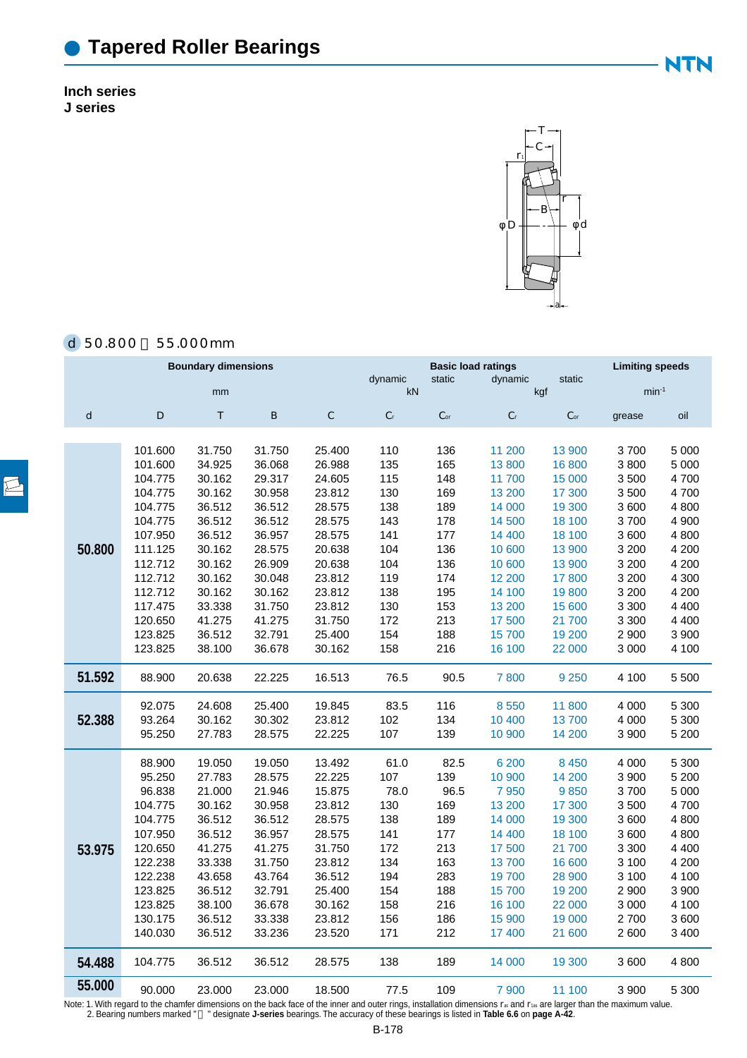# Tapered Roller Bearings

**Inch series**
**J series**

**d 50.800～55.000mm**

| Boundary dimensions | | | | | Basic load ratings | | | | Limiting speeds | |
|---|---|---|---|---|---|---|---|---|---|---|
| | | | | | dynamic | static | dynamic | static | | |
| mm | | | | | kN | | kgf | | min⁻¹ | |
| d | D | T | B | C | $C_r$ | $C_{or}$ | $C_r$ | $C_{or}$ | grease | oil |
| 50.800 | 101.600 | 31.750 | 31.750 | 25.400 | 110 | 136 | 11 200 | 13 900 | 3 700 | 5 000 |
| | 101.600 | 34.925 | 36.068 | 26.988 | 135 | 165 | 13 800 | 16 800 | 3 800 | 5 000 |
| | 104.775 | 30.162 | 29.317 | 24.605 | 115 | 148 | 11 700 | 15 000 | 3 500 | 4 700 |
| | 104.775 | 30.162 | 30.958 | 23.812 | 130 | 169 | 13 200 | 17 300 | 3 500 | 4 700 |
| | 104.775 | 36.512 | 36.512 | 28.575 | 138 | 189 | 14 000 | 19 300 | 3 600 | 4 800 |
| | 104.775 | 36.512 | 36.512 | 28.575 | 143 | 178 | 14 500 | 18 100 | 3 700 | 4 900 |
| | 107.950 | 36.512 | 36.957 | 28.575 | 141 | 177 | 14 400 | 18 100 | 3 600 | 4 800 |
| | 111.125 | 30.162 | 28.575 | 20.638 | 104 | 136 | 10 600 | 13 900 | 3 200 | 4 200 |
| | 112.712 | 30.162 | 26.909 | 20.638 | 104 | 136 | 10 600 | 13 900 | 3 200 | 4 200 |
| | 112.712 | 30.162 | 30.048 | 23.812 | 119 | 174 | 12 200 | 17 800 | 3 200 | 4 300 |
| | 112.712 | 30.162 | 30.162 | 23.812 | 138 | 195 | 14 100 | 19 800 | 3 200 | 4 200 |
| | 117.475 | 33.338 | 31.750 | 23.812 | 130 | 153 | 13 200 | 15 600 | 3 300 | 4 400 |
| | 120.650 | 41.275 | 41.275 | 31.750 | 172 | 213 | 17 500 | 21 700 | 3 300 | 4 400 |
| | 123.825 | 36.512 | 32.791 | 25.400 | 154 | 188 | 15 700 | 19 200 | 2 900 | 3 900 |
| | 123.825 | 38.100 | 36.678 | 30.162 | 158 | 216 | 16 100 | 22 000 | 3 000 | 4 100 |
| 51.592 | 88.900 | 20.638 | 22.225 | 16.513 | 76.5 | 90.5 | 7 800 | 9 250 | 4 100 | 5 500 |
| 52.388 | 92.075 | 24.608 | 25.400 | 19.845 | 83.5 | 116 | 8 550 | 11 800 | 4 000 | 5 300 |
| | 93.264 | 30.162 | 30.302 | 23.812 | 102 | 134 | 10 400 | 13 700 | 4 000 | 5 300 |
| | 95.250 | 27.783 | 28.575 | 22.225 | 107 | 139 | 10 900 | 14 200 | 3 900 | 5 200 |
| 53.975 | 88.900 | 19.050 | 19.050 | 13.492 | 61.0 | 82.5 | 6 200 | 8 450 | 4 000 | 5 300 |
| | 95.250 | 27.783 | 28.575 | 22.225 | 107 | 139 | 10 900 | 14 200 | 3 900 | 5 200 |
| | 96.838 | 21.000 | 21.946 | 15.875 | 78.0 | 96.5 | 7 950 | 9 850 | 3 700 | 5 000 |
| | 104.775 | 30.162 | 30.958 | 23.812 | 130 | 169 | 13 200 | 17 300 | 3 500 | 4 700 |
| | 104.775 | 36.512 | 36.512 | 28.575 | 138 | 189 | 14 000 | 19 300 | 3 600 | 4 800 |
| | 107.950 | 36.512 | 36.957 | 28.575 | 141 | 177 | 14 400 | 18 100 | 3 600 | 4 800 |
| | 120.650 | 41.275 | 41.275 | 31.750 | 172 | 213 | 17 500 | 21 700 | 3 300 | 4 400 |
| | 122.238 | 33.338 | 31.750 | 23.812 | 134 | 163 | 13 700 | 16 600 | 3 100 | 4 200 |
| | 122.238 | 43.658 | 43.764 | 36.512 | 194 | 283 | 19 700 | 28 900 | 3 100 | 4 100 |
| | 123.825 | 36.512 | 32.791 | 25.400 | 154 | 188 | 15 700 | 19 200 | 2 900 | 3 900 |
| | 123.825 | 38.100 | 36.678 | 30.162 | 158 | 216 | 16 100 | 22 000 | 3 000 | 4 100 |
| | 130.175 | 36.512 | 33.338 | 23.812 | 156 | 186 | 15 900 | 19 000 | 2 700 | 3 600 |
| | 140.030 | 36.512 | 33.236 | 23.520 | 171 | 212 | 17 400 | 21 600 | 2 600 | 3 400 |
| 54.488 | 104.775 | 36.512 | 36.512 | 28.575 | 138 | 189 | 14 000 | 19 300 | 3 600 | 4 800 |
| 55.000 | 90.000 | 23.000 | 23.000 | 18.500 | 77.5 | 109 | 7 900 | 11 100 | 3 900 | 5 300 |

Note: 1. With regard to the chamfer dimensions on the back face of the inner and outer rings, installation dimensions $r_{as}$ and $r_{1as}$ are larger than the maximum value.
2. Bearing numbers marked "＊" designate **J-series** bearings. The accuracy of these bearings is listed in **Table 6.6** on **page A-42**.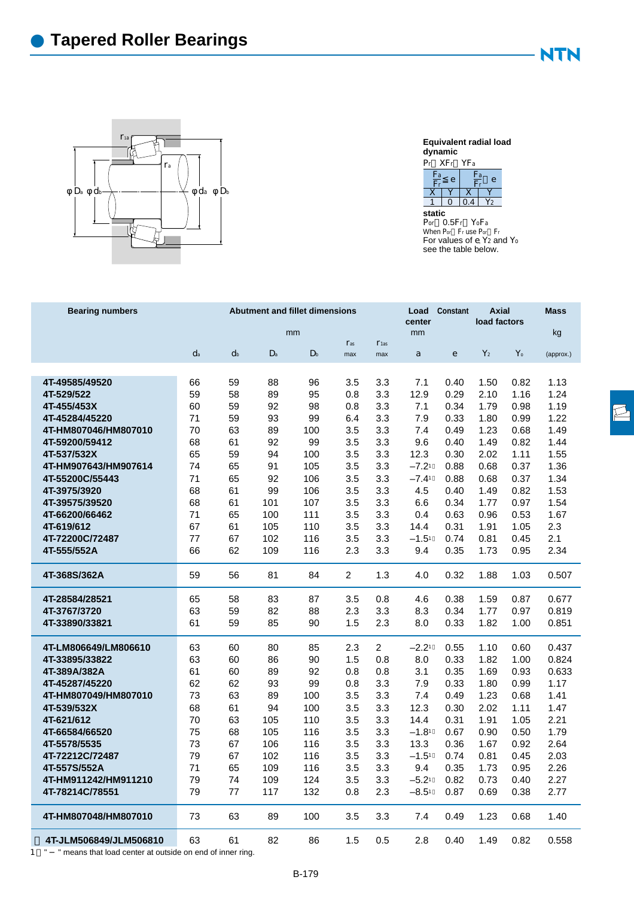# Tapered Roller Bearings

**Equivalent radial load**
**dynamic**

$P_r = XF_r + YF_a$

| $\frac{F_a}{F_r} \leq e$ | | $\frac{F_a}{F_r} > e$ | |
|---|---|---|---|
| X | Y | X | Y |
| 1 | 0 | 0.4 | $Y_2$ |

**static**

$P_{or} = 0.5F_r + Y_oF_a$

When $P_{or} < F_r$ use $P_{or} = F_r$

For values of e, $Y_2$ and $Y_o$ see the table below.

| Bearing numbers | Abutment and fillet dimensions | | | | | | Load center | Constant | Axial load factors | | Mass |
|---|---|---|---|---|---|---|---|---|---|---|---|
| | mm | | | | | | mm | | | | kg |
| | $d_a$ | $d_b$ | $D_a$ | $D_b$ | $r_{as}$ max | $r_{1as}$ max | a | e | $Y_2$ | $Y_o$ | (approx.) |
| 4T-49585/49520 | 66 | 59 | 88 | 96 | 3.5 | 3.3 | 7.1 | 0.40 | 1.50 | 0.82 | 1.13 |
| 4T-529/522 | 59 | 58 | 89 | 95 | 0.8 | 3.3 | 12.9 | 0.29 | 2.10 | 1.16 | 1.24 |
| 4T-455/453X | 60 | 59 | 92 | 98 | 0.8 | 3.3 | 7.1 | 0.34 | 1.79 | 0.98 | 1.19 |
| 4T-45284/45220 | 71 | 59 | 93 | 99 | 6.4 | 3.3 | 7.9 | 0.33 | 1.80 | 0.99 | 1.22 |
| 4T-HM807046/HM807010 | 70 | 63 | 89 | 100 | 3.5 | 3.3 | 7.4 | 0.49 | 1.23 | 0.68 | 1.49 |
| 4T-59200/59412 | 68 | 61 | 92 | 99 | 3.5 | 3.3 | 9.6 | 0.40 | 1.49 | 0.82 | 1.44 |
| 4T-537/532X | 65 | 59 | 94 | 100 | 3.5 | 3.3 | 12.3 | 0.30 | 2.02 | 1.11 | 1.55 |
| 4T-HM907643/HM907614 | 74 | 65 | 91 | 105 | 3.5 | 3.3 | −7.2[1] | 0.88 | 0.68 | 0.37 | 1.36 |
| 4T-55200C/55443 | 71 | 65 | 92 | 106 | 3.5 | 3.3 | −7.4[1] | 0.88 | 0.68 | 0.37 | 1.34 |
| 4T-3975/3920 | 68 | 61 | 99 | 106 | 3.5 | 3.3 | 4.5 | 0.40 | 1.49 | 0.82 | 1.53 |
| 4T-39575/39520 | 68 | 61 | 101 | 107 | 3.5 | 3.3 | 6.6 | 0.34 | 1.77 | 0.97 | 1.54 |
| 4T-66200/66462 | 71 | 65 | 100 | 111 | 3.5 | 3.3 | 0.4 | 0.63 | 0.96 | 0.53 | 1.67 |
| 4T-619/612 | 67 | 61 | 105 | 110 | 3.5 | 3.3 | 14.4 | 0.31 | 1.91 | 1.05 | 2.3 |
| 4T-72200C/72487 | 77 | 67 | 102 | 116 | 3.5 | 3.3 | −1.5[1] | 0.74 | 0.81 | 0.45 | 2.1 |
| 4T-555/552A | 66 | 62 | 109 | 116 | 2.3 | 3.3 | 9.4 | 0.35 | 1.73 | 0.95 | 2.34 |
| 4T-368S/362A | 59 | 56 | 81 | 84 | 2 | 1.3 | 4.0 | 0.32 | 1.88 | 1.03 | 0.507 |
| 4T-28584/28521 | 65 | 58 | 83 | 87 | 3.5 | 0.8 | 4.6 | 0.38 | 1.59 | 0.87 | 0.677 |
| 4T-3767/3720 | 63 | 59 | 82 | 88 | 2.3 | 3.3 | 8.3 | 0.34 | 1.77 | 0.97 | 0.819 |
| 4T-33890/33821 | 61 | 59 | 85 | 90 | 1.5 | 2.3 | 8.0 | 0.33 | 1.82 | 1.00 | 0.851 |
| 4T-LM806649/LM806610 | 63 | 60 | 80 | 85 | 2.3 | 2 | −2.2[1] | 0.55 | 1.10 | 0.60 | 0.437 |
| 4T-33895/33822 | 63 | 60 | 86 | 90 | 1.5 | 0.8 | 8.0 | 0.33 | 1.82 | 1.00 | 0.824 |
| 4T-389A/382A | 61 | 60 | 89 | 92 | 0.8 | 0.8 | 3.1 | 0.35 | 1.69 | 0.93 | 0.633 |
| 4T-45287/45220 | 62 | 62 | 93 | 99 | 0.8 | 3.3 | 7.9 | 0.33 | 1.80 | 0.99 | 1.17 |
| 4T-HM807049/HM807010 | 73 | 63 | 89 | 100 | 3.5 | 3.3 | 7.4 | 0.49 | 1.23 | 0.68 | 1.41 |
| 4T-539/532X | 68 | 61 | 94 | 100 | 3.5 | 3.3 | 12.3 | 0.30 | 2.02 | 1.11 | 1.47 |
| 4T-621/612 | 70 | 63 | 105 | 110 | 3.5 | 3.3 | 14.4 | 0.31 | 1.91 | 1.05 | 2.21 |
| 4T-66584/66520 | 75 | 68 | 105 | 116 | 3.5 | 3.3 | −1.8[1] | 0.67 | 0.90 | 0.50 | 1.79 |
| 4T-5578/5535 | 73 | 67 | 106 | 116 | 3.5 | 3.3 | 13.3 | 0.36 | 1.67 | 0.92 | 2.64 |
| 4T-72212C/72487 | 79 | 67 | 102 | 116 | 3.5 | 3.3 | −1.5[1] | 0.74 | 0.81 | 0.45 | 2.03 |
| 4T-557S/552A | 71 | 65 | 109 | 116 | 3.5 | 3.3 | 9.4 | 0.35 | 1.73 | 0.95 | 2.26 |
| 4T-HM911242/HM911210 | 79 | 74 | 109 | 124 | 3.5 | 3.3 | −5.2[1] | 0.82 | 0.73 | 0.40 | 2.27 |
| 4T-78214C/78551 | 79 | 77 | 117 | 132 | 0.8 | 2.3 | −8.5[1] | 0.87 | 0.69 | 0.38 | 2.77 |
| 4T-HM807048/HM807010 | 73 | 63 | 89 | 100 | 3.5 | 3.3 | 7.4 | 0.49 | 1.23 | 0.68 | 1.40 |
| 4T-JLM506849/JLM506810 | 63 | 61 | 82 | 86 | 1.5 | 0.5 | 2.8 | 0.40 | 1.49 | 0.82 | 0.558 |

1) " − " means that load center at outside on end of inner ring.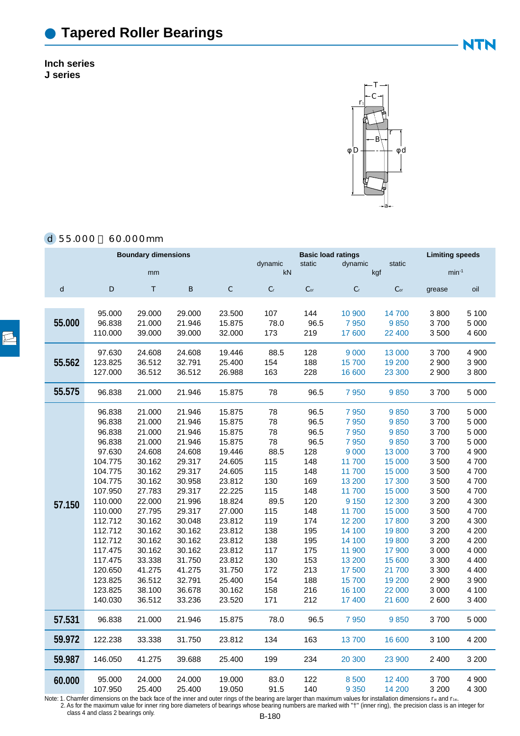# Tapered Roller Bearings

**Inch series**
**J series**

d 55.000～60.000mm

| d | Boundary dimensions (mm) | | | | Basic load ratings dynamic (kN) | static (kN) | dynamic (kgf) | static (kgf) | Limiting speeds ($min^{-1}$) | |
|---|---|---|---|---|---|---|---|---|---|---|
| d | D | T | B | C | $C_r$ | $C_{or}$ | $C_r$ | $C_{or}$ | grease | oil |
| 55.000 | 95.000 | 29.000 | 29.000 | 23.500 | 107 | 144 | 10 900 | 14 700 | 3 800 | 5 100 |
| | 96.838 | 21.000 | 21.946 | 15.875 | 78.0 | 96.5 | 7 950 | 9 850 | 3 700 | 5 000 |
| | 110.000 | 39.000 | 39.000 | 32.000 | 173 | 219 | 17 600 | 22 400 | 3 500 | 4 600 |
| 55.562 | 97.630 | 24.608 | 24.608 | 19.446 | 88.5 | 128 | 9 000 | 13 000 | 3 700 | 4 900 |
| | 123.825 | 36.512 | 32.791 | 25.400 | 154 | 188 | 15 700 | 19 200 | 2 900 | 3 900 |
| | 127.000 | 36.512 | 36.512 | 26.988 | 163 | 228 | 16 600 | 23 300 | 2 900 | 3 800 |
| 55.575 | 96.838 | 21.000 | 21.946 | 15.875 | 78 | 96.5 | 7 950 | 9 850 | 3 700 | 5 000 |
| 57.150 | 96.838 | 21.000 | 21.946 | 15.875 | 78 | 96.5 | 7 950 | 9 850 | 3 700 | 5 000 |
| | 96.838 | 21.000 | 21.946 | 15.875 | 78 | 96.5 | 7 950 | 9 850 | 3 700 | 5 000 |
| | 96.838 | 21.000 | 21.946 | 15.875 | 78 | 96.5 | 7 950 | 9 850 | 3 700 | 5 000 |
| | 96.838 | 21.000 | 21.946 | 15.875 | 78 | 96.5 | 7 950 | 9 850 | 3 700 | 5 000 |
| | 97.630 | 24.608 | 24.608 | 19.446 | 88.5 | 128 | 9 000 | 13 000 | 3 700 | 4 900 |
| | 104.775 | 30.162 | 29.317 | 24.605 | 115 | 148 | 11 700 | 15 000 | 3 500 | 4 700 |
| | 104.775 | 30.162 | 29.317 | 24.605 | 115 | 148 | 11 700 | 15 000 | 3 500 | 4 700 |
| | 104.775 | 30.162 | 30.958 | 23.812 | 130 | 169 | 13 200 | 17 300 | 3 500 | 4 700 |
| | 107.950 | 27.783 | 29.317 | 22.225 | 115 | 148 | 11 700 | 15 000 | 3 500 | 4 700 |
| | 110.000 | 22.000 | 21.996 | 18.824 | 89.5 | 120 | 9 150 | 12 300 | 3 200 | 4 300 |
| | 110.000 | 27.795 | 29.317 | 27.000 | 115 | 148 | 11 700 | 15 000 | 3 500 | 4 700 |
| | 112.712 | 30.162 | 30.048 | 23.812 | 119 | 174 | 12 200 | 17 800 | 3 200 | 4 300 |
| | 112.712 | 30.162 | 30.162 | 23.812 | 138 | 195 | 14 100 | 19 800 | 3 200 | 4 200 |
| | 112.712 | 30.162 | 30.162 | 23.812 | 138 | 195 | 14 100 | 19 800 | 3 200 | 4 200 |
| | 117.475 | 30.162 | 30.162 | 23.812 | 117 | 175 | 11 900 | 17 900 | 3 000 | 4 000 |
| | 117.475 | 33.338 | 31.750 | 23.812 | 130 | 153 | 13 200 | 15 600 | 3 300 | 4 400 |
| | 120.650 | 41.275 | 41.275 | 31.750 | 172 | 213 | 17 500 | 21 700 | 3 300 | 4 400 |
| | 123.825 | 36.512 | 32.791 | 25.400 | 154 | 188 | 15 700 | 19 200 | 2 900 | 3 900 |
| | 123.825 | 38.100 | 36.678 | 30.162 | 158 | 216 | 16 100 | 22 000 | 3 000 | 4 100 |
| | 140.030 | 36.512 | 33.236 | 23.520 | 171 | 212 | 17 400 | 21 600 | 2 600 | 3 400 |
| 57.531 | 96.838 | 21.000 | 21.946 | 15.875 | 78.0 | 96.5 | 7 950 | 9 850 | 3 700 | 5 000 |
| 59.972 | 122.238 | 33.338 | 31.750 | 23.812 | 134 | 163 | 13 700 | 16 600 | 3 100 | 4 200 |
| 59.987 | 146.050 | 41.275 | 39.688 | 25.400 | 199 | 234 | 20 300 | 23 900 | 2 400 | 3 200 |
| 60.000 | 95.000 | 24.000 | 24.000 | 19.000 | 83.0 | 122 | 8 500 | 12 400 | 3 700 | 4 900 |
| | 107.950 | 25.400 | 25.400 | 19.050 | 91.5 | 140 | 9 350 | 14 200 | 3 200 | 4 300 |

Note: 1. Chamfer dimensions on the back face of the inner and outer rings of the bearing are larger than maximum values for installation dimensions $r_{as}$ and $r_{1as}$.
2. As for the maximum value for inner ring bore diameters of bearings whose bearing numbers are marked with "†" (inner ring), the precision class is an integer for class 4 and class 2 bearings only.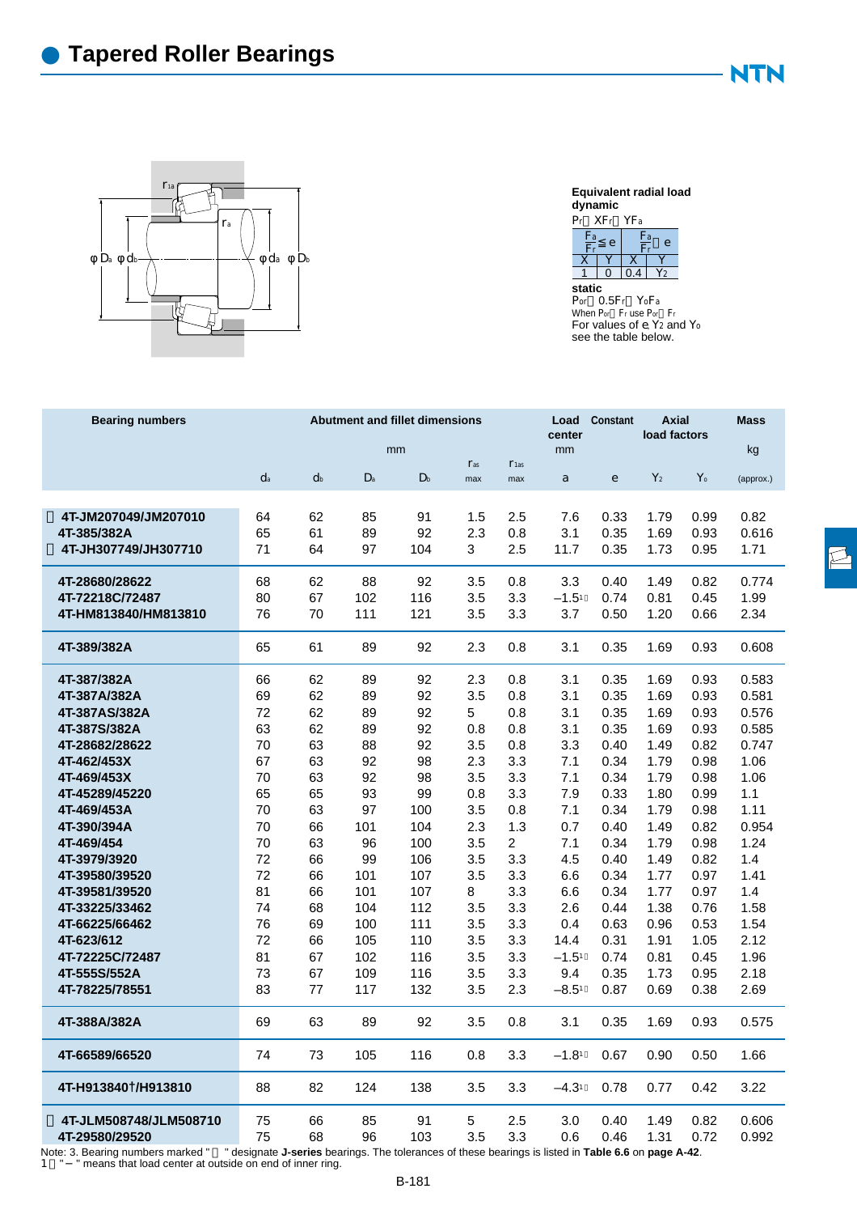# Tapered Roller Bearings

**Equivalent radial load**
**dynamic**
$P_r = XF_r + YF_a$

| $\frac{F_a}{F_r} \leq e$ | | $\frac{F_a}{F_r} > e$ | |
|---|---|---|---|
| X | Y | X | Y |
| 1 | 0 | 0.4 | $Y_2$ |

**static**
$P_{or} = 0.5F_r + Y_oF_a$
When $P_{or} < F_r$ use $P_{or} = F_r$
For values of e, $Y_2$ and $Y_o$ see the table below.

| Bearing numbers | Abutment and fillet dimensions (mm) | | | | | | Load center (mm) | Constant | Axial load factors | | Mass (kg) |
|---|---|---|---|---|---|---|---|---|---|---|---|
| | $d_a$ | $d_b$ | $D_a$ | $D_b$ | $r_{as}$ max | $r_{1as}$ max | a | e | $Y_2$ | $Y_o$ | (approx.) |
| 4T-JM207049/JM207010 | 64 | 62 | 85 | 91 | 1.5 | 2.5 | 7.6 | 0.33 | 1.79 | 0.99 | 0.82 |
| 4T-385/382A | 65 | 61 | 89 | 92 | 2.3 | 0.8 | 3.1 | 0.35 | 1.69 | 0.93 | 0.616 |
| 4T-JH307749/JH307710 | 71 | 64 | 97 | 104 | 3 | 2.5 | 11.7 | 0.35 | 1.73 | 0.95 | 1.71 |
| 4T-28680/28622 | 68 | 62 | 88 | 92 | 3.5 | 0.8 | 3.3 | 0.40 | 1.49 | 0.82 | 0.774 |
| 4T-72218C/72487 | 80 | 67 | 102 | 116 | 3.5 | 3.3 | −1.5[1] | 0.74 | 0.81 | 0.45 | 1.99 |
| 4T-HM813840/HM813810 | 76 | 70 | 111 | 121 | 3.5 | 3.3 | 3.7 | 0.50 | 1.20 | 0.66 | 2.34 |
| 4T-389/382A | 65 | 61 | 89 | 92 | 2.3 | 0.8 | 3.1 | 0.35 | 1.69 | 0.93 | 0.608 |
| 4T-387/382A | 66 | 62 | 89 | 92 | 2.3 | 0.8 | 3.1 | 0.35 | 1.69 | 0.93 | 0.583 |
| 4T-387A/382A | 69 | 62 | 89 | 92 | 3.5 | 0.8 | 3.1 | 0.35 | 1.69 | 0.93 | 0.581 |
| 4T-387AS/382A | 72 | 62 | 89 | 92 | 5 | 0.8 | 3.1 | 0.35 | 1.69 | 0.93 | 0.576 |
| 4T-387S/382A | 63 | 62 | 89 | 92 | 0.8 | 0.8 | 3.1 | 0.35 | 1.69 | 0.93 | 0.585 |
| 4T-28682/28622 | 70 | 63 | 88 | 92 | 3.5 | 0.8 | 3.3 | 0.40 | 1.49 | 0.82 | 0.747 |
| 4T-462/453X | 67 | 63 | 92 | 98 | 2.3 | 3.3 | 7.1 | 0.34 | 1.79 | 0.98 | 1.06 |
| 4T-469/453X | 70 | 63 | 92 | 98 | 3.5 | 3.3 | 7.1 | 0.34 | 1.79 | 0.98 | 1.06 |
| 4T-45289/45220 | 65 | 65 | 93 | 99 | 0.8 | 3.3 | 7.9 | 0.33 | 1.80 | 0.99 | 1.1 |
| 4T-469/453A | 70 | 63 | 97 | 100 | 3.5 | 0.8 | 7.1 | 0.34 | 1.79 | 0.98 | 1.11 |
| 4T-390/394A | 70 | 66 | 101 | 104 | 2.3 | 1.3 | 0.7 | 0.40 | 1.49 | 0.82 | 0.954 |
| 4T-469/454 | 70 | 63 | 96 | 100 | 3.5 | 2 | 7.1 | 0.34 | 1.79 | 0.98 | 1.24 |
| 4T-3979/3920 | 72 | 66 | 99 | 106 | 3.5 | 3.3 | 4.5 | 0.40 | 1.49 | 0.82 | 1.4 |
| 4T-39580/39520 | 72 | 66 | 101 | 107 | 3.5 | 3.3 | 6.6 | 0.34 | 1.77 | 0.97 | 1.41 |
| 4T-39581/39520 | 81 | 66 | 101 | 107 | 8 | 3.3 | 6.6 | 0.34 | 1.77 | 0.97 | 1.4 |
| 4T-33225/33462 | 74 | 68 | 104 | 112 | 3.5 | 3.3 | 2.6 | 0.44 | 1.38 | 0.76 | 1.58 |
| 4T-66225/66462 | 76 | 69 | 100 | 111 | 3.5 | 3.3 | 0.4 | 0.63 | 0.96 | 0.53 | 1.54 |
| 4T-623/612 | 72 | 66 | 105 | 110 | 3.5 | 3.3 | 14.4 | 0.31 | 1.91 | 1.05 | 2.12 |
| 4T-72225C/72487 | 81 | 67 | 102 | 116 | 3.5 | 3.3 | −1.5[1] | 0.74 | 0.81 | 0.45 | 1.96 |
| 4T-555S/552A | 73 | 67 | 109 | 116 | 3.5 | 3.3 | 9.4 | 0.35 | 1.73 | 0.95 | 2.18 |
| 4T-78225/78551 | 83 | 77 | 117 | 132 | 3.5 | 2.3 | −8.5[1] | 0.87 | 0.69 | 0.38 | 2.69 |
| 4T-388A/382A | 69 | 63 | 89 | 92 | 3.5 | 0.8 | 3.1 | 0.35 | 1.69 | 0.93 | 0.575 |
| 4T-66589/66520 | 74 | 73 | 105 | 116 | 0.8 | 3.3 | −1.8[1] | 0.67 | 0.90 | 0.50 | 1.66 |
| 4T-H913840†/H913810 | 88 | 82 | 124 | 138 | 3.5 | 3.3 | −4.3[1] | 0.78 | 0.77 | 0.42 | 3.22 |
| 4T-JLM508748/JLM508710 | 75 | 66 | 85 | 91 | 5 | 2.5 | 3.0 | 0.40 | 1.49 | 0.82 | 0.606 |
| 4T-29580/29520 | 75 | 68 | 96 | 103 | 3.5 | 3.3 | 0.6 | 0.46 | 1.31 | 0.72 | 0.992 |

Note: 3. Bearing numbers marked " " designate **J-series** bearings. The tolerances of these bearings is listed in **Table 6.6** on **page A-42**.
1) " − " means that load center at outside on end of inner ring.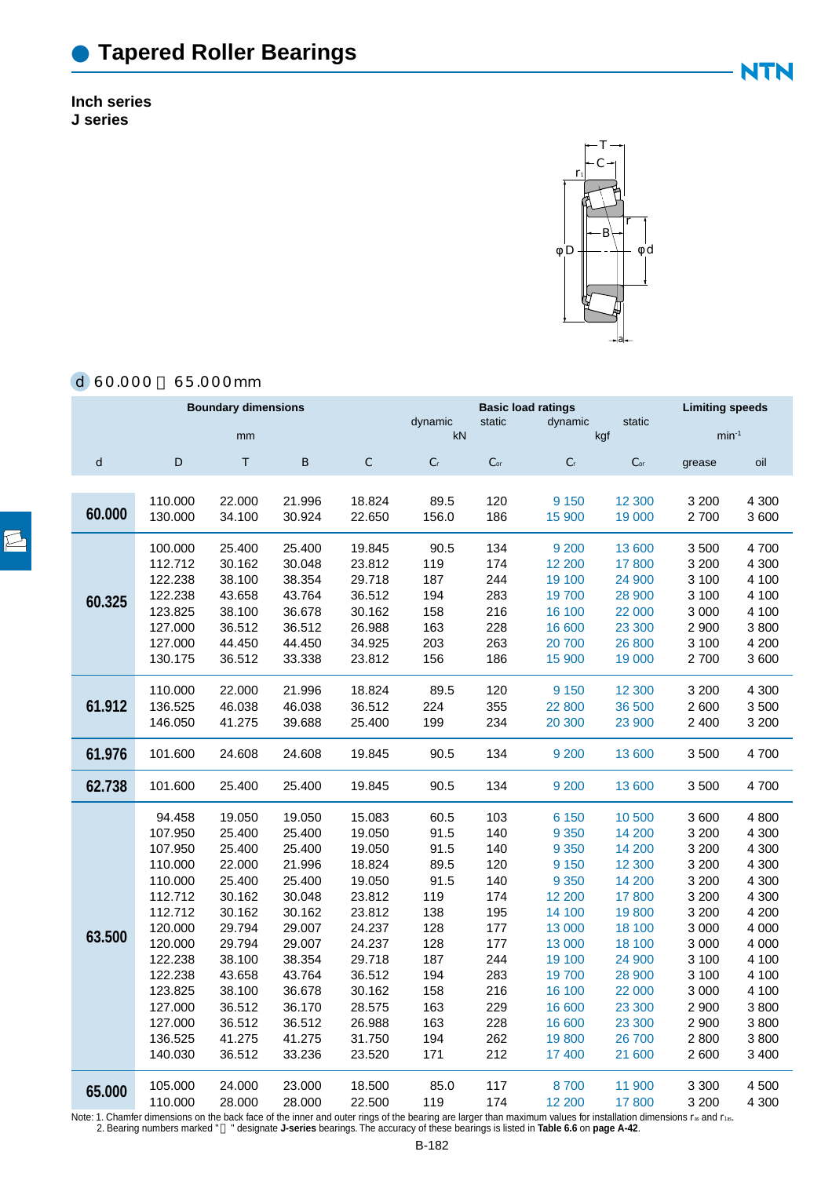# Tapered Roller Bearings

**Inch series**
**J series**

d 60.000～65.000mm

| | Boundary dimensions | | | | Basic load ratings | | | | Limiting speeds | |
|---|---|---|---|---|---|---|---|---|---|---|
| | mm | | | | dynamic kN | static kN | dynamic kgf | static kgf | $min^{-1}$ | |
| d | D | T | B | C | $C_r$ | $C_{or}$ | $C_r$ | $C_{or}$ | grease | oil |
| **60.000** | 110.000 | 22.000 | 21.996 | 18.824 | 89.5 | 120 | 9 150 | 12 300 | 3 200 | 4 300 |
| | 130.000 | 34.100 | 30.924 | 22.650 | 156.0 | 186 | 15 900 | 19 000 | 2 700 | 3 600 |
| **60.325** | 100.000 | 25.400 | 25.400 | 19.845 | 90.5 | 134 | 9 200 | 13 600 | 3 500 | 4 700 |
| | 112.712 | 30.162 | 30.048 | 23.812 | 119 | 174 | 12 200 | 17 800 | 3 200 | 4 300 |
| | 122.238 | 38.100 | 38.354 | 29.718 | 187 | 244 | 19 100 | 24 900 | 3 100 | 4 100 |
| | 122.238 | 43.658 | 43.764 | 36.512 | 194 | 283 | 19 700 | 28 900 | 3 100 | 4 100 |
| | 123.825 | 38.100 | 36.678 | 30.162 | 158 | 216 | 16 100 | 22 000 | 3 000 | 4 100 |
| | 127.000 | 36.512 | 36.512 | 26.988 | 163 | 228 | 16 600 | 23 300 | 2 900 | 3 800 |
| | 127.000 | 44.450 | 44.450 | 34.925 | 203 | 263 | 20 700 | 26 800 | 3 100 | 4 200 |
| | 130.175 | 36.512 | 33.338 | 23.812 | 156 | 186 | 15 900 | 19 000 | 2 700 | 3 600 |
| **61.912** | 110.000 | 22.000 | 21.996 | 18.824 | 89.5 | 120 | 9 150 | 12 300 | 3 200 | 4 300 |
| | 136.525 | 46.038 | 46.038 | 36.512 | 224 | 355 | 22 800 | 36 500 | 2 600 | 3 500 |
| | 146.050 | 41.275 | 39.688 | 25.400 | 199 | 234 | 20 300 | 23 900 | 2 400 | 3 200 |
| **61.976** | 101.600 | 24.608 | 24.608 | 19.845 | 90.5 | 134 | 9 200 | 13 600 | 3 500 | 4 700 |
| **62.738** | 101.600 | 25.400 | 25.400 | 19.845 | 90.5 | 134 | 9 200 | 13 600 | 3 500 | 4 700 |
| **63.500** | 94.458 | 19.050 | 19.050 | 15.083 | 60.5 | 103 | 6 150 | 10 500 | 3 600 | 4 800 |
| | 107.950 | 25.400 | 25.400 | 19.050 | 91.5 | 140 | 9 350 | 14 200 | 3 200 | 4 300 |
| | 107.950 | 25.400 | 25.400 | 19.050 | 91.5 | 140 | 9 350 | 14 200 | 3 200 | 4 300 |
| | 110.000 | 22.000 | 21.996 | 18.824 | 89.5 | 120 | 9 150 | 12 300 | 3 200 | 4 300 |
| | 110.000 | 25.400 | 25.400 | 19.050 | 91.5 | 140 | 9 350 | 14 200 | 3 200 | 4 300 |
| | 112.712 | 30.162 | 30.048 | 23.812 | 119 | 174 | 12 200 | 17 800 | 3 200 | 4 300 |
| | 112.712 | 30.162 | 30.162 | 23.812 | 138 | 195 | 14 100 | 19 800 | 3 200 | 4 200 |
| | 120.000 | 29.794 | 29.007 | 24.237 | 128 | 177 | 13 000 | 18 100 | 3 000 | 4 000 |
| | 120.000 | 29.794 | 29.007 | 24.237 | 128 | 177 | 13 000 | 18 100 | 3 000 | 4 000 |
| | 122.238 | 38.100 | 38.354 | 29.718 | 187 | 244 | 19 100 | 24 900 | 3 100 | 4 100 |
| | 122.238 | 43.658 | 43.764 | 36.512 | 194 | 283 | 19 700 | 28 900 | 3 100 | 4 100 |
| | 123.825 | 38.100 | 36.678 | 30.162 | 158 | 216 | 16 100 | 22 000 | 3 000 | 4 100 |
| | 127.000 | 36.512 | 36.170 | 28.575 | 163 | 229 | 16 600 | 23 300 | 2 900 | 3 800 |
| | 127.000 | 36.512 | 36.512 | 26.988 | 163 | 228 | 16 600 | 23 300 | 2 900 | 3 800 |
| | 136.525 | 41.275 | 41.275 | 31.750 | 194 | 262 | 19 800 | 26 700 | 2 800 | 3 800 |
| | 140.030 | 36.512 | 33.236 | 23.520 | 171 | 212 | 17 400 | 21 600 | 2 600 | 3 400 |
| **65.000** | 105.000 | 24.000 | 23.000 | 18.500 | 85.0 | 117 | 8 700 | 11 900 | 3 300 | 4 500 |
| | 110.000 | 28.000 | 28.000 | 22.500 | 119 | 174 | 12 200 | 17 800 | 3 200 | 4 300 |

Note: 1. Chamfer dimensions on the back face of the inner and outer rings of the bearing are larger than maximum values for installation dimensions $r_{as}$ and $r_{1as}$.
2. Bearing numbers marked "" designate **J-series** bearings. The accuracy of these bearings is listed in **Table 6.6** on **page A-42**.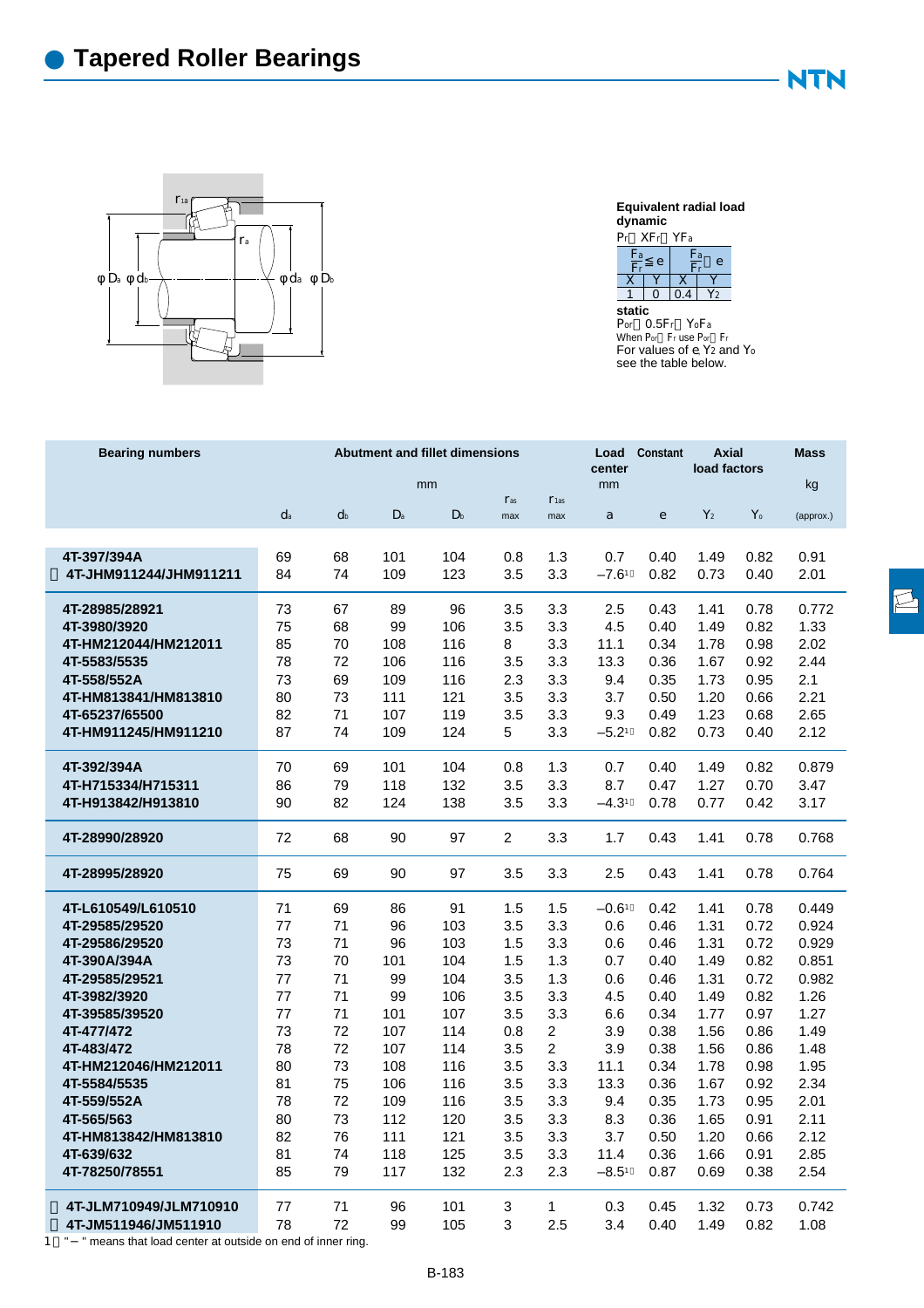# Tapered Roller Bearings

**Equivalent radial load**
**dynamic**
$P_r = XF_r + YF_a$

| $\frac{F_a}{F_r} \leq e$ | | $\frac{F_a}{F_r} > e$ | |
|---|---|---|---|
| X | Y | X | Y |
| 1 | 0 | 0.4 | $Y_2$ |

**static**
$P_{or} = 0.5F_r + Y_oF_a$
When $P_{or} < F_r$ use $P_{or} = F_r$
For values of e, $Y_2$ and $Y_o$ see the table below.

| Bearing numbers | Abutment and fillet dimensions (mm) | | | | | | Load center (mm) | Constant | Axial load factors | | Mass (kg) |
|---|---|---|---|---|---|---|---|---|---|---|---|
| | $d_a$ | $d_b$ | $D_a$ | $D_b$ | $r_{as}$ max | $r_{1as}$ max | a | e | $Y_2$ | $Y_o$ | (approx.) |
| 4T-397/394A | 69 | 68 | 101 | 104 | 0.8 | 1.3 | 0.7 | 0.40 | 1.49 | 0.82 | 0.91 |
| 4T-JHM911244/JHM911211 | 84 | 74 | 109 | 123 | 3.5 | 3.3 | −7.6[1] | 0.82 | 0.73 | 0.40 | 2.01 |
| 4T-28985/28921 | 73 | 67 | 89 | 96 | 3.5 | 3.3 | 2.5 | 0.43 | 1.41 | 0.78 | 0.772 |
| 4T-3980/3920 | 75 | 68 | 99 | 106 | 3.5 | 3.3 | 4.5 | 0.40 | 1.49 | 0.82 | 1.33 |
| 4T-HM212044/HM212011 | 85 | 70 | 108 | 116 | 8 | 3.3 | 11.1 | 0.34 | 1.78 | 0.98 | 2.02 |
| 4T-5583/5535 | 78 | 72 | 106 | 116 | 3.5 | 3.3 | 13.3 | 0.36 | 1.67 | 0.92 | 2.44 |
| 4T-558/552A | 73 | 69 | 109 | 116 | 2.3 | 3.3 | 9.4 | 0.35 | 1.73 | 0.95 | 2.1 |
| 4T-HM813841/HM813810 | 80 | 73 | 111 | 121 | 3.5 | 3.3 | 3.7 | 0.50 | 1.20 | 0.66 | 2.21 |
| 4T-65237/65500 | 82 | 71 | 107 | 119 | 3.5 | 3.3 | 9.3 | 0.49 | 1.23 | 0.68 | 2.65 |
| 4T-HM911245/HM911210 | 87 | 74 | 109 | 124 | 5 | 3.3 | −5.2[1] | 0.82 | 0.73 | 0.40 | 2.12 |
| 4T-392/394A | 70 | 69 | 101 | 104 | 0.8 | 1.3 | 0.7 | 0.40 | 1.49 | 0.82 | 0.879 |
| 4T-H715334/H715311 | 86 | 79 | 118 | 132 | 3.5 | 3.3 | 8.7 | 0.47 | 1.27 | 0.70 | 3.47 |
| 4T-H913842/H913810 | 90 | 82 | 124 | 138 | 3.5 | 3.3 | −4.3[1] | 0.78 | 0.77 | 0.42 | 3.17 |
| 4T-28990/28920 | 72 | 68 | 90 | 97 | 2 | 3.3 | 1.7 | 0.43 | 1.41 | 0.78 | 0.768 |
| 4T-28995/28920 | 75 | 69 | 90 | 97 | 3.5 | 3.3 | 2.5 | 0.43 | 1.41 | 0.78 | 0.764 |
| 4T-L610549/L610510 | 71 | 69 | 86 | 91 | 1.5 | 1.5 | −0.6[1] | 0.42 | 1.41 | 0.78 | 0.449 |
| 4T-29585/29520 | 77 | 71 | 96 | 103 | 3.5 | 3.3 | 0.6 | 0.46 | 1.31 | 0.72 | 0.924 |
| 4T-29586/29520 | 73 | 71 | 96 | 103 | 1.5 | 3.3 | 0.6 | 0.46 | 1.31 | 0.72 | 0.929 |
| 4T-390A/394A | 73 | 70 | 101 | 104 | 1.5 | 1.3 | 0.7 | 0.40 | 1.49 | 0.82 | 0.851 |
| 4T-29585/29521 | 77 | 71 | 99 | 104 | 3.5 | 1.3 | 0.6 | 0.46 | 1.31 | 0.72 | 0.982 |
| 4T-3982/3920 | 77 | 71 | 99 | 106 | 3.5 | 3.3 | 4.5 | 0.40 | 1.49 | 0.82 | 1.26 |
| 4T-39585/39520 | 77 | 71 | 101 | 107 | 3.5 | 3.3 | 6.6 | 0.34 | 1.77 | 0.97 | 1.27 |
| 4T-477/472 | 73 | 72 | 107 | 114 | 0.8 | 2 | 3.9 | 0.38 | 1.56 | 0.86 | 1.49 |
| 4T-483/472 | 78 | 72 | 107 | 114 | 3.5 | 2 | 3.9 | 0.38 | 1.56 | 0.86 | 1.48 |
| 4T-HM212046/HM212011 | 80 | 73 | 108 | 116 | 3.5 | 3.3 | 11.1 | 0.34 | 1.78 | 0.98 | 1.95 |
| 4T-5584/5535 | 81 | 75 | 106 | 116 | 3.5 | 3.3 | 13.3 | 0.36 | 1.67 | 0.92 | 2.34 |
| 4T-559/552A | 78 | 72 | 109 | 116 | 3.5 | 3.3 | 9.4 | 0.35 | 1.73 | 0.95 | 2.01 |
| 4T-565/563 | 80 | 73 | 112 | 120 | 3.5 | 3.3 | 8.3 | 0.36 | 1.65 | 0.91 | 2.11 |
| 4T-HM813842/HM813810 | 82 | 76 | 111 | 121 | 3.5 | 3.3 | 3.7 | 0.50 | 1.20 | 0.66 | 2.12 |
| 4T-639/632 | 81 | 74 | 118 | 125 | 3.5 | 3.3 | 11.4 | 0.36 | 1.66 | 0.91 | 2.85 |
| 4T-78250/78551 | 85 | 79 | 117 | 132 | 2.3 | 2.3 | −8.5[1] | 0.87 | 0.69 | 0.38 | 2.54 |
| 4T-JLM710949/JLM710910 | 77 | 71 | 96 | 101 | 3 | 1 | 0.3 | 0.45 | 1.32 | 0.73 | 0.742 |
| 4T-JM511946/JM511910 | 78 | 72 | 99 | 105 | 3 | 2.5 | 3.4 | 0.40 | 1.49 | 0.82 | 1.08 |

1) " − " means that load center at outside on end of inner ring.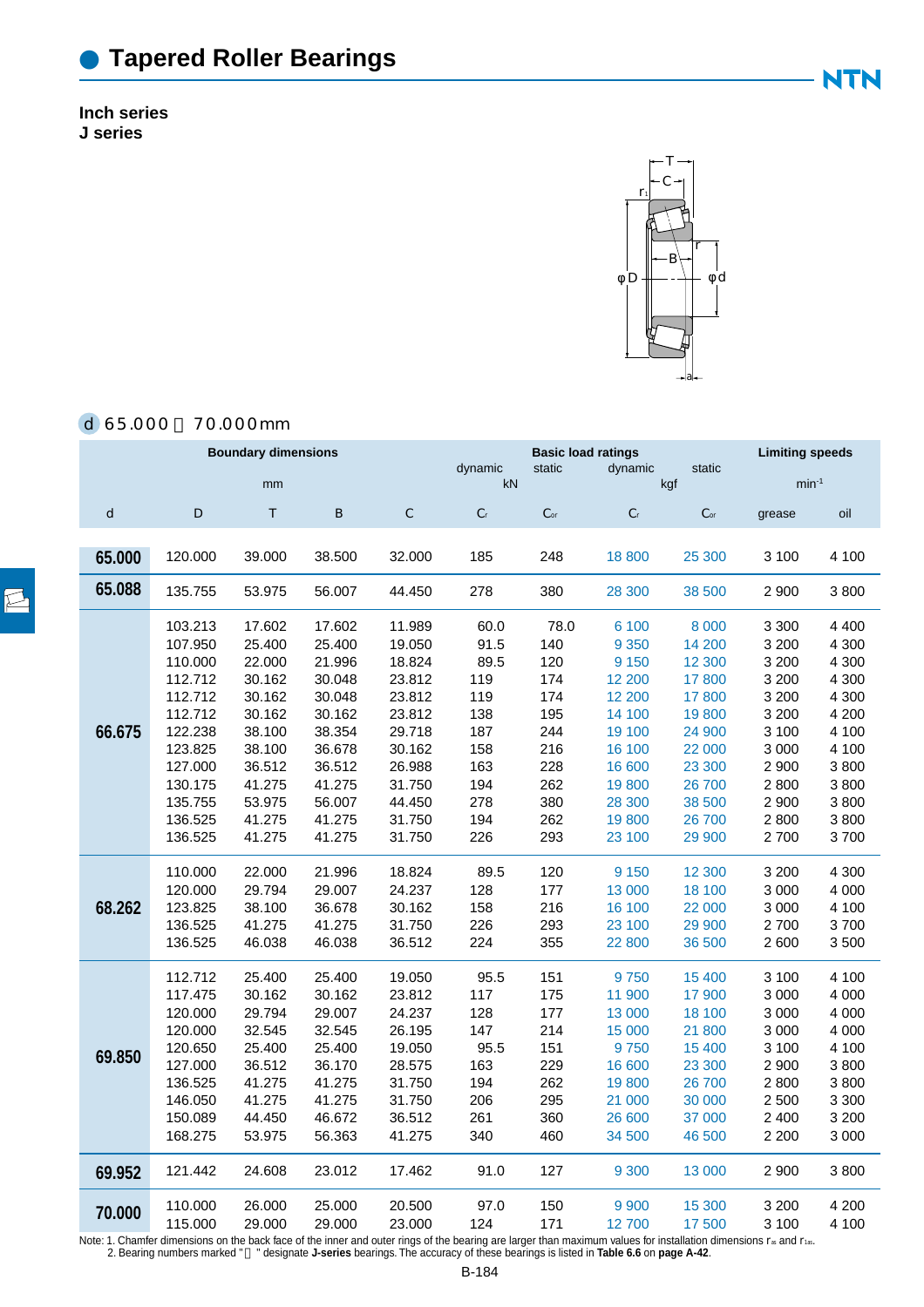# Tapered Roller Bearings

**Inch series**
**J series**

d 65.000～70.000mm

| Boundary dimensions | | | | | Basic load ratings | | | | Limiting speeds | |
|---|---|---|---|---|---|---|---|---|---|---|
| | | mm | | | dynamic | static | dynamic | static | | |
| | | | | | kN | | kgf | | min⁻¹ | |
| d | D | T | B | C | $C_r$ | $C_{or}$ | $C_r$ | $C_{or}$ | grease | oil |
| **65.000** | 120.000 | 39.000 | 38.500 | 32.000 | 185 | 248 | 18 800 | 25 300 | 3 100 | 4 100 |
| **65.088** | 135.755 | 53.975 | 56.007 | 44.450 | 278 | 380 | 28 300 | 38 500 | 2 900 | 3 800 |
| **66.675** | 103.213 | 17.602 | 17.602 | 11.989 | 60.0 | 78.0 | 6 100 | 8 000 | 3 300 | 4 400 |
| | 107.950 | 25.400 | 25.400 | 19.050 | 91.5 | 140 | 9 350 | 14 200 | 3 200 | 4 300 |
| | 110.000 | 22.000 | 21.996 | 18.824 | 89.5 | 120 | 9 150 | 12 300 | 3 200 | 4 300 |
| | 112.712 | 30.162 | 30.048 | 23.812 | 119 | 174 | 12 200 | 17 800 | 3 200 | 4 300 |
| | 112.712 | 30.162 | 30.048 | 23.812 | 119 | 174 | 12 200 | 17 800 | 3 200 | 4 300 |
| | 112.712 | 30.162 | 30.162 | 23.812 | 138 | 195 | 14 100 | 19 800 | 3 200 | 4 200 |
| | 122.238 | 38.100 | 38.354 | 29.718 | 187 | 244 | 19 100 | 24 900 | 3 100 | 4 100 |
| | 123.825 | 38.100 | 36.678 | 30.162 | 158 | 216 | 16 100 | 22 000 | 3 000 | 4 100 |
| | 127.000 | 36.512 | 36.512 | 26.988 | 163 | 228 | 16 600 | 23 300 | 2 900 | 3 800 |
| | 130.175 | 41.275 | 41.275 | 31.750 | 194 | 262 | 19 800 | 26 700 | 2 800 | 3 800 |
| | 135.755 | 53.975 | 56.007 | 44.450 | 278 | 380 | 28 300 | 38 500 | 2 900 | 3 800 |
| | 136.525 | 41.275 | 41.275 | 31.750 | 194 | 262 | 19 800 | 26 700 | 2 800 | 3 800 |
| | 136.525 | 41.275 | 41.275 | 31.750 | 226 | 293 | 23 100 | 29 900 | 2 700 | 3 700 |
| **68.262** | 110.000 | 22.000 | 21.996 | 18.824 | 89.5 | 120 | 9 150 | 12 300 | 3 200 | 4 300 |
| | 120.000 | 29.794 | 29.007 | 24.237 | 128 | 177 | 13 000 | 18 100 | 3 000 | 4 000 |
| | 123.825 | 38.100 | 36.678 | 30.162 | 158 | 216 | 16 100 | 22 000 | 3 000 | 4 100 |
| | 136.525 | 41.275 | 41.275 | 31.750 | 226 | 293 | 23 100 | 29 900 | 2 700 | 3 700 |
| | 136.525 | 46.038 | 46.038 | 36.512 | 224 | 355 | 22 800 | 36 500 | 2 600 | 3 500 |
| **69.850** | 112.712 | 25.400 | 25.400 | 19.050 | 95.5 | 151 | 9 750 | 15 400 | 3 100 | 4 100 |
| | 117.475 | 30.162 | 30.162 | 23.812 | 117 | 175 | 11 900 | 17 900 | 3 000 | 4 000 |
| | 120.000 | 29.794 | 29.007 | 24.237 | 128 | 177 | 13 000 | 18 100 | 3 000 | 4 000 |
| | 120.000 | 32.545 | 32.545 | 26.195 | 147 | 214 | 15 000 | 21 800 | 3 000 | 4 000 |
| | 120.650 | 25.400 | 25.400 | 19.050 | 95.5 | 151 | 9 750 | 15 400 | 3 100 | 4 100 |
| | 127.000 | 36.512 | 36.170 | 28.575 | 163 | 229 | 16 600 | 23 300 | 2 900 | 3 800 |
| | 136.525 | 41.275 | 41.275 | 31.750 | 194 | 262 | 19 800 | 26 700 | 2 800 | 3 800 |
| | 146.050 | 41.275 | 41.275 | 31.750 | 206 | 295 | 21 000 | 30 000 | 2 500 | 3 300 |
| | 150.089 | 44.450 | 46.672 | 36.512 | 261 | 360 | 26 600 | 37 000 | 2 400 | 3 200 |
| | 168.275 | 53.975 | 56.363 | 41.275 | 340 | 460 | 34 500 | 46 500 | 2 200 | 3 000 |
| **69.952** | 121.442 | 24.608 | 23.012 | 17.462 | 91.0 | 127 | 9 300 | 13 000 | 2 900 | 3 800 |
| **70.000** | 110.000 | 26.000 | 25.000 | 20.500 | 97.0 | 150 | 9 900 | 15 300 | 3 200 | 4 200 |
| | 115.000 | 29.000 | 29.000 | 23.000 | 124 | 171 | 12 700 | 17 500 | 3 100 | 4 100 |

Note: 1. Chamfer dimensions on the back face of the inner and outer rings of the bearing are larger than maximum values for installation dimensions $r_{as}$ and $r_{1as}$.
2. Bearing numbers marked "　" designate **J-series** bearings. The accuracy of these bearings is listed in **Table 6.6** on **page A-42**.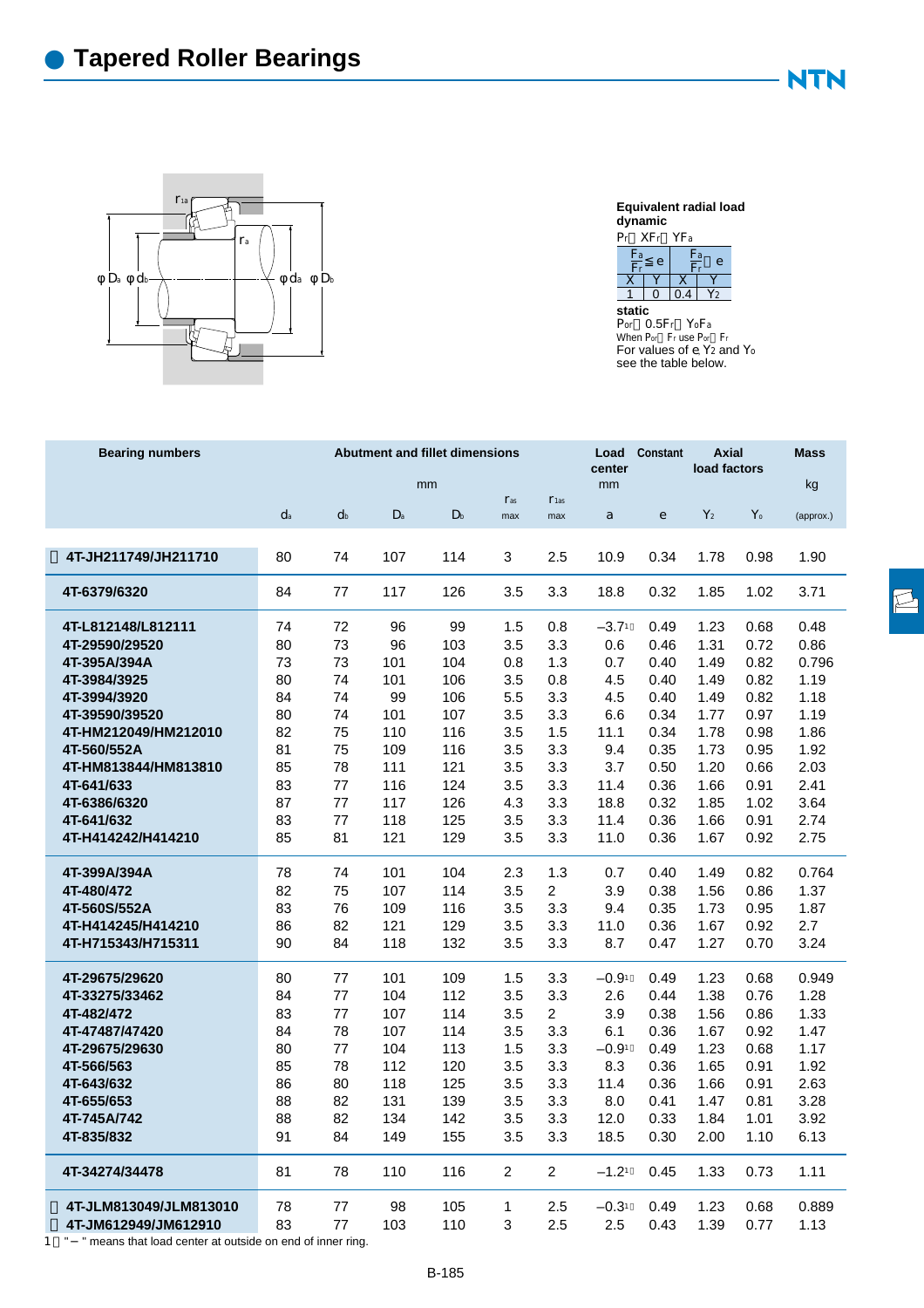# Tapered Roller Bearings

**Equivalent radial load**
**dynamic**

$P_r = XF_r + YF_a$

| $\frac{F_a}{F_r} \leq e$ | | $\frac{F_a}{F_r} > e$ | |
|---|---|---|---|
| X | Y | X | Y |
| 1 | 0 | 0.4 | $Y_2$ |

**static**

$P_{or} = 0.5F_r + Y_oF_a$

When $P_{or} < F_r$ use $P_{or} = F_r$

For values of e, $Y_2$ and $Y_o$ see the table below.

| Bearing numbers | Abutment and fillet dimensions | | | | | | Load center | Constant | Axial load factors | | Mass |
|---|---|---|---|---|---|---|---|---|---|---|---|
| | mm | | | | | | mm | | | | kg |
| | $d_a$ | $d_b$ | $D_a$ | $D_b$ | $r_{as}$ max | $r_{1as}$ max | a | e | $Y_2$ | $Y_o$ | (approx.) |
| 4T-JH211749/JH211710 | 80 | 74 | 107 | 114 | 3 | 2.5 | 10.9 | 0.34 | 1.78 | 0.98 | 1.90 |
| 4T-6379/6320 | 84 | 77 | 117 | 126 | 3.5 | 3.3 | 18.8 | 0.32 | 1.85 | 1.02 | 3.71 |
| 4T-L812148/L812111 | 74 | 72 | 96 | 99 | 1.5 | 0.8 | −3.7[1] | 0.49 | 1.23 | 0.68 | 0.48 |
| 4T-29590/29520 | 80 | 73 | 96 | 103 | 3.5 | 3.3 | 0.6 | 0.46 | 1.31 | 0.72 | 0.86 |
| 4T-395A/394A | 73 | 73 | 101 | 104 | 0.8 | 1.3 | 0.7 | 0.40 | 1.49 | 0.82 | 0.796 |
| 4T-3984/3925 | 80 | 74 | 101 | 106 | 3.5 | 0.8 | 4.5 | 0.40 | 1.49 | 0.82 | 1.19 |
| 4T-3994/3920 | 84 | 74 | 99 | 106 | 5.5 | 3.3 | 4.5 | 0.40 | 1.49 | 0.82 | 1.18 |
| 4T-39590/39520 | 80 | 74 | 101 | 107 | 3.5 | 3.3 | 6.6 | 0.34 | 1.77 | 0.97 | 1.19 |
| 4T-HM212049/HM212010 | 82 | 75 | 110 | 116 | 3.5 | 1.5 | 11.1 | 0.34 | 1.78 | 0.98 | 1.86 |
| 4T-560/552A | 81 | 75 | 109 | 116 | 3.5 | 3.3 | 9.4 | 0.35 | 1.73 | 0.95 | 1.92 |
| 4T-HM813844/HM813810 | 85 | 78 | 111 | 121 | 3.5 | 3.3 | 3.7 | 0.50 | 1.20 | 0.66 | 2.03 |
| 4T-641/633 | 83 | 77 | 116 | 124 | 3.5 | 3.3 | 11.4 | 0.36 | 1.66 | 0.91 | 2.41 |
| 4T-6386/6320 | 87 | 77 | 117 | 126 | 4.3 | 3.3 | 18.8 | 0.32 | 1.85 | 1.02 | 3.64 |
| 4T-641/632 | 83 | 77 | 118 | 125 | 3.5 | 3.3 | 11.4 | 0.36 | 1.66 | 0.91 | 2.74 |
| 4T-H414242/H414210 | 85 | 81 | 121 | 129 | 3.5 | 3.3 | 11.0 | 0.36 | 1.67 | 0.92 | 2.75 |
| 4T-399A/394A | 78 | 74 | 101 | 104 | 2.3 | 1.3 | 0.7 | 0.40 | 1.49 | 0.82 | 0.764 |
| 4T-480/472 | 82 | 75 | 107 | 114 | 3.5 | 2 | 3.9 | 0.38 | 1.56 | 0.86 | 1.37 |
| 4T-560S/552A | 83 | 76 | 109 | 116 | 3.5 | 3.3 | 9.4 | 0.35 | 1.73 | 0.95 | 1.87 |
| 4T-H414245/H414210 | 86 | 82 | 121 | 129 | 3.5 | 3.3 | 11.0 | 0.36 | 1.67 | 0.92 | 2.7 |
| 4T-H715343/H715311 | 90 | 84 | 118 | 132 | 3.5 | 3.3 | 8.7 | 0.47 | 1.27 | 0.70 | 3.24 |
| 4T-29675/29620 | 80 | 77 | 101 | 109 | 1.5 | 3.3 | −0.9[1] | 0.49 | 1.23 | 0.68 | 0.949 |
| 4T-33275/33462 | 84 | 77 | 104 | 112 | 3.5 | 3.3 | 2.6 | 0.44 | 1.38 | 0.76 | 1.28 |
| 4T-482/472 | 83 | 77 | 107 | 114 | 3.5 | 2 | 3.9 | 0.38 | 1.56 | 0.86 | 1.33 |
| 4T-47487/47420 | 84 | 78 | 107 | 114 | 3.5 | 3.3 | 6.1 | 0.36 | 1.67 | 0.92 | 1.47 |
| 4T-29675/29630 | 80 | 77 | 104 | 113 | 1.5 | 3.3 | −0.9[1] | 0.49 | 1.23 | 0.68 | 1.17 |
| 4T-566/563 | 85 | 78 | 112 | 120 | 3.5 | 3.3 | 8.3 | 0.36 | 1.65 | 0.91 | 1.92 |
| 4T-643/632 | 86 | 80 | 118 | 125 | 3.5 | 3.3 | 11.4 | 0.36 | 1.66 | 0.91 | 2.63 |
| 4T-655/653 | 88 | 82 | 131 | 139 | 3.5 | 3.3 | 8.0 | 0.41 | 1.47 | 0.81 | 3.28 |
| 4T-745A/742 | 88 | 82 | 134 | 142 | 3.5 | 3.3 | 12.0 | 0.33 | 1.84 | 1.01 | 3.92 |
| 4T-835/832 | 91 | 84 | 149 | 155 | 3.5 | 3.3 | 18.5 | 0.30 | 2.00 | 1.10 | 6.13 |
| 4T-34274/34478 | 81 | 78 | 110 | 116 | 2 | 2 | −1.2[1] | 0.45 | 1.33 | 0.73 | 1.11 |
| 4T-JLM813049/JLM813010 | 78 | 77 | 98 | 105 | 1 | 2.5 | −0.3[1] | 0.49 | 1.23 | 0.68 | 0.889 |
| 4T-JM612949/JM612910 | 83 | 77 | 103 | 110 | 3 | 2.5 | 2.5 | 0.43 | 1.39 | 0.77 | 1.13 |

1 "−" means that load center at outside on end of inner ring.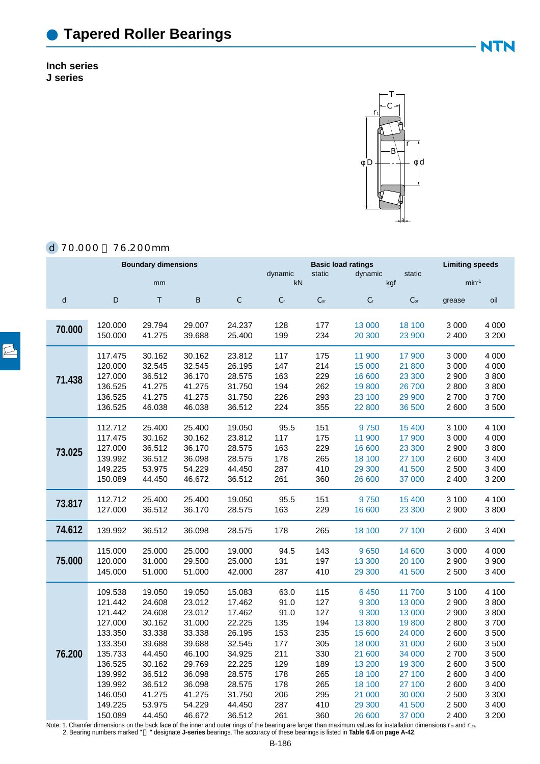# Tapered Roller Bearings

**Inch series**
**J series**

d 70.000～76.200mm

| d | Boundary dimensions (mm) D | T | B | C | Basic load ratings dynamic (kN) $C_r$ | static (kN) $C_{or}$ | dynamic (kgf) $C_r$ | static (kgf) $C_{or}$ | Limiting speeds ($min^{-1}$) grease | oil |
|---|---|---|---|---|---|---|---|---|---|---|
| **70.000** | 120.000 | 29.794 | 29.007 | 24.237 | 128 | 177 | 13 000 | 18 100 | 3 000 | 4 000 |
| | 150.000 | 41.275 | 39.688 | 25.400 | 199 | 234 | 20 300 | 23 900 | 2 400 | 3 200 |
| **71.438** | 117.475 | 30.162 | 30.162 | 23.812 | 117 | 175 | 11 900 | 17 900 | 3 000 | 4 000 |
| | 120.000 | 32.545 | 32.545 | 26.195 | 147 | 214 | 15 000 | 21 800 | 3 000 | 4 000 |
| | 127.000 | 36.512 | 36.170 | 28.575 | 163 | 229 | 16 600 | 23 300 | 2 900 | 3 800 |
| | 136.525 | 41.275 | 41.275 | 31.750 | 194 | 262 | 19 800 | 26 700 | 2 800 | 3 800 |
| | 136.525 | 41.275 | 41.275 | 31.750 | 226 | 293 | 23 100 | 29 900 | 2 700 | 3 700 |
| | 136.525 | 46.038 | 46.038 | 36.512 | 224 | 355 | 22 800 | 36 500 | 2 600 | 3 500 |
| **73.025** | 112.712 | 25.400 | 25.400 | 19.050 | 95.5 | 151 | 9 750 | 15 400 | 3 100 | 4 100 |
| | 117.475 | 30.162 | 30.162 | 23.812 | 117 | 175 | 11 900 | 17 900 | 3 000 | 4 000 |
| | 127.000 | 36.512 | 36.170 | 28.575 | 163 | 229 | 16 600 | 23 300 | 2 900 | 3 800 |
| | 139.992 | 36.512 | 36.098 | 28.575 | 178 | 265 | 18 100 | 27 100 | 2 600 | 3 400 |
| | 149.225 | 53.975 | 54.229 | 44.450 | 287 | 410 | 29 300 | 41 500 | 2 500 | 3 400 |
| | 150.089 | 44.450 | 46.672 | 36.512 | 261 | 360 | 26 600 | 37 000 | 2 400 | 3 200 |
| **73.817** | 112.712 | 25.400 | 25.400 | 19.050 | 95.5 | 151 | 9 750 | 15 400 | 3 100 | 4 100 |
| | 127.000 | 36.512 | 36.170 | 28.575 | 163 | 229 | 16 600 | 23 300 | 2 900 | 3 800 |
| **74.612** | 139.992 | 36.512 | 36.098 | 28.575 | 178 | 265 | 18 100 | 27 100 | 2 600 | 3 400 |
| **75.000** | 115.000 | 25.000 | 25.000 | 19.000 | 94.5 | 143 | 9 650 | 14 600 | 3 000 | 4 000 |
| | 120.000 | 31.000 | 29.500 | 25.000 | 131 | 197 | 13 300 | 20 100 | 2 900 | 3 900 |
| | 145.000 | 51.000 | 51.000 | 42.000 | 287 | 410 | 29 300 | 41 500 | 2 500 | 3 400 |
| **76.200** | 109.538 | 19.050 | 19.050 | 15.083 | 63.0 | 115 | 6 450 | 11 700 | 3 100 | 4 100 |
| | 121.442 | 24.608 | 23.012 | 17.462 | 91.0 | 127 | 9 300 | 13 000 | 2 900 | 3 800 |
| | 121.442 | 24.608 | 23.012 | 17.462 | 91.0 | 127 | 9 300 | 13 000 | 2 900 | 3 800 |
| | 127.000 | 30.162 | 31.000 | 22.225 | 135 | 194 | 13 800 | 19 800 | 2 800 | 3 700 |
| | 133.350 | 33.338 | 33.338 | 26.195 | 153 | 235 | 15 600 | 24 000 | 2 600 | 3 500 |
| | 133.350 | 39.688 | 39.688 | 32.545 | 177 | 305 | 18 000 | 31 000 | 2 600 | 3 500 |
| | 135.733 | 44.450 | 46.100 | 34.925 | 211 | 330 | 21 600 | 34 000 | 2 700 | 3 500 |
| | 136.525 | 30.162 | 29.769 | 22.225 | 129 | 189 | 13 200 | 19 300 | 2 600 | 3 500 |
| | 139.992 | 36.512 | 36.098 | 28.575 | 178 | 265 | 18 100 | 27 100 | 2 600 | 3 400 |
| | 139.992 | 36.512 | 36.098 | 28.575 | 178 | 265 | 18 100 | 27 100 | 2 600 | 3 400 |
| | 146.050 | 41.275 | 41.275 | 31.750 | 206 | 295 | 21 000 | 30 000 | 2 500 | 3 300 |
| | 149.225 | 53.975 | 54.229 | 44.450 | 287 | 410 | 29 300 | 41 500 | 2 500 | 3 400 |
| | 150.089 | 44.450 | 46.672 | 36.512 | 261 | 360 | 26 600 | 37 000 | 2 400 | 3 200 |

Note: 1. Chamfer dimensions on the back face of the inner and outer rings of the bearing are larger than maximum values for installation dimensions $r_{as}$ and $r_{1as}$.
2. Bearing numbers marked "　" designate **J-series** bearings. The accuracy of these bearings is listed in **Table 6.6** on **page A-42**.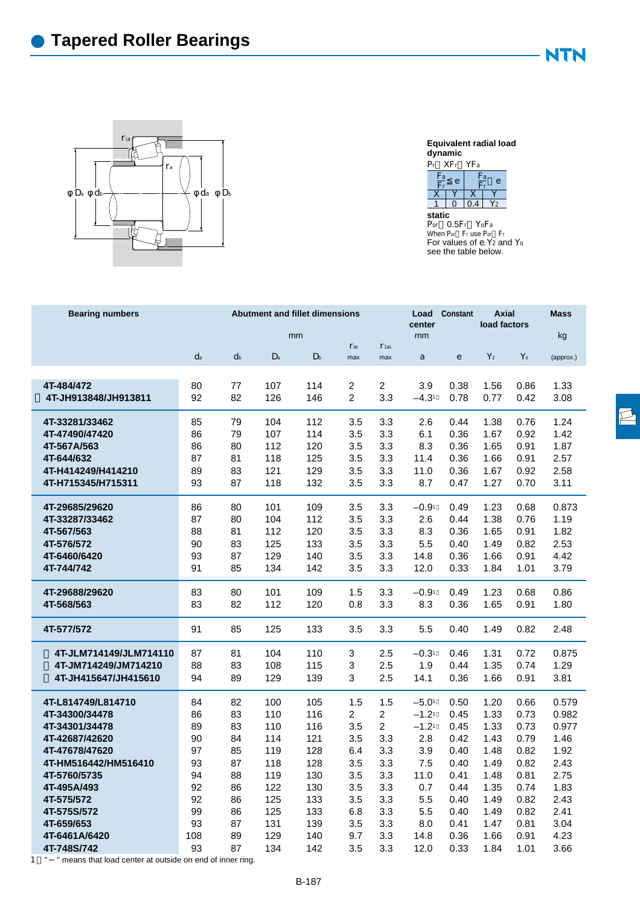# Tapered Roller Bearings

**Equivalent radial load**
**dynamic**

$P_r = XF_r + YF_a$

| $\frac{F_a}{F_r} \leq e$ | | $\frac{F_a}{F_r} > e$ | |
|---|---|---|---|
| X | Y | X | Y |
| 1 | 0 | 0.4 | $Y_2$ |

**static**

$P_{or} = 0.5F_r + Y_oF_a$

When $P_{or} < F_r$ use $P_{or} = F_r$

For values of e, $Y_2$ and $Y_o$ see the table below.

| Bearing numbers | Abutment and fillet dimensions (mm) | | | | | | Load center (mm) | Constant | Axial load factors | | Mass (kg) |
|---|---|---|---|---|---|---|---|---|---|---|---|
| | $d_a$ | $d_b$ | $D_a$ | $D_b$ | $r_{as}$ max | $r_{1as}$ max | a | e | $Y_2$ | $Y_o$ | (approx.) |
| 4T-484/472 | 80 | 77 | 107 | 114 | 2 | 2 | 3.9 | 0.38 | 1.56 | 0.86 | 1.33 |
| 4T-JH913848/JH913811 | 92 | 82 | 126 | 146 | 2 | 3.3 | −4.3[1] | 0.78 | 0.77 | 0.42 | 3.08 |
| 4T-33281/33462 | 85 | 79 | 104 | 112 | 3.5 | 3.3 | 2.6 | 0.44 | 1.38 | 0.76 | 1.24 |
| 4T-47490/47420 | 86 | 79 | 107 | 114 | 3.5 | 3.3 | 6.1 | 0.36 | 1.67 | 0.92 | 1.42 |
| 4T-567A/563 | 86 | 80 | 112 | 120 | 3.5 | 3.3 | 8.3 | 0.36 | 1.65 | 0.91 | 1.87 |
| 4T-644/632 | 87 | 81 | 118 | 125 | 3.5 | 3.3 | 11.4 | 0.36 | 1.66 | 0.91 | 2.57 |
| 4T-H414249/H414210 | 89 | 83 | 121 | 129 | 3.5 | 3.3 | 11.0 | 0.36 | 1.67 | 0.92 | 2.58 |
| 4T-H715345/H715311 | 93 | 87 | 118 | 132 | 3.5 | 3.3 | 8.7 | 0.47 | 1.27 | 0.70 | 3.11 |
| 4T-29685/29620 | 86 | 80 | 101 | 109 | 3.5 | 3.3 | −0.9[1] | 0.49 | 1.23 | 0.68 | 0.873 |
| 4T-33287/33462 | 87 | 80 | 104 | 112 | 3.5 | 3.3 | 2.6 | 0.44 | 1.38 | 0.76 | 1.19 |
| 4T-567/563 | 88 | 81 | 112 | 120 | 3.5 | 3.3 | 8.3 | 0.36 | 1.65 | 0.91 | 1.82 |
| 4T-576/572 | 90 | 83 | 125 | 133 | 3.5 | 3.3 | 5.5 | 0.40 | 1.49 | 0.82 | 2.53 |
| 4T-6460/6420 | 93 | 87 | 129 | 140 | 3.5 | 3.3 | 14.8 | 0.36 | 1.66 | 0.91 | 4.42 |
| 4T-744/742 | 91 | 85 | 134 | 142 | 3.5 | 3.3 | 12.0 | 0.33 | 1.84 | 1.01 | 3.79 |
| 4T-29688/29620 | 83 | 80 | 101 | 109 | 1.5 | 3.3 | −0.9[1] | 0.49 | 1.23 | 0.68 | 0.86 |
| 4T-568/563 | 83 | 82 | 112 | 120 | 0.8 | 3.3 | 8.3 | 0.36 | 1.65 | 0.91 | 1.80 |
| 4T-577/572 | 91 | 85 | 125 | 133 | 3.5 | 3.3 | 5.5 | 0.40 | 1.49 | 0.82 | 2.48 |
| 4T-JLM714149/JLM714110 | 87 | 81 | 104 | 110 | 3 | 2.5 | −0.3[1] | 0.46 | 1.31 | 0.72 | 0.875 |
| 4T-JM714249/JM714210 | 88 | 83 | 108 | 115 | 3 | 2.5 | 1.9 | 0.44 | 1.35 | 0.74 | 1.29 |
| 4T-JH415647/JH415610 | 94 | 89 | 129 | 139 | 3 | 2.5 | 14.1 | 0.36 | 1.66 | 0.91 | 3.81 |
| 4T-L814749/L814710 | 84 | 82 | 100 | 105 | 1.5 | 1.5 | −5.0[1] | 0.50 | 1.20 | 0.66 | 0.579 |
| 4T-34300/34478 | 86 | 83 | 110 | 116 | 2 | 2 | −1.2[1] | 0.45 | 1.33 | 0.73 | 0.982 |
| 4T-34301/34478 | 89 | 83 | 110 | 116 | 3.5 | 2 | −1.2[1] | 0.45 | 1.33 | 0.73 | 0.977 |
| 4T-42687/42620 | 90 | 84 | 114 | 121 | 3.5 | 3.3 | 2.8 | 0.42 | 1.43 | 0.79 | 1.46 |
| 4T-47678/47620 | 97 | 85 | 119 | 128 | 6.4 | 3.3 | 3.9 | 0.40 | 1.48 | 0.82 | 1.92 |
| 4T-HM516442/HM516410 | 93 | 87 | 118 | 128 | 3.5 | 3.3 | 7.5 | 0.40 | 1.49 | 0.82 | 2.43 |
| 4T-5760/5735 | 94 | 88 | 119 | 130 | 3.5 | 3.3 | 11.0 | 0.41 | 1.48 | 0.81 | 2.75 |
| 4T-495A/493 | 92 | 86 | 122 | 130 | 3.5 | 3.3 | 0.7 | 0.44 | 1.35 | 0.74 | 1.83 |
| 4T-575/572 | 92 | 86 | 125 | 133 | 3.5 | 3.3 | 5.5 | 0.40 | 1.49 | 0.82 | 2.43 |
| 4T-575S/572 | 99 | 86 | 125 | 133 | 6.8 | 3.3 | 5.5 | 0.40 | 1.49 | 0.82 | 2.41 |
| 4T-659/653 | 93 | 87 | 131 | 139 | 3.5 | 3.3 | 8.0 | 0.41 | 1.47 | 0.81 | 3.04 |
| 4T-6461A/6420 | 108 | 89 | 129 | 140 | 9.7 | 3.3 | 14.8 | 0.36 | 1.66 | 0.91 | 4.23 |
| 4T-748S/742 | 93 | 87 | 134 | 142 | 3.5 | 3.3 | 12.0 | 0.33 | 1.84 | 1.01 | 3.66 |

1 " − " means that load center at outside on end of inner ring.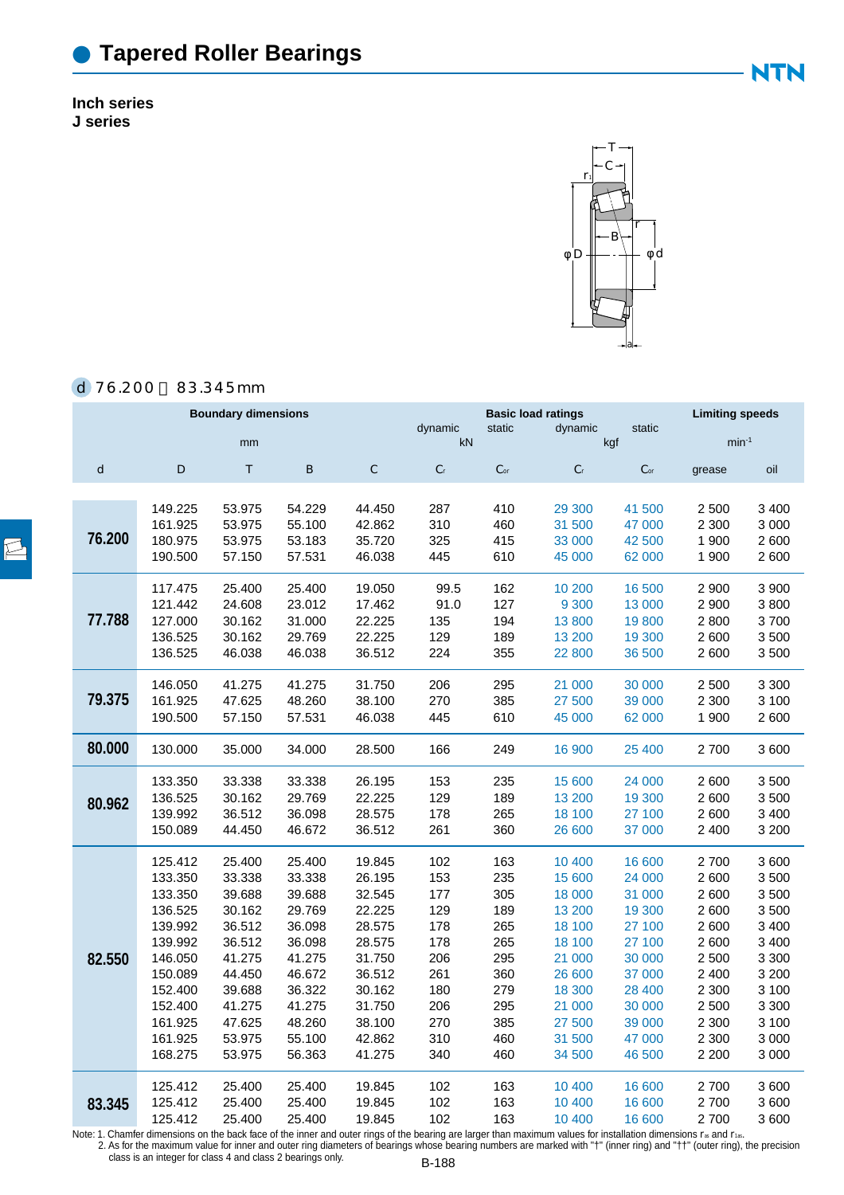# Tapered Roller Bearings

**Inch series**
**J series**

**d 76.200～83.345mm**

| d | D | T | B | C | dynamic $C_r$ (kN) | static $C_{or}$ (kN) | dynamic $C_r$ (kgf) | static $C_{or}$ (kgf) | grease (min⁻¹) | oil (min⁻¹) |
|---|---|---|---|---|---|---|---|---|---|---|
| | Boundary dimensions (mm) | | | | Basic load ratings | | | | Limiting speeds | |
| **76.200** | 149.225 | 53.975 | 54.229 | 44.450 | 287 | 410 | 29 300 | 41 500 | 2 500 | 3 400 |
| | 161.925 | 53.975 | 55.100 | 42.862 | 310 | 460 | 31 500 | 47 000 | 2 300 | 3 000 |
| | 180.975 | 53.975 | 53.183 | 35.720 | 325 | 415 | 33 000 | 42 500 | 1 900 | 2 600 |
| | 190.500 | 57.150 | 57.531 | 46.038 | 445 | 610 | 45 000 | 62 000 | 1 900 | 2 600 |
| **77.788** | 117.475 | 25.400 | 25.400 | 19.050 | 99.5 | 162 | 10 200 | 16 500 | 2 900 | 3 900 |
| | 121.442 | 24.608 | 23.012 | 17.462 | 91.0 | 127 | 9 300 | 13 000 | 2 900 | 3 800 |
| | 127.000 | 30.162 | 31.000 | 22.225 | 135 | 194 | 13 800 | 19 800 | 2 800 | 3 700 |
| | 136.525 | 30.162 | 29.769 | 22.225 | 129 | 189 | 13 200 | 19 300 | 2 600 | 3 500 |
| | 136.525 | 46.038 | 46.038 | 36.512 | 224 | 355 | 22 800 | 36 500 | 2 600 | 3 500 |
| **79.375** | 146.050 | 41.275 | 41.275 | 31.750 | 206 | 295 | 21 000 | 30 000 | 2 500 | 3 300 |
| | 161.925 | 47.625 | 48.260 | 38.100 | 270 | 385 | 27 500 | 39 000 | 2 300 | 3 100 |
| | 190.500 | 57.150 | 57.531 | 46.038 | 445 | 610 | 45 000 | 62 000 | 1 900 | 2 600 |
| **80.000** | 130.000 | 35.000 | 34.000 | 28.500 | 166 | 249 | 16 900 | 25 400 | 2 700 | 3 600 |
| **80.962** | 133.350 | 33.338 | 33.338 | 26.195 | 153 | 235 | 15 600 | 24 000 | 2 600 | 3 500 |
| | 136.525 | 30.162 | 29.769 | 22.225 | 129 | 189 | 13 200 | 19 300 | 2 600 | 3 500 |
| | 139.992 | 36.512 | 36.098 | 28.575 | 178 | 265 | 18 100 | 27 100 | 2 600 | 3 400 |
| | 150.089 | 44.450 | 46.672 | 36.512 | 261 | 360 | 26 600 | 37 000 | 2 400 | 3 200 |
| **82.550** | 125.412 | 25.400 | 25.400 | 19.845 | 102 | 163 | 10 400 | 16 600 | 2 700 | 3 600 |
| | 133.350 | 33.338 | 33.338 | 26.195 | 153 | 235 | 15 600 | 24 000 | 2 600 | 3 500 |
| | 133.350 | 39.688 | 39.688 | 32.545 | 177 | 305 | 18 000 | 31 000 | 2 600 | 3 500 |
| | 136.525 | 30.162 | 29.769 | 22.225 | 129 | 189 | 13 200 | 19 300 | 2 600 | 3 500 |
| | 139.992 | 36.512 | 36.098 | 28.575 | 178 | 265 | 18 100 | 27 100 | 2 600 | 3 400 |
| | 139.992 | 36.512 | 36.098 | 28.575 | 178 | 265 | 18 100 | 27 100 | 2 600 | 3 400 |
| | 146.050 | 41.275 | 41.275 | 31.750 | 206 | 295 | 21 000 | 30 000 | 2 500 | 3 300 |
| | 150.089 | 44.450 | 46.672 | 36.512 | 261 | 360 | 26 600 | 37 000 | 2 400 | 3 200 |
| | 152.400 | 39.688 | 36.322 | 30.162 | 180 | 279 | 18 300 | 28 400 | 2 300 | 3 100 |
| | 152.400 | 41.275 | 41.275 | 31.750 | 206 | 295 | 21 000 | 30 000 | 2 500 | 3 300 |
| | 161.925 | 47.625 | 48.260 | 38.100 | 270 | 385 | 27 500 | 39 000 | 2 300 | 3 100 |
| | 161.925 | 53.975 | 55.100 | 42.862 | 310 | 460 | 31 500 | 47 000 | 2 300 | 3 000 |
| | 168.275 | 53.975 | 56.363 | 41.275 | 340 | 460 | 34 500 | 46 500 | 2 200 | 3 000 |
| **83.345** | 125.412 | 25.400 | 25.400 | 19.845 | 102 | 163 | 10 400 | 16 600 | 2 700 | 3 600 |
| | 125.412 | 25.400 | 25.400 | 19.845 | 102 | 163 | 10 400 | 16 600 | 2 700 | 3 600 |
| | 125.412 | 25.400 | 25.400 | 19.845 | 102 | 163 | 10 400 | 16 600 | 2 700 | 3 600 |

Note: 1. Chamfer dimensions on the back face of the inner and outer rings of the bearing are larger than maximum values for installation dimensions $r_{as}$ and $r_{1as}$.
2. As for the maximum value for inner and outer ring diameters of bearings whose bearing numbers are marked with "†" (inner ring) and "††" (outer ring), the precision class is an integer for class 4 and class 2 bearings only.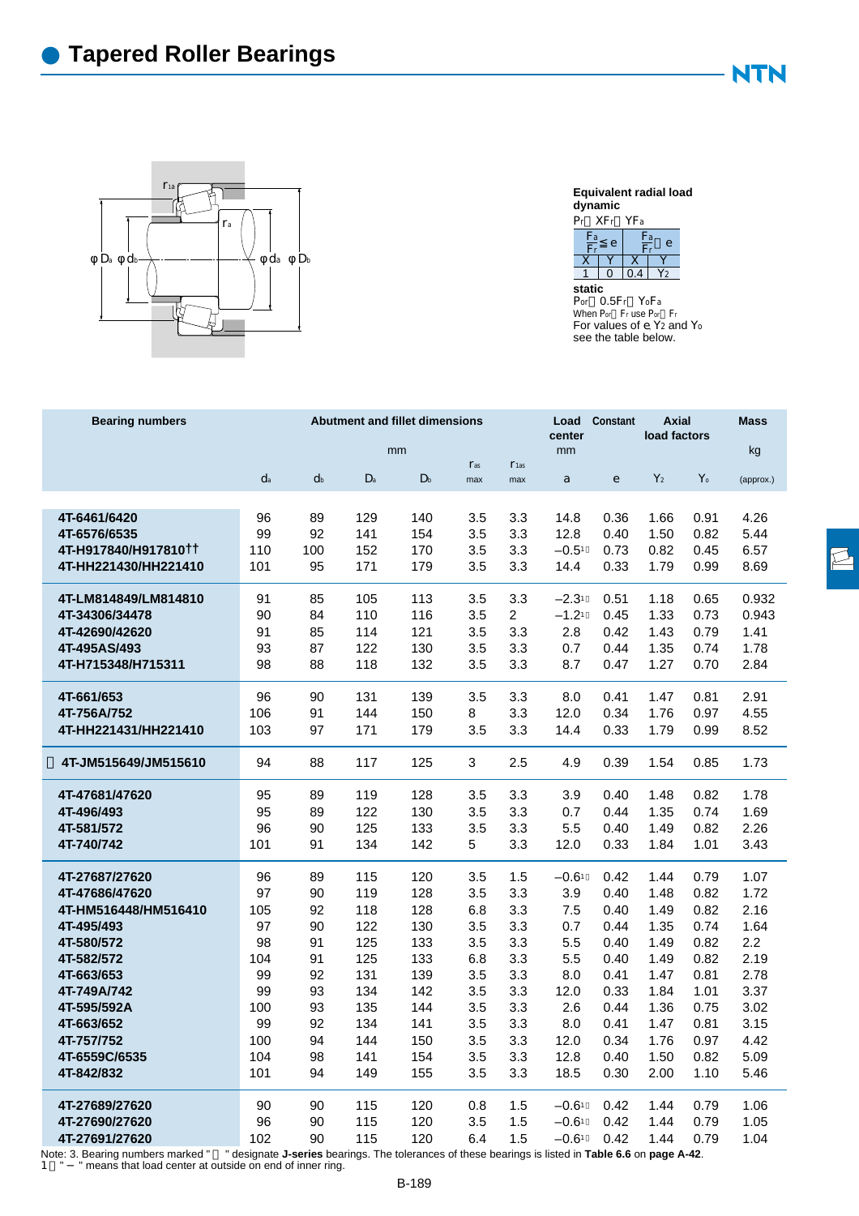# Tapered Roller Bearings

**Equivalent radial load**
**dynamic**
$P_r = XF_r + YF_a$

| $\frac{F_a}{F_r} \le e$ | | $\frac{F_a}{F_r} > e$ | |
|---|---|---|---|
| X | Y | X | Y |
| 1 | 0 | 0.4 | $Y_2$ |

**static**
$P_{or} = 0.5F_r + Y_oF_a$
When $P_{or} < F_r$ use $P_{or} = F_r$
For values of e, $Y_2$ and $Y_o$ see the table below.

| Bearing numbers | Abutment and fillet dimensions mm | | | | | | Load center mm | Constant | Axial load factors | | Mass kg |
|---|---|---|---|---|---|---|---|---|---|---|---|
| | $d_a$ | $d_b$ | $D_a$ | $D_b$ | $r_{as}$ max | $r_{1as}$ max | a | e | $Y_2$ | $Y_o$ | (approx.) |
| 4T-6461/6420 | 96 | 89 | 129 | 140 | 3.5 | 3.3 | 14.8 | 0.36 | 1.66 | 0.91 | 4.26 |
| 4T-6576/6535 | 99 | 92 | 141 | 154 | 3.5 | 3.3 | 12.8 | 0.40 | 1.50 | 0.82 | 5.44 |
| 4T-H917840/H917810†† | 110 | 100 | 152 | 170 | 3.5 | 3.3 | −0.5[1] | 0.73 | 0.82 | 0.45 | 6.57 |
| 4T-HH221430/HH221410 | 101 | 95 | 171 | 179 | 3.5 | 3.3 | 14.4 | 0.33 | 1.79 | 0.99 | 8.69 |
| 4T-LM814849/LM814810 | 91 | 85 | 105 | 113 | 3.5 | 3.3 | −2.3[1] | 0.51 | 1.18 | 0.65 | 0.932 |
| 4T-34306/34478 | 90 | 84 | 110 | 116 | 3.5 | 2 | −1.2[1] | 0.45 | 1.33 | 0.73 | 0.943 |
| 4T-42690/42620 | 91 | 85 | 114 | 121 | 3.5 | 3.3 | 2.8 | 0.42 | 1.43 | 0.79 | 1.41 |
| 4T-495AS/493 | 93 | 87 | 122 | 130 | 3.5 | 3.3 | 0.7 | 0.44 | 1.35 | 0.74 | 1.78 |
| 4T-H715348/H715311 | 98 | 88 | 118 | 132 | 3.5 | 3.3 | 8.7 | 0.47 | 1.27 | 0.70 | 2.84 |
| 4T-661/653 | 96 | 90 | 131 | 139 | 3.5 | 3.3 | 8.0 | 0.41 | 1.47 | 0.81 | 2.91 |
| 4T-756A/752 | 106 | 91 | 144 | 150 | 8 | 3.3 | 12.0 | 0.34 | 1.76 | 0.97 | 4.55 |
| 4T-HH221431/HH221410 | 103 | 97 | 171 | 179 | 3.5 | 3.3 | 14.4 | 0.33 | 1.79 | 0.99 | 8.52 |
| 4T-JM515649/JM515610 | 94 | 88 | 117 | 125 | 3 | 2.5 | 4.9 | 0.39 | 1.54 | 0.85 | 1.73 |
| 4T-47681/47620 | 95 | 89 | 119 | 128 | 3.5 | 3.3 | 3.9 | 0.40 | 1.48 | 0.82 | 1.78 |
| 4T-496/493 | 95 | 89 | 122 | 130 | 3.5 | 3.3 | 0.7 | 0.44 | 1.35 | 0.74 | 1.69 |
| 4T-581/572 | 96 | 90 | 125 | 133 | 3.5 | 3.3 | 5.5 | 0.40 | 1.49 | 0.82 | 2.26 |
| 4T-740/742 | 101 | 91 | 134 | 142 | 5 | 3.3 | 12.0 | 0.33 | 1.84 | 1.01 | 3.43 |
| 4T-27687/27620 | 96 | 89 | 115 | 120 | 3.5 | 1.5 | −0.6[1] | 0.42 | 1.44 | 0.79 | 1.07 |
| 4T-47686/47620 | 97 | 90 | 119 | 128 | 3.5 | 3.3 | 3.9 | 0.40 | 1.48 | 0.82 | 1.72 |
| 4T-HM516448/HM516410 | 105 | 92 | 118 | 128 | 6.8 | 3.3 | 7.5 | 0.40 | 1.49 | 0.82 | 2.16 |
| 4T-495/493 | 97 | 90 | 122 | 130 | 3.5 | 3.3 | 0.7 | 0.44 | 1.35 | 0.74 | 1.64 |
| 4T-580/572 | 98 | 91 | 125 | 133 | 3.5 | 3.3 | 5.5 | 0.40 | 1.49 | 0.82 | 2.2 |
| 4T-582/572 | 104 | 91 | 125 | 133 | 6.8 | 3.3 | 5.5 | 0.40 | 1.49 | 0.82 | 2.19 |
| 4T-663/653 | 99 | 92 | 131 | 139 | 3.5 | 3.3 | 8.0 | 0.41 | 1.47 | 0.81 | 2.78 |
| 4T-749A/742 | 99 | 93 | 134 | 142 | 3.5 | 3.3 | 12.0 | 0.33 | 1.84 | 1.01 | 3.37 |
| 4T-595/592A | 100 | 93 | 135 | 144 | 3.5 | 3.3 | 2.6 | 0.44 | 1.36 | 0.75 | 3.02 |
| 4T-663/652 | 99 | 92 | 134 | 141 | 3.5 | 3.3 | 8.0 | 0.41 | 1.47 | 0.81 | 3.15 |
| 4T-757/752 | 100 | 94 | 144 | 150 | 3.5 | 3.3 | 12.0 | 0.34 | 1.76 | 0.97 | 4.42 |
| 4T-6559C/6535 | 104 | 98 | 141 | 154 | 3.5 | 3.3 | 12.8 | 0.40 | 1.50 | 0.82 | 5.09 |
| 4T-842/832 | 101 | 94 | 149 | 155 | 3.5 | 3.3 | 18.5 | 0.30 | 2.00 | 1.10 | 5.46 |
| 4T-27689/27620 | 90 | 90 | 115 | 120 | 0.8 | 1.5 | −0.6[1] | 0.42 | 1.44 | 0.79 | 1.06 |
| 4T-27690/27620 | 96 | 90 | 115 | 120 | 3.5 | 1.5 | −0.6[1] | 0.42 | 1.44 | 0.79 | 1.05 |
| 4T-27691/27620 | 102 | 90 | 115 | 120 | 6.4 | 1.5 | −0.6[1] | 0.42 | 1.44 | 0.79 | 1.04 |

Note: 3. Bearing numbers marked " " designate **J-series** bearings. The tolerances of these bearings is listed in **Table 6.6** on **page A-42**.
1) " − " means that load center at outside on end of inner ring.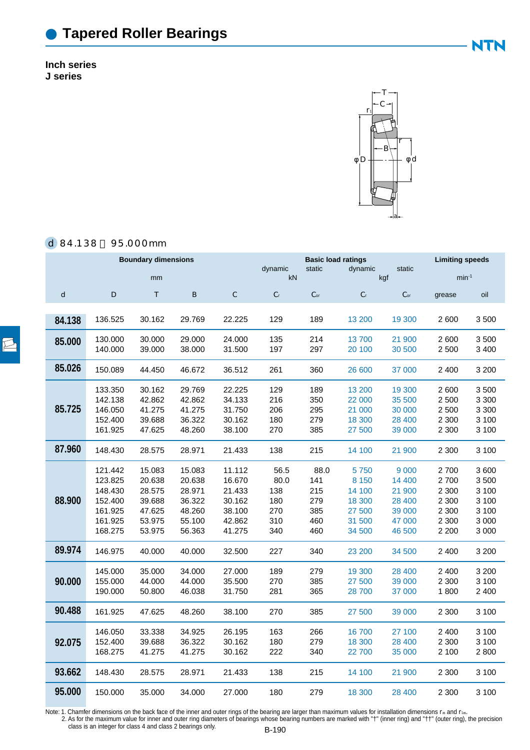# Tapered Roller Bearings

**Inch series**
**J series**

d 84.138～95.000mm

| Boundary dimensions | | | | | Basic load ratings | | | | Limiting speeds | |
|---|---|---|---|---|---|---|---|---|---|---|
| mm | | | | | dynamic kN | static kN | dynamic kgf | static kgf | $min^{-1}$ | |
| d | D | T | B | C | $C_r$ | $C_{or}$ | $C_r$ | $C_{or}$ | grease | oil |
| **84.138** | 136.525 | 30.162 | 29.769 | 22.225 | 129 | 189 | 13 200 | 19 300 | 2 600 | 3 500 |
| **85.000** | 130.000 | 30.000 | 29.000 | 24.000 | 135 | 214 | 13 700 | 21 900 | 2 600 | 3 500 |
| | 140.000 | 39.000 | 38.000 | 31.500 | 197 | 297 | 20 100 | 30 500 | 2 500 | 3 400 |
| **85.026** | 150.089 | 44.450 | 46.672 | 36.512 | 261 | 360 | 26 600 | 37 000 | 2 400 | 3 200 |
| **85.725** | 133.350 | 30.162 | 29.769 | 22.225 | 129 | 189 | 13 200 | 19 300 | 2 600 | 3 500 |
| | 142.138 | 42.862 | 42.862 | 34.133 | 216 | 350 | 22 000 | 35 500 | 2 500 | 3 300 |
| | 146.050 | 41.275 | 41.275 | 31.750 | 206 | 295 | 21 000 | 30 000 | 2 500 | 3 300 |
| | 152.400 | 39.688 | 36.322 | 30.162 | 180 | 279 | 18 300 | 28 400 | 2 300 | 3 100 |
| | 161.925 | 47.625 | 48.260 | 38.100 | 270 | 385 | 27 500 | 39 000 | 2 300 | 3 100 |
| **87.960** | 148.430 | 28.575 | 28.971 | 21.433 | 138 | 215 | 14 100 | 21 900 | 2 300 | 3 100 |
| **88.900** | 121.442 | 15.083 | 15.083 | 11.112 | 56.5 | 88.0 | 5 750 | 9 000 | 2 700 | 3 600 |
| | 123.825 | 20.638 | 20.638 | 16.670 | 80.0 | 141 | 8 150 | 14 400 | 2 700 | 3 500 |
| | 148.430 | 28.575 | 28.971 | 21.433 | 138 | 215 | 14 100 | 21 900 | 2 300 | 3 100 |
| | 152.400 | 39.688 | 36.322 | 30.162 | 180 | 279 | 18 300 | 28 400 | 2 300 | 3 100 |
| | 161.925 | 47.625 | 48.260 | 38.100 | 270 | 385 | 27 500 | 39 000 | 2 300 | 3 100 |
| | 161.925 | 53.975 | 55.100 | 42.862 | 310 | 460 | 31 500 | 47 000 | 2 300 | 3 000 |
| | 168.275 | 53.975 | 56.363 | 41.275 | 340 | 460 | 34 500 | 46 500 | 2 200 | 3 000 |
| **89.974** | 146.975 | 40.000 | 40.000 | 32.500 | 227 | 340 | 23 200 | 34 500 | 2 400 | 3 200 |
| **90.000** | 145.000 | 35.000 | 34.000 | 27.000 | 189 | 279 | 19 300 | 28 400 | 2 400 | 3 200 |
| | 155.000 | 44.000 | 44.000 | 35.500 | 270 | 385 | 27 500 | 39 000 | 2 300 | 3 100 |
| | 190.000 | 50.800 | 46.038 | 31.750 | 281 | 365 | 28 700 | 37 000 | 1 800 | 2 400 |
| **90.488** | 161.925 | 47.625 | 48.260 | 38.100 | 270 | 385 | 27 500 | 39 000 | 2 300 | 3 100 |
| **92.075** | 146.050 | 33.338 | 34.925 | 26.195 | 163 | 266 | 16 700 | 27 100 | 2 400 | 3 100 |
| | 152.400 | 39.688 | 36.322 | 30.162 | 180 | 279 | 18 300 | 28 400 | 2 300 | 3 100 |
| | 168.275 | 41.275 | 41.275 | 30.162 | 222 | 340 | 22 700 | 35 000 | 2 100 | 2 800 |
| **93.662** | 148.430 | 28.575 | 28.971 | 21.433 | 138 | 215 | 14 100 | 21 900 | 2 300 | 3 100 |
| **95.000** | 150.000 | 35.000 | 34.000 | 27.000 | 180 | 279 | 18 300 | 28 400 | 2 300 | 3 100 |

Note: 1. Chamfer dimensions on the back face of the inner and outer rings of the bearing are larger than maximum values for installation dimensions $r_{as}$ and $r_{1as}$.
2. As for the maximum value for inner and outer ring diameters of bearings whose bearing numbers are marked with "†" (inner ring) and "††" (outer ring), the precision class is an integer for class 4 and class 2 bearings only.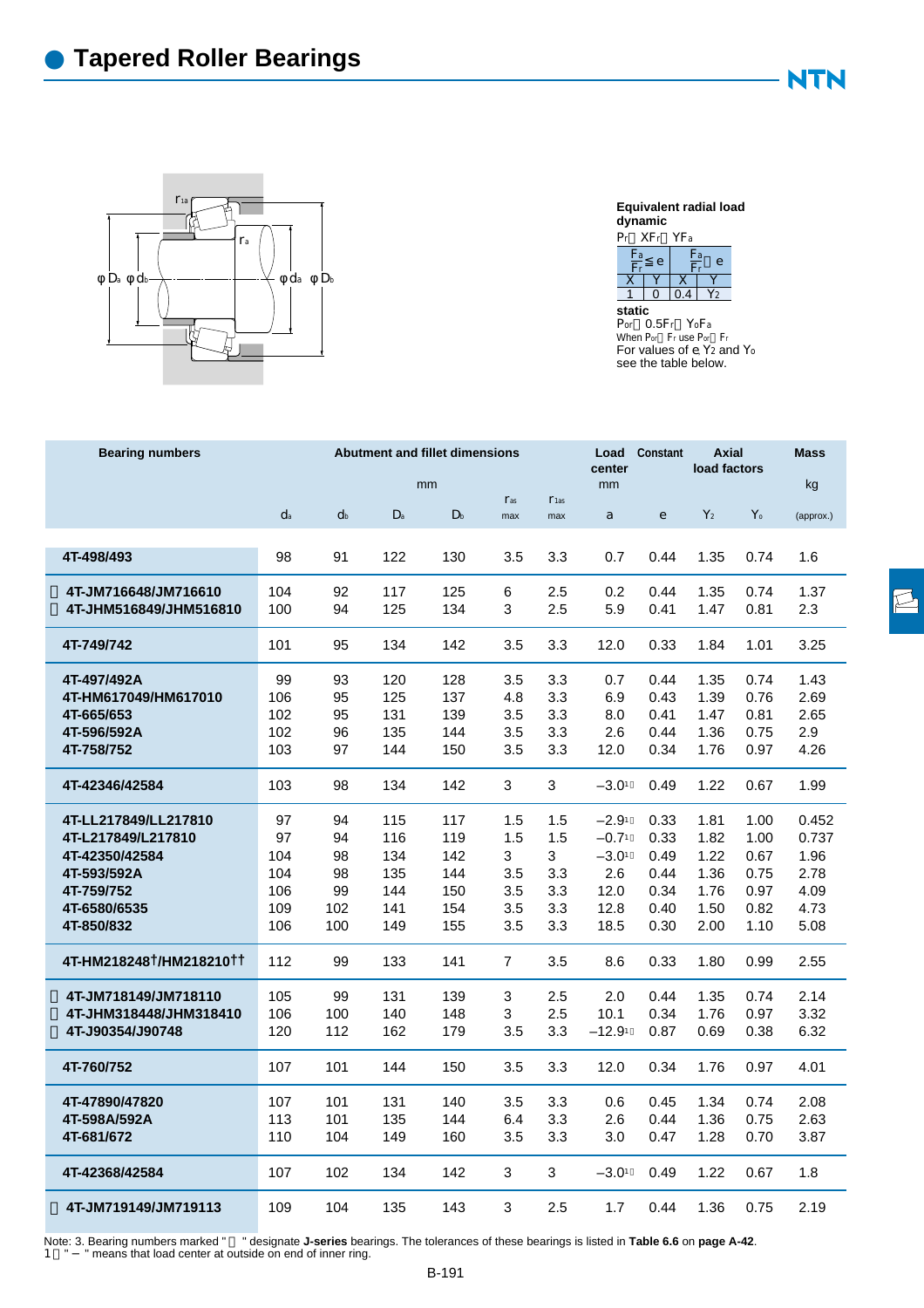# Tapered Roller Bearings

**Equivalent radial load**
**dynamic**

$P_r = XF_r + YF_a$

| $\frac{F_a}{F_r} \leq e$ | | $\frac{F_a}{F_r} > e$ | |
|---|---|---|---|
| X | Y | X | Y |
| 1 | 0 | 0.4 | $Y_2$ |

**static**

$P_{or} = 0.5F_r + Y_oF_a$

When $P_{or} < F_r$ use $P_{or} = F_r$

For values of e, $Y_2$ and $Y_o$ see the table below.

| Bearing numbers | Abutment and fillet dimensions (mm) | | | | | | Load center (mm) | Constant | Axial load factors | | Mass (kg) |
|---|---|---|---|---|---|---|---|---|---|---|---|
| | $d_a$ | $d_b$ | $D_a$ | $D_b$ | $r_{as}$ max | $r_{1as}$ max | a | e | $Y_2$ | $Y_o$ | (approx.) |
| 4T-498/493 | 98 | 91 | 122 | 130 | 3.5 | 3.3 | 0.7 | 0.44 | 1.35 | 0.74 | 1.6 |
| 4T-JM716648/JM716610 | 104 | 92 | 117 | 125 | 6 | 2.5 | 0.2 | 0.44 | 1.35 | 0.74 | 1.37 |
| 4T-JHM516849/JHM516810 | 100 | 94 | 125 | 134 | 3 | 2.5 | 5.9 | 0.41 | 1.47 | 0.81 | 2.3 |
| 4T-749/742 | 101 | 95 | 134 | 142 | 3.5 | 3.3 | 12.0 | 0.33 | 1.84 | 1.01 | 3.25 |
| 4T-497/492A | 99 | 93 | 120 | 128 | 3.5 | 3.3 | 0.7 | 0.44 | 1.35 | 0.74 | 1.43 |
| 4T-HM617049/HM617010 | 106 | 95 | 125 | 137 | 4.8 | 3.3 | 6.9 | 0.43 | 1.39 | 0.76 | 2.69 |
| 4T-665/653 | 102 | 95 | 131 | 139 | 3.5 | 3.3 | 8.0 | 0.41 | 1.47 | 0.81 | 2.65 |
| 4T-596/592A | 102 | 96 | 135 | 144 | 3.5 | 3.3 | 2.6 | 0.44 | 1.36 | 0.75 | 2.9 |
| 4T-758/752 | 103 | 97 | 144 | 150 | 3.5 | 3.3 | 12.0 | 0.34 | 1.76 | 0.97 | 4.26 |
| 4T-42346/42584 | 103 | 98 | 134 | 142 | 3 | 3 | −3.0[1] | 0.49 | 1.22 | 0.67 | 1.99 |
| 4T-LL217849/LL217810 | 97 | 94 | 115 | 117 | 1.5 | 1.5 | −2.9[1] | 0.33 | 1.81 | 1.00 | 0.452 |
| 4T-L217849/L217810 | 97 | 94 | 116 | 119 | 1.5 | 1.5 | −0.7[1] | 0.33 | 1.82 | 1.00 | 0.737 |
| 4T-42350/42584 | 104 | 98 | 134 | 142 | 3 | 3 | −3.0[1] | 0.49 | 1.22 | 0.67 | 1.96 |
| 4T-593/592A | 104 | 98 | 135 | 144 | 3.5 | 3.3 | 2.6 | 0.44 | 1.36 | 0.75 | 2.78 |
| 4T-759/752 | 106 | 99 | 144 | 150 | 3.5 | 3.3 | 12.0 | 0.34 | 1.76 | 0.97 | 4.09 |
| 4T-6580/6535 | 109 | 102 | 141 | 154 | 3.5 | 3.3 | 12.8 | 0.40 | 1.50 | 0.82 | 4.73 |
| 4T-850/832 | 106 | 100 | 149 | 155 | 3.5 | 3.3 | 18.5 | 0.30 | 2.00 | 1.10 | 5.08 |
| 4T-HM218248†/HM218210†† | 112 | 99 | 133 | 141 | 7 | 3.5 | 8.6 | 0.33 | 1.80 | 0.99 | 2.55 |
| 4T-JM718149/JM718110 | 105 | 99 | 131 | 139 | 3 | 2.5 | 2.0 | 0.44 | 1.35 | 0.74 | 2.14 |
| 4T-JHM318448/JHM318410 | 106 | 100 | 140 | 148 | 3 | 2.5 | 10.1 | 0.34 | 1.76 | 0.97 | 3.32 |
| 4T-J90354/J90748 | 120 | 112 | 162 | 179 | 3.5 | 3.3 | −12.9[1] | 0.87 | 0.69 | 0.38 | 6.32 |
| 4T-760/752 | 107 | 101 | 144 | 150 | 3.5 | 3.3 | 12.0 | 0.34 | 1.76 | 0.97 | 4.01 |
| 4T-47890/47820 | 107 | 101 | 131 | 140 | 3.5 | 3.3 | 0.6 | 0.45 | 1.34 | 0.74 | 2.08 |
| 4T-598A/592A | 113 | 101 | 135 | 144 | 6.4 | 3.3 | 2.6 | 0.44 | 1.36 | 0.75 | 2.63 |
| 4T-681/672 | 110 | 104 | 149 | 160 | 3.5 | 3.3 | 3.0 | 0.47 | 1.28 | 0.70 | 3.87 |
| 4T-42368/42584 | 107 | 102 | 134 | 142 | 3 | 3 | −3.0[1] | 0.49 | 1.22 | 0.67 | 1.8 |
| 4T-JM719149/JM719113 | 109 | 104 | 135 | 143 | 3 | 2.5 | 1.7 | 0.44 | 1.36 | 0.75 | 2.19 |

Note: 3. Bearing numbers marked "  " designate **J-series** bearings. The tolerances of these bearings is listed in **Table 6.6** on **page A-42**.
1) " − " means that load center at outside on end of inner ring.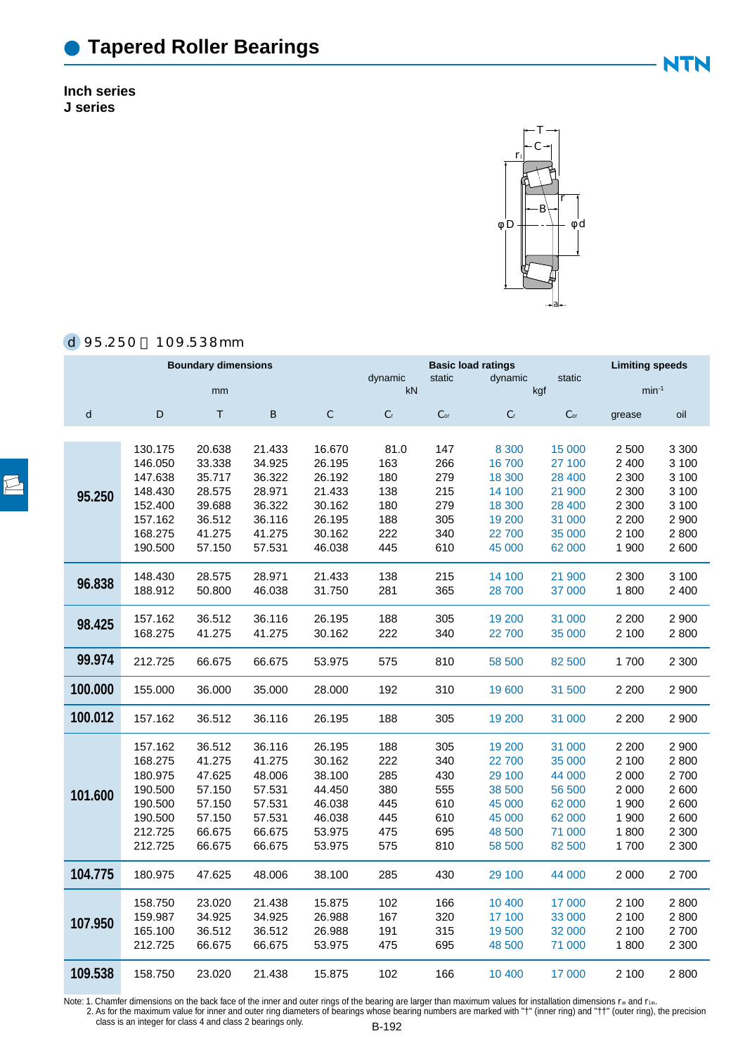# Tapered Roller Bearings

**Inch series**
**J series**

**d 95.250～109.538mm**

| | Boundary dimensions | | | | Basic load ratings | | | | Limiting speeds | |
|---|---|---|---|---|---|---|---|---|---|---|
| | mm | | | | dynamic kN | static kN | dynamic kgf | static kgf | $min^{-1}$ | |
| d | D | T | B | C | $C_r$ | $C_{or}$ | $C_r$ | $C_{or}$ | grease | oil |
| 95.250 | 130.175 | 20.638 | 21.433 | 16.670 | 81.0 | 147 | 8 300 | 15 000 | 2 500 | 3 300 |
| | 146.050 | 33.338 | 34.925 | 26.195 | 163 | 266 | 16 700 | 27 100 | 2 400 | 3 100 |
| | 147.638 | 35.717 | 36.322 | 26.192 | 180 | 279 | 18 300 | 28 400 | 2 300 | 3 100 |
| | 148.430 | 28.575 | 28.971 | 21.433 | 138 | 215 | 14 100 | 21 900 | 2 300 | 3 100 |
| | 152.400 | 39.688 | 36.322 | 30.162 | 180 | 279 | 18 300 | 28 400 | 2 300 | 3 100 |
| | 157.162 | 36.512 | 36.116 | 26.195 | 188 | 305 | 19 200 | 31 000 | 2 200 | 2 900 |
| | 168.275 | 41.275 | 41.275 | 30.162 | 222 | 340 | 22 700 | 35 000 | 2 100 | 2 800 |
| | 190.500 | 57.150 | 57.531 | 46.038 | 445 | 610 | 45 000 | 62 000 | 1 900 | 2 600 |
| 96.838 | 148.430 | 28.575 | 28.971 | 21.433 | 138 | 215 | 14 100 | 21 900 | 2 300 | 3 100 |
| | 188.912 | 50.800 | 46.038 | 31.750 | 281 | 365 | 28 700 | 37 000 | 1 800 | 2 400 |
| 98.425 | 157.162 | 36.512 | 36.116 | 26.195 | 188 | 305 | 19 200 | 31 000 | 2 200 | 2 900 |
| | 168.275 | 41.275 | 41.275 | 30.162 | 222 | 340 | 22 700 | 35 000 | 2 100 | 2 800 |
| 99.974 | 212.725 | 66.675 | 66.675 | 53.975 | 575 | 810 | 58 500 | 82 500 | 1 700 | 2 300 |
| 100.000 | 155.000 | 36.000 | 35.000 | 28.000 | 192 | 310 | 19 600 | 31 500 | 2 200 | 2 900 |
| 100.012 | 157.162 | 36.512 | 36.116 | 26.195 | 188 | 305 | 19 200 | 31 000 | 2 200 | 2 900 |
| 101.600 | 157.162 | 36.512 | 36.116 | 26.195 | 188 | 305 | 19 200 | 31 000 | 2 200 | 2 900 |
| | 168.275 | 41.275 | 41.275 | 30.162 | 222 | 340 | 22 700 | 35 000 | 2 100 | 2 800 |
| | 180.975 | 47.625 | 48.006 | 38.100 | 285 | 430 | 29 100 | 44 000 | 2 000 | 2 700 |
| | 190.500 | 57.150 | 57.531 | 44.450 | 380 | 555 | 38 500 | 56 500 | 2 000 | 2 600 |
| | 190.500 | 57.150 | 57.531 | 46.038 | 445 | 610 | 45 000 | 62 000 | 1 900 | 2 600 |
| | 190.500 | 57.150 | 57.531 | 46.038 | 445 | 610 | 45 000 | 62 000 | 1 900 | 2 600 |
| | 212.725 | 66.675 | 66.675 | 53.975 | 475 | 695 | 48 500 | 71 000 | 1 800 | 2 300 |
| | 212.725 | 66.675 | 66.675 | 53.975 | 575 | 810 | 58 500 | 82 500 | 1 700 | 2 300 |
| 104.775 | 180.975 | 47.625 | 48.006 | 38.100 | 285 | 430 | 29 100 | 44 000 | 2 000 | 2 700 |
| 107.950 | 158.750 | 23.020 | 21.438 | 15.875 | 102 | 166 | 10 400 | 17 000 | 2 100 | 2 800 |
| | 159.987 | 34.925 | 34.925 | 26.988 | 167 | 320 | 17 100 | 33 000 | 2 100 | 2 800 |
| | 165.100 | 36.512 | 36.512 | 26.988 | 191 | 315 | 19 500 | 32 000 | 2 100 | 2 700 |
| | 212.725 | 66.675 | 66.675 | 53.975 | 475 | 695 | 48 500 | 71 000 | 1 800 | 2 300 |
| 109.538 | 158.750 | 23.020 | 21.438 | 15.875 | 102 | 166 | 10 400 | 17 000 | 2 100 | 2 800 |

Note: 1. Chamfer dimensions on the back face of the inner and outer rings of the bearing are larger than maximum values for installation dimensions $r_{as}$ and $r_{1as}$.
2. As for the maximum value for inner and outer ring diameters of bearings whose bearing numbers are marked with "†" (inner ring) and "††" (outer ring), the precision class is an integer for class 4 and class 2 bearings only.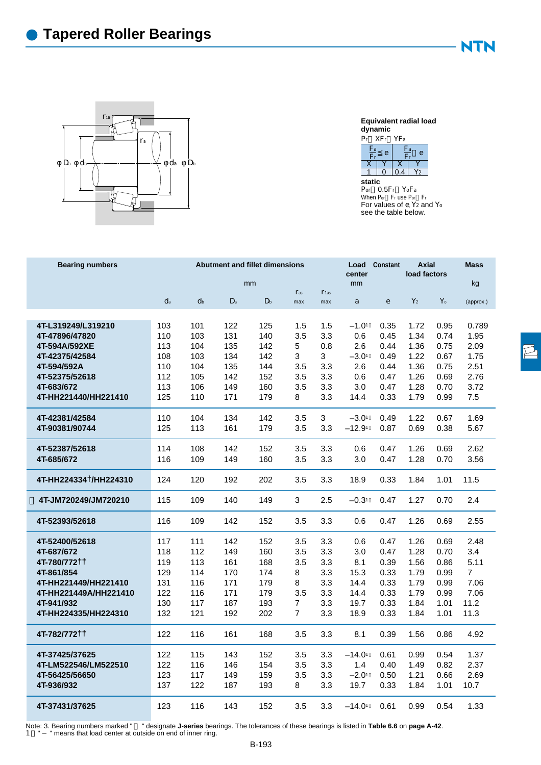# Tapered Roller Bearings

**Equivalent radial load**
**dynamic**
$P_r = XF_r + YF_a$

| $\frac{F_a}{F_r} \leq e$ | | $\frac{F_a}{F_r} > e$ | |
|---|---|---|---|
| X | Y | X | Y |
| 1 | 0 | 0.4 | $Y_2$ |

**static**
$P_{or} = 0.5F_r + Y_oF_a$
When $P_{or} < F_r$ use $P_{or} = F_r$
For values of e, $Y_2$ and $Y_o$ see the table below.

| Bearing numbers | Abutment and fillet dimensions mm | | | | | | Load center mm | Constant | Axial load factors | | Mass kg |
|---|---|---|---|---|---|---|---|---|---|---|---|
| | $d_a$ | $d_b$ | $D_a$ | $D_b$ | $r_{as}$ max | $r_{1as}$ max | a | e | $Y_2$ | $Y_o$ | (approx.) |
| 4T-L319249/L319210 | 103 | 101 | 122 | 125 | 1.5 | 1.5 | −1.0[1] | 0.35 | 1.72 | 0.95 | 0.789 |
| 4T-47896/47820 | 110 | 103 | 131 | 140 | 3.5 | 3.3 | 0.6 | 0.45 | 1.34 | 0.74 | 1.95 |
| 4T-594A/592XE | 113 | 104 | 135 | 142 | 5 | 0.8 | 2.6 | 0.44 | 1.36 | 0.75 | 2.09 |
| 4T-42375/42584 | 108 | 103 | 134 | 142 | 3 | 3 | −3.0[1] | 0.49 | 1.22 | 0.67 | 1.75 |
| 4T-594/592A | 110 | 104 | 135 | 144 | 3.5 | 3.3 | 2.6 | 0.44 | 1.36 | 0.75 | 2.51 |
| 4T-52375/52618 | 112 | 105 | 142 | 152 | 3.5 | 3.3 | 0.6 | 0.47 | 1.26 | 0.69 | 2.76 |
| 4T-683/672 | 113 | 106 | 149 | 160 | 3.5 | 3.3 | 3.0 | 0.47 | 1.28 | 0.70 | 3.72 |
| 4T-HH221440/HH221410 | 125 | 110 | 171 | 179 | 8 | 3.3 | 14.4 | 0.33 | 1.79 | 0.99 | 7.5 |
| 4T-42381/42584 | 110 | 104 | 134 | 142 | 3.5 | 3 | −3.0[1] | 0.49 | 1.22 | 0.67 | 1.69 |
| 4T-90381/90744 | 125 | 113 | 161 | 179 | 3.5 | 3.3 | −12.9[1] | 0.87 | 0.69 | 0.38 | 5.67 |
| 4T-52387/52618 | 114 | 108 | 142 | 152 | 3.5 | 3.3 | 0.6 | 0.47 | 1.26 | 0.69 | 2.62 |
| 4T-685/672 | 116 | 109 | 149 | 160 | 3.5 | 3.3 | 3.0 | 0.47 | 1.28 | 0.70 | 3.56 |
| 4T-HH224334†/HH224310 | 124 | 120 | 192 | 202 | 3.5 | 3.3 | 18.9 | 0.33 | 1.84 | 1.01 | 11.5 |
| 4T-JM720249/JM720210 | 115 | 109 | 140 | 149 | 3 | 2.5 | −0.3[1] | 0.47 | 1.27 | 0.70 | 2.4 |
| 4T-52393/52618 | 116 | 109 | 142 | 152 | 3.5 | 3.3 | 0.6 | 0.47 | 1.26 | 0.69 | 2.55 |
| 4T-52400/52618 | 117 | 111 | 142 | 152 | 3.5 | 3.3 | 0.6 | 0.47 | 1.26 | 0.69 | 2.48 |
| 4T-687/672 | 118 | 112 | 149 | 160 | 3.5 | 3.3 | 3.0 | 0.47 | 1.28 | 0.70 | 3.4 |
| 4T-780/772†† | 119 | 113 | 161 | 168 | 3.5 | 3.3 | 8.1 | 0.39 | 1.56 | 0.86 | 5.11 |
| 4T-861/854 | 129 | 114 | 170 | 174 | 8 | 3.3 | 15.3 | 0.33 | 1.79 | 0.99 | 7 |
| 4T-HH221449/HH221410 | 131 | 116 | 171 | 179 | 8 | 3.3 | 14.4 | 0.33 | 1.79 | 0.99 | 7.06 |
| 4T-HH221449A/HH221410 | 122 | 116 | 171 | 179 | 3.5 | 3.3 | 14.4 | 0.33 | 1.79 | 0.99 | 7.06 |
| 4T-941/932 | 130 | 117 | 187 | 193 | 7 | 3.3 | 19.7 | 0.33 | 1.84 | 1.01 | 11.2 |
| 4T-HH224335/HH224310 | 132 | 121 | 192 | 202 | 7 | 3.3 | 18.9 | 0.33 | 1.84 | 1.01 | 11.3 |
| 4T-782/772†† | 122 | 116 | 161 | 168 | 3.5 | 3.3 | 8.1 | 0.39 | 1.56 | 0.86 | 4.92 |
| 4T-37425/37625 | 122 | 115 | 143 | 152 | 3.5 | 3.3 | −14.0[1] | 0.61 | 0.99 | 0.54 | 1.37 |
| 4T-LM522546/LM522510 | 122 | 116 | 146 | 154 | 3.5 | 3.3 | 1.4 | 0.40 | 1.49 | 0.82 | 2.37 |
| 4T-56425/56650 | 123 | 117 | 149 | 159 | 3.5 | 3.3 | −2.0[1] | 0.50 | 1.21 | 0.66 | 2.69 |
| 4T-936/932 | 137 | 122 | 187 | 193 | 8 | 3.3 | 19.7 | 0.33 | 1.84 | 1.01 | 10.7 |
| 4T-37431/37625 | 123 | 116 | 143 | 152 | 3.5 | 3.3 | −14.0[1] | 0.61 | 0.99 | 0.54 | 1.33 |

Note: 3. Bearing numbers marked " " designate **J-series** bearings. The tolerances of these bearings is listed in **Table 6.6** on **page A-42**.
1) " − " means that load center at outside on end of inner ring.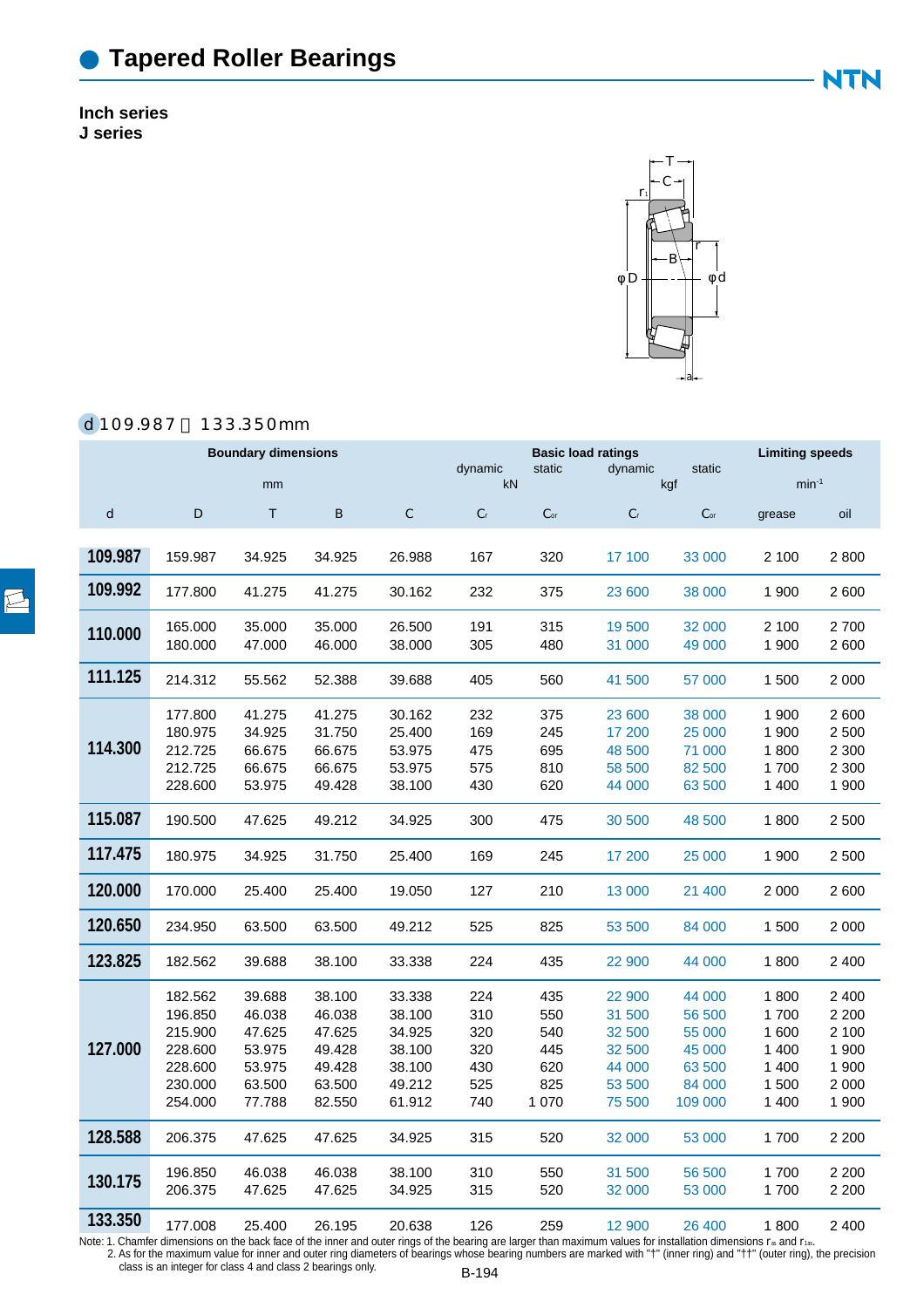# Tapered Roller Bearings

**Inch series**
**J series**

d 109.987～133.350mm

| Boundary dimensions | | | | | Basic load ratings | | | | Limiting speeds | |
|---|---|---|---|---|---|---|---|---|---|---|
| mm | | | | | dynamic (kN) | static (kN) | dynamic (kgf) | static (kgf) | min⁻¹ | |
| d | D | T | B | C | $C_r$ | $C_{or}$ | $C_r$ | $C_{or}$ | grease | oil |
| **109.987** | 159.987 | 34.925 | 34.925 | 26.988 | 167 | 320 | 17 100 | 33 000 | 2 100 | 2 800 |
| **109.992** | 177.800 | 41.275 | 41.275 | 30.162 | 232 | 375 | 23 600 | 38 000 | 1 900 | 2 600 |
| **110.000** | 165.000 | 35.000 | 35.000 | 26.500 | 191 | 315 | 19 500 | 32 000 | 2 100 | 2 700 |
| | 180.000 | 47.000 | 46.000 | 38.000 | 305 | 480 | 31 000 | 49 000 | 1 900 | 2 600 |
| **111.125** | 214.312 | 55.562 | 52.388 | 39.688 | 405 | 560 | 41 500 | 57 000 | 1 500 | 2 000 |
| **114.300** | 177.800 | 41.275 | 41.275 | 30.162 | 232 | 375 | 23 600 | 38 000 | 1 900 | 2 600 |
| | 180.975 | 34.925 | 31.750 | 25.400 | 169 | 245 | 17 200 | 25 000 | 1 900 | 2 500 |
| | 212.725 | 66.675 | 66.675 | 53.975 | 475 | 695 | 48 500 | 71 000 | 1 800 | 2 300 |
| | 212.725 | 66.675 | 66.675 | 53.975 | 575 | 810 | 58 500 | 82 500 | 1 700 | 2 300 |
| | 228.600 | 53.975 | 49.428 | 38.100 | 430 | 620 | 44 000 | 63 500 | 1 400 | 1 900 |
| **115.087** | 190.500 | 47.625 | 49.212 | 34.925 | 300 | 475 | 30 500 | 48 500 | 1 800 | 2 500 |
| **117.475** | 180.975 | 34.925 | 31.750 | 25.400 | 169 | 245 | 17 200 | 25 000 | 1 900 | 2 500 |
| **120.000** | 170.000 | 25.400 | 25.400 | 19.050 | 127 | 210 | 13 000 | 21 400 | 2 000 | 2 600 |
| **120.650** | 234.950 | 63.500 | 63.500 | 49.212 | 525 | 825 | 53 500 | 84 000 | 1 500 | 2 000 |
| **123.825** | 182.562 | 39.688 | 38.100 | 33.338 | 224 | 435 | 22 900 | 44 000 | 1 800 | 2 400 |
| **127.000** | 182.562 | 39.688 | 38.100 | 33.338 | 224 | 435 | 22 900 | 44 000 | 1 800 | 2 400 |
| | 196.850 | 46.038 | 46.038 | 38.100 | 310 | 550 | 31 500 | 56 500 | 1 700 | 2 200 |
| | 215.900 | 47.625 | 47.625 | 34.925 | 320 | 540 | 32 500 | 55 000 | 1 600 | 2 100 |
| | 228.600 | 53.975 | 49.428 | 38.100 | 320 | 445 | 32 500 | 45 000 | 1 400 | 1 900 |
| | 228.600 | 53.975 | 49.428 | 38.100 | 430 | 620 | 44 000 | 63 500 | 1 400 | 1 900 |
| | 230.000 | 63.500 | 63.500 | 49.212 | 525 | 825 | 53 500 | 84 000 | 1 500 | 2 000 |
| | 254.000 | 77.788 | 82.550 | 61.912 | 740 | 1 070 | 75 500 | 109 000 | 1 400 | 1 900 |
| **128.588** | 206.375 | 47.625 | 47.625 | 34.925 | 315 | 520 | 32 000 | 53 000 | 1 700 | 2 200 |
| **130.175** | 196.850 | 46.038 | 46.038 | 38.100 | 310 | 550 | 31 500 | 56 500 | 1 700 | 2 200 |
| | 206.375 | 47.625 | 47.625 | 34.925 | 315 | 520 | 32 000 | 53 000 | 1 700 | 2 200 |
| **133.350** | 177.008 | 25.400 | 26.195 | 20.638 | 126 | 259 | 12 900 | 26 400 | 1 800 | 2 400 |

Note: 1. Chamfer dimensions on the back face of the inner and outer rings of the bearing are larger than maximum values for installation dimensions $r_{as}$ and $r_{1as}$.
2. As for the maximum value for inner and outer ring diameters of bearings whose bearing numbers are marked with "†" (inner ring) and "††" (outer ring), the precision class is an integer for class 4 and class 2 bearings only.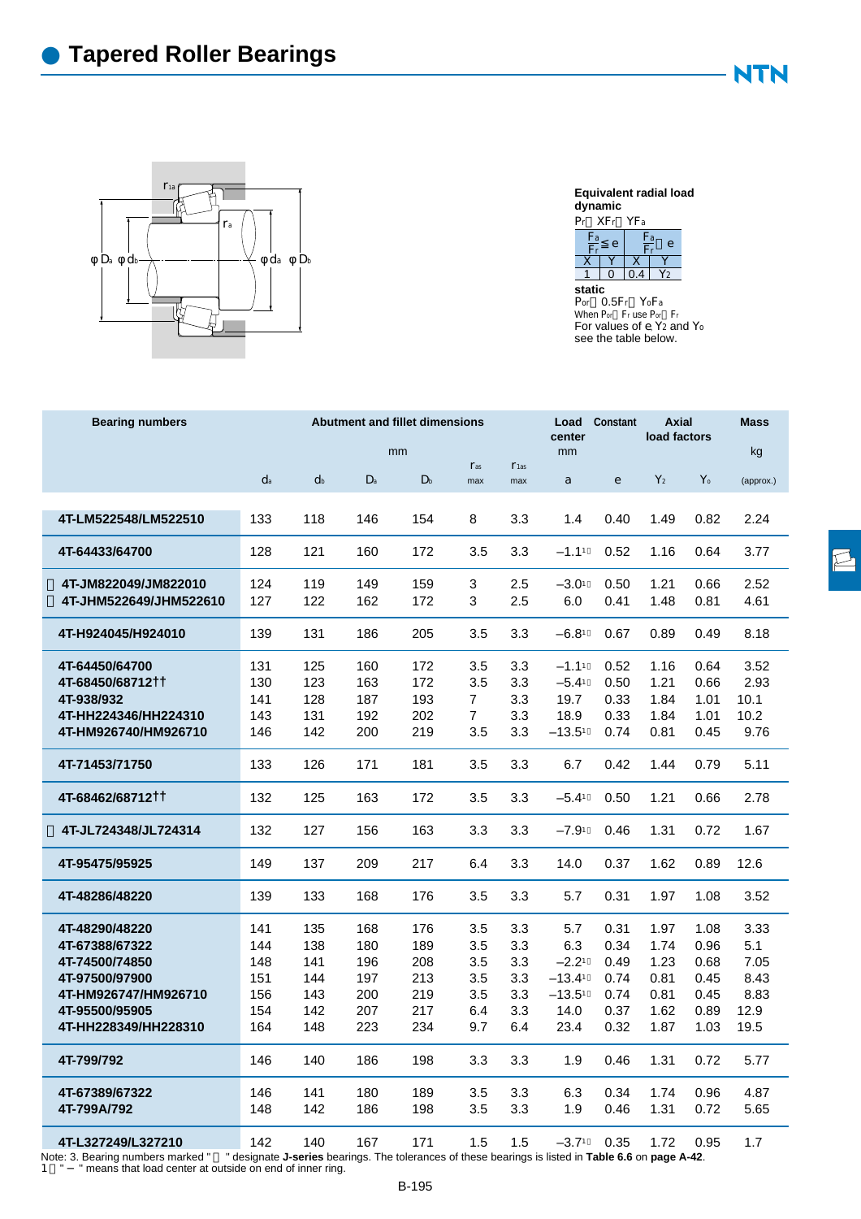# Tapered Roller Bearings

**Equivalent radial load**
**dynamic**
$P_r = XF_r + YF_a$

| $\frac{F_a}{F_r} \leq e$ | | $\frac{F_a}{F_r} > e$ | |
|---|---|---|---|
| X | Y | X | Y |
| 1 | 0 | 0.4 | $Y_2$ |

**static**
$P_{or} = 0.5F_r + Y_oF_a$
When $P_{or} < F_r$ use $P_{or} = F_r$
For values of e, $Y_2$ and $Y_o$ see the table below.

| Bearing numbers | Abutment and fillet dimensions mm | | | | | | Load center mm | Constant | Axial load factors | | Mass kg |
|---|---|---|---|---|---|---|---|---|---|---|---|
| | $d_a$ | $d_b$ | $D_a$ | $D_b$ | $r_{as}$ max | $r_{1as}$ max | a | e | $Y_2$ | $Y_o$ | (approx.) |
| 4T-LM522548/LM522510 | 133 | 118 | 146 | 154 | 8 | 3.3 | 1.4 | 0.40 | 1.49 | 0.82 | 2.24 |
| 4T-64433/64700 | 128 | 121 | 160 | 172 | 3.5 | 3.3 | −1.1[1] | 0.52 | 1.16 | 0.64 | 3.77 |
| 4T-JM822049/JM822010 | 124 | 119 | 149 | 159 | 3 | 2.5 | −3.0[1] | 0.50 | 1.21 | 0.66 | 2.52 |
| 4T-JHM522649/JHM522610 | 127 | 122 | 162 | 172 | 3 | 2.5 | 6.0 | 0.41 | 1.48 | 0.81 | 4.61 |
| 4T-H924045/H924010 | 139 | 131 | 186 | 205 | 3.5 | 3.3 | −6.8[1] | 0.67 | 0.89 | 0.49 | 8.18 |
| 4T-64450/64700 | 131 | 125 | 160 | 172 | 3.5 | 3.3 | −1.1[1] | 0.52 | 1.16 | 0.64 | 3.52 |
| 4T-68450/68712†† | 130 | 123 | 163 | 172 | 3.5 | 3.3 | −5.4[1] | 0.50 | 1.21 | 0.66 | 2.93 |
| 4T-938/932 | 141 | 128 | 187 | 193 | 7 | 3.3 | 19.7 | 0.33 | 1.84 | 1.01 | 10.1 |
| 4T-HH224346/HH224310 | 143 | 131 | 192 | 202 | 7 | 3.3 | 18.9 | 0.33 | 1.84 | 1.01 | 10.2 |
| 4T-HM926740/HM926710 | 146 | 142 | 200 | 219 | 3.5 | 3.3 | −13.5[1] | 0.74 | 0.81 | 0.45 | 9.76 |
| 4T-71453/71750 | 133 | 126 | 171 | 181 | 3.5 | 3.3 | 6.7 | 0.42 | 1.44 | 0.79 | 5.11 |
| 4T-68462/68712†† | 132 | 125 | 163 | 172 | 3.5 | 3.3 | −5.4[1] | 0.50 | 1.21 | 0.66 | 2.78 |
| 4T-JL724348/JL724314 | 132 | 127 | 156 | 163 | 3.3 | 3.3 | −7.9[1] | 0.46 | 1.31 | 0.72 | 1.67 |
| 4T-95475/95925 | 149 | 137 | 209 | 217 | 6.4 | 3.3 | 14.0 | 0.37 | 1.62 | 0.89 | 12.6 |
| 4T-48286/48220 | 139 | 133 | 168 | 176 | 3.5 | 3.3 | 5.7 | 0.31 | 1.97 | 1.08 | 3.52 |
| 4T-48290/48220 | 141 | 135 | 168 | 176 | 3.5 | 3.3 | 5.7 | 0.31 | 1.97 | 1.08 | 3.33 |
| 4T-67388/67322 | 144 | 138 | 180 | 189 | 3.5 | 3.3 | 6.3 | 0.34 | 1.74 | 0.96 | 5.1 |
| 4T-74500/74850 | 148 | 141 | 196 | 208 | 3.5 | 3.3 | −2.2[1] | 0.49 | 1.23 | 0.68 | 7.05 |
| 4T-97500/97900 | 151 | 144 | 197 | 213 | 3.5 | 3.3 | −13.4[1] | 0.74 | 0.81 | 0.45 | 8.43 |
| 4T-HM926747/HM926710 | 156 | 143 | 200 | 219 | 3.5 | 3.3 | −13.5[1] | 0.74 | 0.81 | 0.45 | 8.83 |
| 4T-95500/95905 | 154 | 142 | 207 | 217 | 6.4 | 3.3 | 14.0 | 0.37 | 1.62 | 0.89 | 12.9 |
| 4T-HH228349/HH228310 | 164 | 148 | 223 | 234 | 9.7 | 6.4 | 23.4 | 0.32 | 1.87 | 1.03 | 19.5 |
| 4T-799/792 | 146 | 140 | 186 | 198 | 3.3 | 3.3 | 1.9 | 0.46 | 1.31 | 0.72 | 5.77 |
| 4T-67389/67322 | 146 | 141 | 180 | 189 | 3.5 | 3.3 | 6.3 | 0.34 | 1.74 | 0.96 | 4.87 |
| 4T-799A/792 | 148 | 142 | 186 | 198 | 3.5 | 3.3 | 1.9 | 0.46 | 1.31 | 0.72 | 5.65 |
| 4T-L327249/L327210 | 142 | 140 | 167 | 171 | 1.5 | 1.5 | −3.7[1] | 0.35 | 1.72 | 0.95 | 1.7 |

Note: 3. Bearing numbers marked " " designate **J-series** bearings. The tolerances of these bearings is listed in **Table 6.6** on **page A-42**.
1) " − " means that load center at outside on end of inner ring.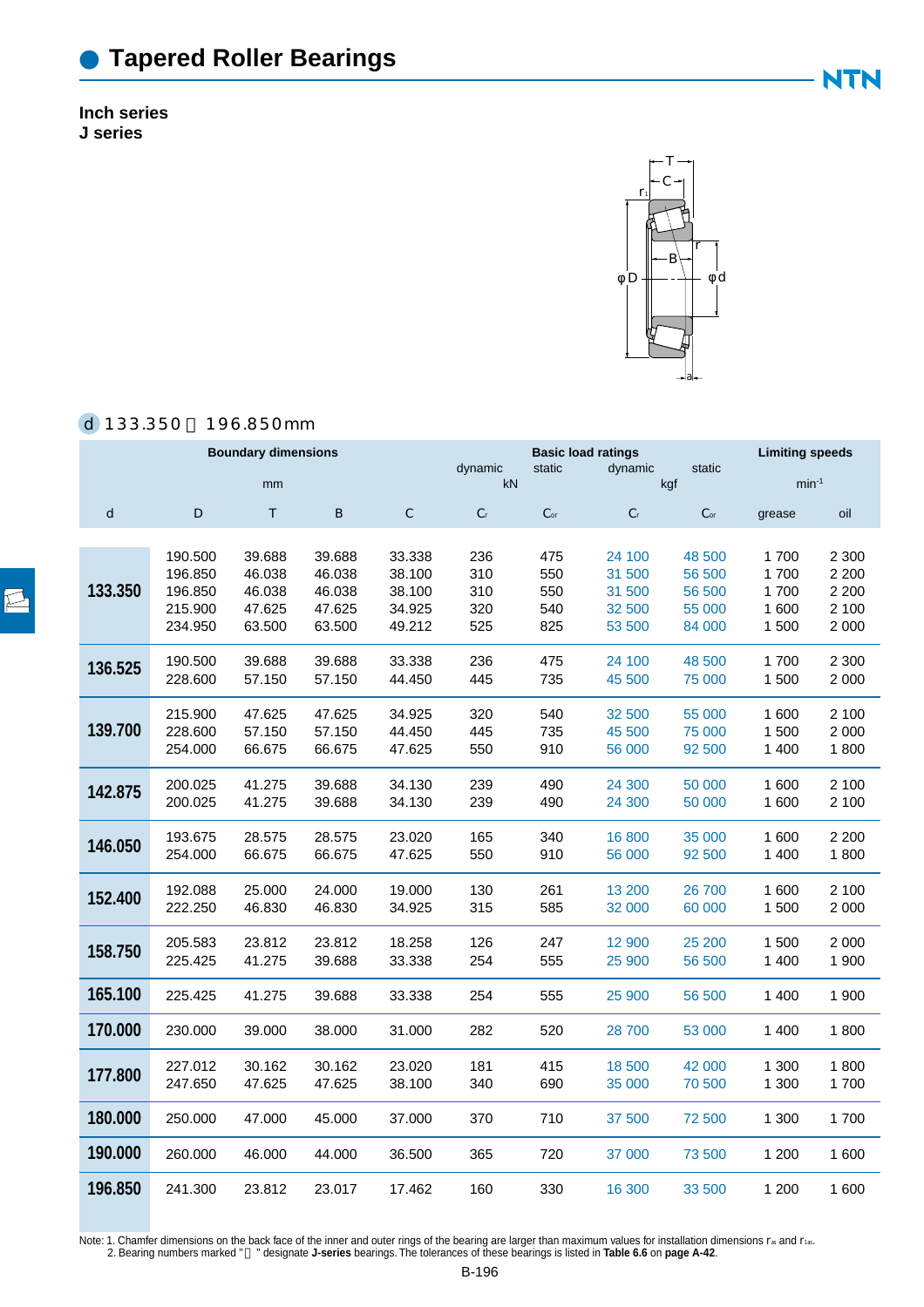# Tapered Roller Bearings

**Inch series**
**J series**

d 133.350～196.850mm

| Boundary dimensions | | | | | Basic load ratings | | | | Limiting speeds | |
|---|---|---|---|---|---|---|---|---|---|---|
| mm | | | | | dynamic | static | dynamic | static | $min^{-1}$ | |
| | | | | | kN | | kgf | | | |
| d | D | T | B | C | $C_r$ | $C_{or}$ | $C_r$ | $C_{or}$ | grease | oil |
| 133.350 | 190.500 | 39.688 | 39.688 | 33.338 | 236 | 475 | 24 100 | 48 500 | 1 700 | 2 300 |
| | 196.850 | 46.038 | 46.038 | 38.100 | 310 | 550 | 31 500 | 56 500 | 1 700 | 2 200 |
| | 196.850 | 46.038 | 46.038 | 38.100 | 310 | 550 | 31 500 | 56 500 | 1 700 | 2 200 |
| | 215.900 | 47.625 | 47.625 | 34.925 | 320 | 540 | 32 500 | 55 000 | 1 600 | 2 100 |
| | 234.950 | 63.500 | 63.500 | 49.212 | 525 | 825 | 53 500 | 84 000 | 1 500 | 2 000 |
| 136.525 | 190.500 | 39.688 | 39.688 | 33.338 | 236 | 475 | 24 100 | 48 500 | 1 700 | 2 300 |
| | 228.600 | 57.150 | 57.150 | 44.450 | 445 | 735 | 45 500 | 75 000 | 1 500 | 2 000 |
| 139.700 | 215.900 | 47.625 | 47.625 | 34.925 | 320 | 540 | 32 500 | 55 000 | 1 600 | 2 100 |
| | 228.600 | 57.150 | 57.150 | 44.450 | 445 | 735 | 45 500 | 75 000 | 1 500 | 2 000 |
| | 254.000 | 66.675 | 66.675 | 47.625 | 550 | 910 | 56 000 | 92 500 | 1 400 | 1 800 |
| 142.875 | 200.025 | 41.275 | 39.688 | 34.130 | 239 | 490 | 24 300 | 50 000 | 1 600 | 2 100 |
| | 200.025 | 41.275 | 39.688 | 34.130 | 239 | 490 | 24 300 | 50 000 | 1 600 | 2 100 |
| 146.050 | 193.675 | 28.575 | 28.575 | 23.020 | 165 | 340 | 16 800 | 35 000 | 1 600 | 2 200 |
| | 254.000 | 66.675 | 66.675 | 47.625 | 550 | 910 | 56 000 | 92 500 | 1 400 | 1 800 |
| 152.400 | 192.088 | 25.000 | 24.000 | 19.000 | 130 | 261 | 13 200 | 26 700 | 1 600 | 2 100 |
| | 222.250 | 46.830 | 46.830 | 34.925 | 315 | 585 | 32 000 | 60 000 | 1 500 | 2 000 |
| 158.750 | 205.583 | 23.812 | 23.812 | 18.258 | 126 | 247 | 12 900 | 25 200 | 1 500 | 2 000 |
| | 225.425 | 41.275 | 39.688 | 33.338 | 254 | 555 | 25 900 | 56 500 | 1 400 | 1 900 |
| 165.100 | 225.425 | 41.275 | 39.688 | 33.338 | 254 | 555 | 25 900 | 56 500 | 1 400 | 1 900 |
| 170.000 | 230.000 | 39.000 | 38.000 | 31.000 | 282 | 520 | 28 700 | 53 000 | 1 400 | 1 800 |
| 177.800 | 227.012 | 30.162 | 30.162 | 23.020 | 181 | 415 | 18 500 | 42 000 | 1 300 | 1 800 |
| | 247.650 | 47.625 | 47.625 | 38.100 | 340 | 690 | 35 000 | 70 500 | 1 300 | 1 700 |
| 180.000 | 250.000 | 47.000 | 45.000 | 37.000 | 370 | 710 | 37 500 | 72 500 | 1 300 | 1 700 |
| 190.000 | 260.000 | 46.000 | 44.000 | 36.500 | 365 | 720 | 37 000 | 73 500 | 1 200 | 1 600 |
| 196.850 | 241.300 | 23.812 | 23.017 | 17.462 | 160 | 330 | 16 300 | 33 500 | 1 200 | 1 600 |

Note: 1. Chamfer dimensions on the back face of the inner and outer rings of the bearing are larger than maximum values for installation dimensions $r_{as}$ and $r_{1as}$.
2. Bearing numbers marked "" designate **J-series** bearings. The tolerances of these bearings is listed in **Table 6.6** on **page A-42**.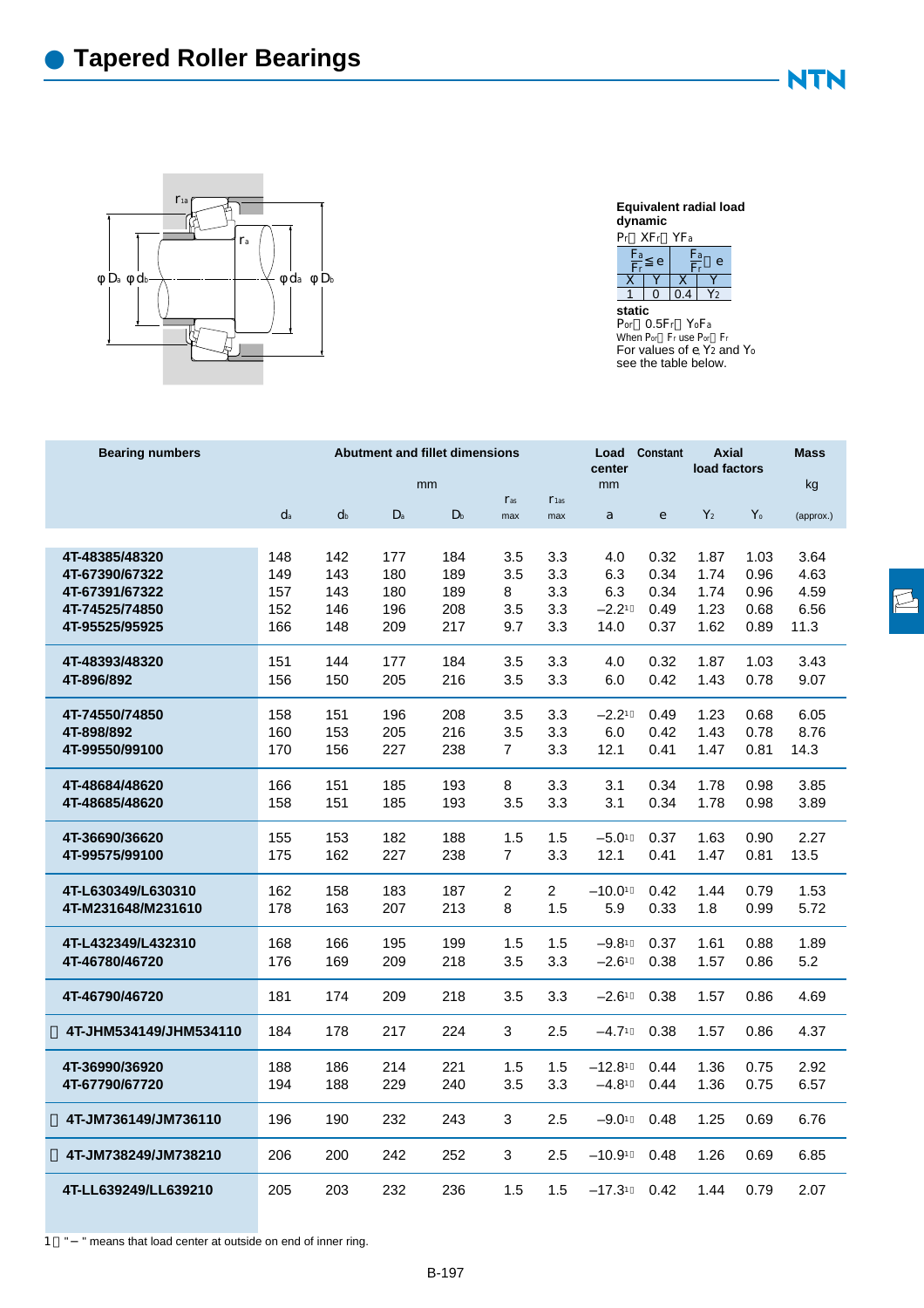# Tapered Roller Bearings

φDa φdb φda φDb

**Equivalent radial load**
**dynamic**

$P_r = XF_r + YF_a$

| $\frac{F_a}{F_r} \leq e$ | | $\frac{F_a}{F_r} > e$ | |
|---|---|---|---|
| X | Y | X | Y |
| 1 | 0 | 0.4 | $Y_2$ |

**static**

$P_{or} = 0.5F_r + Y_oF_a$

When $P_{or} < F_r$ use $P_{or} = F_r$

For values of e, $Y_2$ and $Y_o$ see the table below.

| Bearing numbers | Abutment and fillet dimensions | | | | | | Load center | Constant | Axial load factors | | Mass |
|---|---|---|---|---|---|---|---|---|---|---|---|
| | mm | | | | | | mm | | | | kg |
| | $d_a$ | $d_b$ | $D_a$ | $D_b$ | $r_{as}$ max | $r_{1as}$ max | a | e | $Y_2$ | $Y_o$ | (approx.) |
| 4T-48385/48320 | 148 | 142 | 177 | 184 | 3.5 | 3.3 | 4.0 | 0.32 | 1.87 | 1.03 | 3.64 |
| 4T-67390/67322 | 149 | 143 | 180 | 189 | 3.5 | 3.3 | 6.3 | 0.34 | 1.74 | 0.96 | 4.63 |
| 4T-67391/67322 | 157 | 143 | 180 | 189 | 8 | 3.3 | 6.3 | 0.34 | 1.74 | 0.96 | 4.59 |
| 4T-74525/74850 | 152 | 146 | 196 | 208 | 3.5 | 3.3 | −2.2[1] | 0.49 | 1.23 | 0.68 | 6.56 |
| 4T-95525/95925 | 166 | 148 | 209 | 217 | 9.7 | 3.3 | 14.0 | 0.37 | 1.62 | 0.89 | 11.3 |
| 4T-48393/48320 | 151 | 144 | 177 | 184 | 3.5 | 3.3 | 4.0 | 0.32 | 1.87 | 1.03 | 3.43 |
| 4T-896/892 | 156 | 150 | 205 | 216 | 3.5 | 3.3 | 6.0 | 0.42 | 1.43 | 0.78 | 9.07 |
| 4T-74550/74850 | 158 | 151 | 196 | 208 | 3.5 | 3.3 | −2.2[1] | 0.49 | 1.23 | 0.68 | 6.05 |
| 4T-898/892 | 160 | 153 | 205 | 216 | 3.5 | 3.3 | 6.0 | 0.42 | 1.43 | 0.78 | 8.76 |
| 4T-99550/99100 | 170 | 156 | 227 | 238 | 7 | 3.3 | 12.1 | 0.41 | 1.47 | 0.81 | 14.3 |
| 4T-48684/48620 | 166 | 151 | 185 | 193 | 8 | 3.3 | 3.1 | 0.34 | 1.78 | 0.98 | 3.85 |
| 4T-48685/48620 | 158 | 151 | 185 | 193 | 3.5 | 3.3 | 3.1 | 0.34 | 1.78 | 0.98 | 3.89 |
| 4T-36690/36620 | 155 | 153 | 182 | 188 | 1.5 | 1.5 | −5.0[1] | 0.37 | 1.63 | 0.90 | 2.27 |
| 4T-99575/99100 | 175 | 162 | 227 | 238 | 7 | 3.3 | 12.1 | 0.41 | 1.47 | 0.81 | 13.5 |
| 4T-L630349/L630310 | 162 | 158 | 183 | 187 | 2 | 2 | −10.0[1] | 0.42 | 1.44 | 0.79 | 1.53 |
| 4T-M231648/M231610 | 178 | 163 | 207 | 213 | 8 | 1.5 | 5.9 | 0.33 | 1.8 | 0.99 | 5.72 |
| 4T-L432349/L432310 | 168 | 166 | 195 | 199 | 1.5 | 1.5 | −9.8[1] | 0.37 | 1.61 | 0.88 | 1.89 |
| 4T-46780/46720 | 176 | 169 | 209 | 218 | 3.5 | 3.3 | −2.6[1] | 0.38 | 1.57 | 0.86 | 5.2 |
| 4T-46790/46720 | 181 | 174 | 209 | 218 | 3.5 | 3.3 | −2.6[1] | 0.38 | 1.57 | 0.86 | 4.69 |
| 4T-JHM534149/JHM534110 | 184 | 178 | 217 | 224 | 3 | 2.5 | −4.7[1] | 0.38 | 1.57 | 0.86 | 4.37 |
| 4T-36990/36920 | 188 | 186 | 214 | 221 | 1.5 | 1.5 | −12.8[1] | 0.44 | 1.36 | 0.75 | 2.92 |
| 4T-67790/67720 | 194 | 188 | 229 | 240 | 3.5 | 3.3 | −4.8[1] | 0.44 | 1.36 | 0.75 | 6.57 |
| 4T-JM736149/JM736110 | 196 | 190 | 232 | 243 | 3 | 2.5 | −9.0[1] | 0.48 | 1.25 | 0.69 | 6.76 |
| 4T-JM738249/JM738210 | 206 | 200 | 242 | 252 | 3 | 2.5 | −10.9[1] | 0.48 | 1.26 | 0.69 | 6.85 |
| 4T-LL639249/LL639210 | 205 | 203 | 232 | 236 | 1.5 | 1.5 | −17.3[1] | 0.42 | 1.44 | 0.79 | 2.07 |

1) "−" means that load center at outside on end of inner ring.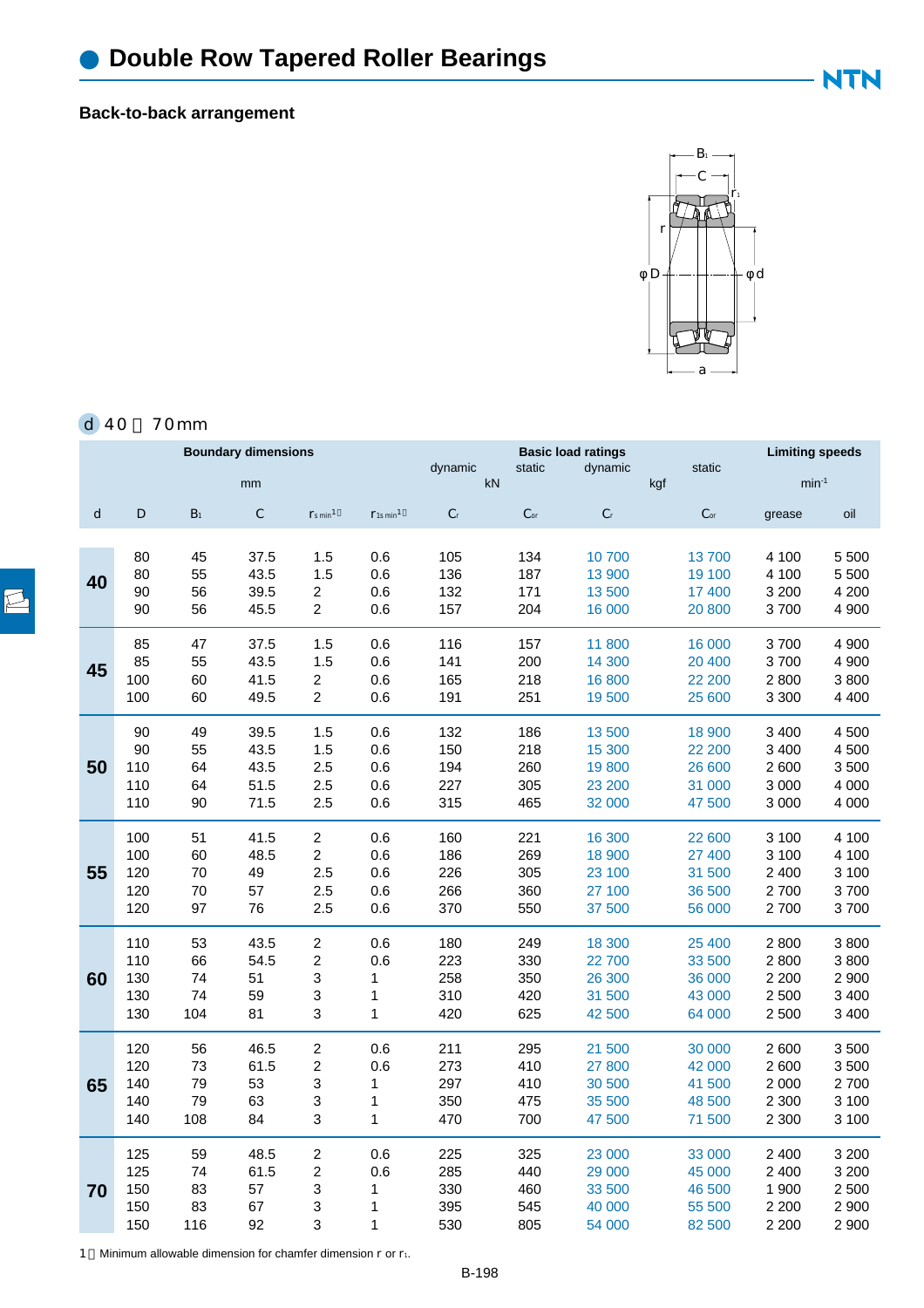# Double Row Tapered Roller Bearings

**Back-to-back arrangement**

d 40～70mm

| Boundary dimensions | | | | | | Basic load ratings | | | | Limiting speeds | |
|---|---|---|---|---|---|---|---|---|---|---|---|
| mm | | | | | | dynamic (kN) | static (kN) | dynamic (kgf) | static (kgf) | min⁻¹ | |
| d | D | $B_1$ | C | $r_{s\ min}$[1] | $r_{1s\ min}$[1] | $C_r$ | $C_{or}$ | $C_r$ | $C_{or}$ | grease | oil |
| 40 | 80 | 45 | 37.5 | 1.5 | 0.6 | 105 | 134 | 10 700 | 13 700 | 4 100 | 5 500 |
| | 80 | 55 | 43.5 | 1.5 | 0.6 | 136 | 187 | 13 900 | 19 100 | 4 100 | 5 500 |
| | 90 | 56 | 39.5 | 2 | 0.6 | 132 | 171 | 13 500 | 17 400 | 3 200 | 4 200 |
| | 90 | 56 | 45.5 | 2 | 0.6 | 157 | 204 | 16 000 | 20 800 | 3 700 | 4 900 |
| 45 | 85 | 47 | 37.5 | 1.5 | 0.6 | 116 | 157 | 11 800 | 16 000 | 3 700 | 4 900 |
| | 85 | 55 | 43.5 | 1.5 | 0.6 | 141 | 200 | 14 300 | 20 400 | 3 700 | 4 900 |
| | 100 | 60 | 41.5 | 2 | 0.6 | 165 | 218 | 16 800 | 22 200 | 2 800 | 3 800 |
| | 100 | 60 | 49.5 | 2 | 0.6 | 191 | 251 | 19 500 | 25 600 | 3 300 | 4 400 |
| 50 | 90 | 49 | 39.5 | 1.5 | 0.6 | 132 | 186 | 13 500 | 18 900 | 3 400 | 4 500 |
| | 90 | 55 | 43.5 | 1.5 | 0.6 | 150 | 218 | 15 300 | 22 200 | 3 400 | 4 500 |
| | 110 | 64 | 43.5 | 2.5 | 0.6 | 194 | 260 | 19 800 | 26 600 | 2 600 | 3 500 |
| | 110 | 64 | 51.5 | 2.5 | 0.6 | 227 | 305 | 23 200 | 31 000 | 3 000 | 4 000 |
| | 110 | 90 | 71.5 | 2.5 | 0.6 | 315 | 465 | 32 000 | 47 500 | 3 000 | 4 000 |
| 55 | 100 | 51 | 41.5 | 2 | 0.6 | 160 | 221 | 16 300 | 22 600 | 3 100 | 4 100 |
| | 100 | 60 | 48.5 | 2 | 0.6 | 186 | 269 | 18 900 | 27 400 | 3 100 | 4 100 |
| | 120 | 70 | 49 | 2.5 | 0.6 | 226 | 305 | 23 100 | 31 500 | 2 400 | 3 100 |
| | 120 | 70 | 57 | 2.5 | 0.6 | 266 | 360 | 27 100 | 36 500 | 2 700 | 3 700 |
| | 120 | 97 | 76 | 2.5 | 0.6 | 370 | 550 | 37 500 | 56 000 | 2 700 | 3 700 |
| 60 | 110 | 53 | 43.5 | 2 | 0.6 | 180 | 249 | 18 300 | 25 400 | 2 800 | 3 800 |
| | 110 | 66 | 54.5 | 2 | 0.6 | 223 | 330 | 22 700 | 33 500 | 2 800 | 3 800 |
| | 130 | 74 | 51 | 3 | 1 | 258 | 350 | 26 300 | 36 000 | 2 200 | 2 900 |
| | 130 | 74 | 59 | 3 | 1 | 310 | 420 | 31 500 | 43 000 | 2 500 | 3 400 |
| | 130 | 104 | 81 | 3 | 1 | 420 | 625 | 42 500 | 64 000 | 2 500 | 3 400 |
| 65 | 120 | 56 | 46.5 | 2 | 0.6 | 211 | 295 | 21 500 | 30 000 | 2 600 | 3 500 |
| | 120 | 73 | 61.5 | 2 | 0.6 | 273 | 410 | 27 800 | 42 000 | 2 600 | 3 500 |
| | 140 | 79 | 53 | 3 | 1 | 297 | 410 | 30 500 | 41 500 | 2 000 | 2 700 |
| | 140 | 79 | 63 | 3 | 1 | 350 | 475 | 35 500 | 48 500 | 2 300 | 3 100 |
| | 140 | 108 | 84 | 3 | 1 | 470 | 700 | 47 500 | 71 500 | 2 300 | 3 100 |
| 70 | 125 | 59 | 48.5 | 2 | 0.6 | 225 | 325 | 23 000 | 33 000 | 2 400 | 3 200 |
| | 125 | 74 | 61.5 | 2 | 0.6 | 285 | 440 | 29 000 | 45 000 | 2 400 | 3 200 |
| | 150 | 83 | 57 | 3 | 1 | 330 | 460 | 33 500 | 46 500 | 1 900 | 2 500 |
| | 150 | 83 | 67 | 3 | 1 | 395 | 545 | 40 000 | 55 500 | 2 200 | 2 900 |
| | 150 | 116 | 92 | 3 | 1 | 530 | 805 | 54 000 | 82 500 | 2 200 | 2 900 |

1 Minimum allowable dimension for chamfer dimension r or $r_1$.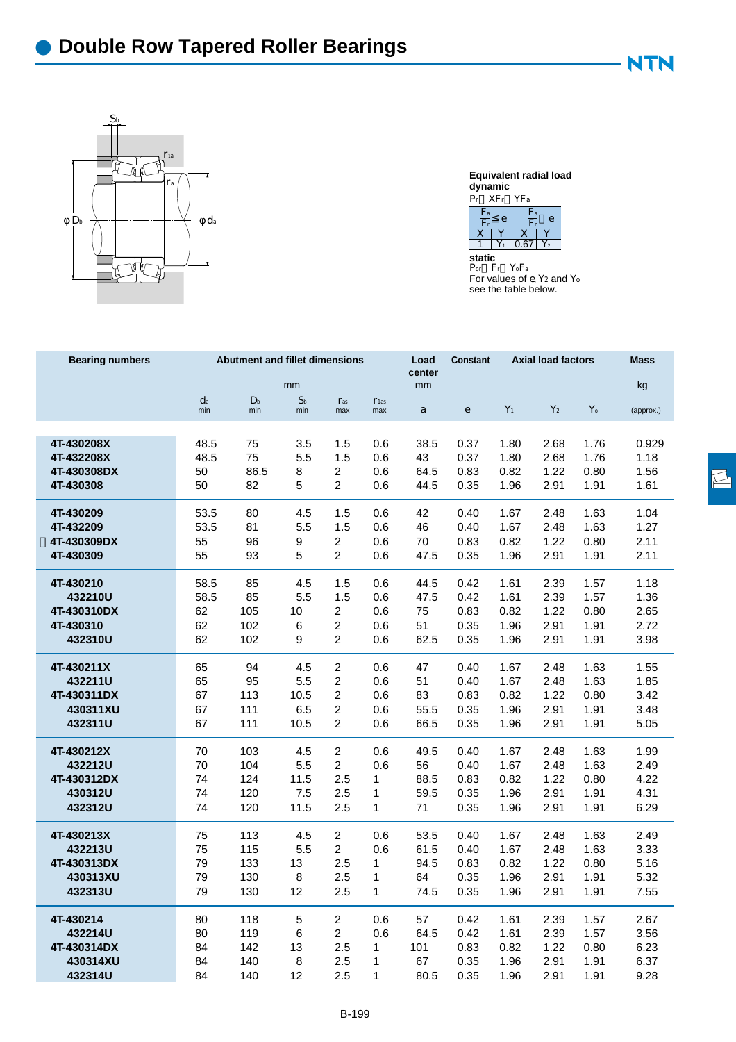# Double Row Tapered Roller Bearings

**Equivalent radial load**
**dynamic**

$P_r = XF_r + YF_a$

| $\frac{F_a}{F_r} \leq e$ | | $\frac{F_a}{F_r} > e$ | |
|---|---|---|---|
| X | Y | X | Y |
| 1 | $Y_1$ | 0.67 | $Y_2$ |

**static**

$P_{or} = F_r + Y_o F_a$

For values of e, $Y_2$ and $Y_o$ see the table below.

| Bearing numbers | Abutment and fillet dimensions | | | | | Load center | Constant | Axial load factors | | | Mass |
|---|---|---|---|---|---|---|---|---|---|---|---|
| | mm | | | | | mm | | | | | kg |
| | $d_a$ min | $D_b$ min | $S_b$ min | $r_{as}$ max | $r_{1as}$ max | a | e | $Y_1$ | $Y_2$ | $Y_o$ | (approx.) |
| 4T-430208X | 48.5 | 75 | 3.5 | 1.5 | 0.6 | 38.5 | 0.37 | 1.80 | 2.68 | 1.76 | 0.929 |
| 4T-432208X | 48.5 | 75 | 5.5 | 1.5 | 0.6 | 43 | 0.37 | 1.80 | 2.68 | 1.76 | 1.18 |
| 4T-430308DX | 50 | 86.5 | 8 | 2 | 0.6 | 64.5 | 0.83 | 0.82 | 1.22 | 0.80 | 1.56 |
| 4T-430308 | 50 | 82 | 5 | 2 | 0.6 | 44.5 | 0.35 | 1.96 | 2.91 | 1.91 | 1.61 |
| 4T-430209 | 53.5 | 80 | 4.5 | 1.5 | 0.6 | 42 | 0.40 | 1.67 | 2.48 | 1.63 | 1.04 |
| 4T-432209 | 53.5 | 81 | 5.5 | 1.5 | 0.6 | 46 | 0.40 | 1.67 | 2.48 | 1.63 | 1.27 |
| 4T-430309DX | 55 | 96 | 9 | 2 | 0.6 | 70 | 0.83 | 0.82 | 1.22 | 0.80 | 2.11 |
| 4T-430309 | 55 | 93 | 5 | 2 | 0.6 | 47.5 | 0.35 | 1.96 | 2.91 | 1.91 | 2.11 |
| 4T-430210 | 58.5 | 85 | 4.5 | 1.5 | 0.6 | 44.5 | 0.42 | 1.61 | 2.39 | 1.57 | 1.18 |
| 432210U | 58.5 | 85 | 5.5 | 1.5 | 0.6 | 47.5 | 0.42 | 1.61 | 2.39 | 1.57 | 1.36 |
| 4T-430310DX | 62 | 105 | 10 | 2 | 0.6 | 75 | 0.83 | 0.82 | 1.22 | 0.80 | 2.65 |
| 4T-430310 | 62 | 102 | 6 | 2 | 0.6 | 51 | 0.35 | 1.96 | 2.91 | 1.91 | 2.72 |
| 432310U | 62 | 102 | 9 | 2 | 0.6 | 62.5 | 0.35 | 1.96 | 2.91 | 1.91 | 3.98 |
| 4T-430211X | 65 | 94 | 4.5 | 2 | 0.6 | 47 | 0.40 | 1.67 | 2.48 | 1.63 | 1.55 |
| 432211U | 65 | 95 | 5.5 | 2 | 0.6 | 51 | 0.40 | 1.67 | 2.48 | 1.63 | 1.85 |
| 4T-430311DX | 67 | 113 | 10.5 | 2 | 0.6 | 83 | 0.83 | 0.82 | 1.22 | 0.80 | 3.42 |
| 430311XU | 67 | 111 | 6.5 | 2 | 0.6 | 55.5 | 0.35 | 1.96 | 2.91 | 1.91 | 3.48 |
| 432311U | 67 | 111 | 10.5 | 2 | 0.6 | 66.5 | 0.35 | 1.96 | 2.91 | 1.91 | 5.05 |
| 4T-430212X | 70 | 103 | 4.5 | 2 | 0.6 | 49.5 | 0.40 | 1.67 | 2.48 | 1.63 | 1.99 |
| 432212U | 70 | 104 | 5.5 | 2 | 0.6 | 56 | 0.40 | 1.67 | 2.48 | 1.63 | 2.49 |
| 4T-430312DX | 74 | 124 | 11.5 | 2.5 | 1 | 88.5 | 0.83 | 0.82 | 1.22 | 0.80 | 4.22 |
| 430312U | 74 | 120 | 7.5 | 2.5 | 1 | 59.5 | 0.35 | 1.96 | 2.91 | 1.91 | 4.31 |
| 432312U | 74 | 120 | 11.5 | 2.5 | 1 | 71 | 0.35 | 1.96 | 2.91 | 1.91 | 6.29 |
| 4T-430213X | 75 | 113 | 4.5 | 2 | 0.6 | 53.5 | 0.40 | 1.67 | 2.48 | 1.63 | 2.49 |
| 432213U | 75 | 115 | 5.5 | 2 | 0.6 | 61.5 | 0.40 | 1.67 | 2.48 | 1.63 | 3.33 |
| 4T-430313DX | 79 | 133 | 13 | 2.5 | 1 | 94.5 | 0.83 | 0.82 | 1.22 | 0.80 | 5.16 |
| 430313XU | 79 | 130 | 8 | 2.5 | 1 | 64 | 0.35 | 1.96 | 2.91 | 1.91 | 5.32 |
| 432313U | 79 | 130 | 12 | 2.5 | 1 | 74.5 | 0.35 | 1.96 | 2.91 | 1.91 | 7.55 |
| 4T-430214 | 80 | 118 | 5 | 2 | 0.6 | 57 | 0.42 | 1.61 | 2.39 | 1.57 | 2.67 |
| 432214U | 80 | 119 | 6 | 2 | 0.6 | 64.5 | 0.42 | 1.61 | 2.39 | 1.57 | 3.56 |
| 4T-430314DX | 84 | 142 | 13 | 2.5 | 1 | 101 | 0.83 | 0.82 | 1.22 | 0.80 | 6.23 |
| 430314XU | 84 | 140 | 8 | 2.5 | 1 | 67 | 0.35 | 1.96 | 2.91 | 1.91 | 6.37 |
| 432314U | 84 | 140 | 12 | 2.5 | 1 | 80.5 | 0.35 | 1.96 | 2.91 | 1.91 | 9.28 |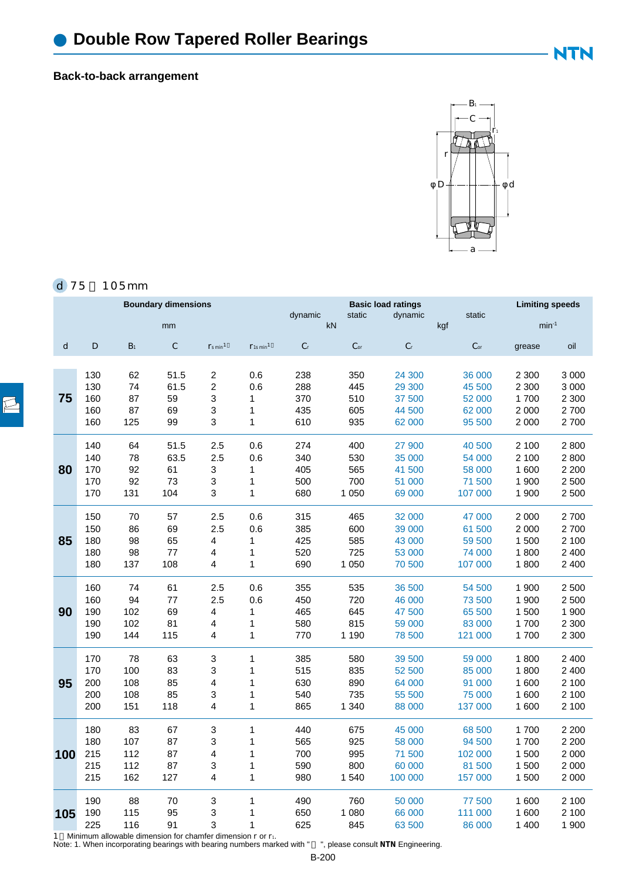# Double Row Tapered Roller Bearings

## Back-to-back arrangement

**d 75～105 mm**

| | | | Boundary dimensions | | | | | Basic load ratings | | | Limiting speeds | |
|---|---|---|---|---|---|---|---|---|---|---|---|---|
| | | | mm | | | dynamic | static | dynamic | static | | $min^{-1}$ | |
| | | | | | | kN | | kgf | | | | |
| d | D | $B_1$ | C | $r_{s\,min}$[1] | $r_{1s\,min}$[1] | $C_r$ | $C_{or}$ | $C_r$ | $C_{or}$ | | grease | oil |
| 75 | 130 | 62 | 51.5 | 2 | 0.6 | 238 | 350 | 24 300 | 36 000 | | 2 300 | 3 000 |
| | 130 | 74 | 61.5 | 2 | 0.6 | 288 | 445 | 29 300 | 45 500 | | 2 300 | 3 000 |
| | 160 | 87 | 59 | 3 | 1 | 370 | 510 | 37 500 | 52 000 | | 1 700 | 2 300 |
| | 160 | 87 | 69 | 3 | 1 | 435 | 605 | 44 500 | 62 000 | | 2 000 | 2 700 |
| | 160 | 125 | 99 | 3 | 1 | 610 | 935 | 62 000 | 95 500 | | 2 000 | 2 700 |
| 80 | 140 | 64 | 51.5 | 2.5 | 0.6 | 274 | 400 | 27 900 | 40 500 | | 2 100 | 2 800 |
| | 140 | 78 | 63.5 | 2.5 | 0.6 | 340 | 530 | 35 000 | 54 000 | | 2 100 | 2 800 |
| | 170 | 92 | 61 | 3 | 1 | 405 | 565 | 41 500 | 58 000 | | 1 600 | 2 200 |
| | 170 | 92 | 73 | 3 | 1 | 500 | 700 | 51 000 | 71 500 | | 1 900 | 2 500 |
| | 170 | 131 | 104 | 3 | 1 | 680 | 1 050 | 69 000 | 107 000 | | 1 900 | 2 500 |
| 85 | 150 | 70 | 57 | 2.5 | 0.6 | 315 | 465 | 32 000 | 47 000 | | 2 000 | 2 700 |
| | 150 | 86 | 69 | 2.5 | 0.6 | 385 | 600 | 39 000 | 61 500 | | 2 000 | 2 700 |
| | 180 | 98 | 65 | 4 | 1 | 425 | 585 | 43 000 | 59 500 | | 1 500 | 2 100 |
| | 180 | 98 | 77 | 4 | 1 | 520 | 725 | 53 000 | 74 000 | | 1 800 | 2 400 |
| | 180 | 137 | 108 | 4 | 1 | 690 | 1 050 | 70 500 | 107 000 | | 1 800 | 2 400 |
| 90 | 160 | 74 | 61 | 2.5 | 0.6 | 355 | 535 | 36 500 | 54 500 | | 1 900 | 2 500 |
| | 160 | 94 | 77 | 2.5 | 0.6 | 450 | 720 | 46 000 | 73 500 | | 1 900 | 2 500 |
| | 190 | 102 | 69 | 4 | 1 | 465 | 645 | 47 500 | 65 500 | | 1 500 | 1 900 |
| | 190 | 102 | 81 | 4 | 1 | 580 | 815 | 59 000 | 83 000 | | 1 700 | 2 300 |
| | 190 | 144 | 115 | 4 | 1 | 770 | 1 190 | 78 500 | 121 000 | | 1 700 | 2 300 |
| 95 | 170 | 78 | 63 | 3 | 1 | 385 | 580 | 39 500 | 59 000 | | 1 800 | 2 400 |
| | 170 | 100 | 83 | 3 | 1 | 515 | 835 | 52 500 | 85 000 | | 1 800 | 2 400 |
| | 200 | 108 | 85 | 4 | 1 | 630 | 890 | 64 000 | 91 000 | | 1 600 | 2 100 |
| | 200 | 108 | 85 | 3 | 1 | 540 | 735 | 55 500 | 75 000 | | 1 600 | 2 100 |
| | 200 | 151 | 118 | 4 | 1 | 865 | 1 340 | 88 000 | 137 000 | | 1 600 | 2 100 |
| 100 | 180 | 83 | 67 | 3 | 1 | 440 | 675 | 45 000 | 68 500 | | 1 700 | 2 200 |
| | 180 | 107 | 87 | 3 | 1 | 565 | 925 | 58 000 | 94 500 | | 1 700 | 2 200 |
| | 215 | 112 | 87 | 4 | 1 | 700 | 995 | 71 500 | 102 000 | | 1 500 | 2 000 |
| | 215 | 112 | 87 | 3 | 1 | 590 | 800 | 60 000 | 81 500 | | 1 500 | 2 000 |
| | 215 | 162 | 127 | 4 | 1 | 980 | 1 540 | 100 000 | 157 000 | | 1 500 | 2 000 |
| 105 | 190 | 88 | 70 | 3 | 1 | 490 | 760 | 50 000 | 77 500 | | 1 600 | 2 100 |
| | 190 | 115 | 95 | 3 | 1 | 650 | 1 080 | 66 000 | 111 000 | | 1 600 | 2 100 |
| | 225 | 116 | 91 | 3 | 1 | 625 | 845 | 63 500 | 86 000 | | 1 400 | 1 900 |

1）Minimum allowable dimension for chamfer dimension r or $r_1$.
Note: 1. When incorporating bearings with bearing numbers marked with "　", please consult **NTN** Engineering.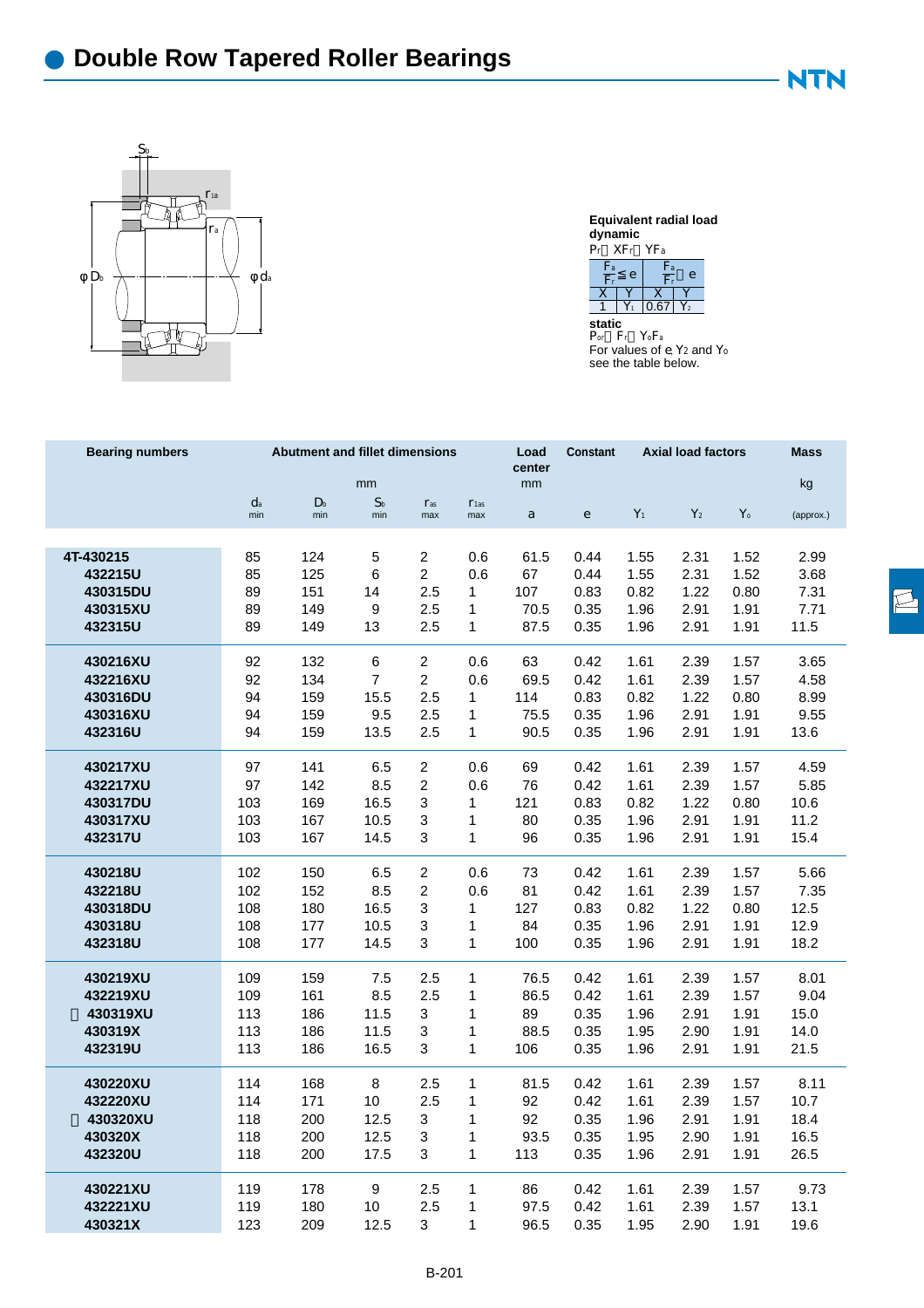# Double Row Tapered Roller Bearings

**Equivalent radial load**
**dynamic**
$P_r = XF_r + YF_a$

| $\frac{F_a}{F_r} \leq e$ | | $\frac{F_a}{F_r} > e$ | |
|---|---|---|---|
| X | Y | X | Y |
| 1 | $Y_1$ | 0.67 | $Y_2$ |

**static**
$P_{or} = F_r + Y_o F_a$
For values of e, $Y_2$ and $Y_o$ see the table below.

| Bearing numbers | Abutment and fillet dimensions | | | | | Load center | Constant | Axial load factors | | | Mass |
|---|---|---|---|---|---|---|---|---|---|---|---|
| | mm | | | | | mm | | | | | kg |
| | $d_a$ min | $D_b$ min | $S_b$ min | $r_{as}$ max | $r_{1as}$ max | a | e | $Y_1$ | $Y_2$ | $Y_o$ | (approx.) |
| 4T-430215 | 85 | 124 | 5 | 2 | 0.6 | 61.5 | 0.44 | 1.55 | 2.31 | 1.52 | 2.99 |
| 432215U | 85 | 125 | 6 | 2 | 0.6 | 67 | 0.44 | 1.55 | 2.31 | 1.52 | 3.68 |
| 430315DU | 89 | 151 | 14 | 2.5 | 1 | 107 | 0.83 | 0.82 | 1.22 | 0.80 | 7.31 |
| 430315XU | 89 | 149 | 9 | 2.5 | 1 | 70.5 | 0.35 | 1.96 | 2.91 | 1.91 | 7.71 |
| 432315U | 89 | 149 | 13 | 2.5 | 1 | 87.5 | 0.35 | 1.96 | 2.91 | 1.91 | 11.5 |
| 430216XU | 92 | 132 | 6 | 2 | 0.6 | 63 | 0.42 | 1.61 | 2.39 | 1.57 | 3.65 |
| 432216XU | 92 | 134 | 7 | 2 | 0.6 | 69.5 | 0.42 | 1.61 | 2.39 | 1.57 | 4.58 |
| 430316DU | 94 | 159 | 15.5 | 2.5 | 1 | 114 | 0.83 | 0.82 | 1.22 | 0.80 | 8.99 |
| 430316XU | 94 | 159 | 9.5 | 2.5 | 1 | 75.5 | 0.35 | 1.96 | 2.91 | 1.91 | 9.55 |
| 432316U | 94 | 159 | 13.5 | 2.5 | 1 | 90.5 | 0.35 | 1.96 | 2.91 | 1.91 | 13.6 |
| 430217XU | 97 | 141 | 6.5 | 2 | 0.6 | 69 | 0.42 | 1.61 | 2.39 | 1.57 | 4.59 |
| 432217XU | 97 | 142 | 8.5 | 2 | 0.6 | 76 | 0.42 | 1.61 | 2.39 | 1.57 | 5.85 |
| 430317DU | 103 | 169 | 16.5 | 3 | 1 | 121 | 0.83 | 0.82 | 1.22 | 0.80 | 10.6 |
| 430317XU | 103 | 167 | 10.5 | 3 | 1 | 80 | 0.35 | 1.96 | 2.91 | 1.91 | 11.2 |
| 432317U | 103 | 167 | 14.5 | 3 | 1 | 96 | 0.35 | 1.96 | 2.91 | 1.91 | 15.4 |
| 430218U | 102 | 150 | 6.5 | 2 | 0.6 | 73 | 0.42 | 1.61 | 2.39 | 1.57 | 5.66 |
| 432218U | 102 | 152 | 8.5 | 2 | 0.6 | 81 | 0.42 | 1.61 | 2.39 | 1.57 | 7.35 |
| 430318DU | 108 | 180 | 16.5 | 3 | 1 | 127 | 0.83 | 0.82 | 1.22 | 0.80 | 12.5 |
| 430318U | 108 | 177 | 10.5 | 3 | 1 | 84 | 0.35 | 1.96 | 2.91 | 1.91 | 12.9 |
| 432318U | 108 | 177 | 14.5 | 3 | 1 | 100 | 0.35 | 1.96 | 2.91 | 1.91 | 18.2 |
| 430219XU | 109 | 159 | 7.5 | 2.5 | 1 | 76.5 | 0.42 | 1.61 | 2.39 | 1.57 | 8.01 |
| 432219XU | 109 | 161 | 8.5 | 2.5 | 1 | 86.5 | 0.42 | 1.61 | 2.39 | 1.57 | 9.04 |
| 430319XU | 113 | 186 | 11.5 | 3 | 1 | 89 | 0.35 | 1.96 | 2.91 | 1.91 | 15.0 |
| 430319X | 113 | 186 | 11.5 | 3 | 1 | 88.5 | 0.35 | 1.95 | 2.90 | 1.91 | 14.0 |
| 432319U | 113 | 186 | 16.5 | 3 | 1 | 106 | 0.35 | 1.96 | 2.91 | 1.91 | 21.5 |
| 430220XU | 114 | 168 | 8 | 2.5 | 1 | 81.5 | 0.42 | 1.61 | 2.39 | 1.57 | 8.11 |
| 432220XU | 114 | 171 | 10 | 2.5 | 1 | 92 | 0.42 | 1.61 | 2.39 | 1.57 | 10.7 |
| 430320XU | 118 | 200 | 12.5 | 3 | 1 | 92 | 0.35 | 1.96 | 2.91 | 1.91 | 18.4 |
| 430320X | 118 | 200 | 12.5 | 3 | 1 | 93.5 | 0.35 | 1.95 | 2.90 | 1.91 | 16.5 |
| 432320U | 118 | 200 | 17.5 | 3 | 1 | 113 | 0.35 | 1.96 | 2.91 | 1.91 | 26.5 |
| 430221XU | 119 | 178 | 9 | 2.5 | 1 | 86 | 0.42 | 1.61 | 2.39 | 1.57 | 9.73 |
| 432221XU | 119 | 180 | 10 | 2.5 | 1 | 97.5 | 0.42 | 1.61 | 2.39 | 1.57 | 13.1 |
| 430321X | 123 | 209 | 12.5 | 3 | 1 | 96.5 | 0.35 | 1.95 | 2.90 | 1.91 | 19.6 |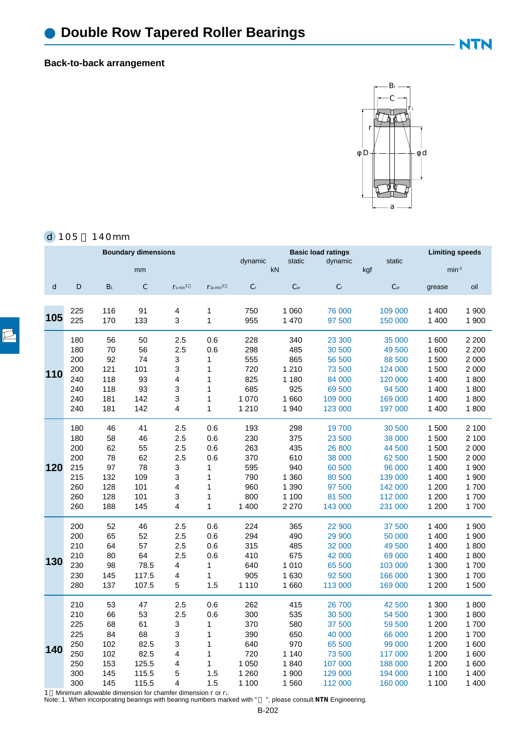# Double Row Tapered Roller Bearings

## Back-to-back arrangement

d 105～140mm

| Boundary dimensions | | | | | | Basic load ratings | | | | Limiting speeds | |
|---|---|---|---|---|---|---|---|---|---|---|---|
| mm | | | | | | dynamic | static | dynamic | static | $min^{-1}$ | |
| | | | | | | kN | | kgf | | | |
| d | D | $B_1$ | C | $r_{s\,min}$[1] | $r_{1s\,min}$[1] | $C_r$ | $C_{or}$ | $C_r$ | $C_{or}$ | grease | oil |
| 105 | 225 | 116 | 91 | 4 | 1 | 750 | 1 060 | 76 000 | 109 000 | 1 400 | 1 900 |
| | 225 | 170 | 133 | 3 | 1 | 955 | 1 470 | 97 500 | 150 000 | 1 400 | 1 900 |
| 110 | 180 | 56 | 50 | 2.5 | 0.6 | 228 | 340 | 23 300 | 35 000 | 1 600 | 2 200 |
| | 180 | 70 | 56 | 2.5 | 0.6 | 298 | 485 | 30 500 | 49 500 | 1 600 | 2 200 |
| | 200 | 92 | 74 | 3 | 1 | 555 | 865 | 56 500 | 88 500 | 1 500 | 2 000 |
| | 200 | 121 | 101 | 3 | 1 | 720 | 1 210 | 73 500 | 124 000 | 1 500 | 2 000 |
| | 240 | 118 | 93 | 4 | 1 | 825 | 1 180 | 84 000 | 120 000 | 1 400 | 1 800 |
| | 240 | 118 | 93 | 3 | 1 | 685 | 925 | 69 500 | 94 500 | 1 400 | 1 800 |
| | 240 | 181 | 142 | 3 | 1 | 1 070 | 1 660 | 109 000 | 169 000 | 1 400 | 1 800 |
| | 240 | 181 | 142 | 4 | 1 | 1 210 | 1 940 | 123 000 | 197 000 | 1 400 | 1 800 |
| 120 | 180 | 46 | 41 | 2.5 | 0.6 | 193 | 298 | 19 700 | 30 500 | 1 500 | 2 100 |
| | 180 | 58 | 46 | 2.5 | 0.6 | 230 | 375 | 23 500 | 38 000 | 1 500 | 2 100 |
| | 200 | 62 | 55 | 2.5 | 0.6 | 263 | 435 | 26 800 | 44 500 | 1 500 | 2 000 |
| | 200 | 78 | 62 | 2.5 | 0.6 | 370 | 610 | 38 000 | 62 500 | 1 500 | 2 000 |
| | 215 | 97 | 78 | 3 | 1 | 595 | 940 | 60 500 | 96 000 | 1 400 | 1 900 |
| | 215 | 132 | 109 | 3 | 1 | 790 | 1 360 | 80 500 | 139 000 | 1 400 | 1 900 |
| | 260 | 128 | 101 | 4 | 1 | 960 | 1 390 | 97 500 | 142 000 | 1 200 | 1 700 |
| | 260 | 128 | 101 | 3 | 1 | 800 | 1 100 | 81 500 | 112 000 | 1 200 | 1 700 |
| | 260 | 188 | 145 | 4 | 1 | 1 400 | 2 270 | 143 000 | 231 000 | 1 200 | 1 700 |
| 130 | 200 | 52 | 46 | 2.5 | 0.6 | 224 | 365 | 22 900 | 37 500 | 1 400 | 1 900 |
| | 200 | 65 | 52 | 2.5 | 0.6 | 294 | 490 | 29 900 | 50 000 | 1 400 | 1 900 |
| | 210 | 64 | 57 | 2.5 | 0.6 | 315 | 485 | 32 000 | 49 500 | 1 400 | 1 800 |
| | 210 | 80 | 64 | 2.5 | 0.6 | 410 | 675 | 42 000 | 69 000 | 1 400 | 1 800 |
| | 230 | 98 | 78.5 | 4 | 1 | 640 | 1 010 | 65 500 | 103 000 | 1 300 | 1 700 |
| | 230 | 145 | 117.5 | 4 | 1 | 905 | 1 630 | 92 500 | 166 000 | 1 300 | 1 700 |
| | 280 | 137 | 107.5 | 5 | 1.5 | 1 110 | 1 660 | 113 000 | 169 000 | 1 200 | 1 500 |
| 140 | 210 | 53 | 47 | 2.5 | 0.6 | 262 | 415 | 26 700 | 42 500 | 1 300 | 1 800 |
| | 210 | 66 | 53 | 2.5 | 0.6 | 300 | 535 | 30 500 | 54 500 | 1 300 | 1 800 |
| | 225 | 68 | 61 | 3 | 1 | 370 | 580 | 37 500 | 59 500 | 1 200 | 1 700 |
| | 225 | 84 | 68 | 3 | 1 | 390 | 650 | 40 000 | 66 000 | 1 200 | 1 700 |
| | 250 | 102 | 82.5 | 3 | 1 | 640 | 970 | 65 500 | 99 000 | 1 200 | 1 600 |
| | 250 | 102 | 82.5 | 4 | 1 | 720 | 1 140 | 73 500 | 117 000 | 1 200 | 1 600 |
| | 250 | 153 | 125.5 | 4 | 1 | 1 050 | 1 840 | 107 000 | 188 000 | 1 200 | 1 600 |
| | 300 | 145 | 115.5 | 5 | 1.5 | 1 260 | 1 900 | 129 000 | 194 000 | 1 100 | 1 400 |
| | 300 | 145 | 115.5 | 4 | 1.5 | 1 100 | 1 560 | 112 000 | 160 000 | 1 100 | 1 400 |

1）Minimum allowable dimension for chamfer r or $r_1$.

Note: 1. When incorporating bearings with bearing numbers marked with "＊", please consult **NTN** Engineering.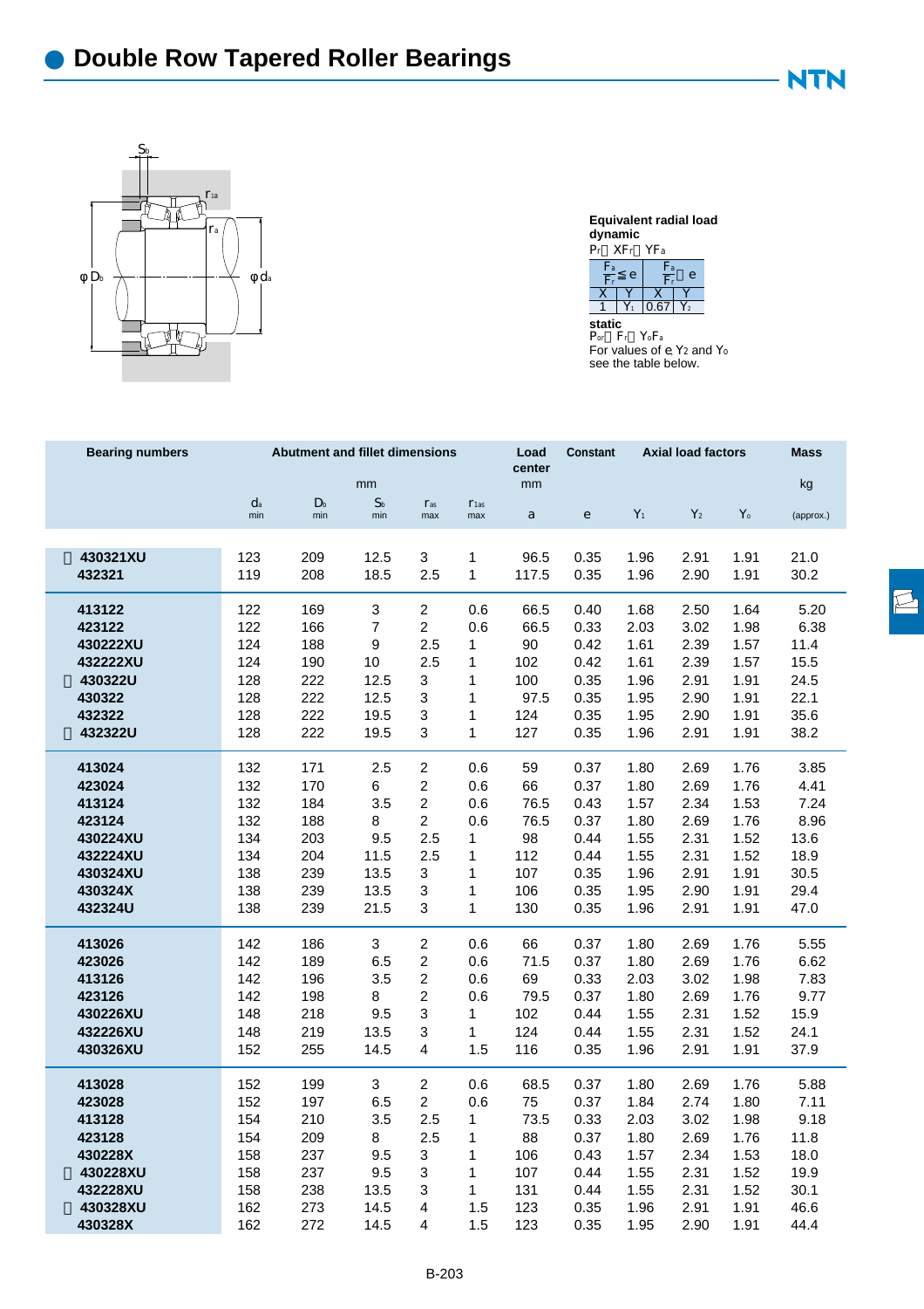# Double Row Tapered Roller Bearings

**Equivalent radial load**
**dynamic**
$P_r = XF_r + YF_a$

| $\frac{F_a}{F_r} \leq e$ | | $\frac{F_a}{F_r} > e$ | |
|---|---|---|---|
| X | Y | X | Y |
| 1 | $Y_1$ | 0.67 | $Y_2$ |

**static**
$P_{or} = F_r + Y_o F_a$
For values of e, $Y_2$ and $Y_o$ see the table below.

| Bearing numbers | Abutment and fillet dimensions | | | | | Load center | Constant | Axial load factors | | | Mass |
|---|---|---|---|---|---|---|---|---|---|---|---|
| | mm | | | | | mm | | | | | kg |
| | $d_a$ min | $D_b$ min | $S_b$ min | $r_{as}$ max | $r_{1as}$ max | a | e | $Y_1$ | $Y_2$ | $Y_o$ | (approx.) |
| 430321XU | 123 | 209 | 12.5 | 3 | 1 | 96.5 | 0.35 | 1.96 | 2.91 | 1.91 | 21.0 |
| 432321 | 119 | 208 | 18.5 | 2.5 | 1 | 117.5 | 0.35 | 1.96 | 2.90 | 1.91 | 30.2 |
| 413122 | 122 | 169 | 3 | 2 | 0.6 | 66.5 | 0.40 | 1.68 | 2.50 | 1.64 | 5.20 |
| 423122 | 122 | 166 | 7 | 2 | 0.6 | 66.5 | 0.33 | 2.03 | 3.02 | 1.98 | 6.38 |
| 430222XU | 124 | 188 | 9 | 2.5 | 1 | 90 | 0.42 | 1.61 | 2.39 | 1.57 | 11.4 |
| 432222XU | 124 | 190 | 10 | 2.5 | 1 | 102 | 0.42 | 1.61 | 2.39 | 1.57 | 15.5 |
| 430322U | 128 | 222 | 12.5 | 3 | 1 | 100 | 0.35 | 1.96 | 2.91 | 1.91 | 24.5 |
| 430322 | 128 | 222 | 12.5 | 3 | 1 | 97.5 | 0.35 | 1.95 | 2.90 | 1.91 | 22.1 |
| 432322 | 128 | 222 | 19.5 | 3 | 1 | 124 | 0.35 | 1.95 | 2.90 | 1.91 | 35.6 |
| 432322U | 128 | 222 | 19.5 | 3 | 1 | 127 | 0.35 | 1.96 | 2.91 | 1.91 | 38.2 |
| 413024 | 132 | 171 | 2.5 | 2 | 0.6 | 59 | 0.37 | 1.80 | 2.69 | 1.76 | 3.85 |
| 423024 | 132 | 170 | 6 | 2 | 0.6 | 66 | 0.37 | 1.80 | 2.69 | 1.76 | 4.41 |
| 413124 | 132 | 184 | 3.5 | 2 | 0.6 | 76.5 | 0.43 | 1.57 | 2.34 | 1.53 | 7.24 |
| 423124 | 132 | 188 | 8 | 2 | 0.6 | 76.5 | 0.37 | 1.80 | 2.69 | 1.76 | 8.96 |
| 430224XU | 134 | 203 | 9.5 | 2.5 | 1 | 98 | 0.44 | 1.55 | 2.31 | 1.52 | 13.6 |
| 432224XU | 134 | 204 | 11.5 | 2.5 | 1 | 112 | 0.44 | 1.55 | 2.31 | 1.52 | 18.9 |
| 430324XU | 138 | 239 | 13.5 | 3 | 1 | 107 | 0.35 | 1.96 | 2.91 | 1.91 | 30.5 |
| 430324X | 138 | 239 | 13.5 | 3 | 1 | 106 | 0.35 | 1.95 | 2.90 | 1.91 | 29.4 |
| 432324U | 138 | 239 | 21.5 | 3 | 1 | 130 | 0.35 | 1.96 | 2.91 | 1.91 | 47.0 |
| 413026 | 142 | 186 | 3 | 2 | 0.6 | 66 | 0.37 | 1.80 | 2.69 | 1.76 | 5.55 |
| 423026 | 142 | 189 | 6.5 | 2 | 0.6 | 71.5 | 0.37 | 1.80 | 2.69 | 1.76 | 6.62 |
| 413126 | 142 | 196 | 3.5 | 2 | 0.6 | 69 | 0.33 | 2.03 | 3.02 | 1.98 | 7.83 |
| 423126 | 142 | 198 | 8 | 2 | 0.6 | 79.5 | 0.37 | 1.80 | 2.69 | 1.76 | 9.77 |
| 430226XU | 148 | 218 | 9.5 | 3 | 1 | 102 | 0.44 | 1.55 | 2.31 | 1.52 | 15.9 |
| 432226XU | 148 | 219 | 13.5 | 3 | 1 | 124 | 0.44 | 1.55 | 2.31 | 1.52 | 24.1 |
| 430326XU | 152 | 255 | 14.5 | 4 | 1.5 | 116 | 0.35 | 1.96 | 2.91 | 1.91 | 37.9 |
| 413028 | 152 | 199 | 3 | 2 | 0.6 | 68.5 | 0.37 | 1.80 | 2.69 | 1.76 | 5.88 |
| 423028 | 152 | 197 | 6.5 | 2 | 0.6 | 75 | 0.37 | 1.84 | 2.74 | 1.80 | 7.11 |
| 413128 | 154 | 210 | 3.5 | 2.5 | 1 | 73.5 | 0.33 | 2.03 | 3.02 | 1.98 | 9.18 |
| 423128 | 154 | 209 | 8 | 2.5 | 1 | 88 | 0.37 | 1.80 | 2.69 | 1.76 | 11.8 |
| 430228X | 158 | 237 | 9.5 | 3 | 1 | 106 | 0.43 | 1.57 | 2.34 | 1.53 | 18.0 |
| 430228XU | 158 | 237 | 9.5 | 3 | 1 | 107 | 0.44 | 1.55 | 2.31 | 1.52 | 19.9 |
| 432228XU | 158 | 238 | 13.5 | 3 | 1 | 131 | 0.44 | 1.55 | 2.31 | 1.52 | 30.1 |
| 430328XU | 162 | 273 | 14.5 | 4 | 1.5 | 123 | 0.35 | 1.96 | 2.91 | 1.91 | 46.6 |
| 430328X | 162 | 272 | 14.5 | 4 | 1.5 | 123 | 0.35 | 1.95 | 2.90 | 1.91 | 44.4 |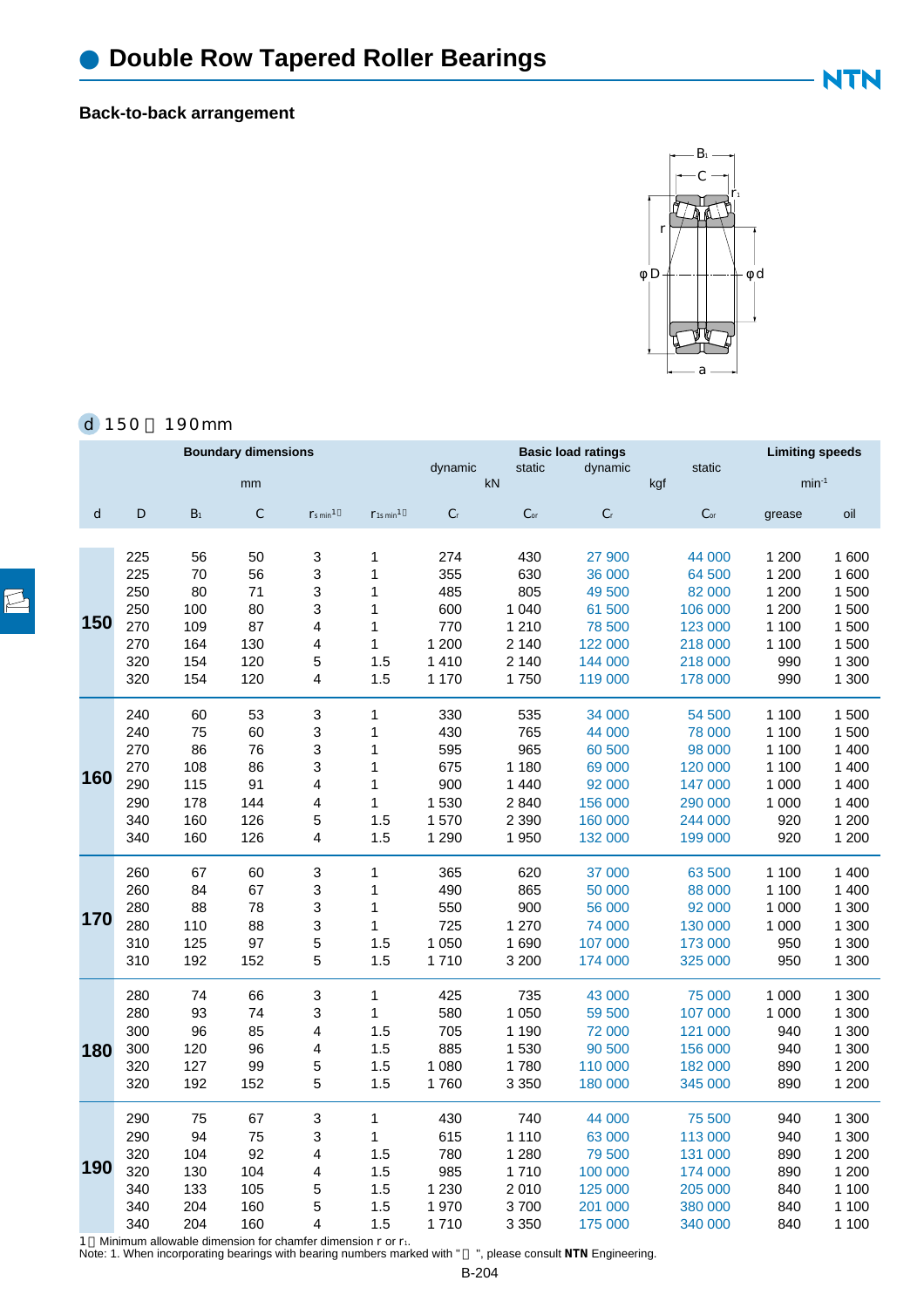# Double Row Tapered Roller Bearings

## Back-to-back arrangement

**d 150～190mm**

| Boundary dimensions | | | | | | Basic load ratings | | | | Limiting speeds | |
|---|---|---|---|---|---|---|---|---|---|---|---|
| mm | | | | | | dynamic (kN) | static (kN) | dynamic (kgf) | static (kgf) | min⁻¹ | |
| d | D | $B_1$ | C | $r_{s\,min}$[1] | $r_{1s\,min}$[1] | $C_r$ | $C_{or}$ | $C_r$ | $C_{or}$ | grease | oil |
| 150 | 225 | 56 | 50 | 3 | 1 | 274 | 430 | 27 900 | 44 000 | 1 200 | 1 600 |
| | 225 | 70 | 56 | 3 | 1 | 355 | 630 | 36 000 | 64 500 | 1 200 | 1 600 |
| | 250 | 80 | 71 | 3 | 1 | 485 | 805 | 49 500 | 82 000 | 1 200 | 1 500 |
| | 250 | 100 | 80 | 3 | 1 | 600 | 1 040 | 61 500 | 106 000 | 1 200 | 1 500 |
| | 270 | 109 | 87 | 4 | 1 | 770 | 1 210 | 78 500 | 123 000 | 1 100 | 1 500 |
| | 270 | 164 | 130 | 4 | 1 | 1 200 | 2 140 | 122 000 | 218 000 | 1 100 | 1 500 |
| | 320 | 154 | 120 | 5 | 1.5 | 1 410 | 2 140 | 144 000 | 218 000 | 990 | 1 300 |
| | 320 | 154 | 120 | 4 | 1.5 | 1 170 | 1 750 | 119 000 | 178 000 | 990 | 1 300 |
| 160 | 240 | 60 | 53 | 3 | 1 | 330 | 535 | 34 000 | 54 500 | 1 100 | 1 500 |
| | 240 | 75 | 60 | 3 | 1 | 430 | 765 | 44 000 | 78 000 | 1 100 | 1 500 |
| | 270 | 86 | 76 | 3 | 1 | 595 | 965 | 60 500 | 98 000 | 1 100 | 1 400 |
| | 270 | 108 | 86 | 3 | 1 | 675 | 1 180 | 69 000 | 120 000 | 1 100 | 1 400 |
| | 290 | 115 | 91 | 4 | 1 | 900 | 1 440 | 92 000 | 147 000 | 1 000 | 1 400 |
| | 290 | 178 | 144 | 4 | 1 | 1 530 | 2 840 | 156 000 | 290 000 | 1 000 | 1 400 |
| | 340 | 160 | 126 | 5 | 1.5 | 1 570 | 2 390 | 160 000 | 244 000 | 920 | 1 200 |
| | 340 | 160 | 126 | 4 | 1.5 | 1 290 | 1 950 | 132 000 | 199 000 | 920 | 1 200 |
| 170 | 260 | 67 | 60 | 3 | 1 | 365 | 620 | 37 000 | 63 500 | 1 100 | 1 400 |
| | 260 | 84 | 67 | 3 | 1 | 490 | 865 | 50 000 | 88 000 | 1 100 | 1 400 |
| | 280 | 88 | 78 | 3 | 1 | 550 | 900 | 56 000 | 92 000 | 1 000 | 1 300 |
| | 280 | 110 | 88 | 3 | 1 | 725 | 1 270 | 74 000 | 130 000 | 1 000 | 1 300 |
| | 310 | 125 | 97 | 5 | 1.5 | 1 050 | 1 690 | 107 000 | 173 000 | 950 | 1 300 |
| | 310 | 192 | 152 | 5 | 1.5 | 1 710 | 3 200 | 174 000 | 325 000 | 950 | 1 300 |
| 180 | 280 | 74 | 66 | 3 | 1 | 425 | 735 | 43 000 | 75 000 | 1 000 | 1 300 |
| | 280 | 93 | 74 | 3 | 1 | 580 | 1 050 | 59 500 | 107 000 | 1 000 | 1 300 |
| | 300 | 96 | 85 | 4 | 1.5 | 705 | 1 190 | 72 000 | 121 000 | 940 | 1 300 |
| | 300 | 120 | 96 | 4 | 1.5 | 885 | 1 530 | 90 500 | 156 000 | 940 | 1 300 |
| | 320 | 127 | 99 | 5 | 1.5 | 1 080 | 1 780 | 110 000 | 182 000 | 890 | 1 200 |
| | 320 | 192 | 152 | 5 | 1.5 | 1 760 | 3 350 | 180 000 | 345 000 | 890 | 1 200 |
| 190 | 290 | 75 | 67 | 3 | 1 | 430 | 740 | 44 000 | 75 500 | 940 | 1 300 |
| | 290 | 94 | 75 | 3 | 1 | 615 | 1 110 | 63 000 | 113 000 | 940 | 1 300 |
| | 320 | 104 | 92 | 4 | 1.5 | 780 | 1 280 | 79 500 | 131 000 | 890 | 1 200 |
| | 320 | 130 | 104 | 4 | 1.5 | 985 | 1 710 | 100 000 | 174 000 | 890 | 1 200 |
| | 340 | 133 | 105 | 5 | 1.5 | 1 230 | 2 010 | 125 000 | 205 000 | 840 | 1 100 |
| | 340 | 204 | 160 | 5 | 1.5 | 1 970 | 3 700 | 201 000 | 380 000 | 840 | 1 100 |
| | 340 | 204 | 160 | 4 | 1.5 | 1 710 | 3 350 | 175 000 | 340 000 | 840 | 1 100 |

1）Minimum allowable dimension for chamfer dimension r or $r_1$.
Note: 1. When incorporating bearings with bearing numbers marked with "　", please consult **NTN** Engineering.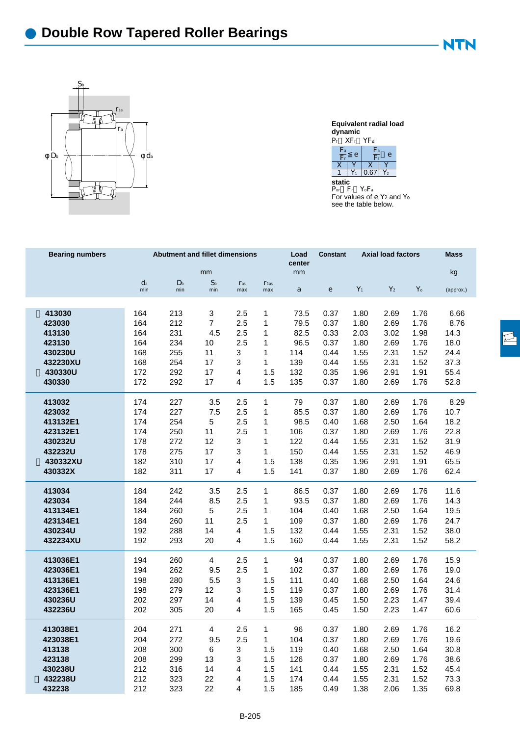# Double Row Tapered Roller Bearings

**Equivalent radial load**
**dynamic**
$P_r = XF_r + YF_a$

| $\frac{F_a}{F_r} \leq e$ | | $\frac{F_a}{F_r} > e$ | |
|---|---|---|---|
| X | Y | X | Y |
| 1 | $Y_1$ | 0.67 | $Y_2$ |

**static**
$P_{or} = F_r + Y_o F_a$
For values of e, $Y_2$ and $Y_o$ see the table below.

| Bearing numbers | Abutment and fillet dimensions | | | | | Load center | Constant | Axial load factors | | | Mass |
|---|---|---|---|---|---|---|---|---|---|---|---|
| | mm | | | | | mm | | | | | kg |
| | $d_a$ min | $D_b$ min | $S_b$ min | $r_{as}$ max | $r_{1as}$ max | a | e | $Y_1$ | $Y_2$ | $Y_o$ | (approx.) |
| 413030 | 164 | 213 | 3 | 2.5 | 1 | 73.5 | 0.37 | 1.80 | 2.69 | 1.76 | 6.66 |
| 423030 | 164 | 212 | 7 | 2.5 | 1 | 79.5 | 0.37 | 1.80 | 2.69 | 1.76 | 8.76 |
| 413130 | 164 | 231 | 4.5 | 2.5 | 1 | 82.5 | 0.33 | 2.03 | 3.02 | 1.98 | 14.3 |
| 423130 | 164 | 234 | 10 | 2.5 | 1 | 96.5 | 0.37 | 1.80 | 2.69 | 1.76 | 18.0 |
| 430230U | 168 | 255 | 11 | 3 | 1 | 114 | 0.44 | 1.55 | 2.31 | 1.52 | 24.4 |
| 432230XU | 168 | 254 | 17 | 3 | 1 | 139 | 0.44 | 1.55 | 2.31 | 1.52 | 37.3 |
| 430330U | 172 | 292 | 17 | 4 | 1.5 | 132 | 0.35 | 1.96 | 2.91 | 1.91 | 55.4 |
| 430330 | 172 | 292 | 17 | 4 | 1.5 | 135 | 0.37 | 1.80 | 2.69 | 1.76 | 52.8 |
| 413032 | 174 | 227 | 3.5 | 2.5 | 1 | 79 | 0.37 | 1.80 | 2.69 | 1.76 | 8.29 |
| 423032 | 174 | 227 | 7.5 | 2.5 | 1 | 85.5 | 0.37 | 1.80 | 2.69 | 1.76 | 10.7 |
| 413132E1 | 174 | 254 | 5 | 2.5 | 1 | 98.5 | 0.40 | 1.68 | 2.50 | 1.64 | 18.2 |
| 423132E1 | 174 | 250 | 11 | 2.5 | 1 | 106 | 0.37 | 1.80 | 2.69 | 1.76 | 22.8 |
| 430232U | 178 | 272 | 12 | 3 | 1 | 122 | 0.44 | 1.55 | 2.31 | 1.52 | 31.9 |
| 432232U | 178 | 275 | 17 | 3 | 1 | 150 | 0.44 | 1.55 | 2.31 | 1.52 | 46.9 |
| 430332XU | 182 | 310 | 17 | 4 | 1.5 | 138 | 0.35 | 1.96 | 2.91 | 1.91 | 65.5 |
| 430332X | 182 | 311 | 17 | 4 | 1.5 | 141 | 0.37 | 1.80 | 2.69 | 1.76 | 62.4 |
| 413034 | 184 | 242 | 3.5 | 2.5 | 1 | 86.5 | 0.37 | 1.80 | 2.69 | 1.76 | 11.6 |
| 423034 | 184 | 244 | 8.5 | 2.5 | 1 | 93.5 | 0.37 | 1.80 | 2.69 | 1.76 | 14.3 |
| 413134E1 | 184 | 260 | 5 | 2.5 | 1 | 104 | 0.40 | 1.68 | 2.50 | 1.64 | 19.5 |
| 423134E1 | 184 | 260 | 11 | 2.5 | 1 | 109 | 0.37 | 1.80 | 2.69 | 1.76 | 24.7 |
| 430234U | 192 | 288 | 14 | 4 | 1.5 | 132 | 0.44 | 1.55 | 2.31 | 1.52 | 38.0 |
| 432234XU | 192 | 293 | 20 | 4 | 1.5 | 160 | 0.44 | 1.55 | 2.31 | 1.52 | 58.2 |
| 413036E1 | 194 | 260 | 4 | 2.5 | 1 | 94 | 0.37 | 1.80 | 2.69 | 1.76 | 15.9 |
| 423036E1 | 194 | 262 | 9.5 | 2.5 | 1 | 102 | 0.37 | 1.80 | 2.69 | 1.76 | 19.0 |
| 413136E1 | 198 | 280 | 5.5 | 3 | 1.5 | 111 | 0.40 | 1.68 | 2.50 | 1.64 | 24.6 |
| 423136E1 | 198 | 279 | 12 | 3 | 1.5 | 119 | 0.37 | 1.80 | 2.69 | 1.76 | 31.4 |
| 430236U | 202 | 297 | 14 | 4 | 1.5 | 139 | 0.45 | 1.50 | 2.23 | 1.47 | 39.4 |
| 432236U | 202 | 305 | 20 | 4 | 1.5 | 165 | 0.45 | 1.50 | 2.23 | 1.47 | 60.6 |
| 413038E1 | 204 | 271 | 4 | 2.5 | 1 | 96 | 0.37 | 1.80 | 2.69 | 1.76 | 16.2 |
| 423038E1 | 204 | 272 | 9.5 | 2.5 | 1 | 104 | 0.37 | 1.80 | 2.69 | 1.76 | 19.6 |
| 413138 | 208 | 300 | 6 | 3 | 1.5 | 119 | 0.40 | 1.68 | 2.50 | 1.64 | 30.8 |
| 423138 | 208 | 299 | 13 | 3 | 1.5 | 126 | 0.37 | 1.80 | 2.69 | 1.76 | 38.6 |
| 430238U | 212 | 316 | 14 | 4 | 1.5 | 141 | 0.44 | 1.55 | 2.31 | 1.52 | 45.4 |
| 432238U | 212 | 323 | 22 | 4 | 1.5 | 174 | 0.44 | 1.55 | 2.31 | 1.52 | 73.3 |
| 432238 | 212 | 323 | 22 | 4 | 1.5 | 185 | 0.49 | 1.38 | 2.06 | 1.35 | 69.8 |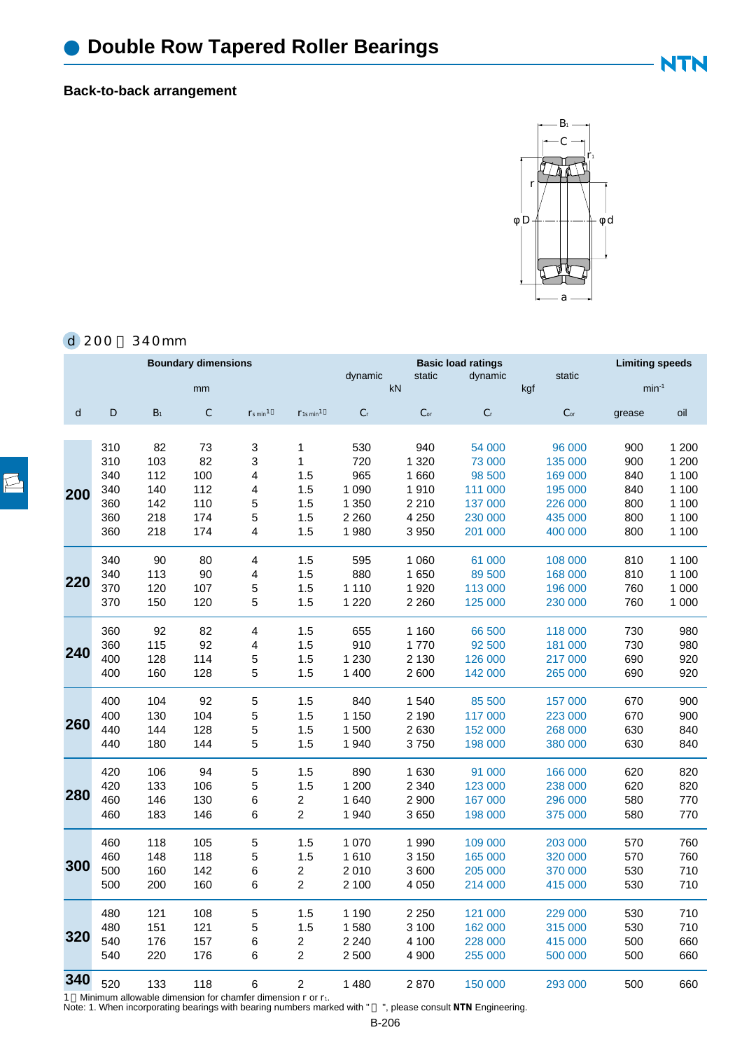# Double Row Tapered Roller Bearings

## Back-to-back arrangement

**d 200～340mm**

| | | Boundary dimensions | | | | Basic load ratings | | | | Limiting speeds | |
|---|---|---|---|---|---|---|---|---|---|---|---|
| | | mm | | | | dynamic | static | dynamic | static | min$^{-1}$ | |
| | | | | | | kN | | kgf | | | |
| d | D | $B_1$ | C | $r_{s\,min}$[1] | $r_{1s\,min}$[1] | $C_r$ | $C_{or}$ | $C_r$ | $C_{or}$ | grease | oil |
| 200 | 310 | 82 | 73 | 3 | 1 | 530 | 940 | 54 000 | 96 000 | 900 | 1 200 |
| | 310 | 103 | 82 | 3 | 1 | 720 | 1 320 | 73 000 | 135 000 | 900 | 1 200 |
| | 340 | 112 | 100 | 4 | 1.5 | 965 | 1 660 | 98 500 | 169 000 | 840 | 1 100 |
| | 340 | 140 | 112 | 4 | 1.5 | 1 090 | 1 910 | 111 000 | 195 000 | 840 | 1 100 |
| | 360 | 142 | 110 | 5 | 1.5 | 1 350 | 2 210 | 137 000 | 226 000 | 800 | 1 100 |
| | 360 | 218 | 174 | 5 | 1.5 | 2 260 | 4 250 | 230 000 | 435 000 | 800 | 1 100 |
| | 360 | 218 | 174 | 4 | 1.5 | 1 980 | 3 950 | 201 000 | 400 000 | 800 | 1 100 |
| 220 | 340 | 90 | 80 | 4 | 1.5 | 595 | 1 060 | 61 000 | 108 000 | 810 | 1 100 |
| | 340 | 113 | 90 | 4 | 1.5 | 880 | 1 650 | 89 500 | 168 000 | 810 | 1 100 |
| | 370 | 120 | 107 | 5 | 1.5 | 1 110 | 1 920 | 113 000 | 196 000 | 760 | 1 000 |
| | 370 | 150 | 120 | 5 | 1.5 | 1 220 | 2 260 | 125 000 | 230 000 | 760 | 1 000 |
| 240 | 360 | 92 | 82 | 4 | 1.5 | 655 | 1 160 | 66 500 | 118 000 | 730 | 980 |
| | 360 | 115 | 92 | 4 | 1.5 | 910 | 1 770 | 92 500 | 181 000 | 730 | 980 |
| | 400 | 128 | 114 | 5 | 1.5 | 1 230 | 2 130 | 126 000 | 217 000 | 690 | 920 |
| | 400 | 160 | 128 | 5 | 1.5 | 1 400 | 2 600 | 142 000 | 265 000 | 690 | 920 |
| 260 | 400 | 104 | 92 | 5 | 1.5 | 840 | 1 540 | 85 500 | 157 000 | 670 | 900 |
| | 400 | 130 | 104 | 5 | 1.5 | 1 150 | 2 190 | 117 000 | 223 000 | 670 | 900 |
| | 440 | 144 | 128 | 5 | 1.5 | 1 500 | 2 630 | 152 000 | 268 000 | 630 | 840 |
| | 440 | 180 | 144 | 5 | 1.5 | 1 940 | 3 750 | 198 000 | 380 000 | 630 | 840 |
| 280 | 420 | 106 | 94 | 5 | 1.5 | 890 | 1 630 | 91 000 | 166 000 | 620 | 820 |
| | 420 | 133 | 106 | 5 | 1.5 | 1 200 | 2 340 | 123 000 | 238 000 | 620 | 820 |
| | 460 | 146 | 130 | 6 | 2 | 1 640 | 2 900 | 167 000 | 296 000 | 580 | 770 |
| | 460 | 183 | 146 | 6 | 2 | 1 940 | 3 650 | 198 000 | 375 000 | 580 | 770 |
| 300 | 460 | 118 | 105 | 5 | 1.5 | 1 070 | 1 990 | 109 000 | 203 000 | 570 | 760 |
| | 460 | 148 | 118 | 5 | 1.5 | 1 610 | 3 150 | 165 000 | 320 000 | 570 | 760 |
| | 500 | 160 | 142 | 6 | 2 | 2 010 | 3 600 | 205 000 | 370 000 | 530 | 710 |
| | 500 | 200 | 160 | 6 | 2 | 2 100 | 4 050 | 214 000 | 415 000 | 530 | 710 |
| 320 | 480 | 121 | 108 | 5 | 1.5 | 1 190 | 2 250 | 121 000 | 229 000 | 530 | 710 |
| | 480 | 151 | 121 | 5 | 1.5 | 1 580 | 3 100 | 162 000 | 315 000 | 530 | 710 |
| | 540 | 176 | 157 | 6 | 2 | 2 240 | 4 100 | 228 000 | 415 000 | 500 | 660 |
| | 540 | 220 | 176 | 6 | 2 | 2 500 | 4 900 | 255 000 | 500 000 | 500 | 660 |
| 340 | 520 | 133 | 118 | 6 | 2 | 1 480 | 2 870 | 150 000 | 293 000 | 500 | 660 |

1）Minimum allowable dimension for chamfer dimension r or $r_1$.

Note: 1. When incorporating bearings with bearing numbers marked with "　", please consult **NTN** Engineering.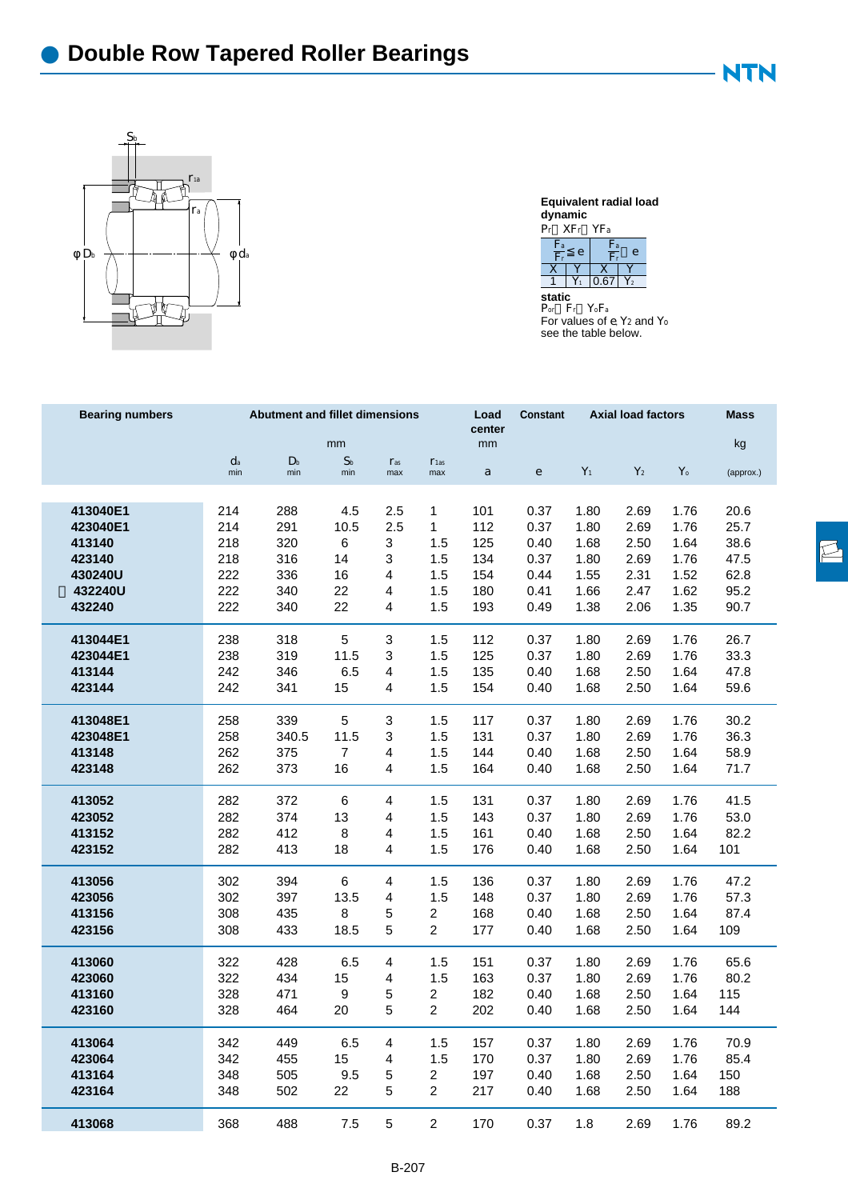# Double Row Tapered Roller Bearings

**Equivalent radial load**
**dynamic**

$P_r = XF_r + YF_a$

| $\frac{F_a}{F_r} \leq e$ | | $\frac{F_a}{F_r} > e$ | |
|---|---|---|---|
| X | Y | X | Y |
| 1 | $Y_1$ | 0.67 | $Y_2$ |

**static**

$P_{or} = F_r + Y_o F_a$

For values of e, $Y_2$ and $Y_o$ see the table below.

| Bearing numbers | Abutment and fillet dimensions | | | | | Load center | Constant | Axial load factors | | | Mass |
|---|---|---|---|---|---|---|---|---|---|---|---|
| | mm | | | | | mm | | | | | kg |
| | $d_a$ min | $D_b$ min | $S_b$ min | $r_{as}$ max | $r_{1as}$ max | a | e | $Y_1$ | $Y_2$ | $Y_o$ | (approx.) |
| 413040E1 | 214 | 288 | 4.5 | 2.5 | 1 | 101 | 0.37 | 1.80 | 2.69 | 1.76 | 20.6 |
| 423040E1 | 214 | 291 | 10.5 | 2.5 | 1 | 112 | 0.37 | 1.80 | 2.69 | 1.76 | 25.7 |
| 413140 | 218 | 320 | 6 | 3 | 1.5 | 125 | 0.40 | 1.68 | 2.50 | 1.64 | 38.6 |
| 423140 | 218 | 316 | 14 | 3 | 1.5 | 134 | 0.37 | 1.80 | 2.69 | 1.76 | 47.5 |
| 430240U | 222 | 336 | 16 | 4 | 1.5 | 154 | 0.44 | 1.55 | 2.31 | 1.52 | 62.8 |
| 432240U | 222 | 340 | 22 | 4 | 1.5 | 180 | 0.41 | 1.66 | 2.47 | 1.62 | 95.2 |
| 432240 | 222 | 340 | 22 | 4 | 1.5 | 193 | 0.49 | 1.38 | 2.06 | 1.35 | 90.7 |
| 413044E1 | 238 | 318 | 5 | 3 | 1.5 | 112 | 0.37 | 1.80 | 2.69 | 1.76 | 26.7 |
| 423044E1 | 238 | 319 | 11.5 | 3 | 1.5 | 125 | 0.37 | 1.80 | 2.69 | 1.76 | 33.3 |
| 413144 | 242 | 346 | 6.5 | 4 | 1.5 | 135 | 0.40 | 1.68 | 2.50 | 1.64 | 47.8 |
| 423144 | 242 | 341 | 15 | 4 | 1.5 | 154 | 0.40 | 1.68 | 2.50 | 1.64 | 59.6 |
| 413048E1 | 258 | 339 | 5 | 3 | 1.5 | 117 | 0.37 | 1.80 | 2.69 | 1.76 | 30.2 |
| 423048E1 | 258 | 340.5 | 11.5 | 3 | 1.5 | 131 | 0.37 | 1.80 | 2.69 | 1.76 | 36.3 |
| 413148 | 262 | 375 | 7 | 4 | 1.5 | 144 | 0.40 | 1.68 | 2.50 | 1.64 | 58.9 |
| 423148 | 262 | 373 | 16 | 4 | 1.5 | 164 | 0.40 | 1.68 | 2.50 | 1.64 | 71.7 |
| 413052 | 282 | 372 | 6 | 4 | 1.5 | 131 | 0.37 | 1.80 | 2.69 | 1.76 | 41.5 |
| 423052 | 282 | 374 | 13 | 4 | 1.5 | 143 | 0.37 | 1.80 | 2.69 | 1.76 | 53.0 |
| 413152 | 282 | 412 | 8 | 4 | 1.5 | 161 | 0.40 | 1.68 | 2.50 | 1.64 | 82.2 |
| 423152 | 282 | 413 | 18 | 4 | 1.5 | 176 | 0.40 | 1.68 | 2.50 | 1.64 | 101 |
| 413056 | 302 | 394 | 6 | 4 | 1.5 | 136 | 0.37 | 1.80 | 2.69 | 1.76 | 47.2 |
| 423056 | 302 | 397 | 13.5 | 4 | 1.5 | 148 | 0.37 | 1.80 | 2.69 | 1.76 | 57.3 |
| 413156 | 308 | 435 | 8 | 5 | 2 | 168 | 0.40 | 1.68 | 2.50 | 1.64 | 87.4 |
| 423156 | 308 | 433 | 18.5 | 5 | 2 | 177 | 0.40 | 1.68 | 2.50 | 1.64 | 109 |
| 413060 | 322 | 428 | 6.5 | 4 | 1.5 | 151 | 0.37 | 1.80 | 2.69 | 1.76 | 65.6 |
| 423060 | 322 | 434 | 15 | 4 | 1.5 | 163 | 0.37 | 1.80 | 2.69 | 1.76 | 80.2 |
| 413160 | 328 | 471 | 9 | 5 | 2 | 182 | 0.40 | 1.68 | 2.50 | 1.64 | 115 |
| 423160 | 328 | 464 | 20 | 5 | 2 | 202 | 0.40 | 1.68 | 2.50 | 1.64 | 144 |
| 413064 | 342 | 449 | 6.5 | 4 | 1.5 | 157 | 0.37 | 1.80 | 2.69 | 1.76 | 70.9 |
| 423064 | 342 | 455 | 15 | 4 | 1.5 | 170 | 0.37 | 1.80 | 2.69 | 1.76 | 85.4 |
| 413164 | 348 | 505 | 9.5 | 5 | 2 | 197 | 0.40 | 1.68 | 2.50 | 1.64 | 150 |
| 423164 | 348 | 502 | 22 | 5 | 2 | 217 | 0.40 | 1.68 | 2.50 | 1.64 | 188 |
| 413068 | 368 | 488 | 7.5 | 5 | 2 | 170 | 0.37 | 1.8 | 2.69 | 1.76 | 89.2 |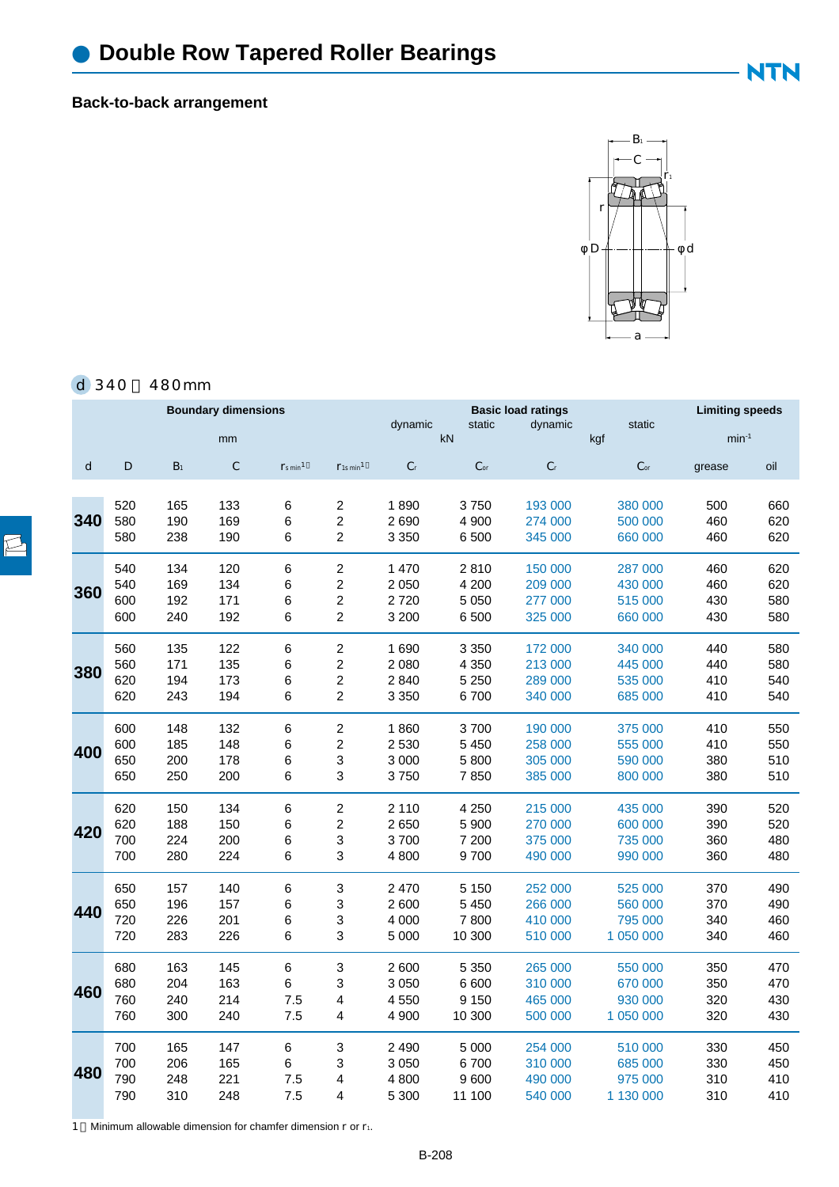# Double Row Tapered Roller Bearings

## Back-to-back arrangement

d 340～480mm

| Boundary dimensions (mm) | | | | | | Basic load ratings dynamic (kN) | static (kN) | dynamic (kgf) | static (kgf) | Limiting speeds ($min^{-1}$) | |
|---|---|---|---|---|---|---|---|---|---|---|---|
| d | D | $B_1$ | C | $r_{s\,min}$[1] | $r_{1s\,min}$[1] | $C_r$ | $C_{or}$ | $C_r$ | $C_{or}$ | grease | oil |
| 340 | 520 | 165 | 133 | 6 | 2 | 1 890 | 3 750 | 193 000 | 380 000 | 500 | 660 |
| | 580 | 190 | 169 | 6 | 2 | 2 690 | 4 900 | 274 000 | 500 000 | 460 | 620 |
| | 580 | 238 | 190 | 6 | 2 | 3 350 | 6 500 | 345 000 | 660 000 | 460 | 620 |
| 360 | 540 | 134 | 120 | 6 | 2 | 1 470 | 2 810 | 150 000 | 287 000 | 460 | 620 |
| | 540 | 169 | 134 | 6 | 2 | 2 050 | 4 200 | 209 000 | 430 000 | 460 | 620 |
| | 600 | 192 | 171 | 6 | 2 | 2 720 | 5 050 | 277 000 | 515 000 | 430 | 580 |
| | 600 | 240 | 192 | 6 | 2 | 3 200 | 6 500 | 325 000 | 660 000 | 430 | 580 |
| 380 | 560 | 135 | 122 | 6 | 2 | 1 690 | 3 350 | 172 000 | 340 000 | 440 | 580 |
| | 560 | 171 | 135 | 6 | 2 | 2 080 | 4 350 | 213 000 | 445 000 | 440 | 580 |
| | 620 | 194 | 173 | 6 | 2 | 2 840 | 5 250 | 289 000 | 535 000 | 410 | 540 |
| | 620 | 243 | 194 | 6 | 2 | 3 350 | 6 700 | 340 000 | 685 000 | 410 | 540 |
| 400 | 600 | 148 | 132 | 6 | 2 | 1 860 | 3 700 | 190 000 | 375 000 | 410 | 550 |
| | 600 | 185 | 148 | 6 | 2 | 2 530 | 5 450 | 258 000 | 555 000 | 410 | 550 |
| | 650 | 200 | 178 | 6 | 3 | 3 000 | 5 800 | 305 000 | 590 000 | 380 | 510 |
| | 650 | 250 | 200 | 6 | 3 | 3 750 | 7 850 | 385 000 | 800 000 | 380 | 510 |
| 420 | 620 | 150 | 134 | 6 | 2 | 2 110 | 4 250 | 215 000 | 435 000 | 390 | 520 |
| | 620 | 188 | 150 | 6 | 2 | 2 650 | 5 900 | 270 000 | 600 000 | 390 | 520 |
| | 700 | 224 | 200 | 6 | 3 | 3 700 | 7 200 | 375 000 | 735 000 | 360 | 480 |
| | 700 | 280 | 224 | 6 | 3 | 4 800 | 9 700 | 490 000 | 990 000 | 360 | 480 |
| 440 | 650 | 157 | 140 | 6 | 3 | 2 470 | 5 150 | 252 000 | 525 000 | 370 | 490 |
| | 650 | 196 | 157 | 6 | 3 | 2 600 | 5 450 | 266 000 | 560 000 | 370 | 490 |
| | 720 | 226 | 201 | 6 | 3 | 4 000 | 7 800 | 410 000 | 795 000 | 340 | 460 |
| | 720 | 283 | 226 | 6 | 3 | 5 000 | 10 300 | 510 000 | 1 050 000 | 340 | 460 |
| 460 | 680 | 163 | 145 | 6 | 3 | 2 600 | 5 350 | 265 000 | 550 000 | 350 | 470 |
| | 680 | 204 | 163 | 6 | 3 | 3 050 | 6 600 | 310 000 | 670 000 | 350 | 470 |
| | 760 | 240 | 214 | 7.5 | 4 | 4 550 | 9 150 | 465 000 | 930 000 | 320 | 430 |
| | 760 | 300 | 240 | 7.5 | 4 | 4 900 | 10 300 | 500 000 | 1 050 000 | 320 | 430 |
| 480 | 700 | 165 | 147 | 6 | 3 | 2 490 | 5 000 | 254 000 | 510 000 | 330 | 450 |
| | 700 | 206 | 165 | 6 | 3 | 3 050 | 6 700 | 310 000 | 685 000 | 330 | 450 |
| | 790 | 248 | 221 | 7.5 | 4 | 4 800 | 9 600 | 490 000 | 975 000 | 310 | 410 |
| | 790 | 310 | 248 | 7.5 | 4 | 5 300 | 11 100 | 540 000 | 1 130 000 | 310 | 410 |

1）Minimum allowable dimension for chamfer dimension r or $r_1$.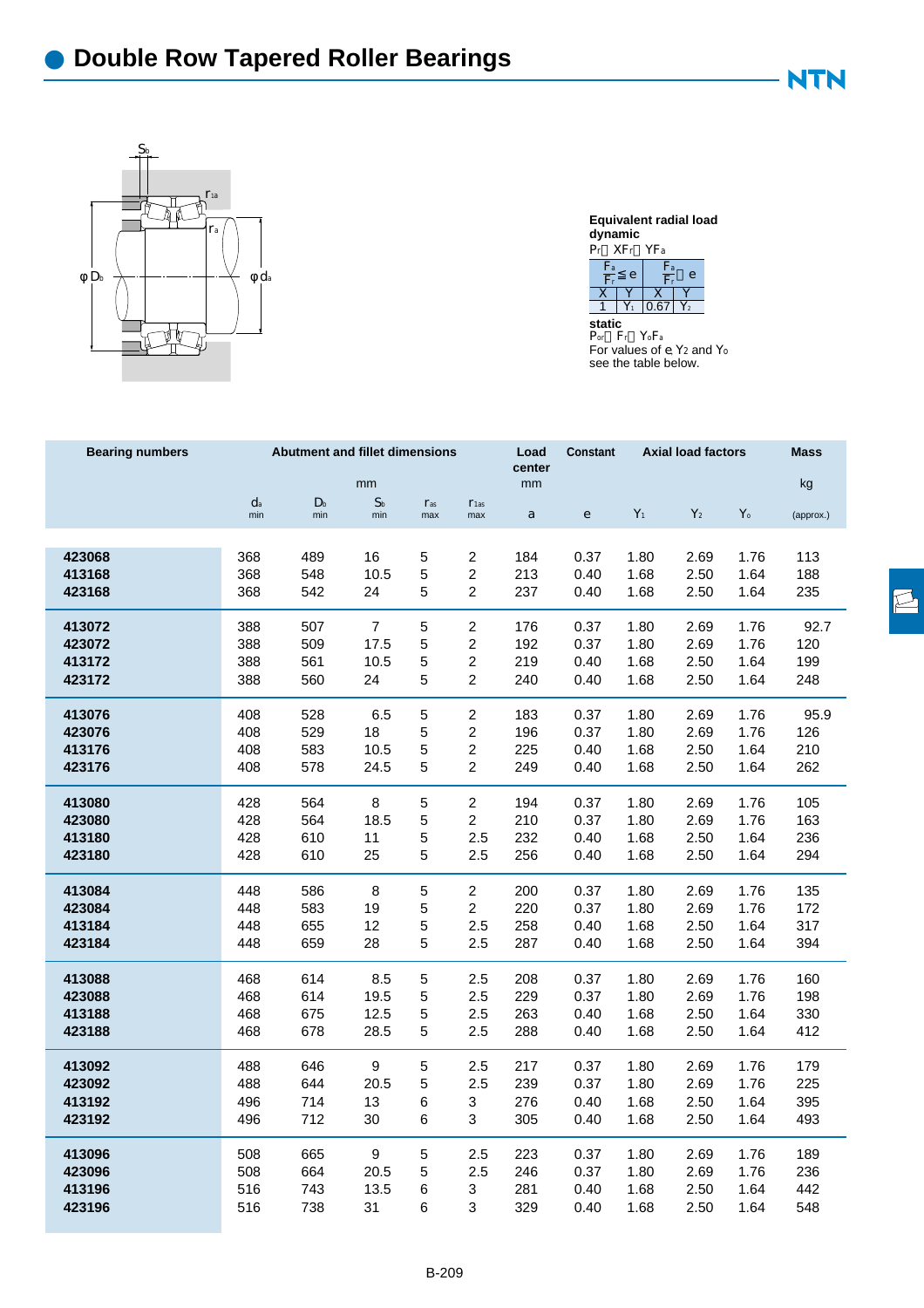# Double Row Tapered Roller Bearings

**Equivalent radial load**
**dynamic**
$P_r = XF_r + YF_a$

| $\frac{F_a}{F_r} \leq e$ | | $\frac{F_a}{F_r} > e$ | |
|---|---|---|---|
| X | Y | X | Y |
| 1 | $Y_1$ | 0.67 | $Y_2$ |

**static**
$P_{or} = F_r + Y_o F_a$
For values of e, $Y_2$ and $Y_o$ see the table below.

| Bearing numbers | Abutment and fillet dimensions | | | | | Load center | Constant | Axial load factors | | | Mass |
|---|---|---|---|---|---|---|---|---|---|---|---|
| | mm | | | | | mm | | | | | kg |
| | $d_a$ min | $D_b$ min | $S_b$ min | $r_{as}$ max | $r_{1as}$ max | a | e | $Y_1$ | $Y_2$ | $Y_o$ | (approx.) |
| **423068** | 368 | 489 | 16 | 5 | 2 | 184 | 0.37 | 1.80 | 2.69 | 1.76 | 113 |
| **413168** | 368 | 548 | 10.5 | 5 | 2 | 213 | 0.40 | 1.68 | 2.50 | 1.64 | 188 |
| **423168** | 368 | 542 | 24 | 5 | 2 | 237 | 0.40 | 1.68 | 2.50 | 1.64 | 235 |
| **413072** | 388 | 507 | 7 | 5 | 2 | 176 | 0.37 | 1.80 | 2.69 | 1.76 | 92.7 |
| **423072** | 388 | 509 | 17.5 | 5 | 2 | 192 | 0.37 | 1.80 | 2.69 | 1.76 | 120 |
| **413172** | 388 | 561 | 10.5 | 5 | 2 | 219 | 0.40 | 1.68 | 2.50 | 1.64 | 199 |
| **423172** | 388 | 560 | 24 | 5 | 2 | 240 | 0.40 | 1.68 | 2.50 | 1.64 | 248 |
| **413076** | 408 | 528 | 6.5 | 5 | 2 | 183 | 0.37 | 1.80 | 2.69 | 1.76 | 95.9 |
| **423076** | 408 | 529 | 18 | 5 | 2 | 196 | 0.37 | 1.80 | 2.69 | 1.76 | 126 |
| **413176** | 408 | 583 | 10.5 | 5 | 2 | 225 | 0.40 | 1.68 | 2.50 | 1.64 | 210 |
| **423176** | 408 | 578 | 24.5 | 5 | 2 | 249 | 0.40 | 1.68 | 2.50 | 1.64 | 262 |
| **413080** | 428 | 564 | 8 | 5 | 2 | 194 | 0.37 | 1.80 | 2.69 | 1.76 | 105 |
| **423080** | 428 | 564 | 18.5 | 5 | 2 | 210 | 0.37 | 1.80 | 2.69 | 1.76 | 163 |
| **413180** | 428 | 610 | 11 | 5 | 2.5 | 232 | 0.40 | 1.68 | 2.50 | 1.64 | 236 |
| **423180** | 428 | 610 | 25 | 5 | 2.5 | 256 | 0.40 | 1.68 | 2.50 | 1.64 | 294 |
| **413084** | 448 | 586 | 8 | 5 | 2 | 200 | 0.37 | 1.80 | 2.69 | 1.76 | 135 |
| **423084** | 448 | 583 | 19 | 5 | 2 | 220 | 0.37 | 1.80 | 2.69 | 1.76 | 172 |
| **413184** | 448 | 655 | 12 | 5 | 2.5 | 258 | 0.40 | 1.68 | 2.50 | 1.64 | 317 |
| **423184** | 448 | 659 | 28 | 5 | 2.5 | 287 | 0.40 | 1.68 | 2.50 | 1.64 | 394 |
| **413088** | 468 | 614 | 8.5 | 5 | 2.5 | 208 | 0.37 | 1.80 | 2.69 | 1.76 | 160 |
| **423088** | 468 | 614 | 19.5 | 5 | 2.5 | 229 | 0.37 | 1.80 | 2.69 | 1.76 | 198 |
| **413188** | 468 | 675 | 12.5 | 5 | 2.5 | 263 | 0.40 | 1.68 | 2.50 | 1.64 | 330 |
| **423188** | 468 | 678 | 28.5 | 5 | 2.5 | 288 | 0.40 | 1.68 | 2.50 | 1.64 | 412 |
| **413092** | 488 | 646 | 9 | 5 | 2.5 | 217 | 0.37 | 1.80 | 2.69 | 1.76 | 179 |
| **423092** | 488 | 644 | 20.5 | 5 | 2.5 | 239 | 0.37 | 1.80 | 2.69 | 1.76 | 225 |
| **413192** | 496 | 714 | 13 | 6 | 3 | 276 | 0.40 | 1.68 | 2.50 | 1.64 | 395 |
| **423192** | 496 | 712 | 30 | 6 | 3 | 305 | 0.40 | 1.68 | 2.50 | 1.64 | 493 |
| **413096** | 508 | 665 | 9 | 5 | 2.5 | 223 | 0.37 | 1.80 | 2.69 | 1.76 | 189 |
| **423096** | 508 | 664 | 20.5 | 5 | 2.5 | 246 | 0.37 | 1.80 | 2.69 | 1.76 | 236 |
| **413196** | 516 | 743 | 13.5 | 6 | 3 | 281 | 0.40 | 1.68 | 2.50 | 1.64 | 442 |
| **423196** | 516 | 738 | 31 | 6 | 3 | 329 | 0.40 | 1.68 | 2.50 | 1.64 | 548 |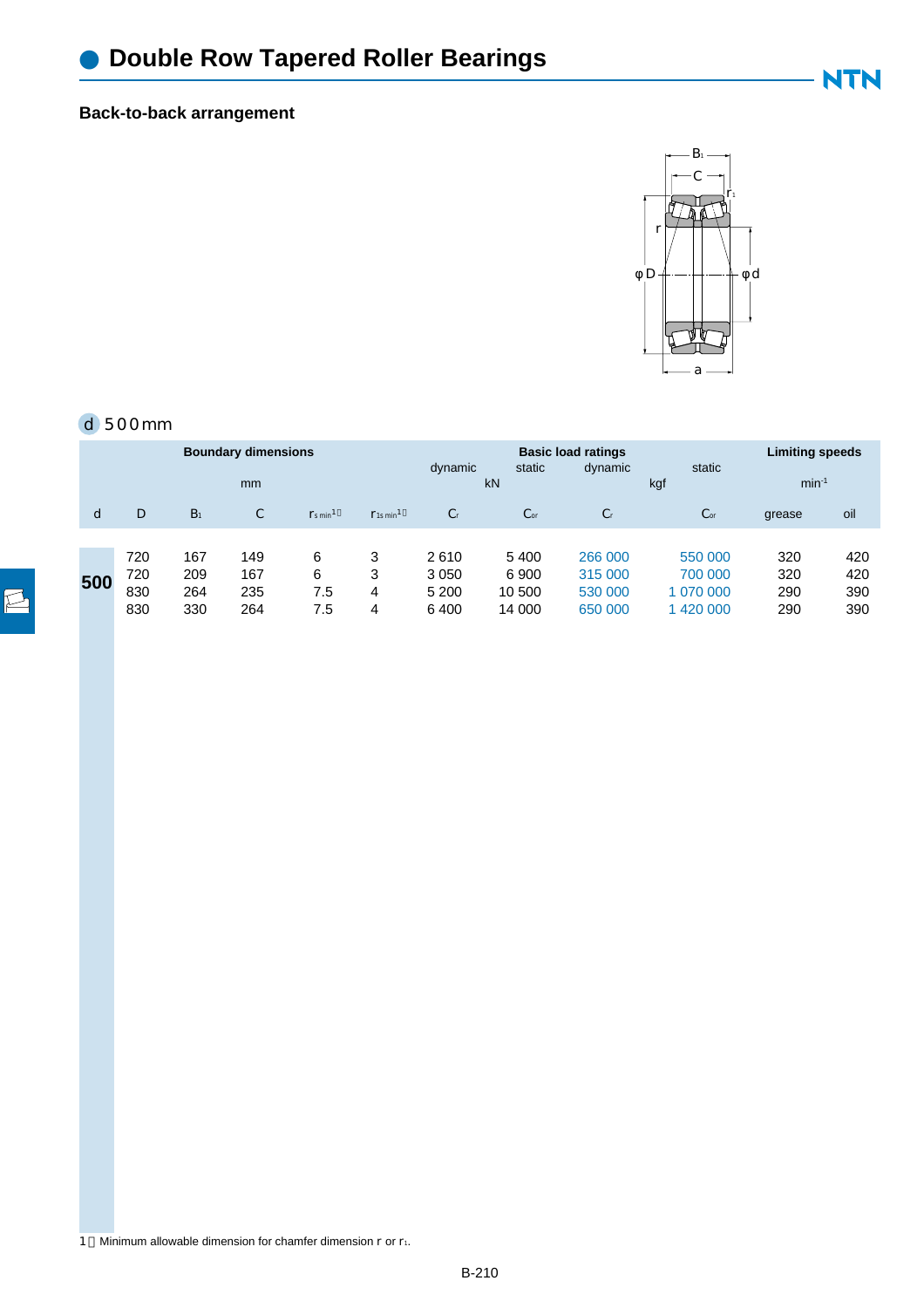# Double Row Tapered Roller Bearings

## Back-to-back arrangement

d 500 mm

| Boundary dimensions | | | | | | Basic load ratings | | | | Limiting speeds | |
|---|---|---|---|---|---|---|---|---|---|---|---|
| mm | | | | | | dynamic (kN) | static (kN) | dynamic (kgf) | static (kgf) | $min^{-1}$ | |
| d | D | $B_1$ | C | $r_{s\,min}$ [1] | $r_{1s\,min}$ [1] | $C_r$ | $C_{or}$ | $C_r$ | $C_{or}$ | grease | oil |
| 500 | 720 | 167 | 149 | 6 | 3 | 2 610 | 5 400 | 266 000 | 550 000 | 320 | 420 |
| | 720 | 209 | 167 | 6 | 3 | 3 050 | 6 900 | 315 000 | 700 000 | 320 | 420 |
| | 830 | 264 | 235 | 7.5 | 4 | 5 200 | 10 500 | 530 000 | 1 070 000 | 290 | 390 |
| | 830 | 330 | 264 | 7.5 | 4 | 6 400 | 14 000 | 650 000 | 1 420 000 | 290 | 390 |

1 Minimum allowable dimension for chamfer dimension r or $r_1$.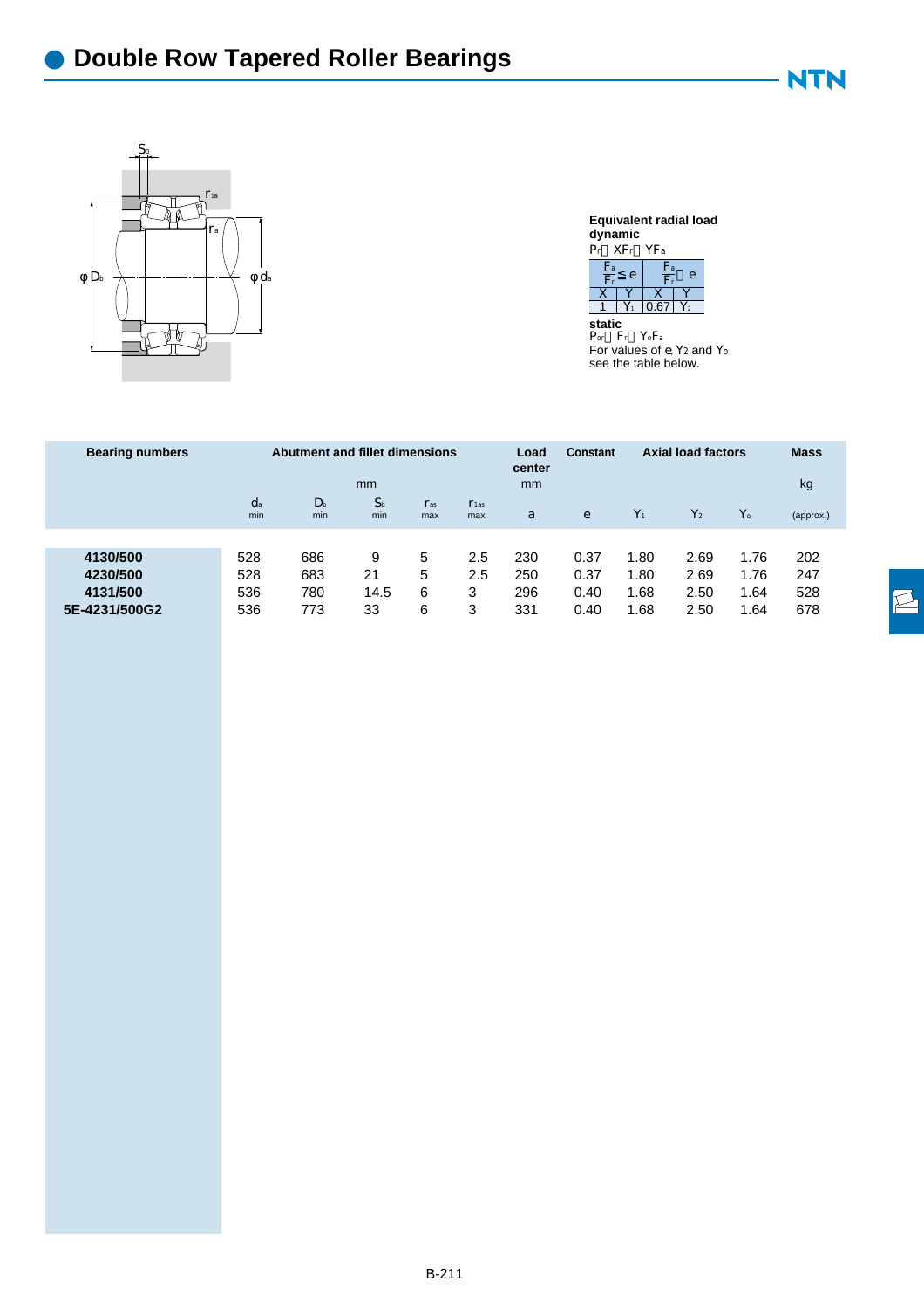# Double Row Tapered Roller Bearings

**Equivalent radial load**

**dynamic**

$P_r = XF_r + YF_a$

| $\frac{F_a}{F_r} \leq e$ | | $\frac{F_a}{F_r} > e$ | |
|---|---|---|---|
| X | Y | X | Y |
| 1 | $Y_1$ | 0.67 | $Y_2$ |

**static**

$P_{or} = F_r + Y_o F_a$

For values of $e$, $Y_2$ and $Y_o$ see the table below.

| Bearing numbers | Abutment and fillet dimensions | | | | | Load center | Constant | Axial load factors | | | Mass |
|---|---|---|---|---|---|---|---|---|---|---|---|
| | mm | | | | | mm | | | | | kg |
| | $d_a$ min | $D_b$ min | $S_b$ min | $r_{as}$ max | $r_{1as}$ max | $a$ | $e$ | $Y_1$ | $Y_2$ | $Y_o$ | (approx.) |
| **4130/500** | 528 | 686 | 9 | 5 | 2.5 | 230 | 0.37 | 1.80 | 2.69 | 1.76 | 202 |
| **4230/500** | 528 | 683 | 21 | 5 | 2.5 | 250 | 0.37 | 1.80 | 2.69 | 1.76 | 247 |
| **4131/500** | 536 | 780 | 14.5 | 6 | 3 | 296 | 0.40 | 1.68 | 2.50 | 1.64 | 528 |
| **5E-4231/500G2** | 536 | 773 | 33 | 6 | 3 | 331 | 0.40 | 1.68 | 2.50 | 1.64 | 678 |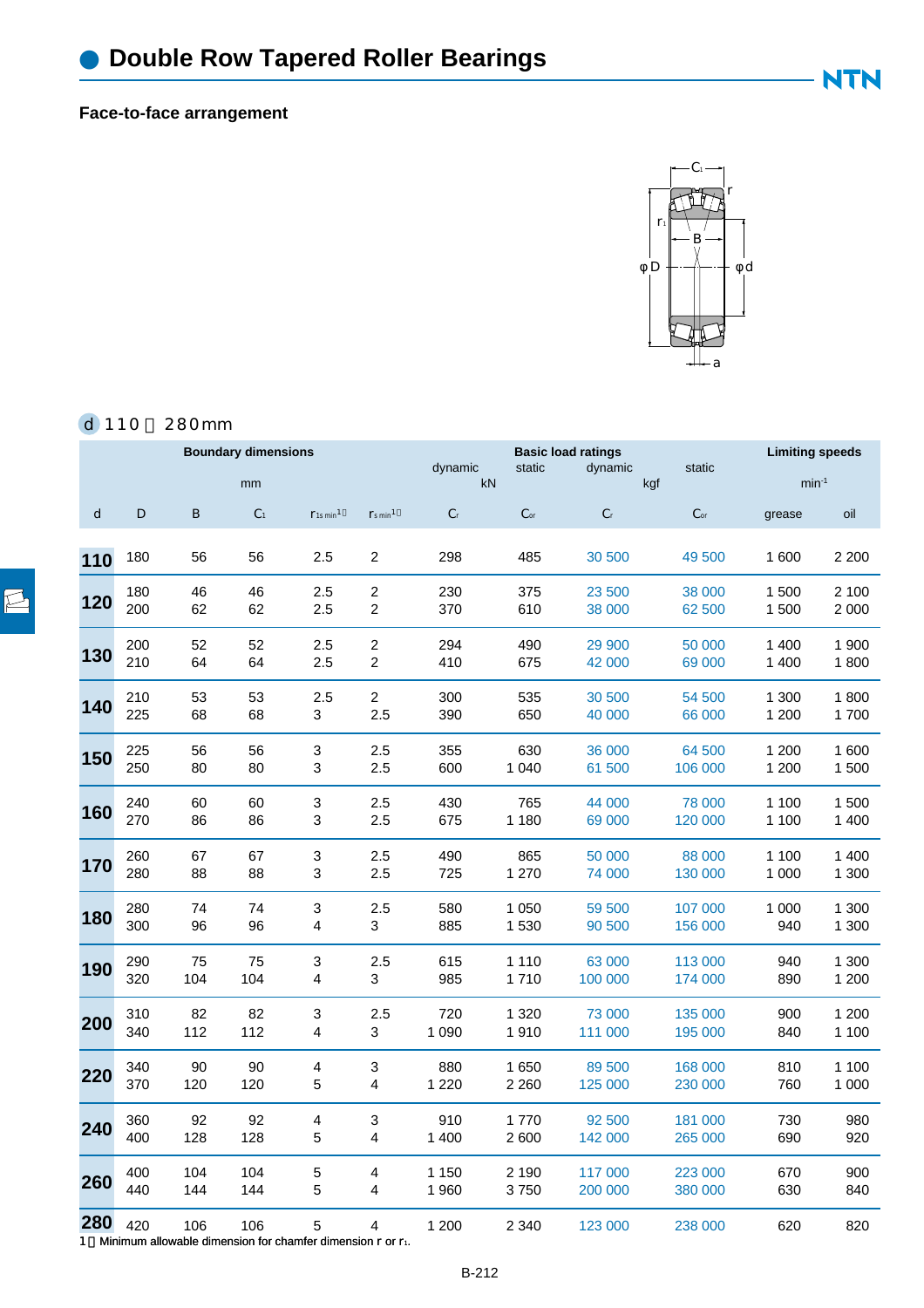# Double Row Tapered Roller Bearings

## Face-to-face arrangement

**d 110～280mm**

| | | | | | | | | | | | |
|---|---|---|---|---|---|---|---|---|---|---|---|
| **Boundary dimensions** | | | | | | **Basic load ratings** | | | | **Limiting speeds** | |
| | | | | | | dynamic | static | dynamic | static | | |
| mm | | | | | | kN | | kgf | | $min^{-1}$ | |
| d | D | B | $C_1$ | $r_{1s\,min}$ 1) | $r_{s\,min}$ 1) | $C_r$ | $C_{or}$ | $C_r$ | $C_{or}$ | grease | oil |
| **110** | 180 | 56 | 56 | 2.5 | 2 | 298 | 485 | 30 500 | 49 500 | 1 600 | 2 200 |
| **120** | 180 | 46 | 46 | 2.5 | 2 | 230 | 375 | 23 500 | 38 000 | 1 500 | 2 100 |
| | 200 | 62 | 62 | 2.5 | 2 | 370 | 610 | 38 000 | 62 500 | 1 500 | 2 000 |
| **130** | 200 | 52 | 52 | 2.5 | 2 | 294 | 490 | 29 900 | 50 000 | 1 400 | 1 900 |
| | 210 | 64 | 64 | 2.5 | 2 | 410 | 675 | 42 000 | 69 000 | 1 400 | 1 800 |
| **140** | 210 | 53 | 53 | 2.5 | 2 | 300 | 535 | 30 500 | 54 500 | 1 300 | 1 800 |
| | 225 | 68 | 68 | 3 | 2.5 | 390 | 650 | 40 000 | 66 000 | 1 200 | 1 700 |
| **150** | 225 | 56 | 56 | 3 | 2.5 | 355 | 630 | 36 000 | 64 500 | 1 200 | 1 600 |
| | 250 | 80 | 80 | 3 | 2.5 | 600 | 1 040 | 61 500 | 106 000 | 1 200 | 1 500 |
| **160** | 240 | 60 | 60 | 3 | 2.5 | 430 | 765 | 44 000 | 78 000 | 1 100 | 1 500 |
| | 270 | 86 | 86 | 3 | 2.5 | 675 | 1 180 | 69 000 | 120 000 | 1 100 | 1 400 |
| **170** | 260 | 67 | 67 | 3 | 2.5 | 490 | 865 | 50 000 | 88 000 | 1 100 | 1 400 |
| | 280 | 88 | 88 | 3 | 2.5 | 725 | 1 270 | 74 000 | 130 000 | 1 000 | 1 300 |
| **180** | 280 | 74 | 74 | 3 | 2.5 | 580 | 1 050 | 59 500 | 107 000 | 1 000 | 1 300 |
| | 300 | 96 | 96 | 4 | 3 | 885 | 1 530 | 90 500 | 156 000 | 940 | 1 300 |
| **190** | 290 | 75 | 75 | 3 | 2.5 | 615 | 1 110 | 63 000 | 113 000 | 940 | 1 300 |
| | 320 | 104 | 104 | 4 | 3 | 985 | 1 710 | 100 000 | 174 000 | 890 | 1 200 |
| **200** | 310 | 82 | 82 | 3 | 2.5 | 720 | 1 320 | 73 000 | 135 000 | 900 | 1 200 |
| | 340 | 112 | 112 | 4 | 3 | 1 090 | 1 910 | 111 000 | 195 000 | 840 | 1 100 |
| **220** | 340 | 90 | 90 | 4 | 3 | 880 | 1 650 | 89 500 | 168 000 | 810 | 1 100 |
| | 370 | 120 | 120 | 5 | 4 | 1 220 | 2 260 | 125 000 | 230 000 | 760 | 1 000 |
| **240** | 360 | 92 | 92 | 4 | 3 | 910 | 1 770 | 92 500 | 181 000 | 730 | 980 |
| | 400 | 128 | 128 | 5 | 4 | 1 400 | 2 600 | 142 000 | 265 000 | 690 | 920 |
| **260** | 400 | 104 | 104 | 5 | 4 | 1 150 | 2 190 | 117 000 | 223 000 | 670 | 900 |
| | 440 | 144 | 144 | 5 | 4 | 1 960 | 3 750 | 200 000 | 380 000 | 630 | 840 |
| **280** | 420 | 106 | 106 | 5 | 4 | 1 200 | 2 340 | 123 000 | 238 000 | 620 | 820 |

1）Minimum allowable dimension for chamfer dimension r or $r_1$.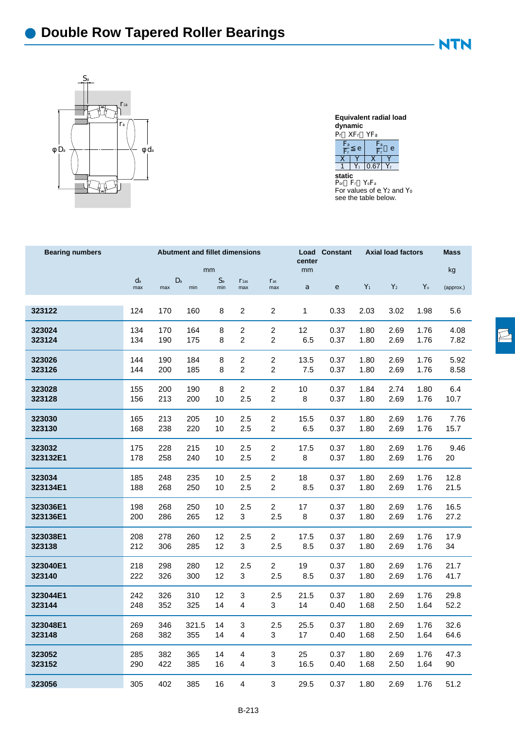# Double Row Tapered Roller Bearings

**Equivalent radial load**
**dynamic**
$P_r = XF_r + YF_a$

| $\frac{F_a}{F_r} \le e$ | | $\frac{F_a}{F_r} > e$ | |
|---|---|---|---|
| X | Y | X | Y |
| 1 | $Y_1$ | 0.67 | $Y_2$ |

**static**
$P_{or} = F_r + Y_o F_a$
For values of $e$, $Y_2$ and $Y_o$ see the table below.

| Bearing numbers | Abutment and fillet dimensions | | | | | | Load center | Constant | Axial load factors | | | Mass |
|---|---|---|---|---|---|---|---|---|---|---|---|---|
| | mm | | | | | | mm | | | | | kg |
| | $d_a$ max | $D_a$ max | $D_a$ min | $S_a$ min | $r_{1as}$ max | $r_{as}$ max | a | e | $Y_1$ | $Y_2$ | $Y_o$ | (approx.) |
| 323122 | 124 | 170 | 160 | 8 | 2 | 2 | 1 | 0.33 | 2.03 | 3.02 | 1.98 | 5.6 |
| 323024 | 134 | 170 | 164 | 8 | 2 | 2 | 12 | 0.37 | 1.80 | 2.69 | 1.76 | 4.08 |
| 323124 | 134 | 190 | 175 | 8 | 2 | 2 | 6.5 | 0.37 | 1.80 | 2.69 | 1.76 | 7.82 |
| 323026 | 144 | 190 | 184 | 8 | 2 | 2 | 13.5 | 0.37 | 1.80 | 2.69 | 1.76 | 5.92 |
| 323126 | 144 | 200 | 185 | 8 | 2 | 2 | 7.5 | 0.37 | 1.80 | 2.69 | 1.76 | 8.58 |
| 323028 | 155 | 200 | 190 | 8 | 2 | 2 | 10 | 0.37 | 1.84 | 2.74 | 1.80 | 6.4 |
| 323128 | 156 | 213 | 200 | 10 | 2.5 | 2 | 8 | 0.37 | 1.80 | 2.69 | 1.76 | 10.7 |
| 323030 | 165 | 213 | 205 | 10 | 2.5 | 2 | 15.5 | 0.37 | 1.80 | 2.69 | 1.76 | 7.76 |
| 323130 | 168 | 238 | 220 | 10 | 2.5 | 2 | 6.5 | 0.37 | 1.80 | 2.69 | 1.76 | 15.7 |
| 323032 | 175 | 228 | 215 | 10 | 2.5 | 2 | 17.5 | 0.37 | 1.80 | 2.69 | 1.76 | 9.46 |
| 323132E1 | 178 | 258 | 240 | 10 | 2.5 | 2 | 8 | 0.37 | 1.80 | 2.69 | 1.76 | 20 |
| 323034 | 185 | 248 | 235 | 10 | 2.5 | 2 | 18 | 0.37 | 1.80 | 2.69 | 1.76 | 12.8 |
| 323134E1 | 188 | 268 | 250 | 10 | 2.5 | 2 | 8.5 | 0.37 | 1.80 | 2.69 | 1.76 | 21.5 |
| 323036E1 | 198 | 268 | 250 | 10 | 2.5 | 2 | 17 | 0.37 | 1.80 | 2.69 | 1.76 | 16.5 |
| 323136E1 | 200 | 286 | 265 | 12 | 3 | 2.5 | 8 | 0.37 | 1.80 | 2.69 | 1.76 | 27.2 |
| 323038E1 | 208 | 278 | 260 | 12 | 2.5 | 2 | 17.5 | 0.37 | 1.80 | 2.69 | 1.76 | 17.9 |
| 323138 | 212 | 306 | 285 | 12 | 3 | 2.5 | 8.5 | 0.37 | 1.80 | 2.69 | 1.76 | 34 |
| 323040E1 | 218 | 298 | 280 | 12 | 2.5 | 2 | 19 | 0.37 | 1.80 | 2.69 | 1.76 | 21.7 |
| 323140 | 222 | 326 | 300 | 12 | 3 | 2.5 | 8.5 | 0.37 | 1.80 | 2.69 | 1.76 | 41.7 |
| 323044E1 | 242 | 326 | 310 | 12 | 3 | 2.5 | 21.5 | 0.37 | 1.80 | 2.69 | 1.76 | 29.8 |
| 323144 | 248 | 352 | 325 | 14 | 4 | 3 | 14 | 0.40 | 1.68 | 2.50 | 1.64 | 52.2 |
| 323048E1 | 269 | 346 | 321.5 | 14 | 3 | 2.5 | 25.5 | 0.37 | 1.80 | 2.69 | 1.76 | 32.6 |
| 323148 | 268 | 382 | 355 | 14 | 4 | 3 | 17 | 0.40 | 1.68 | 2.50 | 1.64 | 64.6 |
| 323052 | 285 | 382 | 365 | 14 | 4 | 3 | 25 | 0.37 | 1.80 | 2.69 | 1.76 | 47.3 |
| 323152 | 290 | 422 | 385 | 16 | 4 | 3 | 16.5 | 0.40 | 1.68 | 2.50 | 1.64 | 90 |
| 323056 | 305 | 402 | 385 | 16 | 4 | 3 | 29.5 | 0.37 | 1.80 | 2.69 | 1.76 | 51.2 |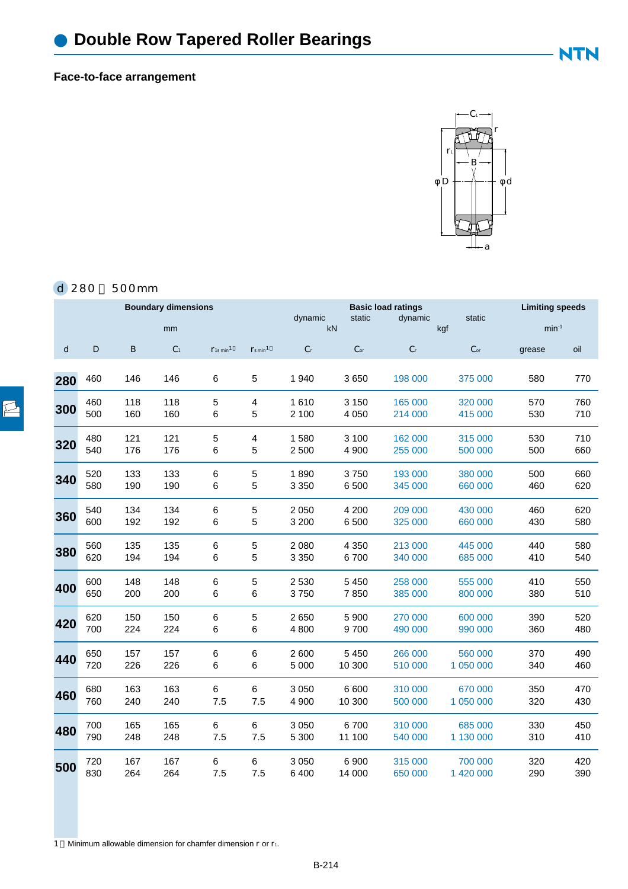# Double Row Tapered Roller Bearings

## Face-to-face arrangement

**d 280～500mm**

| Boundary dimensions | | | | | Basic load ratings | | | | Limiting speeds | |
|---|---|---|---|---|---|---|---|---|---|---|
| mm | | | | | dynamic | static | dynamic | static | $min^{-1}$ | |
| | | | | | kN | | kgf | | | |
| d | D | B | $C_1$ | $r_{1s\,min}$[1] | $r_{s\,min}$[1] | $C_r$ | $C_{or}$ | $C_r$ | $C_{or}$ | grease | oil |
| **280** | 460 | 146 | 146 | 6 | 5 | 1 940 | 3 650 | 198 000 | 375 000 | 580 | 770 |
| **300** | 460 | 118 | 118 | 5 | 4 | 1 610 | 3 150 | 165 000 | 320 000 | 570 | 760 |
| | 500 | 160 | 160 | 6 | 5 | 2 100 | 4 050 | 214 000 | 415 000 | 530 | 710 |
| **320** | 480 | 121 | 121 | 5 | 4 | 1 580 | 3 100 | 162 000 | 315 000 | 530 | 710 |
| | 540 | 176 | 176 | 6 | 5 | 2 500 | 4 900 | 255 000 | 500 000 | 500 | 660 |
| **340** | 520 | 133 | 133 | 6 | 5 | 1 890 | 3 750 | 193 000 | 380 000 | 500 | 660 |
| | 580 | 190 | 190 | 6 | 5 | 3 350 | 6 500 | 345 000 | 660 000 | 460 | 620 |
| **360** | 540 | 134 | 134 | 6 | 5 | 2 050 | 4 200 | 209 000 | 430 000 | 460 | 620 |
| | 600 | 192 | 192 | 6 | 5 | 3 200 | 6 500 | 325 000 | 660 000 | 430 | 580 |
| **380** | 560 | 135 | 135 | 6 | 5 | 2 080 | 4 350 | 213 000 | 445 000 | 440 | 580 |
| | 620 | 194 | 194 | 6 | 5 | 3 350 | 6 700 | 340 000 | 685 000 | 410 | 540 |
| **400** | 600 | 148 | 148 | 6 | 5 | 2 530 | 5 450 | 258 000 | 555 000 | 410 | 550 |
| | 650 | 200 | 200 | 6 | 6 | 3 750 | 7 850 | 385 000 | 800 000 | 380 | 510 |
| **420** | 620 | 150 | 150 | 6 | 5 | 2 650 | 5 900 | 270 000 | 600 000 | 390 | 520 |
| | 700 | 224 | 224 | 6 | 6 | 4 800 | 9 700 | 490 000 | 990 000 | 360 | 480 |
| **440** | 650 | 157 | 157 | 6 | 6 | 2 600 | 5 450 | 266 000 | 560 000 | 370 | 490 |
| | 720 | 226 | 226 | 6 | 6 | 5 000 | 10 300 | 510 000 | 1 050 000 | 340 | 460 |
| **460** | 680 | 163 | 163 | 6 | 6 | 3 050 | 6 600 | 310 000 | 670 000 | 350 | 470 |
| | 760 | 240 | 240 | 7.5 | 7.5 | 4 900 | 10 300 | 500 000 | 1 050 000 | 320 | 430 |
| **480** | 700 | 165 | 165 | 6 | 6 | 3 050 | 6 700 | 310 000 | 685 000 | 330 | 450 |
| | 790 | 248 | 248 | 7.5 | 7.5 | 5 300 | 11 100 | 540 000 | 1 130 000 | 310 | 410 |
| **500** | 720 | 167 | 167 | 6 | 6 | 3 050 | 6 900 | 315 000 | 700 000 | 320 | 420 |
| | 830 | 264 | 264 | 7.5 | 7.5 | 6 400 | 14 000 | 650 000 | 1 420 000 | 290 | 390 |

1）Minimum allowable dimension for chamfer dimension r or $r_1$.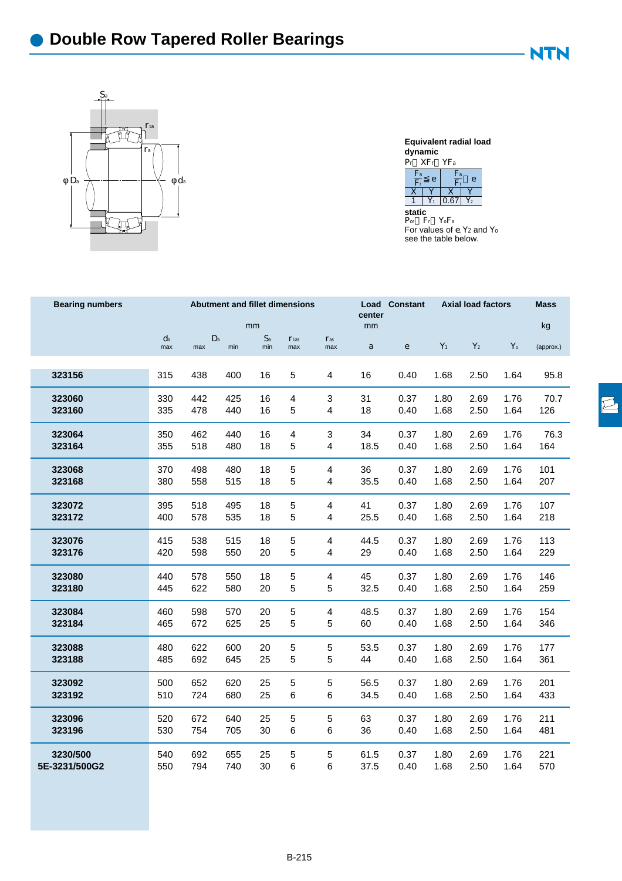# Double Row Tapered Roller Bearings

**Equivalent radial load**
**dynamic**
$P_r = XF_r + YF_a$

| $\frac{F_a}{F_r} \leq e$ | | $\frac{F_a}{F_r} > e$ | |
|---|---|---|---|
| X | Y | X | Y |
| 1 | $Y_1$ | 0.67 | $Y_2$ |

**static**
$P_{or} = F_r + Y_o F_a$
For values of $e$, $Y_2$ and $Y_o$ see the table below.

| Bearing numbers | Abutment and fillet dimensions (mm) | | | | | | Load center (mm) | Constant | Axial load factors | | | Mass (kg) |
|---|---|---|---|---|---|---|---|---|---|---|---|---|
| | $d_a$ max | $D_a$ max | $D_a$ min | $S_a$ min | $r_{1as}$ max | $r_{as}$ max | $a$ | $e$ | $Y_1$ | $Y_2$ | $Y_o$ | (approx.) |
| 323156 | 315 | 438 | 400 | 16 | 5 | 4 | 16 | 0.40 | 1.68 | 2.50 | 1.64 | 95.8 |
| 323060 | 330 | 442 | 425 | 16 | 4 | 3 | 31 | 0.37 | 1.80 | 2.69 | 1.76 | 70.7 |
| 323160 | 335 | 478 | 440 | 16 | 5 | 4 | 18 | 0.40 | 1.68 | 2.50 | 1.64 | 126 |
| 323064 | 350 | 462 | 440 | 16 | 4 | 3 | 34 | 0.37 | 1.80 | 2.69 | 1.76 | 76.3 |
| 323164 | 355 | 518 | 480 | 18 | 5 | 4 | 18.5 | 0.40 | 1.68 | 2.50 | 1.64 | 164 |
| 323068 | 370 | 498 | 480 | 18 | 5 | 4 | 36 | 0.37 | 1.80 | 2.69 | 1.76 | 101 |
| 323168 | 380 | 558 | 515 | 18 | 5 | 4 | 35.5 | 0.40 | 1.68 | 2.50 | 1.64 | 207 |
| 323072 | 395 | 518 | 495 | 18 | 5 | 4 | 41 | 0.37 | 1.80 | 2.69 | 1.76 | 107 |
| 323172 | 400 | 578 | 535 | 18 | 5 | 4 | 25.5 | 0.40 | 1.68 | 2.50 | 1.64 | 218 |
| 323076 | 415 | 538 | 515 | 18 | 5 | 4 | 44.5 | 0.37 | 1.80 | 2.69 | 1.76 | 113 |
| 323176 | 420 | 598 | 550 | 20 | 5 | 4 | 29 | 0.40 | 1.68 | 2.50 | 1.64 | 229 |
| 323080 | 440 | 578 | 550 | 18 | 5 | 4 | 45 | 0.37 | 1.80 | 2.69 | 1.76 | 146 |
| 323180 | 445 | 622 | 580 | 20 | 5 | 5 | 32.5 | 0.40 | 1.68 | 2.50 | 1.64 | 259 |
| 323084 | 460 | 598 | 570 | 20 | 5 | 4 | 48.5 | 0.37 | 1.80 | 2.69 | 1.76 | 154 |
| 323184 | 465 | 672 | 625 | 25 | 5 | 5 | 60 | 0.40 | 1.68 | 2.50 | 1.64 | 346 |
| 323088 | 480 | 622 | 600 | 20 | 5 | 5 | 53.5 | 0.37 | 1.80 | 2.69 | 1.76 | 177 |
| 323188 | 485 | 692 | 645 | 25 | 5 | 5 | 44 | 0.40 | 1.68 | 2.50 | 1.64 | 361 |
| 323092 | 500 | 652 | 620 | 25 | 5 | 5 | 56.5 | 0.37 | 1.80 | 2.69 | 1.76 | 201 |
| 323192 | 510 | 724 | 680 | 25 | 6 | 6 | 34.5 | 0.40 | 1.68 | 2.50 | 1.64 | 433 |
| 323096 | 520 | 672 | 640 | 25 | 5 | 5 | 63 | 0.37 | 1.80 | 2.69 | 1.76 | 211 |
| 323196 | 530 | 754 | 705 | 30 | 6 | 6 | 36 | 0.40 | 1.68 | 2.50 | 1.64 | 481 |
| 3230/500 | 540 | 692 | 655 | 25 | 5 | 5 | 61.5 | 0.37 | 1.80 | 2.69 | 1.76 | 221 |
| 5E-3231/500G2 | 550 | 794 | 740 | 30 | 6 | 6 | 37.5 | 0.40 | 1.68 | 2.50 | 1.64 | 570 |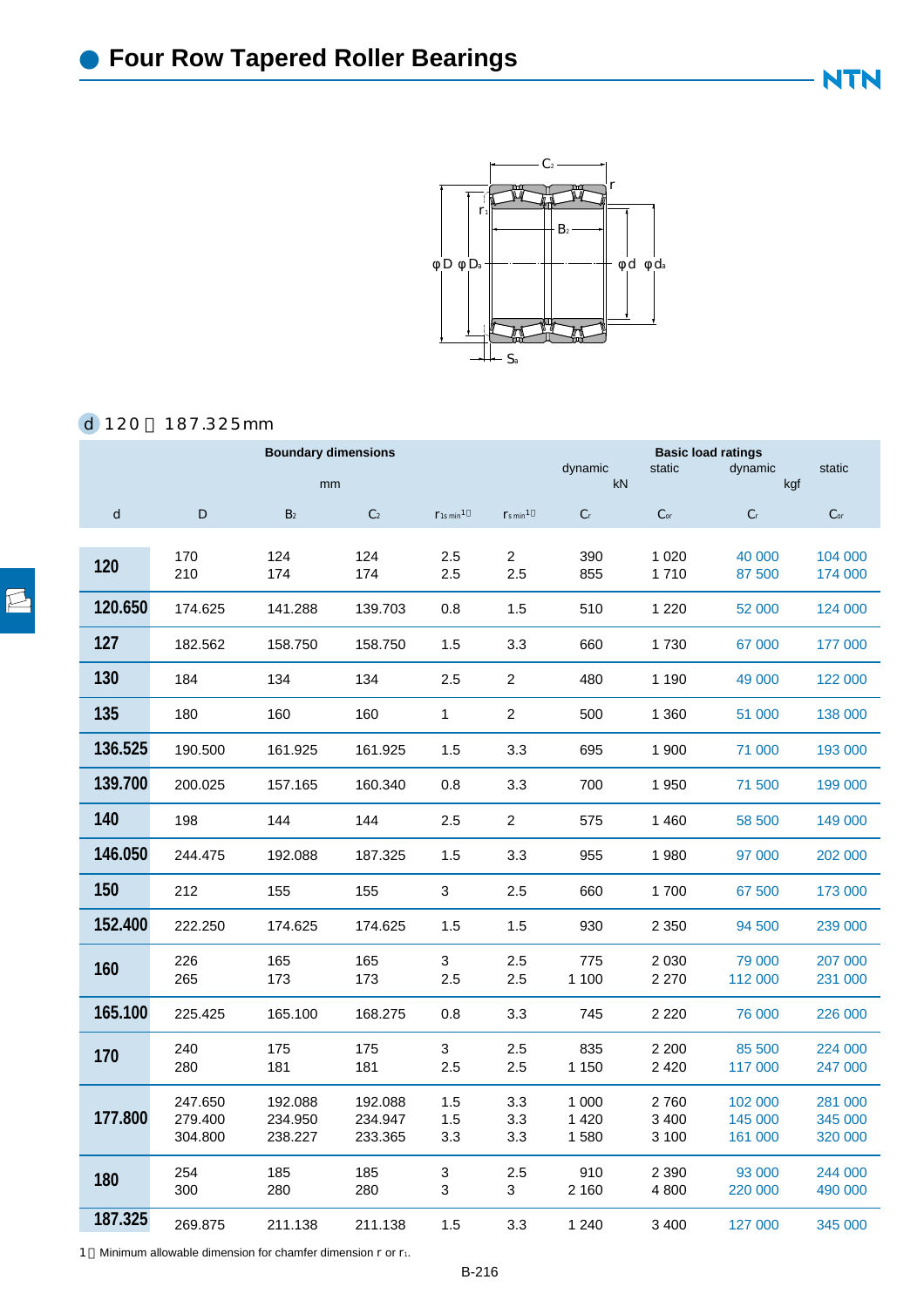# Four Row Tapered Roller Bearings

d 120～187.325mm

| Boundary dimensions | | | | | | Basic load ratings | | | |
|---|---|---|---|---|---|---|---|---|---|
| mm | | | | | | dynamic | static | dynamic | static |
| | | | | | | kN | | kgf | |
| d | D | $B_2$ | $C_2$ | $r_{1s\,min}$[1] | $r_{s\,min}$[1] | $C_r$ | $C_{or}$ | $C_r$ | $C_{or}$ |
| 120 | 170 | 124 | 124 | 2.5 | 2 | 390 | 1 020 | 40 000 | 104 000 |
| | 210 | 174 | 174 | 2.5 | 2.5 | 855 | 1 710 | 87 500 | 174 000 |
| 120.650 | 174.625 | 141.288 | 139.703 | 0.8 | 1.5 | 510 | 1 220 | 52 000 | 124 000 |
| 127 | 182.562 | 158.750 | 158.750 | 1.5 | 3.3 | 660 | 1 730 | 67 000 | 177 000 |
| 130 | 184 | 134 | 134 | 2.5 | 2 | 480 | 1 190 | 49 000 | 122 000 |
| 135 | 180 | 160 | 160 | 1 | 2 | 500 | 1 360 | 51 000 | 138 000 |
| 136.525 | 190.500 | 161.925 | 161.925 | 1.5 | 3.3 | 695 | 1 900 | 71 000 | 193 000 |
| 139.700 | 200.025 | 157.165 | 160.340 | 0.8 | 3.3 | 700 | 1 950 | 71 500 | 199 000 |
| 140 | 198 | 144 | 144 | 2.5 | 2 | 575 | 1 460 | 58 500 | 149 000 |
| 146.050 | 244.475 | 192.088 | 187.325 | 1.5 | 3.3 | 955 | 1 980 | 97 000 | 202 000 |
| 150 | 212 | 155 | 155 | 3 | 2.5 | 660 | 1 700 | 67 500 | 173 000 |
| 152.400 | 222.250 | 174.625 | 174.625 | 1.5 | 1.5 | 930 | 2 350 | 94 500 | 239 000 |
| 160 | 226 | 165 | 165 | 3 | 2.5 | 775 | 2 030 | 79 000 | 207 000 |
| | 265 | 173 | 173 | 2.5 | 2.5 | 1 100 | 2 270 | 112 000 | 231 000 |
| 165.100 | 225.425 | 165.100 | 168.275 | 0.8 | 3.3 | 745 | 2 220 | 76 000 | 226 000 |
| 170 | 240 | 175 | 175 | 3 | 2.5 | 835 | 2 200 | 85 500 | 224 000 |
| | 280 | 181 | 181 | 2.5 | 2.5 | 1 150 | 2 420 | 117 000 | 247 000 |
| 177.800 | 247.650 | 192.088 | 192.088 | 1.5 | 3.3 | 1 000 | 2 760 | 102 000 | 281 000 |
| | 279.400 | 234.950 | 234.947 | 1.5 | 3.3 | 1 420 | 3 400 | 145 000 | 345 000 |
| | 304.800 | 238.227 | 233.365 | 3.3 | 3.3 | 1 580 | 3 100 | 161 000 | 320 000 |
| 180 | 254 | 185 | 185 | 3 | 2.5 | 910 | 2 390 | 93 000 | 244 000 |
| | 300 | 280 | 280 | 3 | 3 | 2 160 | 4 800 | 220 000 | 490 000 |
| 187.325 | 269.875 | 211.138 | 211.138 | 1.5 | 3.3 | 1 240 | 3 400 | 127 000 | 345 000 |

1　Minimum allowable dimension for chamfer dimension r or $r_1$.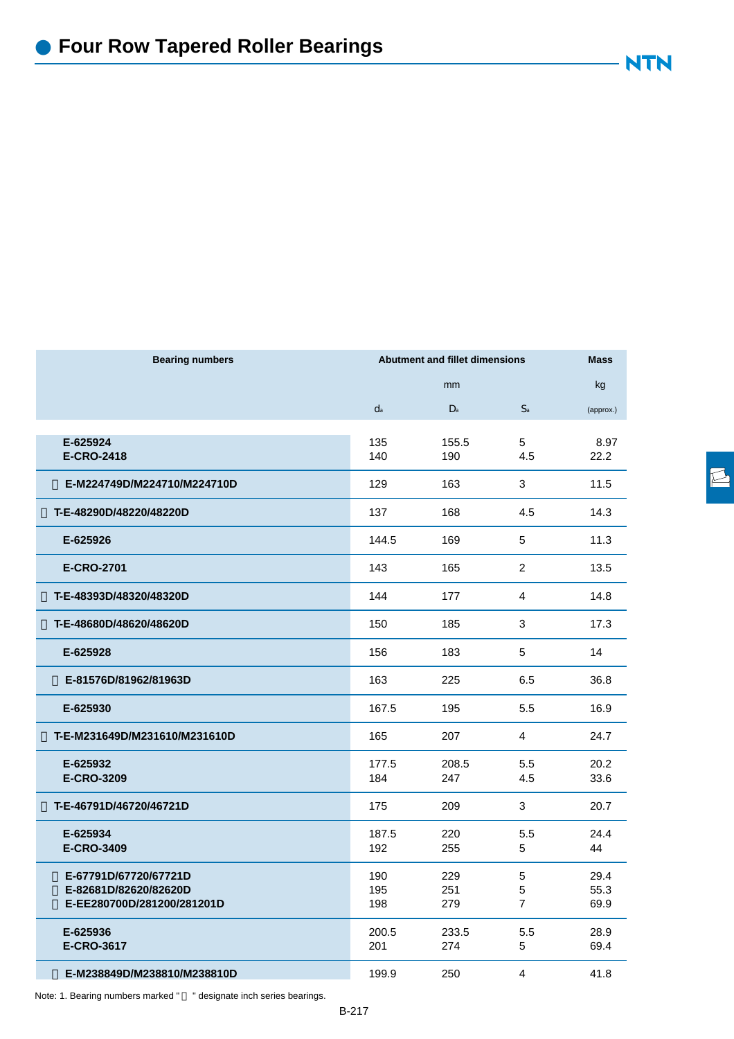# Four Row Tapered Roller Bearings

| Bearing numbers | Abutment and fillet dimensions | | | Mass |
|---|---|---|---|---|
| | mm | | | kg |
| | $d_a$ | $D_a$ | $S_a$ | (approx.) |
| E-625924 | 135 | 155.5 | 5 | 8.97 |
| E-CRO-2418 | 140 | 190 | 4.5 | 22.2 |
|  E-M224749D/M224710/M224710D | 129 | 163 | 3 | 11.5 |
|  T-E-48290D/48220/48220D | 137 | 168 | 4.5 | 14.3 |
| E-625926 | 144.5 | 169 | 5 | 11.3 |
| E-CRO-2701 | 143 | 165 | 2 | 13.5 |
|  T-E-48393D/48320/48320D | 144 | 177 | 4 | 14.8 |
|  T-E-48680D/48620/48620D | 150 | 185 | 3 | 17.3 |
| E-625928 | 156 | 183 | 5 | 14 |
|  E-81576D/81962/81963D | 163 | 225 | 6.5 | 36.8 |
| E-625930 | 167.5 | 195 | 5.5 | 16.9 |
|  T-E-M231649D/M231610/M231610D | 165 | 207 | 4 | 24.7 |
| E-625932 | 177.5 | 208.5 | 5.5 | 20.2 |
| E-CRO-3209 | 184 | 247 | 4.5 | 33.6 |
|  T-E-46791D/46720/46721D | 175 | 209 | 3 | 20.7 |
| E-625934 | 187.5 | 220 | 5.5 | 24.4 |
| E-CRO-3409 | 192 | 255 | 5 | 44 |
|  E-67791D/67720/67721D | 190 | 229 | 5 | 29.4 |
|  E-82681D/82620/82620D | 195 | 251 | 5 | 55.3 |
|  E-EE280700D/281200/281201D | 198 | 279 | 7 | 69.9 |
| E-625936 | 200.5 | 233.5 | 5.5 | 28.9 |
| E-CRO-3617 | 201 | 274 | 5 | 69.4 |
|  E-M238849D/M238810/M238810D | 199.9 | 250 | 4 | 41.8 |

Note: 1. Bearing numbers marked "  " designate inch series bearings.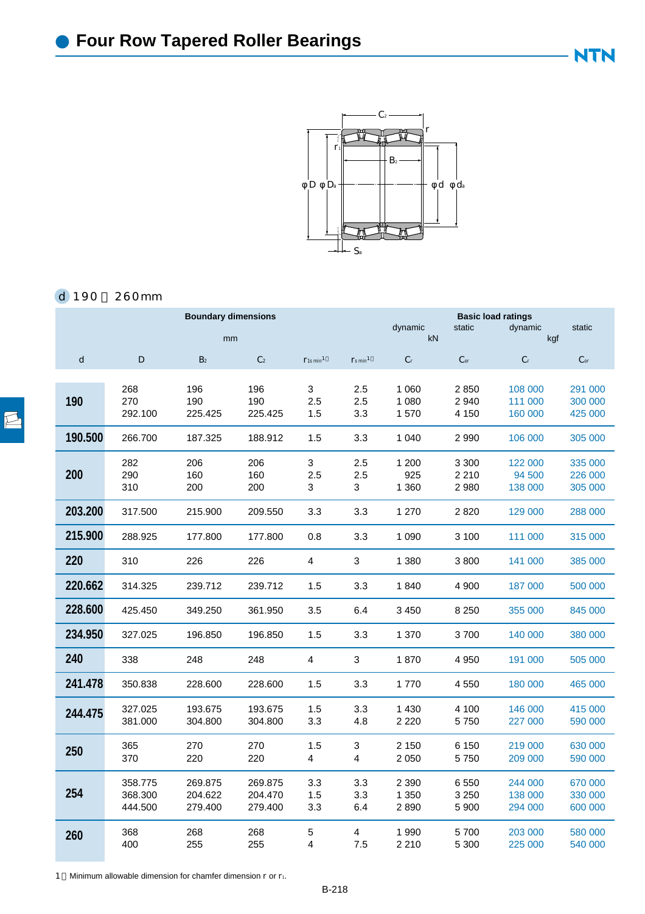# Four Row Tapered Roller Bearings

d 190～260mm

| Boundary dimensions | | | | | | Basic load ratings | | | |
|---|---|---|---|---|---|---|---|---|---|
| mm | | | | | | dynamic | static | dynamic | static |
| | | | | | | kN | | kgf | |
| d | D | $B_2$ | $C_2$ | $r_{1s\,min}$[1] | $r_{s\,min}$[1] | $C_r$ | $C_{or}$ | $C_r$ | $C_{or}$ |
| 190 | 268 | 196 | 196 | 3 | 2.5 | 1 060 | 2 850 | 108 000 | 291 000 |
| | 270 | 190 | 190 | 2.5 | 2.5 | 1 080 | 2 940 | 111 000 | 300 000 |
| | 292.100 | 225.425 | 225.425 | 1.5 | 3.3 | 1 570 | 4 150 | 160 000 | 425 000 |
| 190.500 | 266.700 | 187.325 | 188.912 | 1.5 | 3.3 | 1 040 | 2 990 | 106 000 | 305 000 |
| 200 | 282 | 206 | 206 | 3 | 2.5 | 1 200 | 3 300 | 122 000 | 335 000 |
| | 290 | 160 | 160 | 2.5 | 2.5 | 925 | 2 210 | 94 500 | 226 000 |
| | 310 | 200 | 200 | 3 | 3 | 1 360 | 2 980 | 138 000 | 305 000 |
| 203.200 | 317.500 | 215.900 | 209.550 | 3.3 | 3.3 | 1 270 | 2 820 | 129 000 | 288 000 |
| 215.900 | 288.925 | 177.800 | 177.800 | 0.8 | 3.3 | 1 090 | 3 100 | 111 000 | 315 000 |
| 220 | 310 | 226 | 226 | 4 | 3 | 1 380 | 3 800 | 141 000 | 385 000 |
| 220.662 | 314.325 | 239.712 | 239.712 | 1.5 | 3.3 | 1 840 | 4 900 | 187 000 | 500 000 |
| 228.600 | 425.450 | 349.250 | 361.950 | 3.5 | 6.4 | 3 450 | 8 250 | 355 000 | 845 000 |
| 234.950 | 327.025 | 196.850 | 196.850 | 1.5 | 3.3 | 1 370 | 3 700 | 140 000 | 380 000 |
| 240 | 338 | 248 | 248 | 4 | 3 | 1 870 | 4 950 | 191 000 | 505 000 |
| 241.478 | 350.838 | 228.600 | 228.600 | 1.5 | 3.3 | 1 770 | 4 550 | 180 000 | 465 000 |
| 244.475 | 327.025 | 193.675 | 193.675 | 1.5 | 3.3 | 1 430 | 4 100 | 146 000 | 415 000 |
| | 381.000 | 304.800 | 304.800 | 3.3 | 4.8 | 2 220 | 5 750 | 227 000 | 590 000 |
| 250 | 365 | 270 | 270 | 1.5 | 3 | 2 150 | 6 150 | 219 000 | 630 000 |
| | 370 | 220 | 220 | 4 | 4 | 2 050 | 5 750 | 209 000 | 590 000 |
| 254 | 358.775 | 269.875 | 269.875 | 3.3 | 3.3 | 2 390 | 6 550 | 244 000 | 670 000 |
| | 368.300 | 204.622 | 204.470 | 1.5 | 3.3 | 1 350 | 3 250 | 138 000 | 330 000 |
| | 444.500 | 279.400 | 279.400 | 3.3 | 6.4 | 2 890 | 5 900 | 294 000 | 600 000 |
| 260 | 368 | 268 | 268 | 5 | 4 | 1 990 | 5 700 | 203 000 | 580 000 |
| | 400 | 255 | 255 | 4 | 7.5 | 2 210 | 5 300 | 225 000 | 540 000 |

1 Minimum allowable dimension for chamfer dimension r or $r_1$.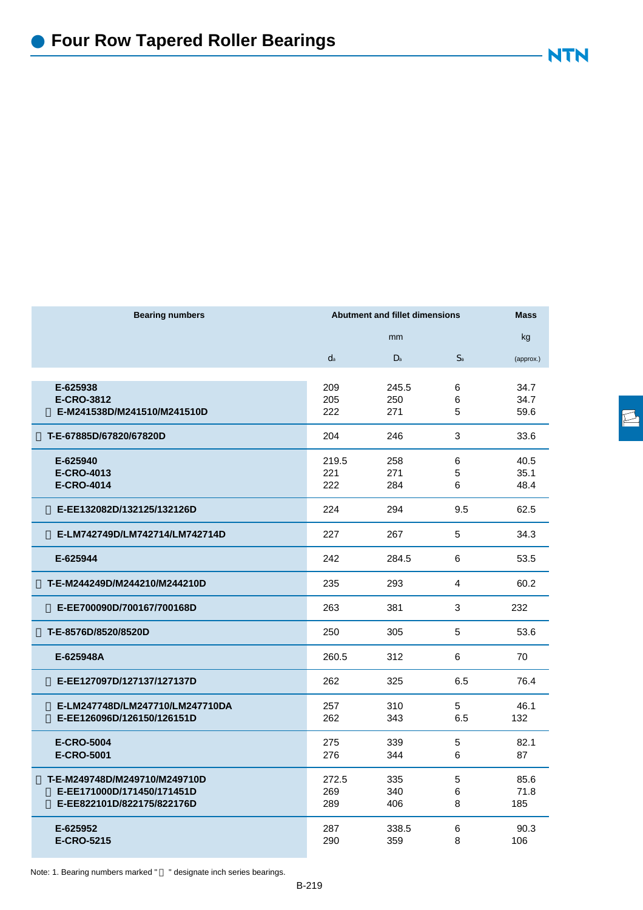# Four Row Tapered Roller Bearings

| Bearing numbers | Abutment and fillet dimensions | | | Mass |
|---|---|---|---|---|
| | mm | | | kg |
| | $d_a$ | $D_a$ | $S_a$ | (approx.) |
| E-625938 | 209 | 245.5 | 6 | 34.7 |
| E-CRO-3812 | 205 | 250 | 6 | 34.7 |
|  E-M241538D/M241510/M241510D | 222 | 271 | 5 | 59.6 |
|  T-E-67885D/67820/67820D | 204 | 246 | 3 | 33.6 |
| E-625940 | 219.5 | 258 | 6 | 40.5 |
| E-CRO-4013 | 221 | 271 | 5 | 35.1 |
| E-CRO-4014 | 222 | 284 | 6 | 48.4 |
|  E-EE132082D/132125/132126D | 224 | 294 | 9.5 | 62.5 |
|  E-LM742749D/LM742714/LM742714D | 227 | 267 | 5 | 34.3 |
| E-625944 | 242 | 284.5 | 6 | 53.5 |
|  T-E-M244249D/M244210/M244210D | 235 | 293 | 4 | 60.2 |
|  E-EE700090D/700167/700168D | 263 | 381 | 3 | 232 |
|  T-E-8576D/8520/8520D | 250 | 305 | 5 | 53.6 |
| E-625948A | 260.5 | 312 | 6 | 70 |
|  E-EE127097D/127137/127137D | 262 | 325 | 6.5 | 76.4 |
|  E-LM247748D/LM247710/LM247710DA | 257 | 310 | 5 | 46.1 |
|  E-EE126096D/126150/126151D | 262 | 343 | 6.5 | 132 |
| E-CRO-5004 | 275 | 339 | 5 | 82.1 |
| E-CRO-5001 | 276 | 344 | 6 | 87 |
|  T-E-M249748D/M249710/M249710D | 272.5 | 335 | 5 | 85.6 |
|  E-EE171000D/171450/171451D | 269 | 340 | 6 | 71.8 |
|  E-EE822101D/822175/822176D | 289 | 406 | 8 | 185 |
| E-625952 | 287 | 338.5 | 6 | 90.3 |
| E-CRO-5215 | 290 | 359 | 8 | 106 |

Note: 1. Bearing numbers marked "" designate inch series bearings.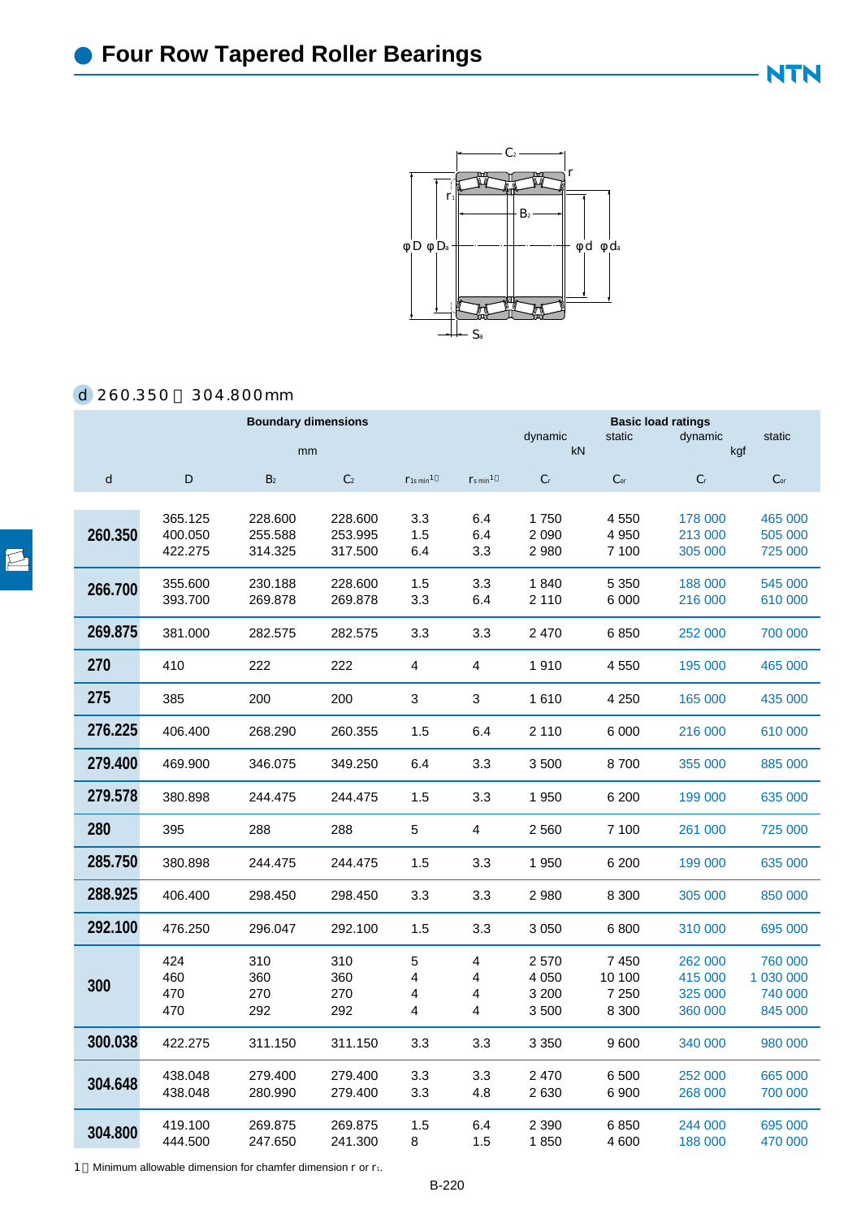# Four Row Tapered Roller Bearings

d 260.350～304.800mm

| Boundary dimensions | | | | | | Basic load ratings | | | |
|---|---|---|---|---|---|---|---|---|---|
| mm | | | | | | dynamic | static | dynamic | static |
| | | | | | | kN | | kgf | |
| d | D | $B_2$ | $C_2$ | $r_{1s\,min}$[1] | $r_{s\,min}$[1] | $C_r$ | $C_{or}$ | $C_r$ | $C_{or}$ |
| 260.350 | 365.125 | 228.600 | 228.600 | 3.3 | 6.4 | 1 750 | 4 550 | 178 000 | 465 000 |
| | 400.050 | 255.588 | 253.995 | 1.5 | 6.4 | 2 090 | 4 950 | 213 000 | 505 000 |
| | 422.275 | 314.325 | 317.500 | 6.4 | 3.3 | 2 980 | 7 100 | 305 000 | 725 000 |
| 266.700 | 355.600 | 230.188 | 228.600 | 1.5 | 3.3 | 1 840 | 5 350 | 188 000 | 545 000 |
| | 393.700 | 269.878 | 269.878 | 3.3 | 6.4 | 2 110 | 6 000 | 216 000 | 610 000 |
| 269.875 | 381.000 | 282.575 | 282.575 | 3.3 | 3.3 | 2 470 | 6 850 | 252 000 | 700 000 |
| 270 | 410 | 222 | 222 | 4 | 4 | 1 910 | 4 550 | 195 000 | 465 000 |
| 275 | 385 | 200 | 200 | 3 | 3 | 1 610 | 4 250 | 165 000 | 435 000 |
| 276.225 | 406.400 | 268.290 | 260.355 | 1.5 | 6.4 | 2 110 | 6 000 | 216 000 | 610 000 |
| 279.400 | 469.900 | 346.075 | 349.250 | 6.4 | 3.3 | 3 500 | 8 700 | 355 000 | 885 000 |
| 279.578 | 380.898 | 244.475 | 244.475 | 1.5 | 3.3 | 1 950 | 6 200 | 199 000 | 635 000 |
| 280 | 395 | 288 | 288 | 5 | 4 | 2 560 | 7 100 | 261 000 | 725 000 |
| 285.750 | 380.898 | 244.475 | 244.475 | 1.5 | 3.3 | 1 950 | 6 200 | 199 000 | 635 000 |
| 288.925 | 406.400 | 298.450 | 298.450 | 3.3 | 3.3 | 2 980 | 8 300 | 305 000 | 850 000 |
| 292.100 | 476.250 | 296.047 | 292.100 | 1.5 | 3.3 | 3 050 | 6 800 | 310 000 | 695 000 |
| 300 | 424 | 310 | 310 | 5 | 4 | 2 570 | 7 450 | 262 000 | 760 000 |
| | 460 | 360 | 360 | 4 | 4 | 4 050 | 10 100 | 415 000 | 1 030 000 |
| | 470 | 270 | 270 | 4 | 4 | 3 200 | 7 250 | 325 000 | 740 000 |
| | 470 | 292 | 292 | 4 | 4 | 3 500 | 8 300 | 360 000 | 845 000 |
| 300.038 | 422.275 | 311.150 | 311.150 | 3.3 | 3.3 | 3 350 | 9 600 | 340 000 | 980 000 |
| 304.648 | 438.048 | 279.400 | 279.400 | 3.3 | 3.3 | 2 470 | 6 500 | 252 000 | 665 000 |
| | 438.048 | 280.990 | 279.400 | 3.3 | 4.8 | 2 630 | 6 900 | 268 000 | 700 000 |
| 304.800 | 419.100 | 269.875 | 269.875 | 1.5 | 6.4 | 2 390 | 6 850 | 244 000 | 695 000 |
| | 444.500 | 247.650 | 241.300 | 8 | 1.5 | 1 850 | 4 600 | 188 000 | 470 000 |

1) Minimum allowable dimension for chamfer dimension r or $r_1$.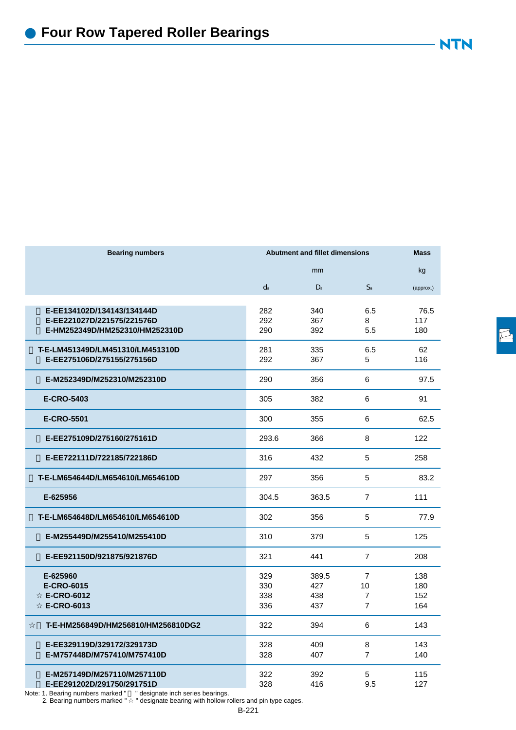# Four Row Tapered Roller Bearings

| Bearing numbers | Abutment and fillet dimensions | | | Mass |
|---|---|---|---|---|
| | mm | | | kg |
| | $d_a$ | $D_a$ | $S_a$ | (approx.) |
| E-EE134102D/134143/134144D | 282 | 340 | 6.5 | 76.5 |
| E-EE221027D/221575/221576D | 292 | 367 | 8 | 117 |
| E-HM252349D/HM252310/HM252310D | 290 | 392 | 5.5 | 180 |
| T-E-LM451349D/LM451310/LM451310D | 281 | 335 | 6.5 | 62 |
| E-EE275106D/275155/275156D | 292 | 367 | 5 | 116 |
| E-M252349D/M252310/M252310D | 290 | 356 | 6 | 97.5 |
| E-CRO-5403 | 305 | 382 | 6 | 91 |
| E-CRO-5501 | 300 | 355 | 6 | 62.5 |
| E-EE275109D/275160/275161D | 293.6 | 366 | 8 | 122 |
| E-EE722111D/722185/722186D | 316 | 432 | 5 | 258 |
| T-E-LM654644D/LM654610/LM654610D | 297 | 356 | 5 | 83.2 |
| E-625956 | 304.5 | 363.5 | 7 | 111 |
| T-E-LM654648D/LM654610/LM654610D | 302 | 356 | 5 | 77.9 |
| E-M255449D/M255410/M255410D | 310 | 379 | 5 | 125 |
| E-EE921150D/921875/921876D | 321 | 441 | 7 | 208 |
| E-625960 | 329 | 389.5 | 7 | 138 |
| E-CRO-6015 | 330 | 427 | 10 | 180 |
| ☆ E-CRO-6012 | 338 | 438 | 7 | 152 |
| ☆ E-CRO-6013 | 336 | 437 | 7 | 164 |
| ☆ T-E-HM256849D/HM256810/HM256810DG2 | 322 | 394 | 6 | 143 |
| E-EE329119D/329172/329173D | 328 | 409 | 8 | 143 |
| E-M757448D/M757410/M757410D | 328 | 407 | 7 | 140 |
| E-M257149D/M257110/M257110D | 322 | 392 | 5 | 115 |
| E-EE291202D/291750/291751D | 328 | 416 | 9.5 | 127 |

Note: 1. Bearing numbers marked "  " designate inch series bearings.
2. Bearing numbers marked " ☆ " designate bearing with hollow rollers and pin type cages.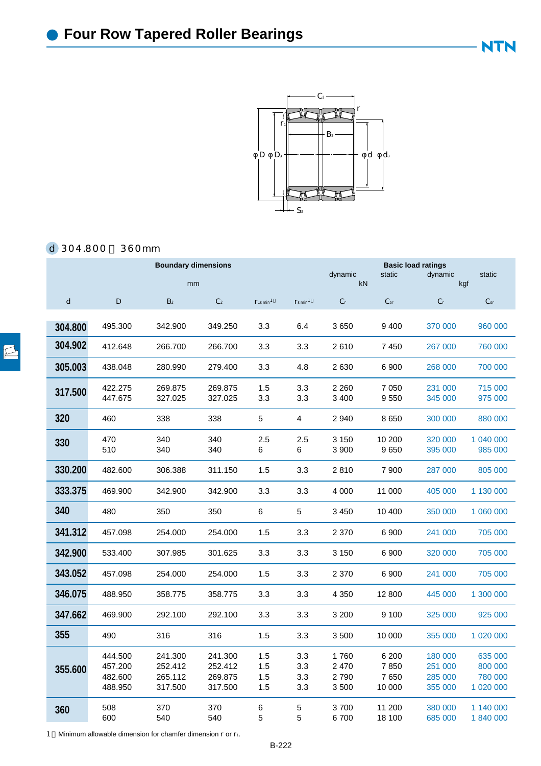# Four Row Tapered Roller Bearings

d 304.800～360mm

| Boundary dimensions | | | | | | Basic load ratings | | | |
|---|---|---|---|---|---|---|---|---|---|
| mm | | | | | | dynamic | static | dynamic | static |
| | | | | | | kN | | kgf | |
| d | D | $B_2$ | $C_2$ | $r_{1s\,min}$[1] | $r_{s\,min}$[1] | $C_r$ | $C_{or}$ | $C_r$ | $C_{or}$ |
| 304.800 | 495.300 | 342.900 | 349.250 | 3.3 | 6.4 | 3 650 | 9 400 | 370 000 | 960 000 |
| 304.902 | 412.648 | 266.700 | 266.700 | 3.3 | 3.3 | 2 610 | 7 450 | 267 000 | 760 000 |
| 305.003 | 438.048 | 280.990 | 279.400 | 3.3 | 4.8 | 2 630 | 6 900 | 268 000 | 700 000 |
| 317.500 | 422.275 | 269.875 | 269.875 | 1.5 | 3.3 | 2 260 | 7 050 | 231 000 | 715 000 |
| | 447.675 | 327.025 | 327.025 | 3.3 | 3.3 | 3 400 | 9 550 | 345 000 | 975 000 |
| 320 | 460 | 338 | 338 | 5 | 4 | 2 940 | 8 650 | 300 000 | 880 000 |
| 330 | 470 | 340 | 340 | 2.5 | 2.5 | 3 150 | 10 200 | 320 000 | 1 040 000 |
| | 510 | 340 | 340 | 6 | 6 | 3 900 | 9 650 | 395 000 | 985 000 |
| 330.200 | 482.600 | 306.388 | 311.150 | 1.5 | 3.3 | 2 810 | 7 900 | 287 000 | 805 000 |
| 333.375 | 469.900 | 342.900 | 342.900 | 3.3 | 3.3 | 4 000 | 11 000 | 405 000 | 1 130 000 |
| 340 | 480 | 350 | 350 | 6 | 5 | 3 450 | 10 400 | 350 000 | 1 060 000 |
| 341.312 | 457.098 | 254.000 | 254.000 | 1.5 | 3.3 | 2 370 | 6 900 | 241 000 | 705 000 |
| 342.900 | 533.400 | 307.985 | 301.625 | 3.3 | 3.3 | 3 150 | 6 900 | 320 000 | 705 000 |
| 343.052 | 457.098 | 254.000 | 254.000 | 1.5 | 3.3 | 2 370 | 6 900 | 241 000 | 705 000 |
| 346.075 | 488.950 | 358.775 | 358.775 | 3.3 | 3.3 | 4 350 | 12 800 | 445 000 | 1 300 000 |
| 347.662 | 469.900 | 292.100 | 292.100 | 3.3 | 3.3 | 3 200 | 9 100 | 325 000 | 925 000 |
| 355 | 490 | 316 | 316 | 1.5 | 3.3 | 3 500 | 10 000 | 355 000 | 1 020 000 |
| 355.600 | 444.500 | 241.300 | 241.300 | 1.5 | 3.3 | 1 760 | 6 200 | 180 000 | 635 000 |
| | 457.200 | 252.412 | 252.412 | 1.5 | 3.3 | 2 470 | 7 850 | 251 000 | 800 000 |
| | 482.600 | 265.112 | 269.875 | 1.5 | 3.3 | 2 790 | 7 650 | 285 000 | 780 000 |
| | 488.950 | 317.500 | 317.500 | 1.5 | 3.3 | 3 500 | 10 000 | 355 000 | 1 020 000 |
| 360 | 508 | 370 | 370 | 6 | 5 | 3 700 | 11 200 | 380 000 | 1 140 000 |
| | 600 | 540 | 540 | 5 | 5 | 6 700 | 18 100 | 685 000 | 1 840 000 |

1) Minimum allowable dimension for chamfer dimension r or $r_1$.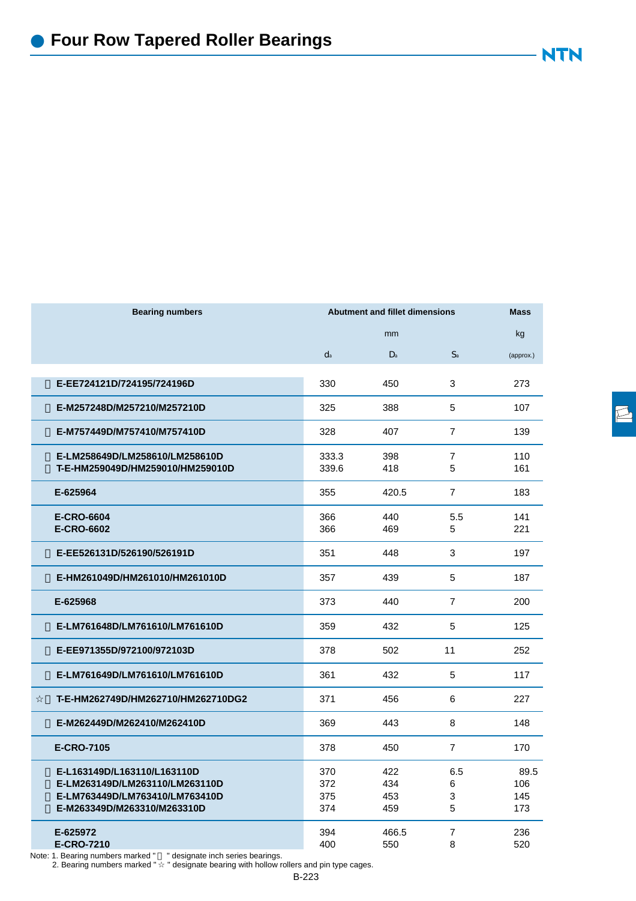# Four Row Tapered Roller Bearings

| Bearing numbers | Abutment and fillet dimensions | | | Mass |
|---|---|---|---|---|
| | mm | | | kg |
| | $d_a$ | $D_a$ | $S_a$ | (approx.) |
| E-EE724121D/724195/724196D | 330 | 450 | 3 | 273 |
| E-M257248D/M257210/M257210D | 325 | 388 | 5 | 107 |
| E-M757449D/M757410/M757410D | 328 | 407 | 7 | 139 |
| E-LM258649D/LM258610/LM258610D | 333.3 | 398 | 7 | 110 |
| T-E-HM259049D/HM259010/HM259010D | 339.6 | 418 | 5 | 161 |
| E-625964 | 355 | 420.5 | 7 | 183 |
| E-CRO-6604 | 366 | 440 | 5.5 | 141 |
| E-CRO-6602 | 366 | 469 | 5 | 221 |
| E-EE526131D/526190/526191D | 351 | 448 | 3 | 197 |
| E-HM261049D/HM261010/HM261010D | 357 | 439 | 5 | 187 |
| E-625968 | 373 | 440 | 7 | 200 |
| E-LM761648D/LM761610/LM761610D | 359 | 432 | 5 | 125 |
| E-EE971355D/972100/972103D | 378 | 502 | 11 | 252 |
| E-LM761649D/LM761610/LM761610D | 361 | 432 | 5 | 117 |
| ☆ T-E-HM262749D/HM262710/HM262710DG2 | 371 | 456 | 6 | 227 |
| E-M262449D/M262410/M262410D | 369 | 443 | 8 | 148 |
| E-CRO-7105 | 378 | 450 | 7 | 170 |
| E-L163149D/L163110/L163110D | 370 | 422 | 6.5 | 89.5 |
| E-LM263149D/LM263110/LM263110D | 372 | 434 | 6 | 106 |
| E-LM763449D/LM763410/LM763410D | 375 | 453 | 3 | 145 |
| E-M263349D/M263310/M263310D | 374 | 459 | 5 | 173 |
| E-625972 | 394 | 466.5 | 7 | 236 |
| E-CRO-7210 | 400 | 550 | 8 | 520 |

Note: 1. Bearing numbers marked "" designate inch series bearings.
2. Bearing numbers marked "☆" designate bearing with hollow rollers and pin type cages.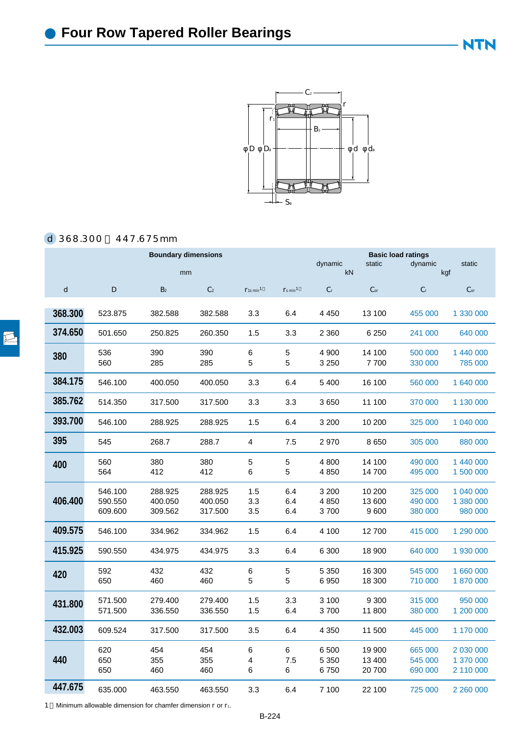# Four Row Tapered Roller Bearings

d 368.300～447.675mm

| Boundary dimensions | | | | | | Basic load ratings | | | |
|---|---|---|---|---|---|---|---|---|---|
| mm | | | | | | dynamic | static | dynamic | static |
| | | | | | | kN | | kgf | |
| d | D | $B_2$ | $C_2$ | $r_{1s\,min}$[1] | $r_{s\,min}$[1] | $C_r$ | $C_{or}$ | $C_r$ | $C_{or}$ |
| 368.300 | 523.875 | 382.588 | 382.588 | 3.3 | 6.4 | 4 450 | 13 100 | 455 000 | 1 330 000 |
| 374.650 | 501.650 | 250.825 | 260.350 | 1.5 | 3.3 | 2 360 | 6 250 | 241 000 | 640 000 |
| 380 | 536 | 390 | 390 | 6 | 5 | 4 900 | 14 100 | 500 000 | 1 440 000 |
| | 560 | 285 | 285 | 5 | 5 | 3 250 | 7 700 | 330 000 | 785 000 |
| 384.175 | 546.100 | 400.050 | 400.050 | 3.3 | 6.4 | 5 400 | 16 100 | 560 000 | 1 640 000 |
| 385.762 | 514.350 | 317.500 | 317.500 | 3.3 | 3.3 | 3 650 | 11 100 | 370 000 | 1 130 000 |
| 393.700 | 546.100 | 288.925 | 288.925 | 1.5 | 6.4 | 3 200 | 10 200 | 325 000 | 1 040 000 |
| 395 | 545 | 268.7 | 288.7 | 4 | 7.5 | 2 970 | 8 650 | 305 000 | 880 000 |
| 400 | 560 | 380 | 380 | 5 | 5 | 4 800 | 14 100 | 490 000 | 1 440 000 |
| | 564 | 412 | 412 | 6 | 5 | 4 850 | 14 700 | 495 000 | 1 500 000 |
| 406.400 | 546.100 | 288.925 | 288.925 | 1.5 | 6.4 | 3 200 | 10 200 | 325 000 | 1 040 000 |
| | 590.550 | 400.050 | 400.050 | 3.3 | 6.4 | 4 850 | 13 600 | 490 000 | 1 380 000 |
| | 609.600 | 309.562 | 317.500 | 3.5 | 6.4 | 3 700 | 9 600 | 380 000 | 980 000 |
| 409.575 | 546.100 | 334.962 | 334.962 | 1.5 | 6.4 | 4 100 | 12 700 | 415 000 | 1 290 000 |
| 415.925 | 590.550 | 434.975 | 434.975 | 3.3 | 6.4 | 6 300 | 18 900 | 640 000 | 1 930 000 |
| 420 | 592 | 432 | 432 | 6 | 5 | 5 350 | 16 300 | 545 000 | 1 660 000 |
| | 650 | 460 | 460 | 5 | 5 | 6 950 | 18 300 | 710 000 | 1 870 000 |
| 431.800 | 571.500 | 279.400 | 279.400 | 1.5 | 3.3 | 3 100 | 9 300 | 315 000 | 950 000 |
| | 571.500 | 336.550 | 336.550 | 1.5 | 6.4 | 3 700 | 11 800 | 380 000 | 1 200 000 |
| 432.003 | 609.524 | 317.500 | 317.500 | 3.5 | 6.4 | 4 350 | 11 500 | 445 000 | 1 170 000 |
| 440 | 620 | 454 | 454 | 6 | 6 | 6 500 | 19 900 | 665 000 | 2 030 000 |
| | 650 | 355 | 355 | 4 | 7.5 | 5 350 | 13 400 | 545 000 | 1 370 000 |
| | 650 | 460 | 460 | 6 | 6 | 6 750 | 20 700 | 690 000 | 2 110 000 |
| 447.675 | 635.000 | 463.550 | 463.550 | 3.3 | 6.4 | 7 100 | 22 100 | 725 000 | 2 260 000 |

1) Minimum allowable dimension for chamfer dimension r or $r_1$.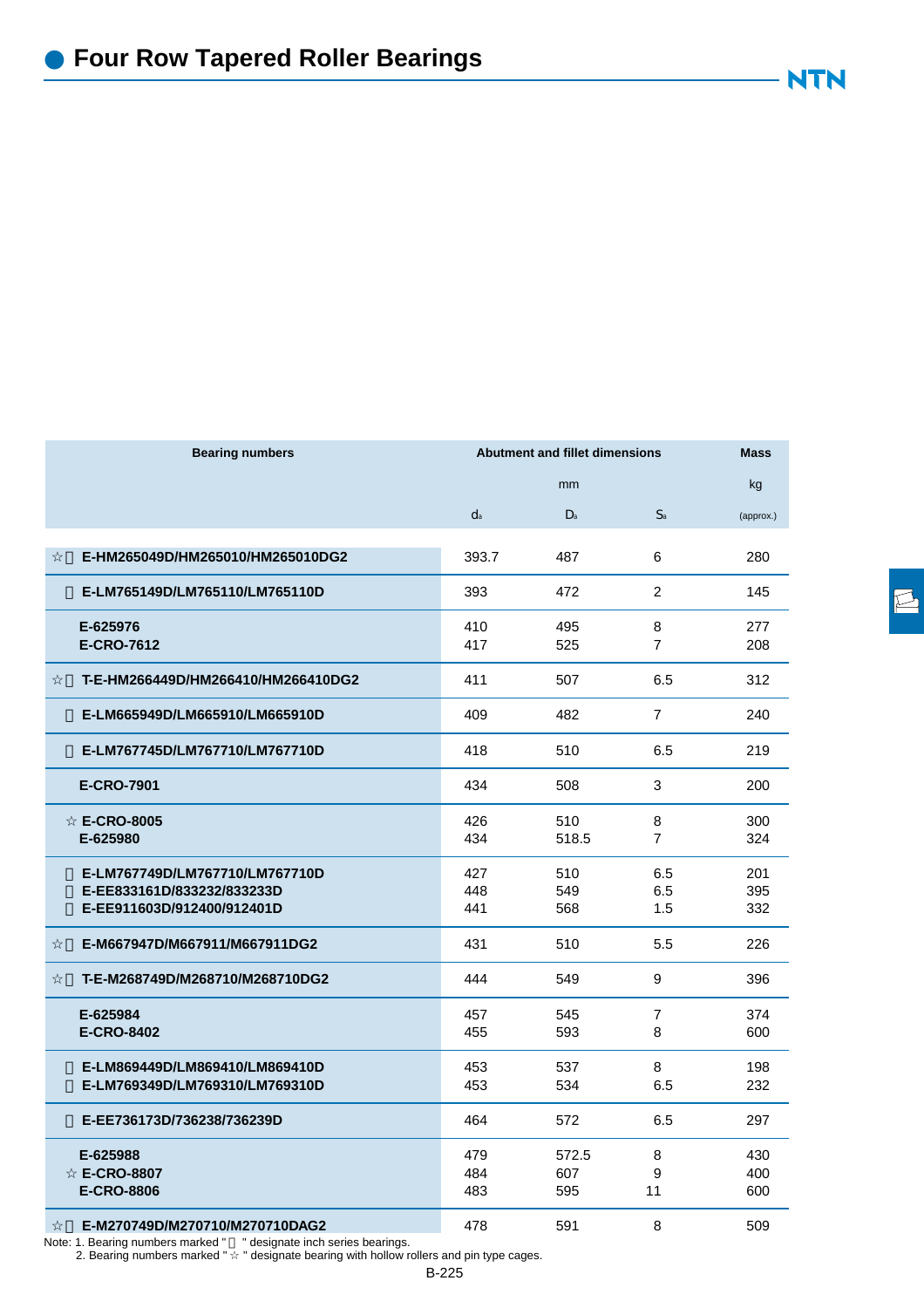# Four Row Tapered Roller Bearings

| Bearing numbers | Abutment and fillet dimensions | | | Mass |
|---|---|---|---|---|
| | mm | | | kg |
| | $d_a$ | $D_a$ | $S_a$ | (approx.) |
| ☆ E-HM265049D/HM265010/HM265010DG2 | 393.7 | 487 | 6 | 280 |
| E-LM765149D/LM765110/LM765110D | 393 | 472 | 2 | 145 |
| E-625976 | 410 | 495 | 8 | 277 |
| E-CRO-7612 | 417 | 525 | 7 | 208 |
| ☆ T-E-HM266449D/HM266410/HM266410DG2 | 411 | 507 | 6.5 | 312 |
| E-LM665949D/LM665910/LM665910D | 409 | 482 | 7 | 240 |
| E-LM767745D/LM767710/LM767710D | 418 | 510 | 6.5 | 219 |
| E-CRO-7901 | 434 | 508 | 3 | 200 |
| ☆ E-CRO-8005 | 426 | 510 | 8 | 300 |
| E-625980 | 434 | 518.5 | 7 | 324 |
| E-LM767749D/LM767710/LM767710D | 427 | 510 | 6.5 | 201 |
| E-EE833161D/833232/833233D | 448 | 549 | 6.5 | 395 |
| E-EE911603D/912400/912401D | 441 | 568 | 1.5 | 332 |
| ☆ E-M667947D/M667911/M667911DG2 | 431 | 510 | 5.5 | 226 |
| ☆ T-E-M268749D/M268710/M268710DG2 | 444 | 549 | 9 | 396 |
| E-625984 | 457 | 545 | 7 | 374 |
| E-CRO-8402 | 455 | 593 | 8 | 600 |
| E-LM869449D/LM869410/LM869410D | 453 | 537 | 8 | 198 |
| E-LM769349D/LM769310/LM769310D | 453 | 534 | 6.5 | 232 |
| E-EE736173D/736238/736239D | 464 | 572 | 6.5 | 297 |
| E-625988 | 479 | 572.5 | 8 | 430 |
| ☆ E-CRO-8807 | 484 | 607 | 9 | 400 |
| E-CRO-8806 | 483 | 595 | 11 | 600 |
| ☆ E-M270749D/M270710/M270710DAG2 | 478 | 591 | 8 | 509 |

Note: 1. Bearing numbers marked "  " designate inch series bearings.
2. Bearing numbers marked " ☆ " designate bearing with hollow rollers and pin type cages.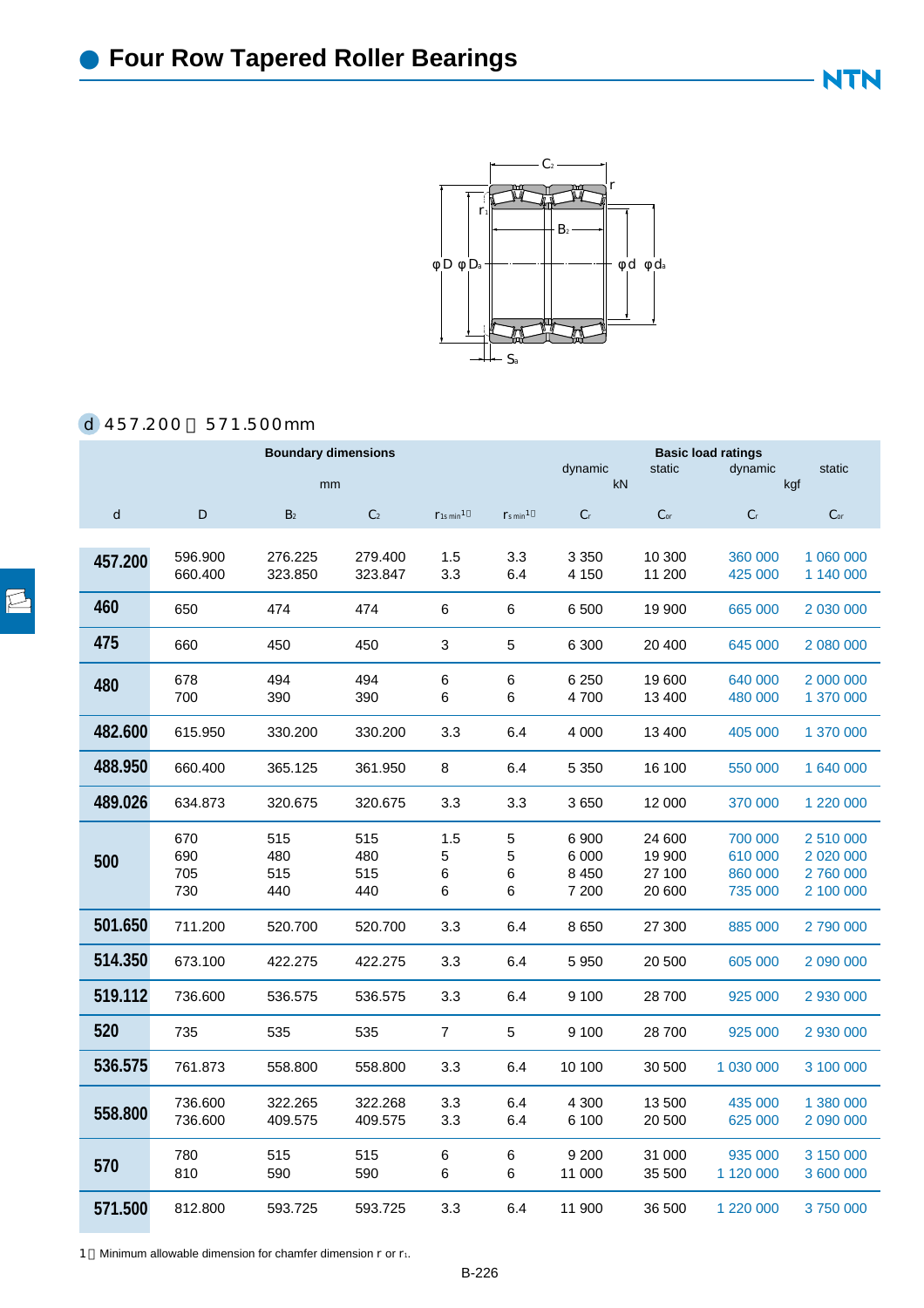# Four Row Tapered Roller Bearings

d 457.200～571.500mm

| Boundary dimensions | | | | | | Basic load ratings | | | |
|---|---|---|---|---|---|---|---|---|---|
| mm | | | | | | dynamic kN | static kN | dynamic kgf | static kgf |
| d | D | $B_2$ | $C_2$ | $r_{1s\,min}$[1] | $r_{s\,min}$[1] | $C_r$ | $C_{or}$ | $C_r$ | $C_{or}$ |
| **457.200** | 596.900 | 276.225 | 279.400 | 1.5 | 3.3 | 3 350 | 10 300 | 360 000 | 1 060 000 |
| | 660.400 | 323.850 | 323.847 | 3.3 | 6.4 | 4 150 | 11 200 | 425 000 | 1 140 000 |
| **460** | 650 | 474 | 474 | 6 | 6 | 6 500 | 19 900 | 665 000 | 2 030 000 |
| **475** | 660 | 450 | 450 | 3 | 5 | 6 300 | 20 400 | 645 000 | 2 080 000 |
| **480** | 678 | 494 | 494 | 6 | 6 | 6 250 | 19 600 | 640 000 | 2 000 000 |
| | 700 | 390 | 390 | 6 | 6 | 4 700 | 13 400 | 480 000 | 1 370 000 |
| **482.600** | 615.950 | 330.200 | 330.200 | 3.3 | 6.4 | 4 000 | 13 400 | 405 000 | 1 370 000 |
| **488.950** | 660.400 | 365.125 | 361.950 | 8 | 6.4 | 5 350 | 16 100 | 550 000 | 1 640 000 |
| **489.026** | 634.873 | 320.675 | 320.675 | 3.3 | 3.3 | 3 650 | 12 000 | 370 000 | 1 220 000 |
| **500** | 670 | 515 | 515 | 1.5 | 5 | 6 900 | 24 600 | 700 000 | 2 510 000 |
| | 690 | 480 | 480 | 5 | 5 | 6 000 | 19 900 | 610 000 | 2 020 000 |
| | 705 | 515 | 515 | 6 | 6 | 8 450 | 27 100 | 860 000 | 2 760 000 |
| | 730 | 440 | 440 | 6 | 6 | 7 200 | 20 600 | 735 000 | 2 100 000 |
| **501.650** | 711.200 | 520.700 | 520.700 | 3.3 | 6.4 | 8 650 | 27 300 | 885 000 | 2 790 000 |
| **514.350** | 673.100 | 422.275 | 422.275 | 3.3 | 6.4 | 5 950 | 20 500 | 605 000 | 2 090 000 |
| **519.112** | 736.600 | 536.575 | 536.575 | 3.3 | 6.4 | 9 100 | 28 700 | 925 000 | 2 930 000 |
| **520** | 735 | 535 | 535 | 7 | 5 | 9 100 | 28 700 | 925 000 | 2 930 000 |
| **536.575** | 761.873 | 558.800 | 558.800 | 3.3 | 6.4 | 10 100 | 30 500 | 1 030 000 | 3 100 000 |
| **558.800** | 736.600 | 322.265 | 322.268 | 3.3 | 6.4 | 4 300 | 13 500 | 435 000 | 1 380 000 |
| | 736.600 | 409.575 | 409.575 | 3.3 | 6.4 | 6 100 | 20 500 | 625 000 | 2 090 000 |
| **570** | 780 | 515 | 515 | 6 | 6 | 9 200 | 31 000 | 935 000 | 3 150 000 |
| | 810 | 590 | 590 | 6 | 6 | 11 000 | 35 500 | 1 120 000 | 3 600 000 |
| **571.500** | 812.800 | 593.725 | 593.725 | 3.3 | 6.4 | 11 900 | 36 500 | 1 220 000 | 3 750 000 |

1) Minimum allowable dimension for chamfer dimension r or $r_1$.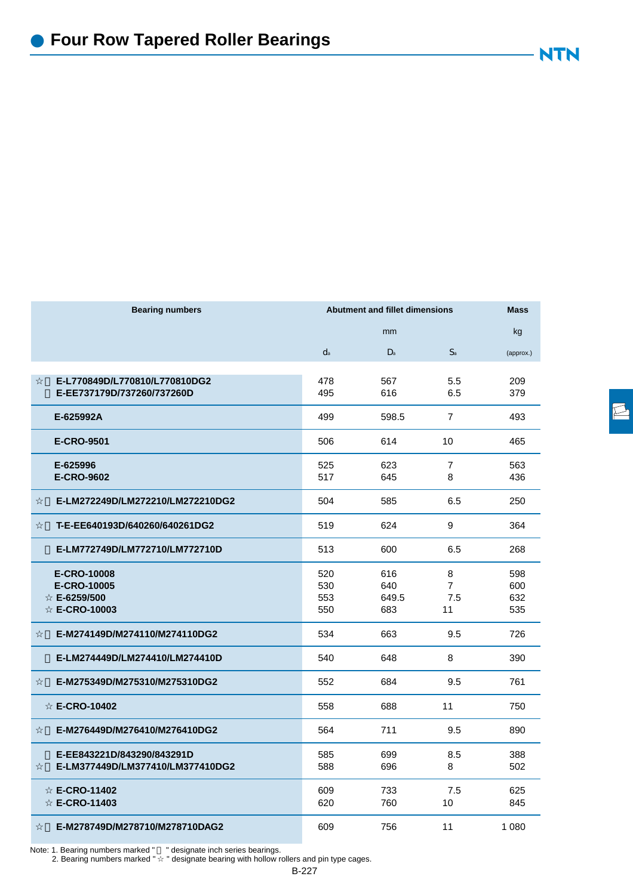# Four Row Tapered Roller Bearings

| Bearing numbers | Abutment and fillet dimensions | | | Mass |
|---|---|---|---|---|
| | mm | | | kg |
| | $d_a$ | $D_a$ | $S_a$ | (approx.) |
| ☆ E-L770849D/L770810/L770810DG2 | 478 | 567 | 5.5 | 209 |
| E-EE737179D/737260/737260D | 495 | 616 | 6.5 | 379 |
| E-625992A | 499 | 598.5 | 7 | 493 |
| E-CRO-9501 | 506 | 614 | 10 | 465 |
| E-625996 | 525 | 623 | 7 | 563 |
| E-CRO-9602 | 517 | 645 | 8 | 436 |
| ☆ E-LM272249D/LM272210/LM272210DG2 | 504 | 585 | 6.5 | 250 |
| ☆ T-E-EE640193D/640260/640261DG2 | 519 | 624 | 9 | 364 |
| E-LM772749D/LM772710/LM772710D | 513 | 600 | 6.5 | 268 |
| E-CRO-10008 | 520 | 616 | 8 | 598 |
| E-CRO-10005 | 530 | 640 | 7 | 600 |
| ☆ E-6259/500 | 553 | 649.5 | 7.5 | 632 |
| ☆ E-CRO-10003 | 550 | 683 | 11 | 535 |
| ☆ E-M274149D/M274110/M274110DG2 | 534 | 663 | 9.5 | 726 |
| E-LM274449D/LM274410/LM274410D | 540 | 648 | 8 | 390 |
| ☆ E-M275349D/M275310/M275310DG2 | 552 | 684 | 9.5 | 761 |
| ☆ E-CRO-10402 | 558 | 688 | 11 | 750 |
| ☆ E-M276449D/M276410/M276410DG2 | 564 | 711 | 9.5 | 890 |
| E-EE843221D/843290/843291D | 585 | 699 | 8.5 | 388 |
| ☆ E-LM377449D/LM377410/LM377410DG2 | 588 | 696 | 8 | 502 |
| ☆ E-CRO-11402 | 609 | 733 | 7.5 | 625 |
| ☆ E-CRO-11403 | 620 | 760 | 10 | 845 |
| ☆ E-M278749D/M278710/M278710DAG2 | 609 | 756 | 11 | 1 080 |

Note: 1. Bearing numbers marked "  " designate inch series bearings.
2. Bearing numbers marked " ☆ " designate bearing with hollow rollers and pin type cages.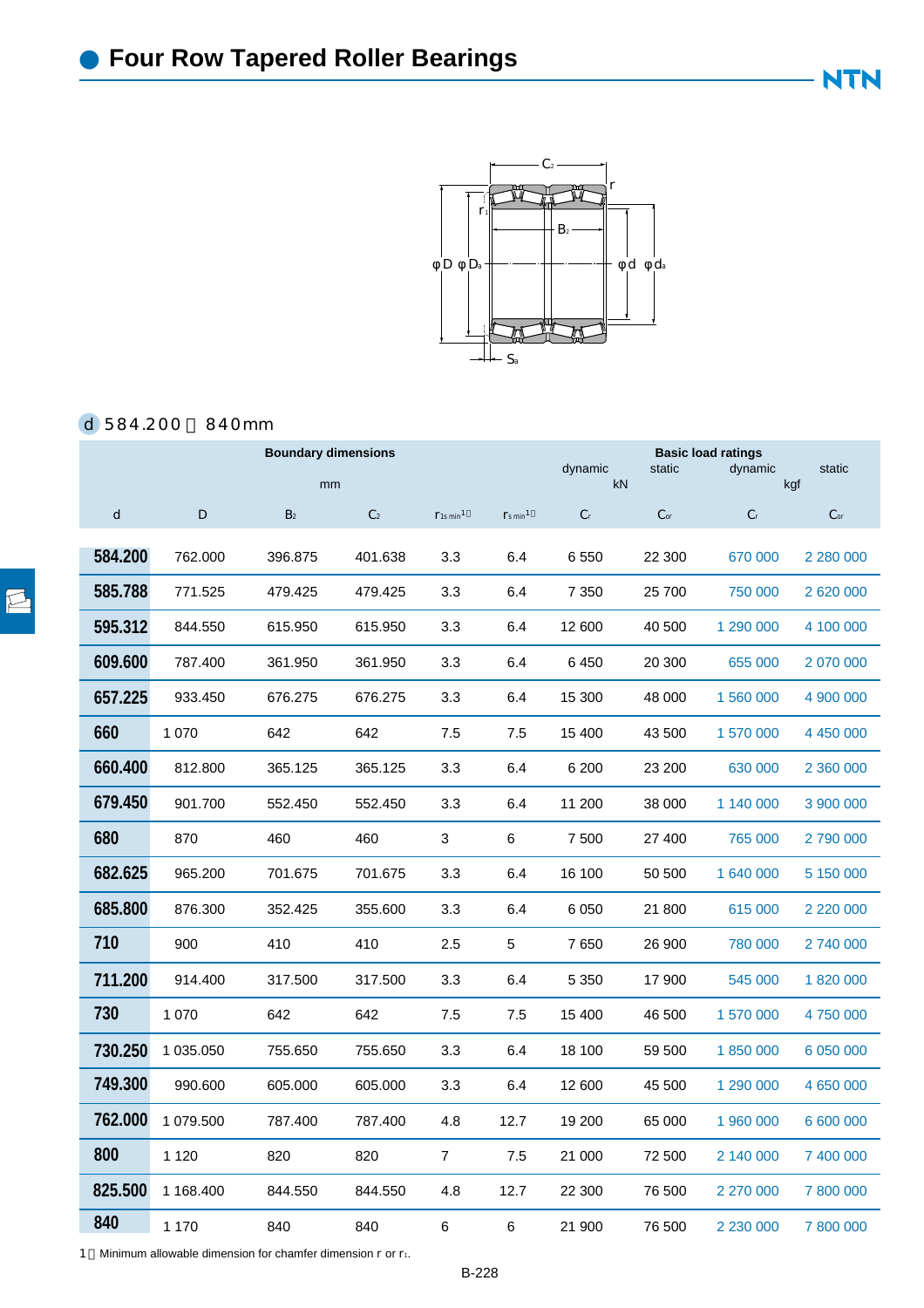# Four Row Tapered Roller Bearings

*d* 584.200～840mm

| Boundary dimensions | | | | | | Basic load ratings | | | |
|---|---|---|---|---|---|---|---|---|---|
| mm | | | | | | dynamic | static | dynamic | static |
| | | | | | | kN | | kgf | |
| d | D | $B_2$ | $C_2$ | $r_{1s\,min}$[1] | $r_{s\,min}$[1] | $C_r$ | $C_{or}$ | $C_r$ | $C_{or}$ |
| **584.200** | 762.000 | 396.875 | 401.638 | 3.3 | 6.4 | 6 550 | 22 300 | 670 000 | 2 280 000 |
| **585.788** | 771.525 | 479.425 | 479.425 | 3.3 | 6.4 | 7 350 | 25 700 | 750 000 | 2 620 000 |
| **595.312** | 844.550 | 615.950 | 615.950 | 3.3 | 6.4 | 12 600 | 40 500 | 1 290 000 | 4 100 000 |
| **609.600** | 787.400 | 361.950 | 361.950 | 3.3 | 6.4 | 6 450 | 20 300 | 655 000 | 2 070 000 |
| **657.225** | 933.450 | 676.275 | 676.275 | 3.3 | 6.4 | 15 300 | 48 000 | 1 560 000 | 4 900 000 |
| **660** | 1 070 | 642 | 642 | 7.5 | 7.5 | 15 400 | 43 500 | 1 570 000 | 4 450 000 |
| **660.400** | 812.800 | 365.125 | 365.125 | 3.3 | 6.4 | 6 200 | 23 200 | 630 000 | 2 360 000 |
| **679.450** | 901.700 | 552.450 | 552.450 | 3.3 | 6.4 | 11 200 | 38 000 | 1 140 000 | 3 900 000 |
| **680** | 870 | 460 | 460 | 3 | 6 | 7 500 | 27 400 | 765 000 | 2 790 000 |
| **682.625** | 965.200 | 701.675 | 701.675 | 3.3 | 6.4 | 16 100 | 50 500 | 1 640 000 | 5 150 000 |
| **685.800** | 876.300 | 352.425 | 355.600 | 3.3 | 6.4 | 6 050 | 21 800 | 615 000 | 2 220 000 |
| **710** | 900 | 410 | 410 | 2.5 | 5 | 7 650 | 26 900 | 780 000 | 2 740 000 |
| **711.200** | 914.400 | 317.500 | 317.500 | 3.3 | 6.4 | 5 350 | 17 900 | 545 000 | 1 820 000 |
| **730** | 1 070 | 642 | 642 | 7.5 | 7.5 | 15 400 | 46 500 | 1 570 000 | 4 750 000 |
| **730.250** | 1 035.050 | 755.650 | 755.650 | 3.3 | 6.4 | 18 100 | 59 500 | 1 850 000 | 6 050 000 |
| **749.300** | 990.600 | 605.000 | 605.000 | 3.3 | 6.4 | 12 600 | 45 500 | 1 290 000 | 4 650 000 |
| **762.000** | 1 079.500 | 787.400 | 787.400 | 4.8 | 12.7 | 19 200 | 65 000 | 1 960 000 | 6 600 000 |
| **800** | 1 120 | 820 | 820 | 7 | 7.5 | 21 000 | 72 500 | 2 140 000 | 7 400 000 |
| **825.500** | 1 168.400 | 844.550 | 844.550 | 4.8 | 12.7 | 22 300 | 76 500 | 2 270 000 | 7 800 000 |
| **840** | 1 170 | 840 | 840 | 6 | 6 | 21 900 | 76 500 | 2 230 000 | 7 800 000 |

1 Minimum allowable dimension for chamfer dimension r or $r_1$.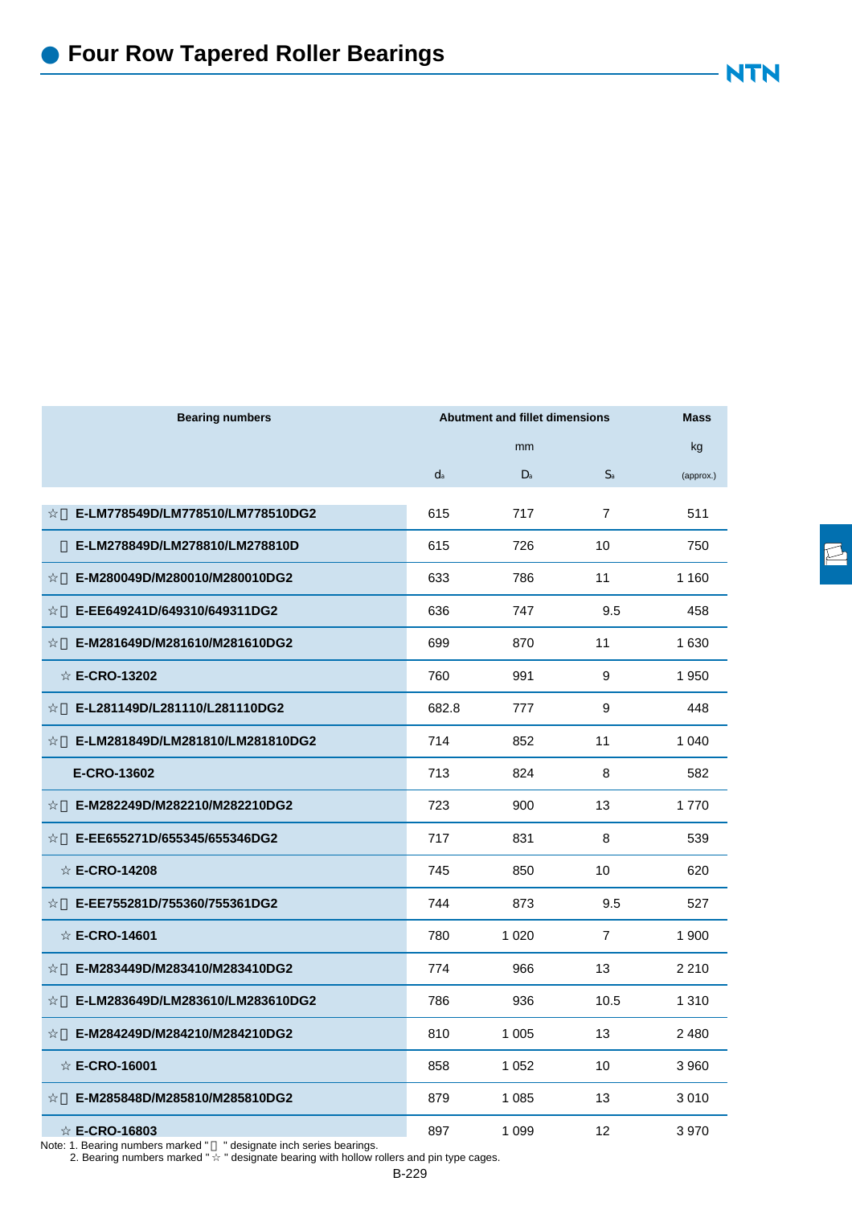# Four Row Tapered Roller Bearings

| Bearing numbers | Abutment and fillet dimensions | | | Mass |
|---|---|---|---|---|
| | mm | | | kg |
| | $d_a$ | $D_a$ | $S_a$ | (approx.) |
| ☆ E-LM778549D/LM778510/LM778510DG2 | 615 | 717 | 7 | 511 |
| E-LM278849D/LM278810/LM278810D | 615 | 726 | 10 | 750 |
| ☆ E-M280049D/M280010/M280010DG2 | 633 | 786 | 11 | 1 160 |
| ☆ E-EE649241D/649310/649311DG2 | 636 | 747 | 9.5 | 458 |
| ☆ E-M281649D/M281610/M281610DG2 | 699 | 870 | 11 | 1 630 |
| ☆ E-CRO-13202 | 760 | 991 | 9 | 1 950 |
| ☆ E-L281149D/L281110/L281110DG2 | 682.8 | 777 | 9 | 448 |
| ☆ E-LM281849D/LM281810/LM281810DG2 | 714 | 852 | 11 | 1 040 |
| E-CRO-13602 | 713 | 824 | 8 | 582 |
| ☆ E-M282249D/M282210/M282210DG2 | 723 | 900 | 13 | 1 770 |
| ☆ E-EE655271D/655345/655346DG2 | 717 | 831 | 8 | 539 |
| ☆ E-CRO-14208 | 745 | 850 | 10 | 620 |
| ☆ E-EE755281D/755360/755361DG2 | 744 | 873 | 9.5 | 527 |
| ☆ E-CRO-14601 | 780 | 1 020 | 7 | 1 900 |
| ☆ E-M283449D/M283410/M283410DG2 | 774 | 966 | 13 | 2 210 |
| ☆ E-LM283649D/LM283610/LM283610DG2 | 786 | 936 | 10.5 | 1 310 |
| ☆ E-M284249D/M284210/M284210DG2 | 810 | 1 005 | 13 | 2 480 |
| ☆ E-CRO-16001 | 858 | 1 052 | 10 | 3 960 |
| ☆ E-M285848D/M285810/M285810DG2 | 879 | 1 085 | 13 | 3 010 |
| ☆ E-CRO-16803 | 897 | 1 099 | 12 | 3 970 |

Note: 1. Bearing numbers marked "  " designate inch series bearings.
2. Bearing numbers marked "☆" designate bearing with hollow rollers and pin type cages.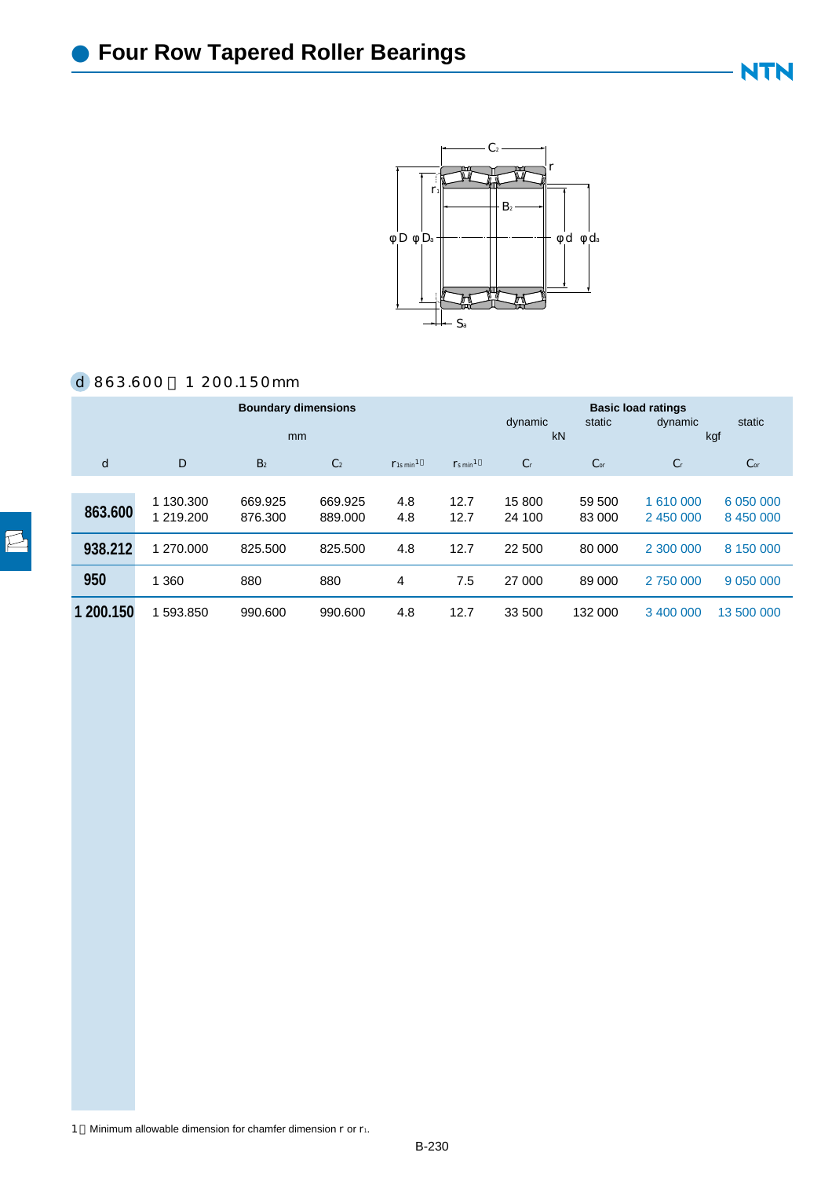# Four Row Tapered Roller Bearings

d 863.600～1 200.150mm

| Boundary dimensions | | | | | | Basic load ratings | | | |
|---|---|---|---|---|---|---|---|---|---|
| mm | | | | | | dynamic | static | dynamic | static |
| | | | | | | kN | | kgf | |
| d | D | $B_2$ | $C_2$ | $r_{1s\,min}$[1] | $r_{s\,min}$[1] | $C_r$ | $C_{or}$ | $C_r$ | $C_{or}$ |
| **863.600** | 1 130.300 | 669.925 | 669.925 | 4.8 | 12.7 | 15 800 | 59 500 | 1 610 000 | 6 050 000 |
| | 1 219.200 | 876.300 | 889.000 | 4.8 | 12.7 | 24 100 | 83 000 | 2 450 000 | 8 450 000 |
| **938.212** | 1 270.000 | 825.500 | 825.500 | 4.8 | 12.7 | 22 500 | 80 000 | 2 300 000 | 8 150 000 |
| **950** | 1 360 | 880 | 880 | 4 | 7.5 | 27 000 | 89 000 | 2 750 000 | 9 050 000 |
| **1 200.150** | 1 593.850 | 990.600 | 990.600 | 4.8 | 12.7 | 33 500 | 132 000 | 3 400 000 | 13 500 000 |

1 Minimum allowable dimension for chamfer dimension r or $r_1$.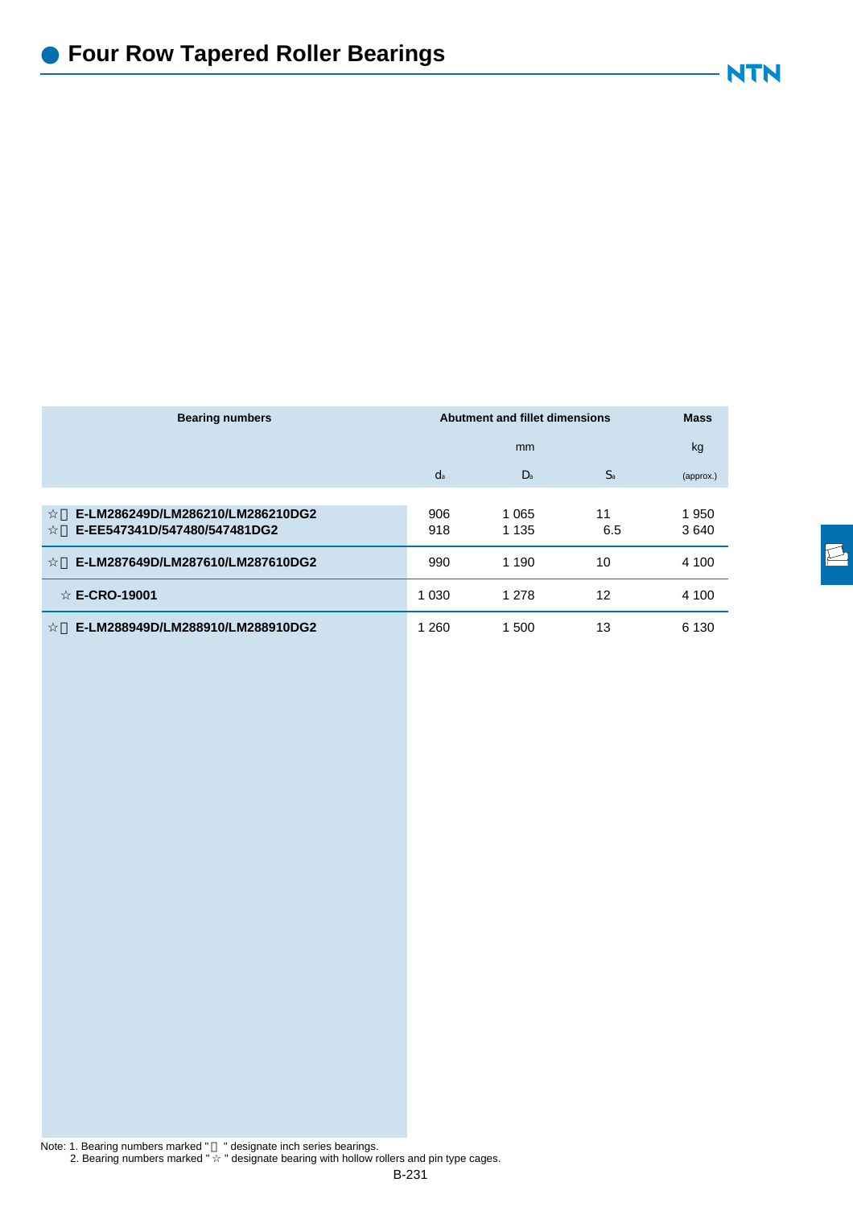# Four Row Tapered Roller Bearings

| Bearing numbers | Abutment and fillet dimensions | | | Mass |
|---|---|---|---|---|
| | mm | | | kg |
| | $d_a$ | $D_a$ | $S_a$ | (approx.) |
| ☆ E-LM286249D/LM286210/LM286210DG2 | 906 | 1 065 | 11 | 1 950 |
| ☆ E-EE547341D/547480/547481DG2 | 918 | 1 135 | 6.5 | 3 640 |
| ☆ E-LM287649D/LM287610/LM287610DG2 | 990 | 1 190 | 10 | 4 100 |
| ☆ E-CRO-19001 | 1 030 | 1 278 | 12 | 4 100 |
| ☆ E-LM288949D/LM288910/LM288910DG2 | 1 260 | 1 500 | 13 | 6 130 |

Note: 1. Bearing numbers marked "  " designate inch series bearings.
2. Bearing numbers marked "☆" designate bearing with hollow rollers and pin type cages.